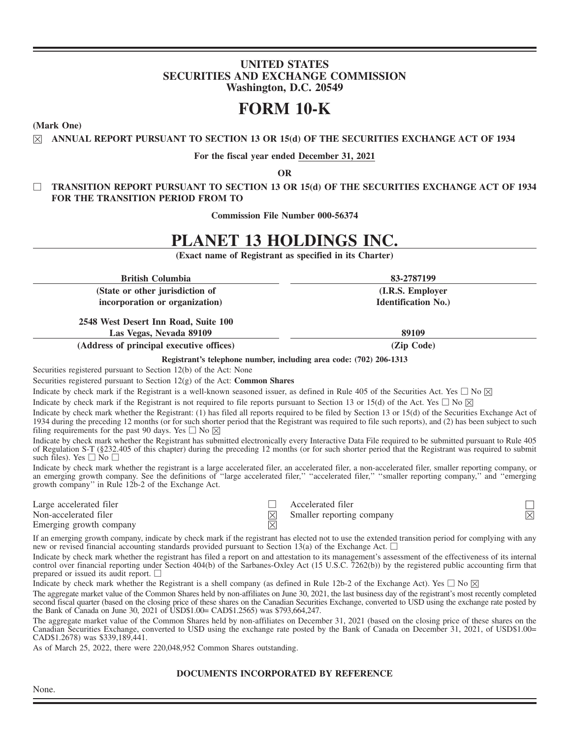# UNITED STATES
# SECURITIES AND EXCHANGE COMMISSION
**Washington, D.C. 20549**

# FORM 10-K

**(Mark One)**

☒ **ANNUAL REPORT PURSUANT TO SECTION 13 OR 15(d) OF THE SECURITIES EXCHANGE ACT OF 1934**

**For the fiscal year ended December 31, 2021**

**OR**

☐ **TRANSITION REPORT PURSUANT TO SECTION 13 OR 15(d) OF THE SECURITIES EXCHANGE ACT OF 1934 FOR THE TRANSITION PERIOD FROM TO**

**Commission File Number 000-56374**

# PLANET 13 HOLDINGS INC.

**(Exact name of Registrant as specified in its Charter)**

| **British Columbia** | **83-2787199** |
|---|---|
| **(State or other jurisdiction of incorporation or organization)** | **(I.R.S. Employer Identification No.)** |
| **2548 West Desert Inn Road, Suite 100 Las Vegas, Nevada 89109** | **89109** |
| **(Address of principal executive offices)** | **(Zip Code)** |

**Registrant's telephone number, including area code: (702) 206-1313**

Securities registered pursuant to Section 12(b) of the Act: None

Securities registered pursuant to Section 12(g) of the Act: **Common Shares**

Indicate by check mark if the Registrant is a well-known seasoned issuer, as defined in Rule 405 of the Securities Act. Yes ☐ No ☒

Indicate by check mark if the Registrant is not required to file reports pursuant to Section 13 or 15(d) of the Act. Yes ☐ No ☒

Indicate by check mark whether the Registrant: (1) has filed all reports required to be filed by Section 13 or 15(d) of the Securities Exchange Act of 1934 during the preceding 12 months (or for such shorter period that the Registrant was required to file such reports), and (2) has been subject to such filing requirements for the past 90 days. Yes ☐ No ☒

Indicate by check mark whether the Registrant has submitted electronically every Interactive Data File required to be submitted pursuant to Rule 405 of Regulation S-T (§232.405 of this chapter) during the preceding 12 months (or for such shorter period that the Registrant was required to submit such files). Yes ☐ No ☐

Indicate by check mark whether the registrant is a large accelerated filer, an accelerated filer, a non-accelerated filer, smaller reporting company, or an emerging growth company. See the definitions of "large accelerated filer," "accelerated filer," "smaller reporting company," and "emerging growth company" in Rule 12b-2 of the Exchange Act.

| | | | |
|---|---|---|---|
| Large accelerated filer | ☐ | Accelerated filer | ☐ |
| Non-accelerated filer | ☒ | Smaller reporting company | ☒ |
| Emerging growth company | ☒ | | |

If an emerging growth company, indicate by check mark if the registrant has elected not to use the extended transition period for complying with any new or revised financial accounting standards provided pursuant to Section 13(a) of the Exchange Act. ☐

Indicate by check mark whether the registrant has filed a report on and attestation to its management's assessment of the effectiveness of its internal control over financial reporting under Section 404(b) of the Sarbanes-Oxley Act (15 U.S.C. 7262(b)) by the registered public accounting firm that prepared or issued its audit report. ☐

Indicate by check mark whether the Registrant is a shell company (as defined in Rule 12b-2 of the Exchange Act). Yes ☐ No ☒

The aggregate market value of the Common Shares held by non-affiliates on June 30, 2021, the last business day of the registrant's most recently completed second fiscal quarter (based on the closing price of these shares on the Canadian Securities Exchange, converted to USD using the exchange rate posted by the Bank of Canada on June 30, 2021 of USD$1.00= CAD$1.2565) was $793,664,247.

The aggregate market value of the Common Shares held by non-affiliates on December 31, 2021 (based on the closing price of these shares on the Canadian Securities Exchange, converted to USD using the exchange rate posted by the Bank of Canada on December 31, 2021, of USD$1.00= CAD$1.2678) was $339,189,441.

As of March 25, 2022, there were 220,048,952 Common Shares outstanding.

**DOCUMENTS INCORPORATED BY REFERENCE**

None.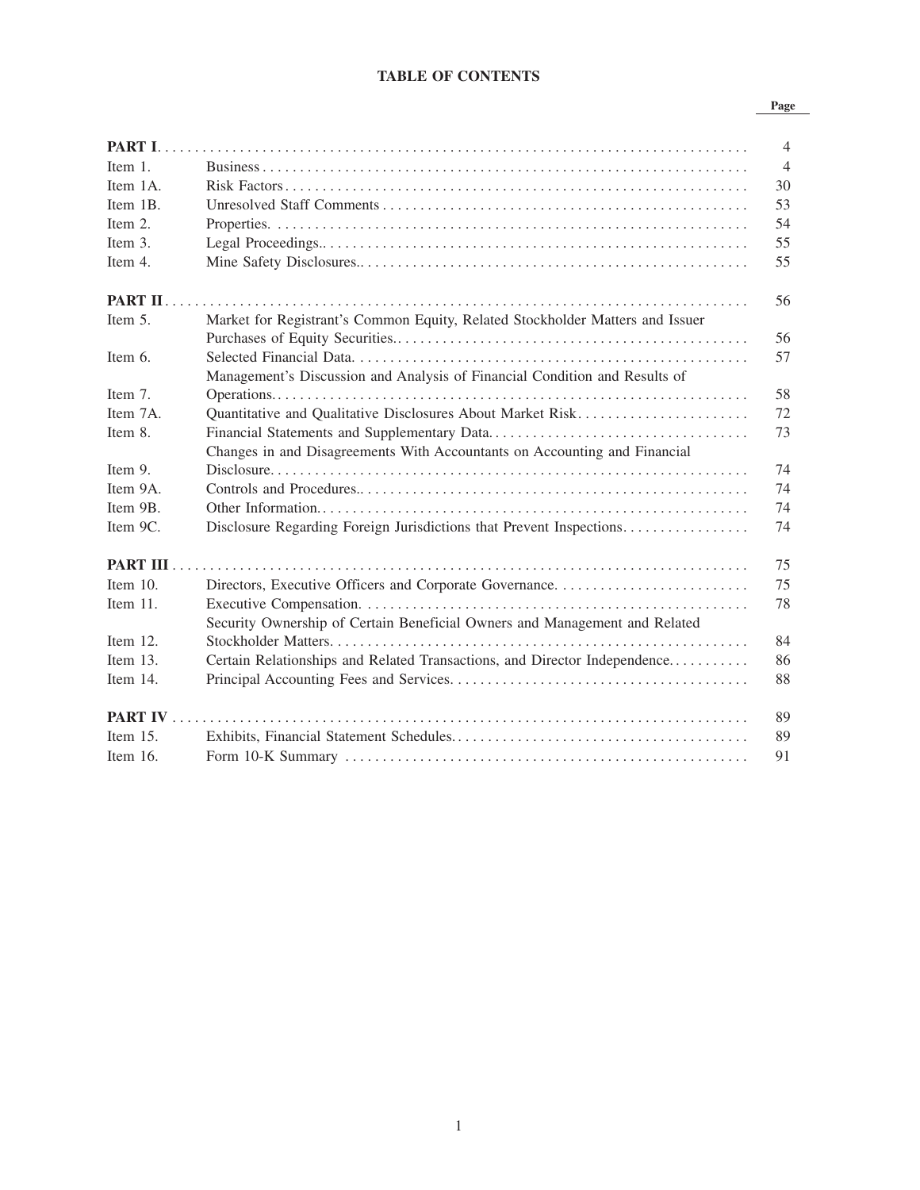# TABLE OF CONTENTS

| | | Page |
|---|---|---|
| **PART I** | | 4 |
| Item 1. | Business | 4 |
| Item 1A. | Risk Factors | 30 |
| Item 1B. | Unresolved Staff Comments | 53 |
| Item 2. | Properties. | 54 |
| Item 3. | Legal Proceedings.. | 55 |
| Item 4. | Mine Safety Disclosures.. | 55 |
| **PART II** | | 56 |
| Item 5. | Market for Registrant's Common Equity, Related Stockholder Matters and Issuer Purchases of Equity Securities.. | 56 |
| Item 6. | Selected Financial Data. | 57 |
| Item 7. | Management's Discussion and Analysis of Financial Condition and Results of Operations. | 58 |
| Item 7A. | Quantitative and Qualitative Disclosures About Market Risk | 72 |
| Item 8. | Financial Statements and Supplementary Data. | 73 |
| Item 9. | Changes in and Disagreements With Accountants on Accounting and Financial Disclosure. | 74 |
| Item 9A. | Controls and Procedures.. | 74 |
| Item 9B. | Other Information. | 74 |
| Item 9C. | Disclosure Regarding Foreign Jurisdictions that Prevent Inspections. | 74 |
| **PART III** | | 75 |
| Item 10. | Directors, Executive Officers and Corporate Governance. | 75 |
| Item 11. | Executive Compensation. | 78 |
| Item 12. | Security Ownership of Certain Beneficial Owners and Management and Related Stockholder Matters. | 84 |
| Item 13. | Certain Relationships and Related Transactions, and Director Independence. | 86 |
| Item 14. | Principal Accounting Fees and Services. | 88 |
| **PART IV** | | 89 |
| Item 15. | Exhibits, Financial Statement Schedules. | 89 |
| Item 16. | Form 10-K Summary | 91 |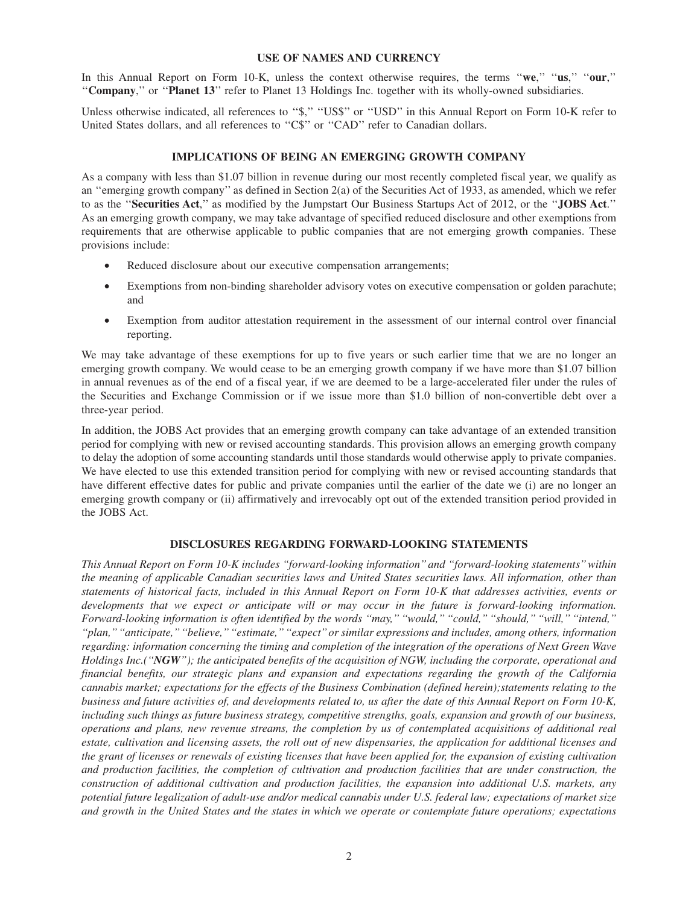## USE OF NAMES AND CURRENCY

In this Annual Report on Form 10-K, unless the context otherwise requires, the terms "**we**," "**us**," "**our**," "**Company**," or "**Planet 13**" refer to Planet 13 Holdings Inc. together with its wholly-owned subsidiaries.

Unless otherwise indicated, all references to "$," "US$" or "USD" in this Annual Report on Form 10-K refer to United States dollars, and all references to "C$" or "CAD" refer to Canadian dollars.

## IMPLICATIONS OF BEING AN EMERGING GROWTH COMPANY

As a company with less than $1.07 billion in revenue during our most recently completed fiscal year, we qualify as an "emerging growth company" as defined in Section 2(a) of the Securities Act of 1933, as amended, which we refer to as the "**Securities Act**," as modified by the Jumpstart Our Business Startups Act of 2012, or the "**JOBS Act**." As an emerging growth company, we may take advantage of specified reduced disclosure and other exemptions from requirements that are otherwise applicable to public companies that are not emerging growth companies. These provisions include:

- Reduced disclosure about our executive compensation arrangements;
- Exemptions from non-binding shareholder advisory votes on executive compensation or golden parachute; and
- Exemption from auditor attestation requirement in the assessment of our internal control over financial reporting.

We may take advantage of these exemptions for up to five years or such earlier time that we are no longer an emerging growth company. We would cease to be an emerging growth company if we have more than $1.07 billion in annual revenues as of the end of a fiscal year, if we are deemed to be a large-accelerated filer under the rules of the Securities and Exchange Commission or if we issue more than $1.0 billion of non-convertible debt over a three-year period.

In addition, the JOBS Act provides that an emerging growth company can take advantage of an extended transition period for complying with new or revised accounting standards. This provision allows an emerging growth company to delay the adoption of some accounting standards until those standards would otherwise apply to private companies. We have elected to use this extended transition period for complying with new or revised accounting standards that have different effective dates for public and private companies until the earlier of the date we (i) are no longer an emerging growth company or (ii) affirmatively and irrevocably opt out of the extended transition period provided in the JOBS Act.

## DISCLOSURES REGARDING FORWARD-LOOKING STATEMENTS

*This Annual Report on Form 10-K includes "forward-looking information" and "forward-looking statements" within the meaning of applicable Canadian securities laws and United States securities laws. All information, other than statements of historical facts, included in this Annual Report on Form 10-K that addresses activities, events or developments that we expect or anticipate will or may occur in the future is forward-looking information. Forward-looking information is often identified by the words "may," "would," "could," "should," "will," "intend," "plan," "anticipate," "believe," "estimate," "expect" or similar expressions and includes, among others, information regarding: information concerning the timing and completion of the integration of the operations of Next Green Wave Holdings Inc.("**NGW**"); the anticipated benefits of the acquisition of NGW, including the corporate, operational and financial benefits, our strategic plans and expansion and expectations regarding the growth of the California cannabis market; expectations for the effects of the Business Combination (defined herein);statements relating to the business and future activities of, and developments related to, us after the date of this Annual Report on Form 10-K, including such things as future business strategy, competitive strengths, goals, expansion and growth of our business, operations and plans, new revenue streams, the completion by us of contemplated acquisitions of additional real estate, cultivation and licensing assets, the roll out of new dispensaries, the application for additional licenses and the grant of licenses or renewals of existing licenses that have been applied for, the expansion of existing cultivation and production facilities, the completion of cultivation and production facilities that are under construction, the construction of additional cultivation and production facilities, the expansion into additional U.S. markets, any potential future legalization of adult-use and/or medical cannabis under U.S. federal law; expectations of market size and growth in the United States and the states in which we operate or contemplate future operations; expectations*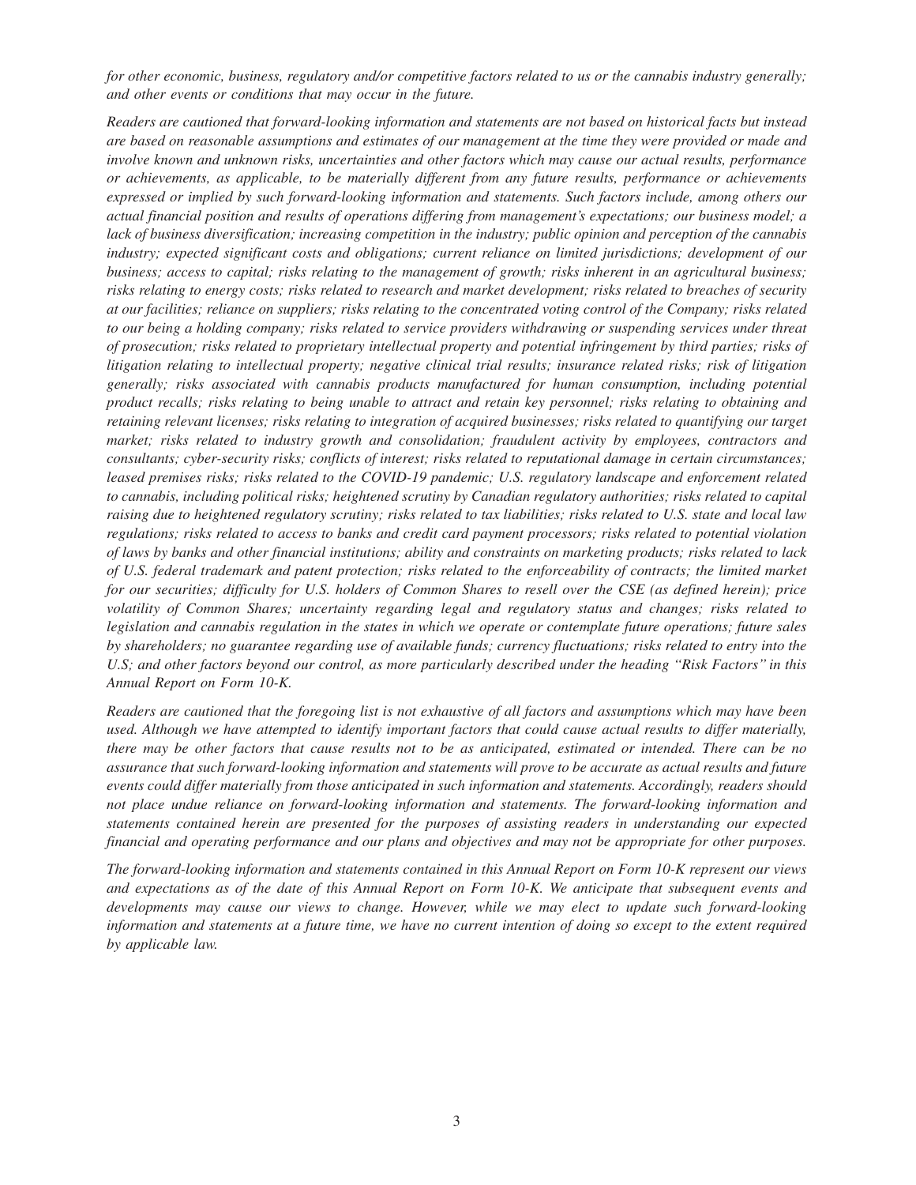*for other economic, business, regulatory and/or competitive factors related to us or the cannabis industry generally; and other events or conditions that may occur in the future.*

*Readers are cautioned that forward-looking information and statements are not based on historical facts but instead are based on reasonable assumptions and estimates of our management at the time they were provided or made and involve known and unknown risks, uncertainties and other factors which may cause our actual results, performance or achievements, as applicable, to be materially different from any future results, performance or achievements expressed or implied by such forward-looking information and statements. Such factors include, among others our actual financial position and results of operations differing from management's expectations; our business model; a lack of business diversification; increasing competition in the industry; public opinion and perception of the cannabis industry; expected significant costs and obligations; current reliance on limited jurisdictions; development of our business; access to capital; risks relating to the management of growth; risks inherent in an agricultural business; risks relating to energy costs; risks related to research and market development; risks related to breaches of security at our facilities; reliance on suppliers; risks relating to the concentrated voting control of the Company; risks related to our being a holding company; risks related to service providers withdrawing or suspending services under threat of prosecution; risks related to proprietary intellectual property and potential infringement by third parties; risks of litigation relating to intellectual property; negative clinical trial results; insurance related risks; risk of litigation generally; risks associated with cannabis products manufactured for human consumption, including potential product recalls; risks relating to being unable to attract and retain key personnel; risks relating to obtaining and retaining relevant licenses; risks relating to integration of acquired businesses; risks related to quantifying our target market; risks related to industry growth and consolidation; fraudulent activity by employees, contractors and consultants; cyber-security risks; conflicts of interest; risks related to reputational damage in certain circumstances; leased premises risks; risks related to the COVID-19 pandemic; U.S. regulatory landscape and enforcement related to cannabis, including political risks; heightened scrutiny by Canadian regulatory authorities; risks related to capital raising due to heightened regulatory scrutiny; risks related to tax liabilities; risks related to U.S. state and local law regulations; risks related to access to banks and credit card payment processors; risks related to potential violation of laws by banks and other financial institutions; ability and constraints on marketing products; risks related to lack of U.S. federal trademark and patent protection; risks related to the enforceability of contracts; the limited market for our securities; difficulty for U.S. holders of Common Shares to resell over the CSE (as defined herein); price volatility of Common Shares; uncertainty regarding legal and regulatory status and changes; risks related to legislation and cannabis regulation in the states in which we operate or contemplate future operations; future sales by shareholders; no guarantee regarding use of available funds; currency fluctuations; risks related to entry into the U.S; and other factors beyond our control, as more particularly described under the heading "Risk Factors" in this Annual Report on Form 10-K.*

*Readers are cautioned that the foregoing list is not exhaustive of all factors and assumptions which may have been used. Although we have attempted to identify important factors that could cause actual results to differ materially, there may be other factors that cause results not to be as anticipated, estimated or intended. There can be no assurance that such forward-looking information and statements will prove to be accurate as actual results and future events could differ materially from those anticipated in such information and statements. Accordingly, readers should not place undue reliance on forward-looking information and statements. The forward-looking information and statements contained herein are presented for the purposes of assisting readers in understanding our expected financial and operating performance and our plans and objectives and may not be appropriate for other purposes.*

*The forward-looking information and statements contained in this Annual Report on Form 10-K represent our views and expectations as of the date of this Annual Report on Form 10-K. We anticipate that subsequent events and developments may cause our views to change. However, while we may elect to update such forward-looking information and statements at a future time, we have no current intention of doing so except to the extent required by applicable law.*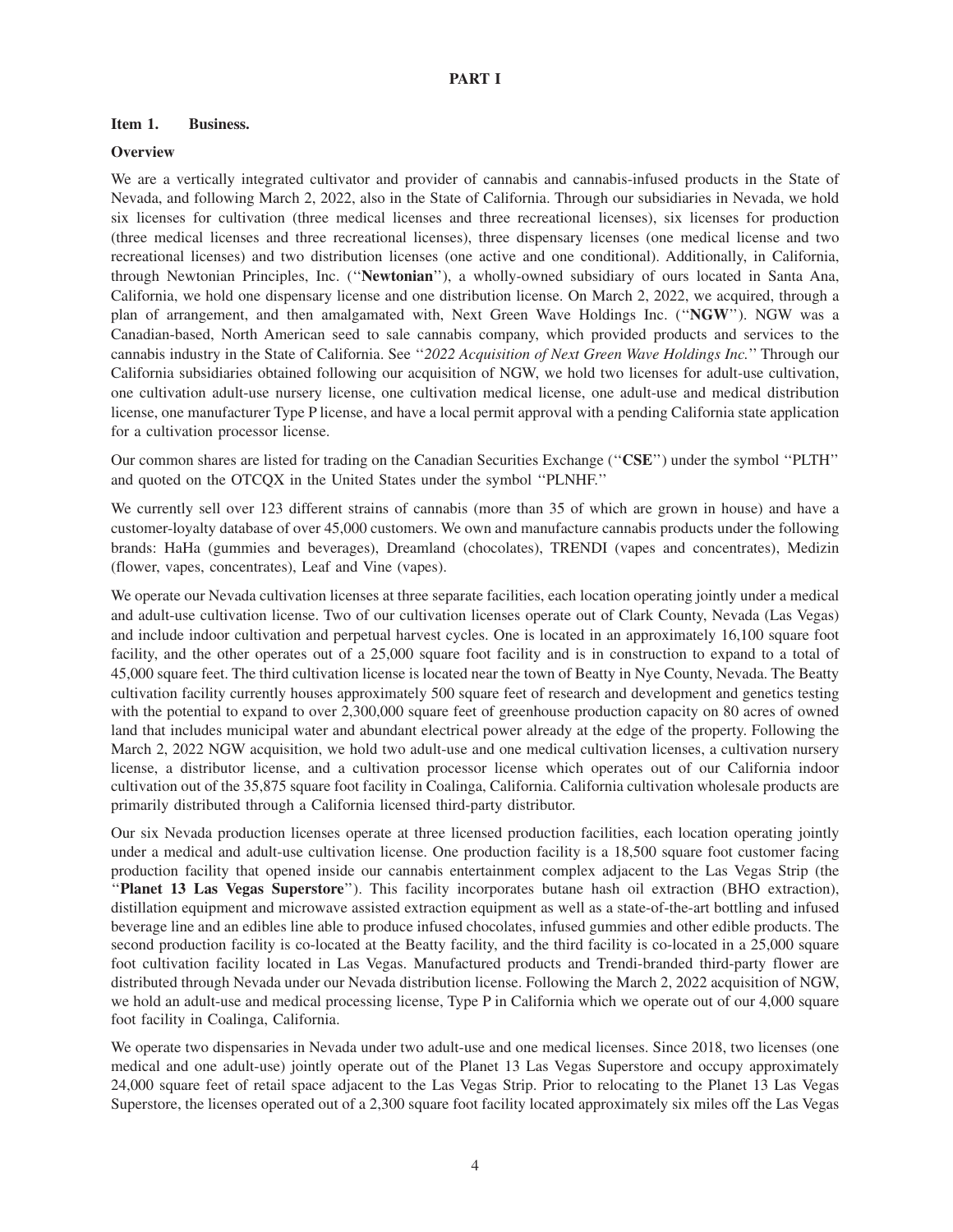# PART I

## Item 1. Business.

### Overview

We are a vertically integrated cultivator and provider of cannabis and cannabis-infused products in the State of Nevada, and following March 2, 2022, also in the State of California. Through our subsidiaries in Nevada, we hold six licenses for cultivation (three medical licenses and three recreational licenses), six licenses for production (three medical licenses and three recreational licenses), three dispensary licenses (one medical license and two recreational licenses) and two distribution licenses (one active and one conditional). Additionally, in California, through Newtonian Principles, Inc. (''**Newtonian**''), a wholly-owned subsidiary of ours located in Santa Ana, California, we hold one dispensary license and one distribution license. On March 2, 2022, we acquired, through a plan of arrangement, and then amalgamated with, Next Green Wave Holdings Inc. (''**NGW**''). NGW was a Canadian-based, North American seed to sale cannabis company, which provided products and services to the cannabis industry in the State of California. See ''*2022 Acquisition of Next Green Wave Holdings Inc.*'' Through our California subsidiaries obtained following our acquisition of NGW, we hold two licenses for adult-use cultivation, one cultivation adult-use nursery license, one cultivation medical license, one adult-use and medical distribution license, one manufacturer Type P license, and have a local permit approval with a pending California state application for a cultivation processor license.

Our common shares are listed for trading on the Canadian Securities Exchange (''**CSE**'') under the symbol ''PLTH'' and quoted on the OTCQX in the United States under the symbol ''PLNHF.''

We currently sell over 123 different strains of cannabis (more than 35 of which are grown in house) and have a customer-loyalty database of over 45,000 customers. We own and manufacture cannabis products under the following brands: HaHa (gummies and beverages), Dreamland (chocolates), TRENDI (vapes and concentrates), Medizin (flower, vapes, concentrates), Leaf and Vine (vapes).

We operate our Nevada cultivation licenses at three separate facilities, each location operating jointly under a medical and adult-use cultivation license. Two of our cultivation licenses operate out of Clark County, Nevada (Las Vegas) and include indoor cultivation and perpetual harvest cycles. One is located in an approximately 16,100 square foot facility, and the other operates out of a 25,000 square foot facility and is in construction to expand to a total of 45,000 square feet. The third cultivation license is located near the town of Beatty in Nye County, Nevada. The Beatty cultivation facility currently houses approximately 500 square feet of research and development and genetics testing with the potential to expand to over 2,300,000 square feet of greenhouse production capacity on 80 acres of owned land that includes municipal water and abundant electrical power already at the edge of the property. Following the March 2, 2022 NGW acquisition, we hold two adult-use and one medical cultivation licenses, a cultivation nursery license, a distributor license, and a cultivation processor license which operates out of our California indoor cultivation out of the 35,875 square foot facility in Coalinga, California. California cultivation wholesale products are primarily distributed through a California licensed third-party distributor.

Our six Nevada production licenses operate at three licensed production facilities, each location operating jointly under a medical and adult-use cultivation license. One production facility is a 18,500 square foot customer facing production facility that opened inside our cannabis entertainment complex adjacent to the Las Vegas Strip (the ''**Planet 13 Las Vegas Superstore**''). This facility incorporates butane hash oil extraction (BHO extraction), distillation equipment and microwave assisted extraction equipment as well as a state-of-the-art bottling and infused beverage line and an edibles line able to produce infused chocolates, infused gummies and other edible products. The second production facility is co-located at the Beatty facility, and the third facility is co-located in a 25,000 square foot cultivation facility located in Las Vegas. Manufactured products and Trendi-branded third-party flower are distributed through Nevada under our Nevada distribution license. Following the March 2, 2022 acquisition of NGW, we hold an adult-use and medical processing license, Type P in California which we operate out of our 4,000 square foot facility in Coalinga, California.

We operate two dispensaries in Nevada under two adult-use and one medical licenses. Since 2018, two licenses (one medical and one adult-use) jointly operate out of the Planet 13 Las Vegas Superstore and occupy approximately 24,000 square feet of retail space adjacent to the Las Vegas Strip. Prior to relocating to the Planet 13 Las Vegas Superstore, the licenses operated out of a 2,300 square foot facility located approximately six miles off the Las Vegas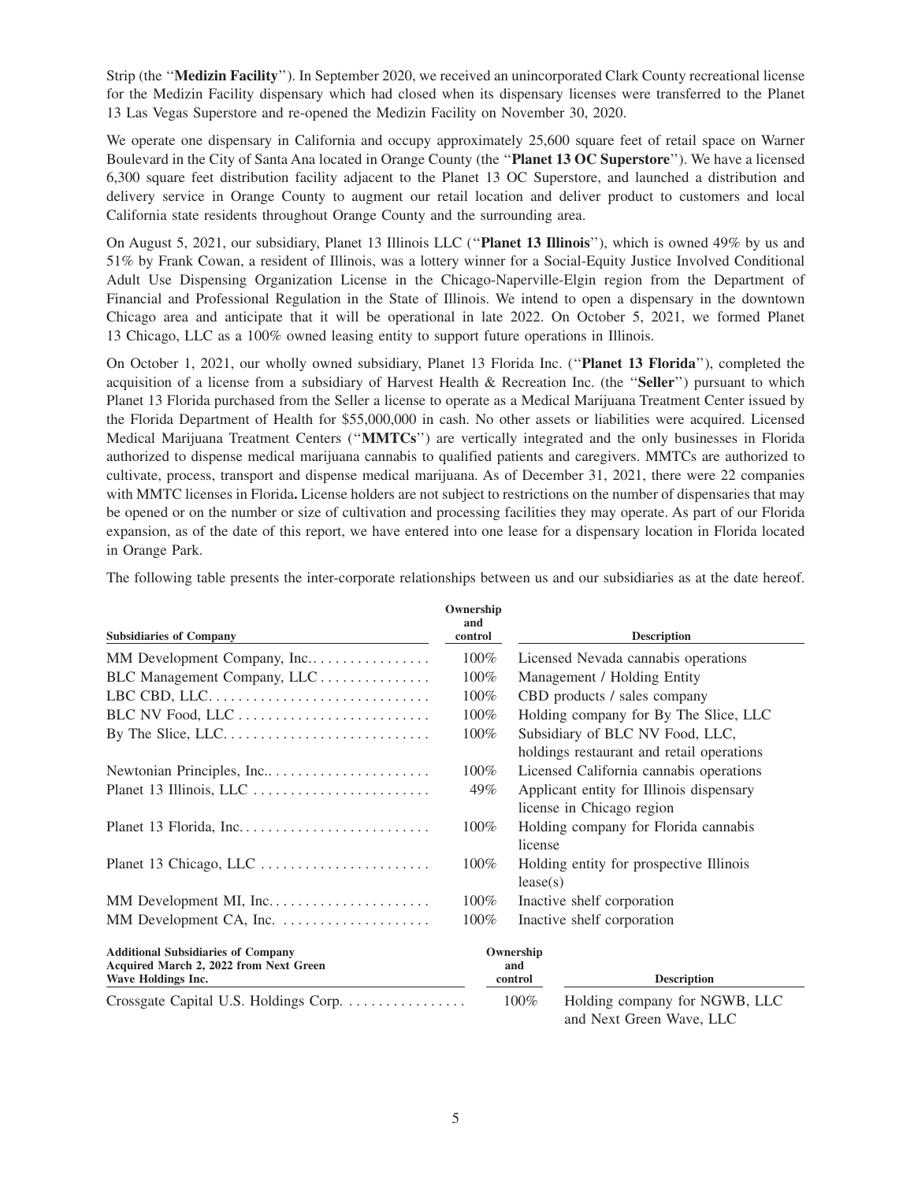Strip (the "**Medizin Facility**"). In September 2020, we received an unincorporated Clark County recreational license for the Medizin Facility dispensary which had closed when its dispensary licenses were transferred to the Planet 13 Las Vegas Superstore and re-opened the Medizin Facility on November 30, 2020.

We operate one dispensary in California and occupy approximately 25,600 square feet of retail space on Warner Boulevard in the City of Santa Ana located in Orange County (the "**Planet 13 OC Superstore**"). We have a licensed 6,300 square feet distribution facility adjacent to the Planet 13 OC Superstore, and launched a distribution and delivery service in Orange County to augment our retail location and deliver product to customers and local California state residents throughout Orange County and the surrounding area.

On August 5, 2021, our subsidiary, Planet 13 Illinois LLC ("**Planet 13 Illinois**"), which is owned 49% by us and 51% by Frank Cowan, a resident of Illinois, was a lottery winner for a Social-Equity Justice Involved Conditional Adult Use Dispensing Organization License in the Chicago-Naperville-Elgin region from the Department of Financial and Professional Regulation in the State of Illinois. We intend to open a dispensary in the downtown Chicago area and anticipate that it will be operational in late 2022. On October 5, 2021, we formed Planet 13 Chicago, LLC as a 100% owned leasing entity to support future operations in Illinois.

On October 1, 2021, our wholly owned subsidiary, Planet 13 Florida Inc. ("**Planet 13 Florida**"), completed the acquisition of a license from a subsidiary of Harvest Health & Recreation Inc. (the "**Seller**") pursuant to which Planet 13 Florida purchased from the Seller a license to operate as a Medical Marijuana Treatment Center issued by the Florida Department of Health for $55,000,000 in cash. No other assets or liabilities were acquired. Licensed Medical Marijuana Treatment Centers ("**MMTCs**") are vertically integrated and the only businesses in Florida authorized to dispense medical marijuana cannabis to qualified patients and caregivers. MMTCs are authorized to cultivate, process, transport and dispense medical marijuana. As of December 31, 2021, there were 22 companies with MMTC licenses in Florida**.** License holders are not subject to restrictions on the number of dispensaries that may be opened or on the number or size of cultivation and processing facilities they may operate. As part of our Florida expansion, as of the date of this report, we have entered into one lease for a dispensary location in Florida located in Orange Park.

The following table presents the inter-corporate relationships between us and our subsidiaries as at the date hereof.

| Subsidiaries of Company | Ownership and control | Description |
|---|---|---|
| MM Development Company, Inc. | 100% | Licensed Nevada cannabis operations |
| BLC Management Company, LLC | 100% | Management / Holding Entity |
| LBC CBD, LLC. | 100% | CBD products / sales company |
| BLC NV Food, LLC | 100% | Holding company for By The Slice, LLC |
| By The Slice, LLC. | 100% | Subsidiary of BLC NV Food, LLC, holdings restaurant and retail operations |
| Newtonian Principles, Inc.. | 100% | Licensed California cannabis operations |
| Planet 13 Illinois, LLC | 49% | Applicant entity for Illinois dispensary license in Chicago region |
| Planet 13 Florida, Inc. | 100% | Holding company for Florida cannabis license |
| Planet 13 Chicago, LLC | 100% | Holding entity for prospective Illinois lease(s) |
| MM Development MI, Inc. | 100% | Inactive shelf corporation |
| MM Development CA, Inc. | 100% | Inactive shelf corporation |

| Additional Subsidiaries of Company Acquired March 2, 2022 from Next Green Wave Holdings Inc. | Ownership and control | Description |
|---|---|---|
| Crossgate Capital U.S. Holdings Corp. | 100% | Holding company for NGWB, LLC and Next Green Wave, LLC |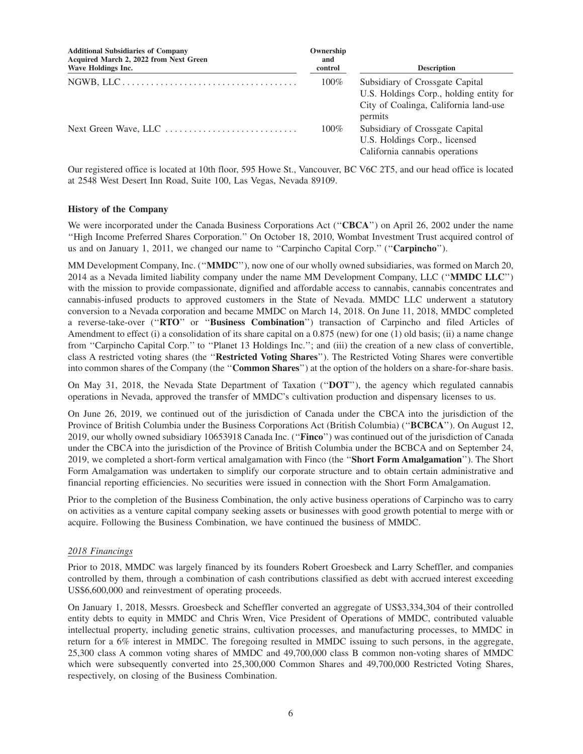| Additional Subsidiaries of Company Acquired March 2, 2022 from Next Green Wave Holdings Inc. | Ownership and control | Description |
|---|---|---|
| NGWB, LLC | 100% | Subsidiary of Crossgate Capital U.S. Holdings Corp., holding entity for City of Coalinga, California land-use permits |
| Next Green Wave, LLC | 100% | Subsidiary of Crossgate Capital U.S. Holdings Corp., licensed California cannabis operations |

Our registered office is located at 10th floor, 595 Howe St., Vancouver, BC V6C 2T5, and our head office is located at 2548 West Desert Inn Road, Suite 100, Las Vegas, Nevada 89109.

### History of the Company

We were incorporated under the Canada Business Corporations Act (''**CBCA**'') on April 26, 2002 under the name ''High Income Preferred Shares Corporation.'' On October 18, 2010, Wombat Investment Trust acquired control of us and on January 1, 2011, we changed our name to ''Carpincho Capital Corp.'' (''**Carpincho**'').

MM Development Company, Inc. (''**MMDC**''), now one of our wholly owned subsidiaries, was formed on March 20, 2014 as a Nevada limited liability company under the name MM Development Company, LLC (''**MMDC LLC**'') with the mission to provide compassionate, dignified and affordable access to cannabis, cannabis concentrates and cannabis-infused products to approved customers in the State of Nevada. MMDC LLC underwent a statutory conversion to a Nevada corporation and became MMDC on March 14, 2018. On June 11, 2018, MMDC completed a reverse-take-over (''**RTO**'' or ''**Business Combination**'') transaction of Carpincho and filed Articles of Amendment to effect (i) a consolidation of its share capital on a 0.875 (new) for one (1) old basis; (ii) a name change from ''Carpincho Capital Corp.'' to ''Planet 13 Holdings Inc.''; and (iii) the creation of a new class of convertible, class A restricted voting shares (the ''**Restricted Voting Shares**''). The Restricted Voting Shares were convertible into common shares of the Company (the ''**Common Shares**'') at the option of the holders on a share-for-share basis.

On May 31, 2018, the Nevada State Department of Taxation (''**DOT**''), the agency which regulated cannabis operations in Nevada, approved the transfer of MMDC's cultivation production and dispensary licenses to us.

On June 26, 2019, we continued out of the jurisdiction of Canada under the CBCA into the jurisdiction of the Province of British Columbia under the Business Corporations Act (British Columbia) (''**BCBCA**''). On August 12, 2019, our wholly owned subsidiary 10653918 Canada Inc. (''**Finco**'') was continued out of the jurisdiction of Canada under the CBCA into the jurisdiction of the Province of British Columbia under the BCBCA and on September 24, 2019, we completed a short-form vertical amalgamation with Finco (the ''**Short Form Amalgamation**''). The Short Form Amalgamation was undertaken to simplify our corporate structure and to obtain certain administrative and financial reporting efficiencies. No securities were issued in connection with the Short Form Amalgamation.

Prior to the completion of the Business Combination, the only active business operations of Carpincho was to carry on activities as a venture capital company seeking assets or businesses with good growth potential to merge with or acquire. Following the Business Combination, we have continued the business of MMDC.

*2018 Financings*

Prior to 2018, MMDC was largely financed by its founders Robert Groesbeck and Larry Scheffler, and companies controlled by them, through a combination of cash contributions classified as debt with accrued interest exceeding US$6,600,000 and reinvestment of operating proceeds.

On January 1, 2018, Messrs. Groesbeck and Scheffler converted an aggregate of US$3,334,304 of their controlled entity debts to equity in MMDC and Chris Wren, Vice President of Operations of MMDC, contributed valuable intellectual property, including genetic strains, cultivation processes, and manufacturing processes, to MMDC in return for a 6% interest in MMDC. The foregoing resulted in MMDC issuing to such persons, in the aggregate, 25,300 class A common voting shares of MMDC and 49,700,000 class B common non-voting shares of MMDC which were subsequently converted into 25,300,000 Common Shares and 49,700,000 Restricted Voting Shares, respectively, on closing of the Business Combination.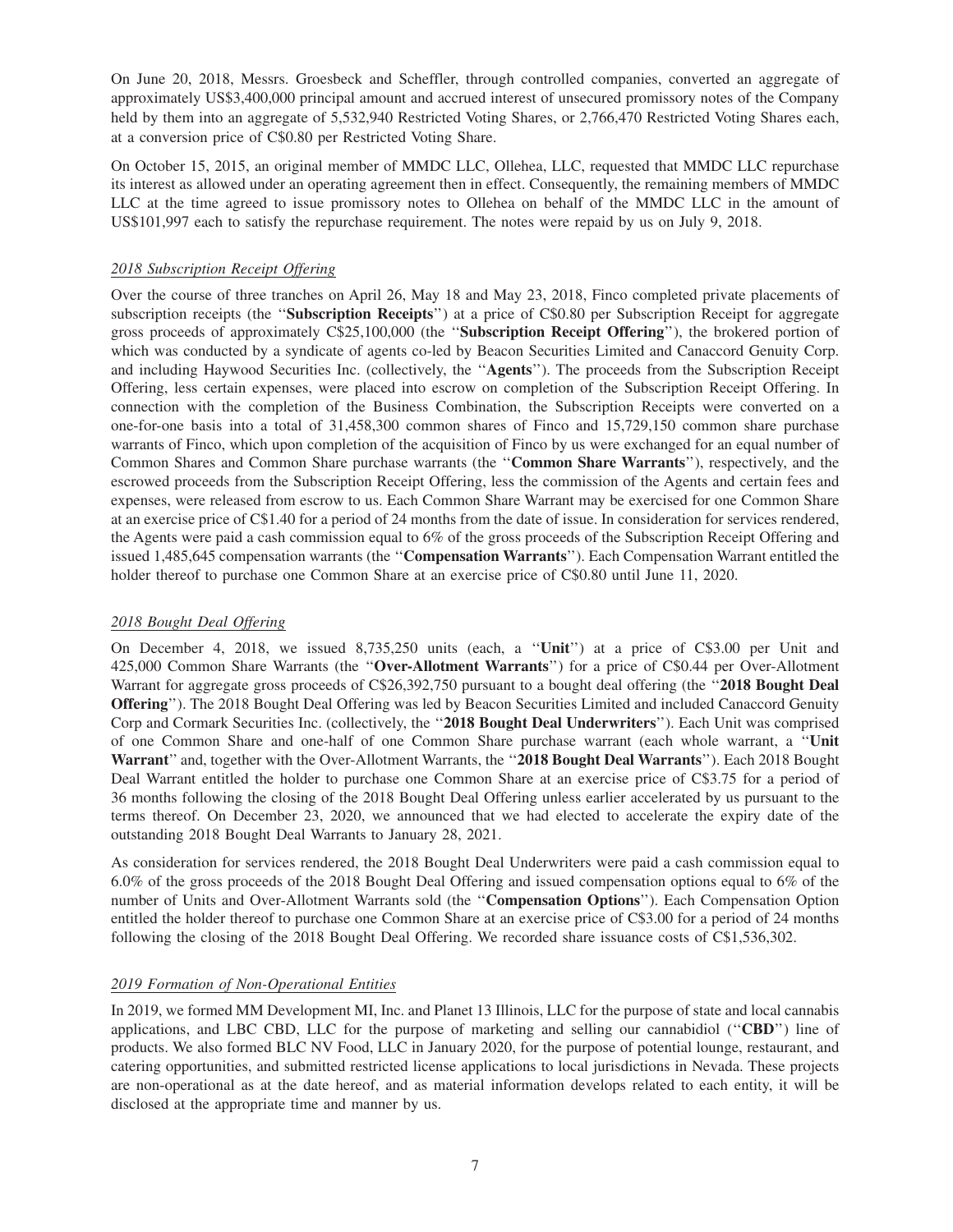On June 20, 2018, Messrs. Groesbeck and Scheffler, through controlled companies, converted an aggregate of approximately US$3,400,000 principal amount and accrued interest of unsecured promissory notes of the Company held by them into an aggregate of 5,532,940 Restricted Voting Shares, or 2,766,470 Restricted Voting Shares each, at a conversion price of C$0.80 per Restricted Voting Share.

On October 15, 2015, an original member of MMDC LLC, Ollehea, LLC, requested that MMDC LLC repurchase its interest as allowed under an operating agreement then in effect. Consequently, the remaining members of MMDC LLC at the time agreed to issue promissory notes to Ollehea on behalf of the MMDC LLC in the amount of US$101,997 each to satisfy the repurchase requirement. The notes were repaid by us on July 9, 2018.

*2018 Subscription Receipt Offering*

Over the course of three tranches on April 26, May 18 and May 23, 2018, Finco completed private placements of subscription receipts (the "**Subscription Receipts**") at a price of C$0.80 per Subscription Receipt for aggregate gross proceeds of approximately C$25,100,000 (the "**Subscription Receipt Offering**"), the brokered portion of which was conducted by a syndicate of agents co-led by Beacon Securities Limited and Canaccord Genuity Corp. and including Haywood Securities Inc. (collectively, the "**Agents**"). The proceeds from the Subscription Receipt Offering, less certain expenses, were placed into escrow on completion of the Subscription Receipt Offering. In connection with the completion of the Business Combination, the Subscription Receipts were converted on a one-for-one basis into a total of 31,458,300 common shares of Finco and 15,729,150 common share purchase warrants of Finco, which upon completion of the acquisition of Finco by us were exchanged for an equal number of Common Shares and Common Share purchase warrants (the "**Common Share Warrants**"), respectively, and the escrowed proceeds from the Subscription Receipt Offering, less the commission of the Agents and certain fees and expenses, were released from escrow to us. Each Common Share Warrant may be exercised for one Common Share at an exercise price of C$1.40 for a period of 24 months from the date of issue. In consideration for services rendered, the Agents were paid a cash commission equal to 6% of the gross proceeds of the Subscription Receipt Offering and issued 1,485,645 compensation warrants (the "**Compensation Warrants**"). Each Compensation Warrant entitled the holder thereof to purchase one Common Share at an exercise price of C$0.80 until June 11, 2020.

*2018 Bought Deal Offering*

On December 4, 2018, we issued 8,735,250 units (each, a "**Unit**") at a price of C$3.00 per Unit and 425,000 Common Share Warrants (the "**Over-Allotment Warrants**") for a price of C$0.44 per Over-Allotment Warrant for aggregate gross proceeds of C$26,392,750 pursuant to a bought deal offering (the "**2018 Bought Deal Offering**"). The 2018 Bought Deal Offering was led by Beacon Securities Limited and included Canaccord Genuity Corp and Cormark Securities Inc. (collectively, the "**2018 Bought Deal Underwriters**"). Each Unit was comprised of one Common Share and one-half of one Common Share purchase warrant (each whole warrant, a "**Unit Warrant**" and, together with the Over-Allotment Warrants, the "**2018 Bought Deal Warrants**"). Each 2018 Bought Deal Warrant entitled the holder to purchase one Common Share at an exercise price of C$3.75 for a period of 36 months following the closing of the 2018 Bought Deal Offering unless earlier accelerated by us pursuant to the terms thereof. On December 23, 2020, we announced that we had elected to accelerate the expiry date of the outstanding 2018 Bought Deal Warrants to January 28, 2021.

As consideration for services rendered, the 2018 Bought Deal Underwriters were paid a cash commission equal to 6.0% of the gross proceeds of the 2018 Bought Deal Offering and issued compensation options equal to 6% of the number of Units and Over-Allotment Warrants sold (the "**Compensation Options**"). Each Compensation Option entitled the holder thereof to purchase one Common Share at an exercise price of C$3.00 for a period of 24 months following the closing of the 2018 Bought Deal Offering. We recorded share issuance costs of C$1,536,302.

*2019 Formation of Non-Operational Entities*

In 2019, we formed MM Development MI, Inc. and Planet 13 Illinois, LLC for the purpose of state and local cannabis applications, and LBC CBD, LLC for the purpose of marketing and selling our cannabidiol ("**CBD**") line of products. We also formed BLC NV Food, LLC in January 2020, for the purpose of potential lounge, restaurant, and catering opportunities, and submitted restricted license applications to local jurisdictions in Nevada. These projects are non-operational as at the date hereof, and as material information develops related to each entity, it will be disclosed at the appropriate time and manner by us.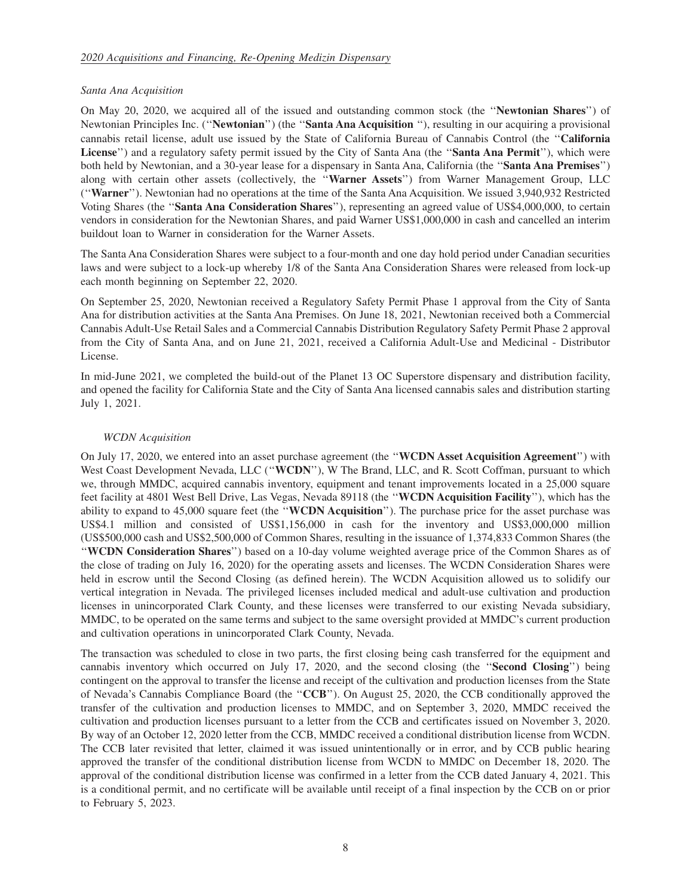*2020 Acquisitions and Financing, Re-Opening Medizin Dispensary*

*Santa Ana Acquisition*

On May 20, 2020, we acquired all of the issued and outstanding common stock (the "**Newtonian Shares**") of Newtonian Principles Inc. ("**Newtonian**") (the "**Santa Ana Acquisition** "), resulting in our acquiring a provisional cannabis retail license, adult use issued by the State of California Bureau of Cannabis Control (the "**California License**") and a regulatory safety permit issued by the City of Santa Ana (the "**Santa Ana Permit**"), which were both held by Newtonian, and a 30-year lease for a dispensary in Santa Ana, California (the "**Santa Ana Premises**") along with certain other assets (collectively, the "**Warner Assets**") from Warner Management Group, LLC ("**Warner**"). Newtonian had no operations at the time of the Santa Ana Acquisition. We issued 3,940,932 Restricted Voting Shares (the "**Santa Ana Consideration Shares**"), representing an agreed value of US$4,000,000, to certain vendors in consideration for the Newtonian Shares, and paid Warner US$1,000,000 in cash and cancelled an interim buildout loan to Warner in consideration for the Warner Assets.

The Santa Ana Consideration Shares were subject to a four-month and one day hold period under Canadian securities laws and were subject to a lock-up whereby 1/8 of the Santa Ana Consideration Shares were released from lock-up each month beginning on September 22, 2020.

On September 25, 2020, Newtonian received a Regulatory Safety Permit Phase 1 approval from the City of Santa Ana for distribution activities at the Santa Ana Premises. On June 18, 2021, Newtonian received both a Commercial Cannabis Adult-Use Retail Sales and a Commercial Cannabis Distribution Regulatory Safety Permit Phase 2 approval from the City of Santa Ana, and on June 21, 2021, received a California Adult-Use and Medicinal - Distributor License.

In mid-June 2021, we completed the build-out of the Planet 13 OC Superstore dispensary and distribution facility, and opened the facility for California State and the City of Santa Ana licensed cannabis sales and distribution starting July 1, 2021.

*WCDN Acquisition*

On July 17, 2020, we entered into an asset purchase agreement (the "**WCDN Asset Acquisition Agreement**") with West Coast Development Nevada, LLC ("**WCDN**"), W The Brand, LLC, and R. Scott Coffman, pursuant to which we, through MMDC, acquired cannabis inventory, equipment and tenant improvements located in a 25,000 square feet facility at 4801 West Bell Drive, Las Vegas, Nevada 89118 (the "**WCDN Acquisition Facility**"), which has the ability to expand to 45,000 square feet (the "**WCDN Acquisition**"). The purchase price for the asset purchase was US$4.1 million and consisted of US$1,156,000 in cash for the inventory and US$3,000,000 million (US$500,000 cash and US$2,500,000 of Common Shares, resulting in the issuance of 1,374,833 Common Shares (the "**WCDN Consideration Shares**") based on a 10-day volume weighted average price of the Common Shares as of the close of trading on July 16, 2020) for the operating assets and licenses. The WCDN Consideration Shares were held in escrow until the Second Closing (as defined herein). The WCDN Acquisition allowed us to solidify our vertical integration in Nevada. The privileged licenses included medical and adult-use cultivation and production licenses in unincorporated Clark County, and these licenses were transferred to our existing Nevada subsidiary, MMDC, to be operated on the same terms and subject to the same oversight provided at MMDC's current production and cultivation operations in unincorporated Clark County, Nevada.

The transaction was scheduled to close in two parts, the first closing being cash transferred for the equipment and cannabis inventory which occurred on July 17, 2020, and the second closing (the "**Second Closing**") being contingent on the approval to transfer the license and receipt of the cultivation and production licenses from the State of Nevada's Cannabis Compliance Board (the "**CCB**"). On August 25, 2020, the CCB conditionally approved the transfer of the cultivation and production licenses to MMDC, and on September 3, 2020, MMDC received the cultivation and production licenses pursuant to a letter from the CCB and certificates issued on November 3, 2020. By way of an October 12, 2020 letter from the CCB, MMDC received a conditional distribution license from WCDN. The CCB later revisited that letter, claimed it was issued unintentionally or in error, and by CCB public hearing approved the transfer of the conditional distribution license from WCDN to MMDC on December 18, 2020. The approval of the conditional distribution license was confirmed in a letter from the CCB dated January 4, 2021. This is a conditional permit, and no certificate will be available until receipt of a final inspection by the CCB on or prior to February 5, 2023.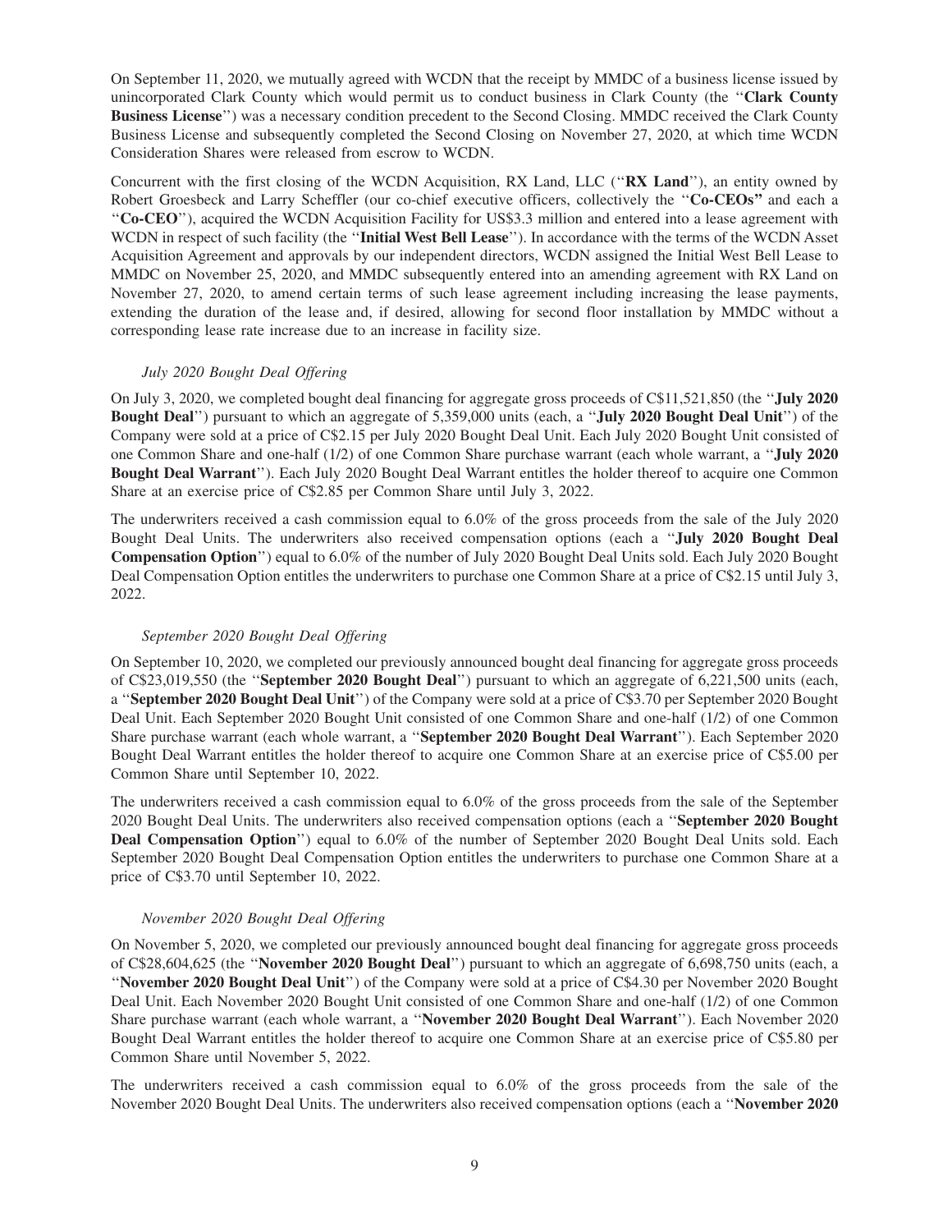On September 11, 2020, we mutually agreed with WCDN that the receipt by MMDC of a business license issued by unincorporated Clark County which would permit us to conduct business in Clark County (the ''**Clark County Business License**'') was a necessary condition precedent to the Second Closing. MMDC received the Clark County Business License and subsequently completed the Second Closing on November 27, 2020, at which time WCDN Consideration Shares were released from escrow to WCDN.

Concurrent with the first closing of the WCDN Acquisition, RX Land, LLC (''**RX Land**''), an entity owned by Robert Groesbeck and Larry Scheffler (our co-chief executive officers, collectively the ''**Co-CEOs"** and each a ''**Co-CEO**''), acquired the WCDN Acquisition Facility for US$3.3 million and entered into a lease agreement with WCDN in respect of such facility (the ''**Initial West Bell Lease**''). In accordance with the terms of the WCDN Asset Acquisition Agreement and approvals by our independent directors, WCDN assigned the Initial West Bell Lease to MMDC on November 25, 2020, and MMDC subsequently entered into an amending agreement with RX Land on November 27, 2020, to amend certain terms of such lease agreement including increasing the lease payments, extending the duration of the lease and, if desired, allowing for second floor installation by MMDC without a corresponding lease rate increase due to an increase in facility size.

*July 2020 Bought Deal Offering*

On July 3, 2020, we completed bought deal financing for aggregate gross proceeds of C$11,521,850 (the ''**July 2020 Bought Deal**'') pursuant to which an aggregate of 5,359,000 units (each, a ''**July 2020 Bought Deal Unit**'') of the Company were sold at a price of C$2.15 per July 2020 Bought Deal Unit. Each July 2020 Bought Unit consisted of one Common Share and one-half (1/2) of one Common Share purchase warrant (each whole warrant, a ''**July 2020 Bought Deal Warrant**''). Each July 2020 Bought Deal Warrant entitles the holder thereof to acquire one Common Share at an exercise price of C$2.85 per Common Share until July 3, 2022.

The underwriters received a cash commission equal to 6.0% of the gross proceeds from the sale of the July 2020 Bought Deal Units. The underwriters also received compensation options (each a ''**July 2020 Bought Deal Compensation Option**'') equal to 6.0% of the number of July 2020 Bought Deal Units sold. Each July 2020 Bought Deal Compensation Option entitles the underwriters to purchase one Common Share at a price of C$2.15 until July 3, 2022.

*September 2020 Bought Deal Offering*

On September 10, 2020, we completed our previously announced bought deal financing for aggregate gross proceeds of C$23,019,550 (the ''**September 2020 Bought Deal**'') pursuant to which an aggregate of 6,221,500 units (each, a ''**September 2020 Bought Deal Unit**'') of the Company were sold at a price of C$3.70 per September 2020 Bought Deal Unit. Each September 2020 Bought Unit consisted of one Common Share and one-half (1/2) of one Common Share purchase warrant (each whole warrant, a ''**September 2020 Bought Deal Warrant**''). Each September 2020 Bought Deal Warrant entitles the holder thereof to acquire one Common Share at an exercise price of C$5.00 per Common Share until September 10, 2022.

The underwriters received a cash commission equal to 6.0% of the gross proceeds from the sale of the September 2020 Bought Deal Units. The underwriters also received compensation options (each a ''**September 2020 Bought Deal Compensation Option**'') equal to 6.0% of the number of September 2020 Bought Deal Units sold. Each September 2020 Bought Deal Compensation Option entitles the underwriters to purchase one Common Share at a price of C$3.70 until September 10, 2022.

*November 2020 Bought Deal Offering*

On November 5, 2020, we completed our previously announced bought deal financing for aggregate gross proceeds of C$28,604,625 (the ''**November 2020 Bought Deal**'') pursuant to which an aggregate of 6,698,750 units (each, a ''**November 2020 Bought Deal Unit**'') of the Company were sold at a price of C$4.30 per November 2020 Bought Deal Unit. Each November 2020 Bought Unit consisted of one Common Share and one-half (1/2) of one Common Share purchase warrant (each whole warrant, a ''**November 2020 Bought Deal Warrant**''). Each November 2020 Bought Deal Warrant entitles the holder thereof to acquire one Common Share at an exercise price of C$5.80 per Common Share until November 5, 2022.

The underwriters received a cash commission equal to 6.0% of the gross proceeds from the sale of the November 2020 Bought Deal Units. The underwriters also received compensation options (each a ''**November 2020**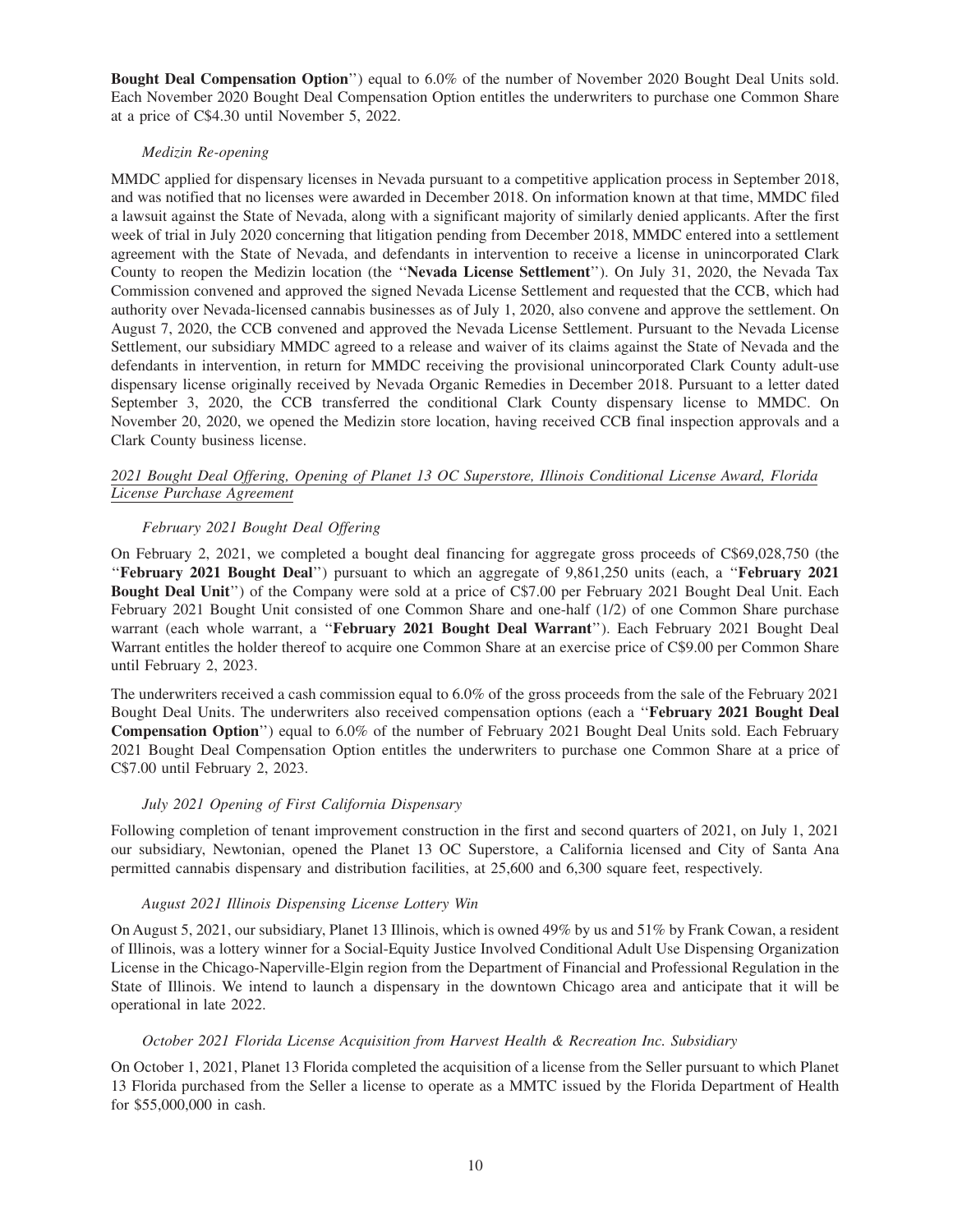**Bought Deal Compensation Option**'') equal to 6.0% of the number of November 2020 Bought Deal Units sold. Each November 2020 Bought Deal Compensation Option entitles the underwriters to purchase one Common Share at a price of C$4.30 until November 5, 2022.

*Medizin Re-opening*

MMDC applied for dispensary licenses in Nevada pursuant to a competitive application process in September 2018, and was notified that no licenses were awarded in December 2018. On information known at that time, MMDC filed a lawsuit against the State of Nevada, along with a significant majority of similarly denied applicants. After the first week of trial in July 2020 concerning that litigation pending from December 2018, MMDC entered into a settlement agreement with the State of Nevada, and defendants in intervention to receive a license in unincorporated Clark County to reopen the Medizin location (the ''**Nevada License Settlement**''). On July 31, 2020, the Nevada Tax Commission convened and approved the signed Nevada License Settlement and requested that the CCB, which had authority over Nevada-licensed cannabis businesses as of July 1, 2020, also convene and approve the settlement. On August 7, 2020, the CCB convened and approved the Nevada License Settlement. Pursuant to the Nevada License Settlement, our subsidiary MMDC agreed to a release and waiver of its claims against the State of Nevada and the defendants in intervention, in return for MMDC receiving the provisional unincorporated Clark County adult-use dispensary license originally received by Nevada Organic Remedies in December 2018. Pursuant to a letter dated September 3, 2020, the CCB transferred the conditional Clark County dispensary license to MMDC. On November 20, 2020, we opened the Medizin store location, having received CCB final inspection approvals and a Clark County business license.

*2021 Bought Deal Offering, Opening of Planet 13 OC Superstore, Illinois Conditional License Award, Florida License Purchase Agreement*

*February 2021 Bought Deal Offering*

On February 2, 2021, we completed a bought deal financing for aggregate gross proceeds of C$69,028,750 (the ''**February 2021 Bought Deal**'') pursuant to which an aggregate of 9,861,250 units (each, a ''**February 2021 Bought Deal Unit**'') of the Company were sold at a price of C$7.00 per February 2021 Bought Deal Unit. Each February 2021 Bought Unit consisted of one Common Share and one-half (1/2) of one Common Share purchase warrant (each whole warrant, a ''**February 2021 Bought Deal Warrant**''). Each February 2021 Bought Deal Warrant entitles the holder thereof to acquire one Common Share at an exercise price of C$9.00 per Common Share until February 2, 2023.

The underwriters received a cash commission equal to 6.0% of the gross proceeds from the sale of the February 2021 Bought Deal Units. The underwriters also received compensation options (each a ''**February 2021 Bought Deal Compensation Option**'') equal to 6.0% of the number of February 2021 Bought Deal Units sold. Each February 2021 Bought Deal Compensation Option entitles the underwriters to purchase one Common Share at a price of C$7.00 until February 2, 2023.

*July 2021 Opening of First California Dispensary*

Following completion of tenant improvement construction in the first and second quarters of 2021, on July 1, 2021 our subsidiary, Newtonian, opened the Planet 13 OC Superstore, a California licensed and City of Santa Ana permitted cannabis dispensary and distribution facilities, at 25,600 and 6,300 square feet, respectively.

*August 2021 Illinois Dispensing License Lottery Win*

On August 5, 2021, our subsidiary, Planet 13 Illinois, which is owned 49% by us and 51% by Frank Cowan, a resident of Illinois, was a lottery winner for a Social-Equity Justice Involved Conditional Adult Use Dispensing Organization License in the Chicago-Naperville-Elgin region from the Department of Financial and Professional Regulation in the State of Illinois. We intend to launch a dispensary in the downtown Chicago area and anticipate that it will be operational in late 2022.

*October 2021 Florida License Acquisition from Harvest Health & Recreation Inc. Subsidiary*

On October 1, 2021, Planet 13 Florida completed the acquisition of a license from the Seller pursuant to which Planet 13 Florida purchased from the Seller a license to operate as a MMTC issued by the Florida Department of Health for $55,000,000 in cash.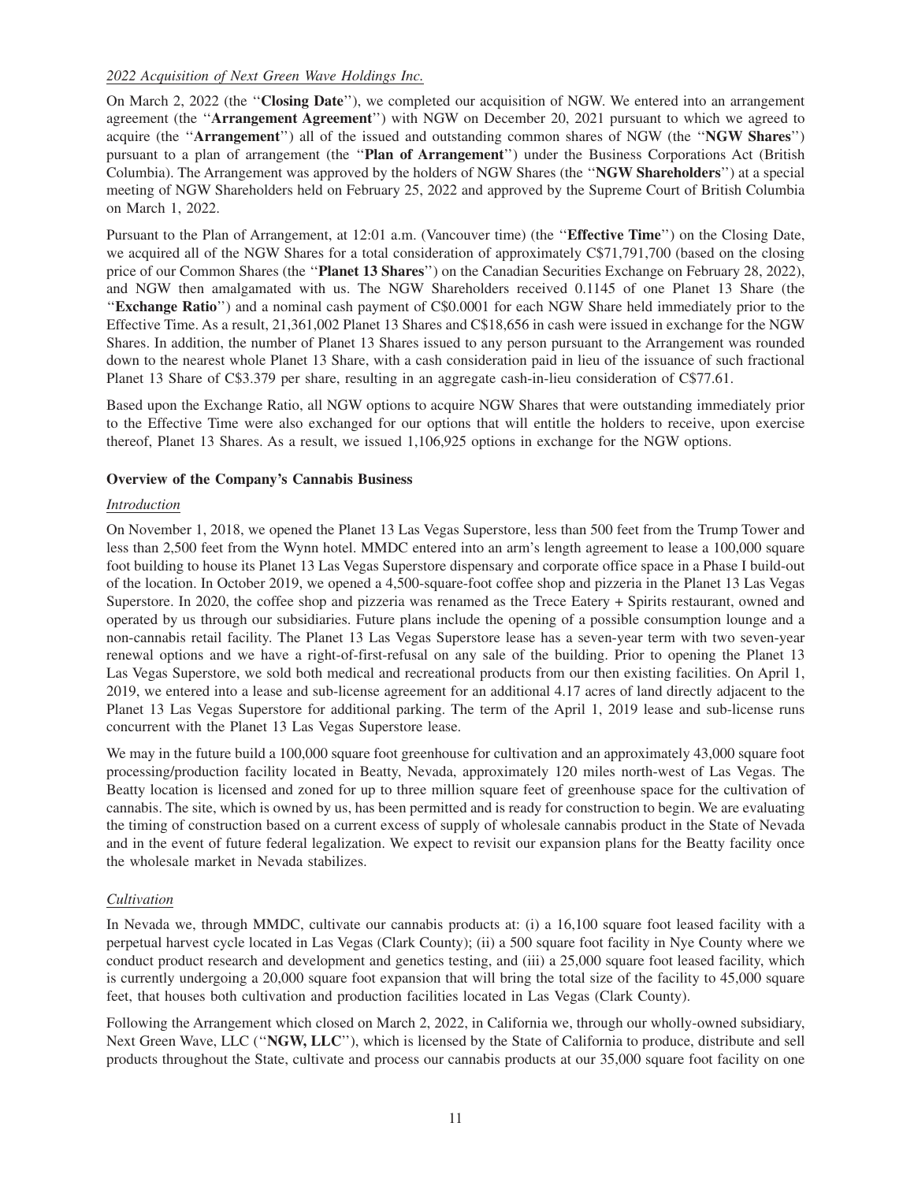*2022 Acquisition of Next Green Wave Holdings Inc.*

On March 2, 2022 (the ''**Closing Date**''), we completed our acquisition of NGW. We entered into an arrangement agreement (the ''**Arrangement Agreement**'') with NGW on December 20, 2021 pursuant to which we agreed to acquire (the ''**Arrangement**'') all of the issued and outstanding common shares of NGW (the ''**NGW Shares**'') pursuant to a plan of arrangement (the ''**Plan of Arrangement**'') under the Business Corporations Act (British Columbia). The Arrangement was approved by the holders of NGW Shares (the ''**NGW Shareholders**'') at a special meeting of NGW Shareholders held on February 25, 2022 and approved by the Supreme Court of British Columbia on March 1, 2022.

Pursuant to the Plan of Arrangement, at 12:01 a.m. (Vancouver time) (the ''**Effective Time**'') on the Closing Date, we acquired all of the NGW Shares for a total consideration of approximately C$71,791,700 (based on the closing price of our Common Shares (the ''**Planet 13 Shares**'') on the Canadian Securities Exchange on February 28, 2022), and NGW then amalgamated with us. The NGW Shareholders received 0.1145 of one Planet 13 Share (the ''**Exchange Ratio**'') and a nominal cash payment of C$0.0001 for each NGW Share held immediately prior to the Effective Time. As a result, 21,361,002 Planet 13 Shares and C$18,656 in cash were issued in exchange for the NGW Shares. In addition, the number of Planet 13 Shares issued to any person pursuant to the Arrangement was rounded down to the nearest whole Planet 13 Share, with a cash consideration paid in lieu of the issuance of such fractional Planet 13 Share of C$3.379 per share, resulting in an aggregate cash-in-lieu consideration of C$77.61.

Based upon the Exchange Ratio, all NGW options to acquire NGW Shares that were outstanding immediately prior to the Effective Time were also exchanged for our options that will entitle the holders to receive, upon exercise thereof, Planet 13 Shares. As a result, we issued 1,106,925 options in exchange for the NGW options.

**Overview of the Company's Cannabis Business**

*Introduction*

On November 1, 2018, we opened the Planet 13 Las Vegas Superstore, less than 500 feet from the Trump Tower and less than 2,500 feet from the Wynn hotel. MMDC entered into an arm's length agreement to lease a 100,000 square foot building to house its Planet 13 Las Vegas Superstore dispensary and corporate office space in a Phase I build-out of the location. In October 2019, we opened a 4,500-square-foot coffee shop and pizzeria in the Planet 13 Las Vegas Superstore. In 2020, the coffee shop and pizzeria was renamed as the Trece Eatery + Spirits restaurant, owned and operated by us through our subsidiaries. Future plans include the opening of a possible consumption lounge and a non-cannabis retail facility. The Planet 13 Las Vegas Superstore lease has a seven-year term with two seven-year renewal options and we have a right-of-first-refusal on any sale of the building. Prior to opening the Planet 13 Las Vegas Superstore, we sold both medical and recreational products from our then existing facilities. On April 1, 2019, we entered into a lease and sub-license agreement for an additional 4.17 acres of land directly adjacent to the Planet 13 Las Vegas Superstore for additional parking. The term of the April 1, 2019 lease and sub-license runs concurrent with the Planet 13 Las Vegas Superstore lease.

We may in the future build a 100,000 square foot greenhouse for cultivation and an approximately 43,000 square foot processing/production facility located in Beatty, Nevada, approximately 120 miles north-west of Las Vegas. The Beatty location is licensed and zoned for up to three million square feet of greenhouse space for the cultivation of cannabis. The site, which is owned by us, has been permitted and is ready for construction to begin. We are evaluating the timing of construction based on a current excess of supply of wholesale cannabis product in the State of Nevada and in the event of future federal legalization. We expect to revisit our expansion plans for the Beatty facility once the wholesale market in Nevada stabilizes.

*Cultivation*

In Nevada we, through MMDC, cultivate our cannabis products at: (i) a 16,100 square foot leased facility with a perpetual harvest cycle located in Las Vegas (Clark County); (ii) a 500 square foot facility in Nye County where we conduct product research and development and genetics testing, and (iii) a 25,000 square foot leased facility, which is currently undergoing a 20,000 square foot expansion that will bring the total size of the facility to 45,000 square feet, that houses both cultivation and production facilities located in Las Vegas (Clark County).

Following the Arrangement which closed on March 2, 2022, in California we, through our wholly-owned subsidiary, Next Green Wave, LLC (''**NGW, LLC**''), which is licensed by the State of California to produce, distribute and sell products throughout the State, cultivate and process our cannabis products at our 35,000 square foot facility on one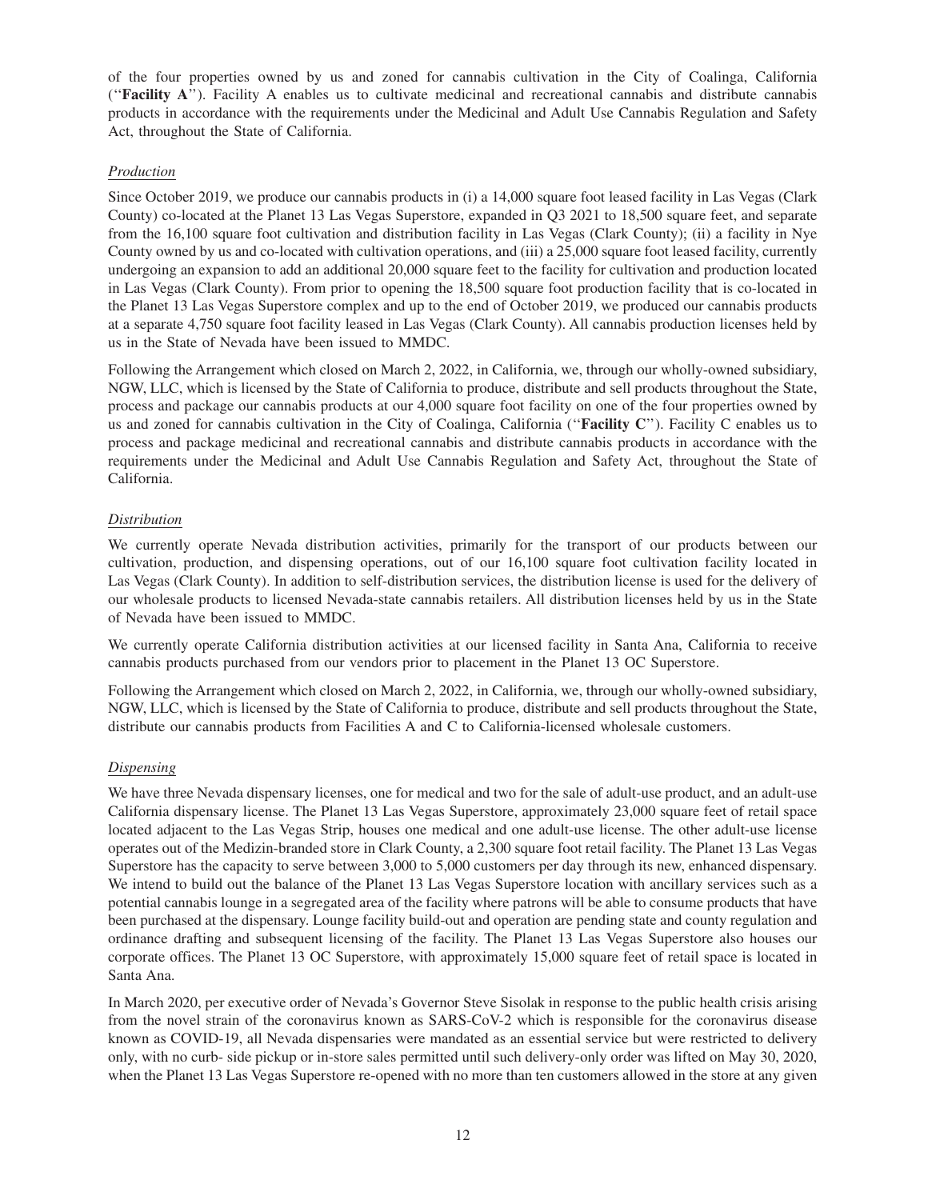of the four properties owned by us and zoned for cannabis cultivation in the City of Coalinga, California (''**Facility A**''). Facility A enables us to cultivate medicinal and recreational cannabis and distribute cannabis products in accordance with the requirements under the Medicinal and Adult Use Cannabis Regulation and Safety Act, throughout the State of California.

*Production*

Since October 2019, we produce our cannabis products in (i) a 14,000 square foot leased facility in Las Vegas (Clark County) co-located at the Planet 13 Las Vegas Superstore, expanded in Q3 2021 to 18,500 square feet, and separate from the 16,100 square foot cultivation and distribution facility in Las Vegas (Clark County); (ii) a facility in Nye County owned by us and co-located with cultivation operations, and (iii) a 25,000 square foot leased facility, currently undergoing an expansion to add an additional 20,000 square feet to the facility for cultivation and production located in Las Vegas (Clark County). From prior to opening the 18,500 square foot production facility that is co-located in the Planet 13 Las Vegas Superstore complex and up to the end of October 2019, we produced our cannabis products at a separate 4,750 square foot facility leased in Las Vegas (Clark County). All cannabis production licenses held by us in the State of Nevada have been issued to MMDC.

Following the Arrangement which closed on March 2, 2022, in California, we, through our wholly-owned subsidiary, NGW, LLC, which is licensed by the State of California to produce, distribute and sell products throughout the State, process and package our cannabis products at our 4,000 square foot facility on one of the four properties owned by us and zoned for cannabis cultivation in the City of Coalinga, California (''**Facility C**''). Facility C enables us to process and package medicinal and recreational cannabis and distribute cannabis products in accordance with the requirements under the Medicinal and Adult Use Cannabis Regulation and Safety Act, throughout the State of California.

*Distribution*

We currently operate Nevada distribution activities, primarily for the transport of our products between our cultivation, production, and dispensing operations, out of our 16,100 square foot cultivation facility located in Las Vegas (Clark County). In addition to self-distribution services, the distribution license is used for the delivery of our wholesale products to licensed Nevada-state cannabis retailers. All distribution licenses held by us in the State of Nevada have been issued to MMDC.

We currently operate California distribution activities at our licensed facility in Santa Ana, California to receive cannabis products purchased from our vendors prior to placement in the Planet 13 OC Superstore.

Following the Arrangement which closed on March 2, 2022, in California, we, through our wholly-owned subsidiary, NGW, LLC, which is licensed by the State of California to produce, distribute and sell products throughout the State, distribute our cannabis products from Facilities A and C to California-licensed wholesale customers.

*Dispensing*

We have three Nevada dispensary licenses, one for medical and two for the sale of adult-use product, and an adult-use California dispensary license. The Planet 13 Las Vegas Superstore, approximately 23,000 square feet of retail space located adjacent to the Las Vegas Strip, houses one medical and one adult-use license. The other adult-use license operates out of the Medizin-branded store in Clark County, a 2,300 square foot retail facility. The Planet 13 Las Vegas Superstore has the capacity to serve between 3,000 to 5,000 customers per day through its new, enhanced dispensary. We intend to build out the balance of the Planet 13 Las Vegas Superstore location with ancillary services such as a potential cannabis lounge in a segregated area of the facility where patrons will be able to consume products that have been purchased at the dispensary. Lounge facility build-out and operation are pending state and county regulation and ordinance drafting and subsequent licensing of the facility. The Planet 13 Las Vegas Superstore also houses our corporate offices. The Planet 13 OC Superstore, with approximately 15,000 square feet of retail space is located in Santa Ana.

In March 2020, per executive order of Nevada's Governor Steve Sisolak in response to the public health crisis arising from the novel strain of the coronavirus known as SARS-CoV-2 which is responsible for the coronavirus disease known as COVID-19, all Nevada dispensaries were mandated as an essential service but were restricted to delivery only, with no curb- side pickup or in-store sales permitted until such delivery-only order was lifted on May 30, 2020, when the Planet 13 Las Vegas Superstore re-opened with no more than ten customers allowed in the store at any given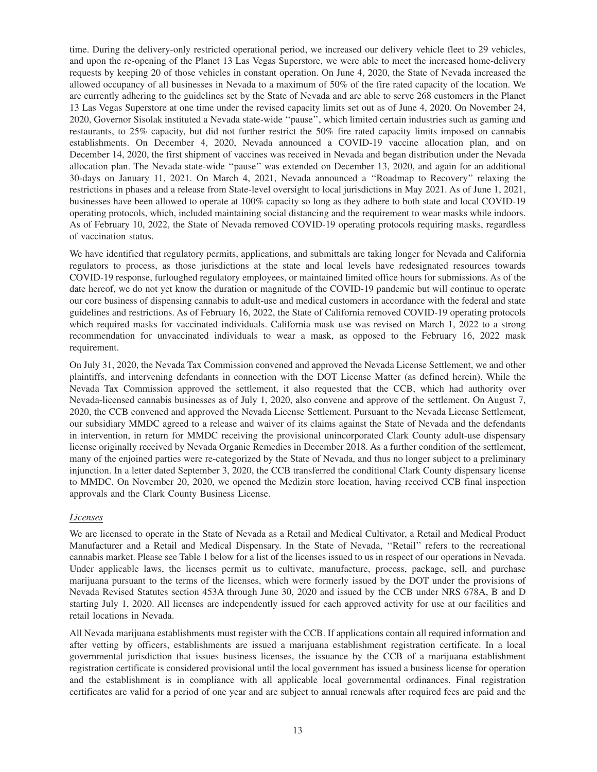time. During the delivery-only restricted operational period, we increased our delivery vehicle fleet to 29 vehicles, and upon the re-opening of the Planet 13 Las Vegas Superstore, we were able to meet the increased home-delivery requests by keeping 20 of those vehicles in constant operation. On June 4, 2020, the State of Nevada increased the allowed occupancy of all businesses in Nevada to a maximum of 50% of the fire rated capacity of the location. We are currently adhering to the guidelines set by the State of Nevada and are able to serve 268 customers in the Planet 13 Las Vegas Superstore at one time under the revised capacity limits set out as of June 4, 2020. On November 24, 2020, Governor Sisolak instituted a Nevada state-wide ''pause'', which limited certain industries such as gaming and restaurants, to 25% capacity, but did not further restrict the 50% fire rated capacity limits imposed on cannabis establishments. On December 4, 2020, Nevada announced a COVID-19 vaccine allocation plan, and on December 14, 2020, the first shipment of vaccines was received in Nevada and began distribution under the Nevada allocation plan. The Nevada state-wide ''pause'' was extended on December 13, 2020, and again for an additional 30-days on January 11, 2021. On March 4, 2021, Nevada announced a ''Roadmap to Recovery'' relaxing the restrictions in phases and a release from State-level oversight to local jurisdictions in May 2021. As of June 1, 2021, businesses have been allowed to operate at 100% capacity so long as they adhere to both state and local COVID-19 operating protocols, which, included maintaining social distancing and the requirement to wear masks while indoors. As of February 10, 2022, the State of Nevada removed COVID-19 operating protocols requiring masks, regardless of vaccination status.

We have identified that regulatory permits, applications, and submittals are taking longer for Nevada and California regulators to process, as those jurisdictions at the state and local levels have redesignated resources towards COVID-19 response, furloughed regulatory employees, or maintained limited office hours for submissions. As of the date hereof, we do not yet know the duration or magnitude of the COVID-19 pandemic but will continue to operate our core business of dispensing cannabis to adult-use and medical customers in accordance with the federal and state guidelines and restrictions. As of February 16, 2022, the State of California removed COVID-19 operating protocols which required masks for vaccinated individuals. California mask use was revised on March 1, 2022 to a strong recommendation for unvaccinated individuals to wear a mask, as opposed to the February 16, 2022 mask requirement.

On July 31, 2020, the Nevada Tax Commission convened and approved the Nevada License Settlement, we and other plaintiffs, and intervening defendants in connection with the DOT License Matter (as defined herein). While the Nevada Tax Commission approved the settlement, it also requested that the CCB, which had authority over Nevada-licensed cannabis businesses as of July 1, 2020, also convene and approve of the settlement. On August 7, 2020, the CCB convened and approved the Nevada License Settlement. Pursuant to the Nevada License Settlement, our subsidiary MMDC agreed to a release and waiver of its claims against the State of Nevada and the defendants in intervention, in return for MMDC receiving the provisional unincorporated Clark County adult-use dispensary license originally received by Nevada Organic Remedies in December 2018. As a further condition of the settlement, many of the enjoined parties were re-categorized by the State of Nevada, and thus no longer subject to a preliminary injunction. In a letter dated September 3, 2020, the CCB transferred the conditional Clark County dispensary license to MMDC. On November 20, 2020, we opened the Medizin store location, having received CCB final inspection approvals and the Clark County Business License.

*Licenses*

We are licensed to operate in the State of Nevada as a Retail and Medical Cultivator, a Retail and Medical Product Manufacturer and a Retail and Medical Dispensary. In the State of Nevada, ''Retail'' refers to the recreational cannabis market. Please see Table 1 below for a list of the licenses issued to us in respect of our operations in Nevada. Under applicable laws, the licenses permit us to cultivate, manufacture, process, package, sell, and purchase marijuana pursuant to the terms of the licenses, which were formerly issued by the DOT under the provisions of Nevada Revised Statutes section 453A through June 30, 2020 and issued by the CCB under NRS 678A, B and D starting July 1, 2020. All licenses are independently issued for each approved activity for use at our facilities and retail locations in Nevada.

All Nevada marijuana establishments must register with the CCB. If applications contain all required information and after vetting by officers, establishments are issued a marijuana establishment registration certificate. In a local governmental jurisdiction that issues business licenses, the issuance by the CCB of a marijuana establishment registration certificate is considered provisional until the local government has issued a business license for operation and the establishment is in compliance with all applicable local governmental ordinances. Final registration certificates are valid for a period of one year and are subject to annual renewals after required fees are paid and the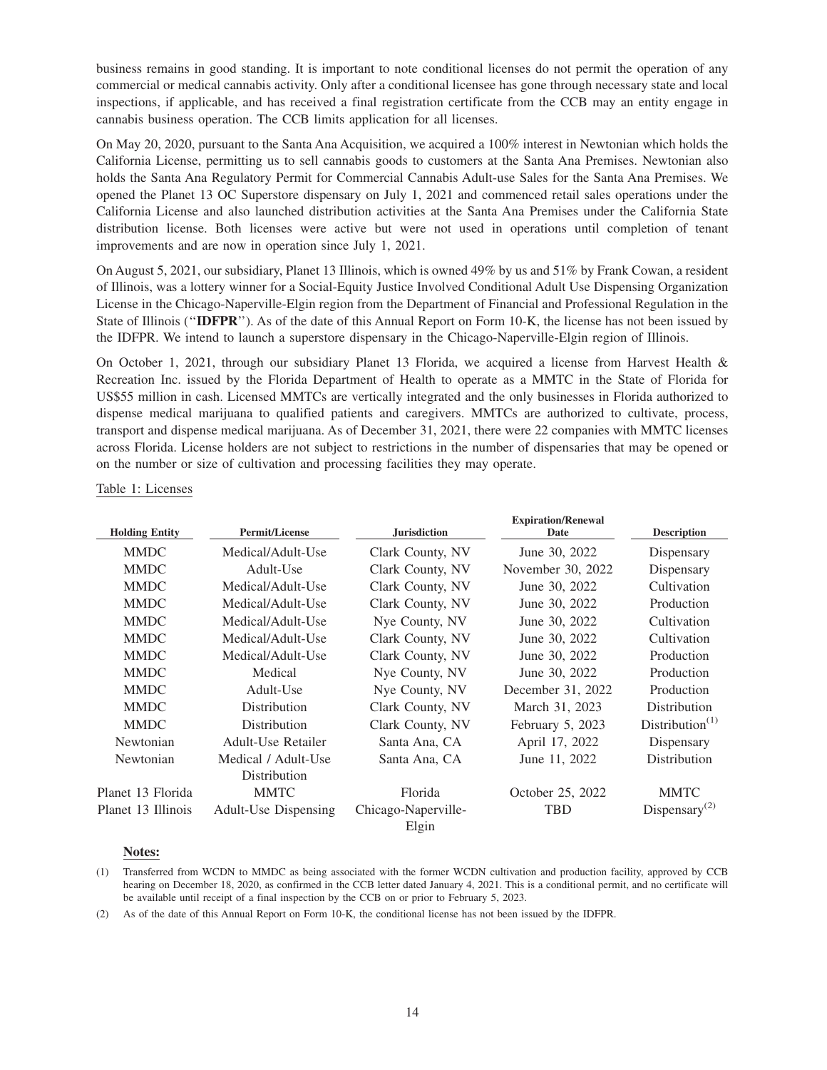business remains in good standing. It is important to note conditional licenses do not permit the operation of any commercial or medical cannabis activity. Only after a conditional licensee has gone through necessary state and local inspections, if applicable, and has received a final registration certificate from the CCB may an entity engage in cannabis business operation. The CCB limits application for all licenses.

On May 20, 2020, pursuant to the Santa Ana Acquisition, we acquired a 100% interest in Newtonian which holds the California License, permitting us to sell cannabis goods to customers at the Santa Ana Premises. Newtonian also holds the Santa Ana Regulatory Permit for Commercial Cannabis Adult-use Sales for the Santa Ana Premises. We opened the Planet 13 OC Superstore dispensary on July 1, 2021 and commenced retail sales operations under the California License and also launched distribution activities at the Santa Ana Premises under the California State distribution license. Both licenses were active but were not used in operations until completion of tenant improvements and are now in operation since July 1, 2021.

On August 5, 2021, our subsidiary, Planet 13 Illinois, which is owned 49% by us and 51% by Frank Cowan, a resident of Illinois, was a lottery winner for a Social-Equity Justice Involved Conditional Adult Use Dispensing Organization License in the Chicago-Naperville-Elgin region from the Department of Financial and Professional Regulation in the State of Illinois ("**IDFPR**"). As of the date of this Annual Report on Form 10-K, the license has not been issued by the IDFPR. We intend to launch a superstore dispensary in the Chicago-Naperville-Elgin region of Illinois.

On October 1, 2021, through our subsidiary Planet 13 Florida, we acquired a license from Harvest Health & Recreation Inc. issued by the Florida Department of Health to operate as a MMTC in the State of Florida for US$55 million in cash. Licensed MMTCs are vertically integrated and the only businesses in Florida authorized to dispense medical marijuana to qualified patients and caregivers. MMTCs are authorized to cultivate, process, transport and dispense medical marijuana. As of December 31, 2021, there were 22 companies with MMTC licenses across Florida. License holders are not subject to restrictions in the number of dispensaries that may be opened or on the number or size of cultivation and processing facilities they may operate.

Table 1: Licenses

| Holding Entity | Permit/License | Jurisdiction | Expiration/Renewal Date | Description |
|---|---|---|---|---|
| MMDC | Medical/Adult-Use | Clark County, NV | June 30, 2022 | Dispensary |
| MMDC | Adult-Use | Clark County, NV | November 30, 2022 | Dispensary |
| MMDC | Medical/Adult-Use | Clark County, NV | June 30, 2022 | Cultivation |
| MMDC | Medical/Adult-Use | Clark County, NV | June 30, 2022 | Production |
| MMDC | Medical/Adult-Use | Nye County, NV | June 30, 2022 | Cultivation |
| MMDC | Medical/Adult-Use | Clark County, NV | June 30, 2022 | Cultivation |
| MMDC | Medical/Adult-Use | Clark County, NV | June 30, 2022 | Production |
| MMDC | Medical | Nye County, NV | June 30, 2022 | Production |
| MMDC | Adult-Use | Nye County, NV | December 31, 2022 | Production |
| MMDC | Distribution | Clark County, NV | March 31, 2023 | Distribution |
| MMDC | Distribution | Clark County, NV | February 5, 2023 | Distribution[(1)] |
| Newtonian | Adult-Use Retailer | Santa Ana, CA | April 17, 2022 | Dispensary |
| Newtonian | Medical / Adult-Use Distribution | Santa Ana, CA | June 11, 2022 | Distribution |
| Planet 13 Florida | MMTC | Florida | October 25, 2022 | MMTC |
| Planet 13 Illinois | Adult-Use Dispensing | Chicago-Naperville-Elgin | TBD | Dispensary[(2)] |

**Notes:**

(1) Transferred from WCDN to MMDC as being associated with the former WCDN cultivation and production facility, approved by CCB hearing on December 18, 2020, as confirmed in the CCB letter dated January 4, 2021. This is a conditional permit, and no certificate will be available until receipt of a final inspection by the CCB on or prior to February 5, 2023.

(2) As of the date of this Annual Report on Form 10-K, the conditional license has not been issued by the IDFPR.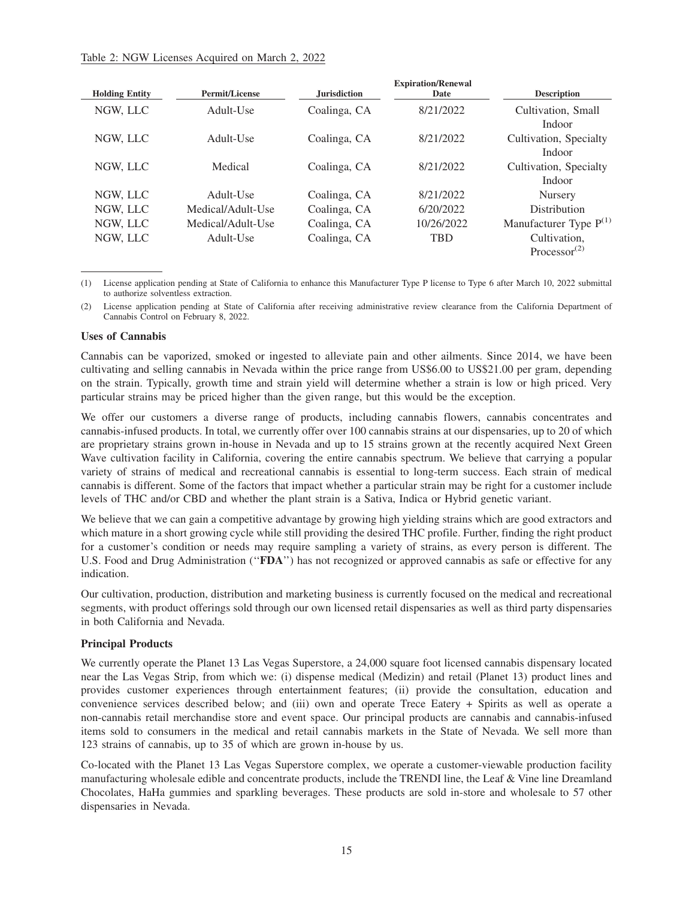Table 2: NGW Licenses Acquired on March 2, 2022

| Holding Entity | Permit/License | Jurisdiction | Expiration/Renewal Date | Description |
| --- | --- | --- | --- | --- |
| NGW, LLC | Adult-Use | Coalinga, CA | 8/21/2022 | Cultivation, Small Indoor |
| NGW, LLC | Adult-Use | Coalinga, CA | 8/21/2022 | Cultivation, Specialty Indoor |
| NGW, LLC | Medical | Coalinga, CA | 8/21/2022 | Cultivation, Specialty Indoor |
| NGW, LLC | Adult-Use | Coalinga, CA | 8/21/2022 | Nursery |
| NGW, LLC | Medical/Adult-Use | Coalinga, CA | 6/20/2022 | Distribution |
| NGW, LLC | Medical/Adult-Use | Coalinga, CA | 10/26/2022 | Manufacturer Type P[(1)] |
| NGW, LLC | Adult-Use | Coalinga, CA | TBD | Cultivation, Processor[(2)] |

(1) License application pending at State of California to enhance this Manufacturer Type P license to Type 6 after March 10, 2022 submittal to authorize solventless extraction.

(2) License application pending at State of California after receiving administrative review clearance from the California Department of Cannabis Control on February 8, 2022.

**Uses of Cannabis**

Cannabis can be vaporized, smoked or ingested to alleviate pain and other ailments. Since 2014, we have been cultivating and selling cannabis in Nevada within the price range from US$6.00 to US$21.00 per gram, depending on the strain. Typically, growth time and strain yield will determine whether a strain is low or high priced. Very particular strains may be priced higher than the given range, but this would be the exception.

We offer our customers a diverse range of products, including cannabis flowers, cannabis concentrates and cannabis-infused products. In total, we currently offer over 100 cannabis strains at our dispensaries, up to 20 of which are proprietary strains grown in-house in Nevada and up to 15 strains grown at the recently acquired Next Green Wave cultivation facility in California, covering the entire cannabis spectrum. We believe that carrying a popular variety of strains of medical and recreational cannabis is essential to long-term success. Each strain of medical cannabis is different. Some of the factors that impact whether a particular strain may be right for a customer include levels of THC and/or CBD and whether the plant strain is a Sativa, Indica or Hybrid genetic variant.

We believe that we can gain a competitive advantage by growing high yielding strains which are good extractors and which mature in a short growing cycle while still providing the desired THC profile. Further, finding the right product for a customer's condition or needs may require sampling a variety of strains, as every person is different. The U.S. Food and Drug Administration (''**FDA**'') has not recognized or approved cannabis as safe or effective for any indication.

Our cultivation, production, distribution and marketing business is currently focused on the medical and recreational segments, with product offerings sold through our own licensed retail dispensaries as well as third party dispensaries in both California and Nevada.

**Principal Products**

We currently operate the Planet 13 Las Vegas Superstore, a 24,000 square foot licensed cannabis dispensary located near the Las Vegas Strip, from which we: (i) dispense medical (Medizin) and retail (Planet 13) product lines and provides customer experiences through entertainment features; (ii) provide the consultation, education and convenience services described below; and (iii) own and operate Trece Eatery + Spirits as well as operate a non-cannabis retail merchandise store and event space. Our principal products are cannabis and cannabis-infused items sold to consumers in the medical and retail cannabis markets in the State of Nevada. We sell more than 123 strains of cannabis, up to 35 of which are grown in-house by us.

Co-located with the Planet 13 Las Vegas Superstore complex, we operate a customer-viewable production facility manufacturing wholesale edible and concentrate products, include the TRENDI line, the Leaf & Vine line Dreamland Chocolates, HaHa gummies and sparkling beverages. These products are sold in-store and wholesale to 57 other dispensaries in Nevada.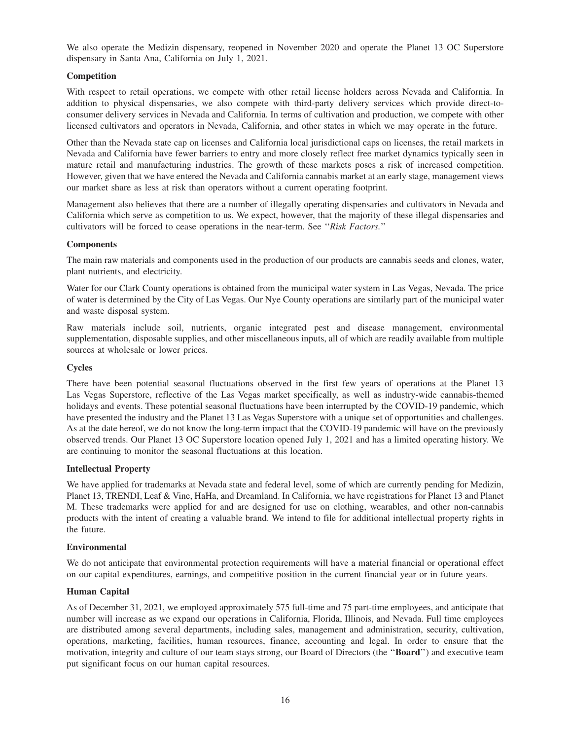We also operate the Medizin dispensary, reopened in November 2020 and operate the Planet 13 OC Superstore dispensary in Santa Ana, California on July 1, 2021.

### Competition

With respect to retail operations, we compete with other retail license holders across Nevada and California. In addition to physical dispensaries, we also compete with third-party delivery services which provide direct-to-consumer delivery services in Nevada and California. In terms of cultivation and production, we compete with other licensed cultivators and operators in Nevada, California, and other states in which we may operate in the future.

Other than the Nevada state cap on licenses and California local jurisdictional caps on licenses, the retail markets in Nevada and California have fewer barriers to entry and more closely reflect free market dynamics typically seen in mature retail and manufacturing industries. The growth of these markets poses a risk of increased competition. However, given that we have entered the Nevada and California cannabis market at an early stage, management views our market share as less at risk than operators without a current operating footprint.

Management also believes that there are a number of illegally operating dispensaries and cultivators in Nevada and California which serve as competition to us. We expect, however, that the majority of these illegal dispensaries and cultivators will be forced to cease operations in the near-term. See "*Risk Factors.*"

### Components

The main raw materials and components used in the production of our products are cannabis seeds and clones, water, plant nutrients, and electricity.

Water for our Clark County operations is obtained from the municipal water system in Las Vegas, Nevada. The price of water is determined by the City of Las Vegas. Our Nye County operations are similarly part of the municipal water and waste disposal system.

Raw materials include soil, nutrients, organic integrated pest and disease management, environmental supplementation, disposable supplies, and other miscellaneous inputs, all of which are readily available from multiple sources at wholesale or lower prices.

### Cycles

There have been potential seasonal fluctuations observed in the first few years of operations at the Planet 13 Las Vegas Superstore, reflective of the Las Vegas market specifically, as well as industry-wide cannabis-themed holidays and events. These potential seasonal fluctuations have been interrupted by the COVID-19 pandemic, which have presented the industry and the Planet 13 Las Vegas Superstore with a unique set of opportunities and challenges. As at the date hereof, we do not know the long-term impact that the COVID-19 pandemic will have on the previously observed trends. Our Planet 13 OC Superstore location opened July 1, 2021 and has a limited operating history. We are continuing to monitor the seasonal fluctuations at this location.

### Intellectual Property

We have applied for trademarks at Nevada state and federal level, some of which are currently pending for Medizin, Planet 13, TRENDI, Leaf & Vine, HaHa, and Dreamland. In California, we have registrations for Planet 13 and Planet M. These trademarks were applied for and are designed for use on clothing, wearables, and other non-cannabis products with the intent of creating a valuable brand. We intend to file for additional intellectual property rights in the future.

### Environmental

We do not anticipate that environmental protection requirements will have a material financial or operational effect on our capital expenditures, earnings, and competitive position in the current financial year or in future years.

### Human Capital

As of December 31, 2021, we employed approximately 575 full-time and 75 part-time employees, and anticipate that number will increase as we expand our operations in California, Florida, Illinois, and Nevada. Full time employees are distributed among several departments, including sales, management and administration, security, cultivation, operations, marketing, facilities, human resources, finance, accounting and legal. In order to ensure that the motivation, integrity and culture of our team stays strong, our Board of Directors (the "**Board**") and executive team put significant focus on our human capital resources.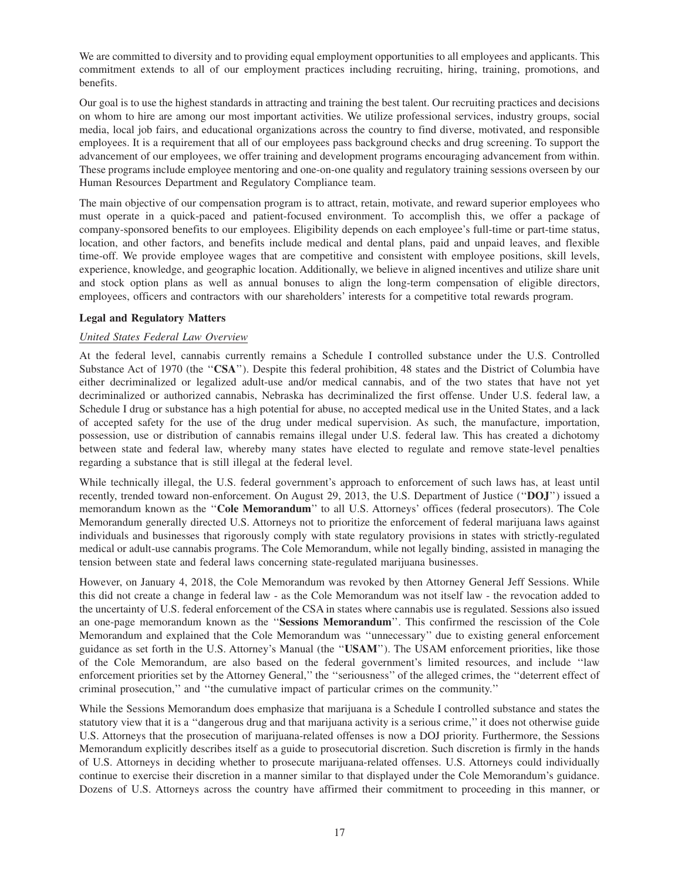We are committed to diversity and to providing equal employment opportunities to all employees and applicants. This commitment extends to all of our employment practices including recruiting, hiring, training, promotions, and benefits.

Our goal is to use the highest standards in attracting and training the best talent. Our recruiting practices and decisions on whom to hire are among our most important activities. We utilize professional services, industry groups, social media, local job fairs, and educational organizations across the country to find diverse, motivated, and responsible employees. It is a requirement that all of our employees pass background checks and drug screening. To support the advancement of our employees, we offer training and development programs encouraging advancement from within. These programs include employee mentoring and one-on-one quality and regulatory training sessions overseen by our Human Resources Department and Regulatory Compliance team.

The main objective of our compensation program is to attract, retain, motivate, and reward superior employees who must operate in a quick-paced and patient-focused environment. To accomplish this, we offer a package of company-sponsored benefits to our employees. Eligibility depends on each employee's full-time or part-time status, location, and other factors, and benefits include medical and dental plans, paid and unpaid leaves, and flexible time-off. We provide employee wages that are competitive and consistent with employee positions, skill levels, experience, knowledge, and geographic location. Additionally, we believe in aligned incentives and utilize share unit and stock option plans as well as annual bonuses to align the long-term compensation of eligible directors, employees, officers and contractors with our shareholders' interests for a competitive total rewards program.

**Legal and Regulatory Matters**

*United States Federal Law Overview*

At the federal level, cannabis currently remains a Schedule I controlled substance under the U.S. Controlled Substance Act of 1970 (the ''**CSA**''). Despite this federal prohibition, 48 states and the District of Columbia have either decriminalized or legalized adult-use and/or medical cannabis, and of the two states that have not yet decriminalized or authorized cannabis, Nebraska has decriminalized the first offense. Under U.S. federal law, a Schedule I drug or substance has a high potential for abuse, no accepted medical use in the United States, and a lack of accepted safety for the use of the drug under medical supervision. As such, the manufacture, importation, possession, use or distribution of cannabis remains illegal under U.S. federal law. This has created a dichotomy between state and federal law, whereby many states have elected to regulate and remove state-level penalties regarding a substance that is still illegal at the federal level.

While technically illegal, the U.S. federal government's approach to enforcement of such laws has, at least until recently, trended toward non-enforcement. On August 29, 2013, the U.S. Department of Justice (''**DOJ**'') issued a memorandum known as the ''**Cole Memorandum**'' to all U.S. Attorneys' offices (federal prosecutors). The Cole Memorandum generally directed U.S. Attorneys not to prioritize the enforcement of federal marijuana laws against individuals and businesses that rigorously comply with state regulatory provisions in states with strictly-regulated medical or adult-use cannabis programs. The Cole Memorandum, while not legally binding, assisted in managing the tension between state and federal laws concerning state-regulated marijuana businesses.

However, on January 4, 2018, the Cole Memorandum was revoked by then Attorney General Jeff Sessions. While this did not create a change in federal law - as the Cole Memorandum was not itself law - the revocation added to the uncertainty of U.S. federal enforcement of the CSA in states where cannabis use is regulated. Sessions also issued an one-page memorandum known as the ''**Sessions Memorandum**''. This confirmed the rescission of the Cole Memorandum and explained that the Cole Memorandum was ''unnecessary'' due to existing general enforcement guidance as set forth in the U.S. Attorney's Manual (the ''**USAM**''). The USAM enforcement priorities, like those of the Cole Memorandum, are also based on the federal government's limited resources, and include ''law enforcement priorities set by the Attorney General,'' the ''seriousness'' of the alleged crimes, the ''deterrent effect of criminal prosecution,'' and ''the cumulative impact of particular crimes on the community.''

While the Sessions Memorandum does emphasize that marijuana is a Schedule I controlled substance and states the statutory view that it is a ''dangerous drug and that marijuana activity is a serious crime,'' it does not otherwise guide U.S. Attorneys that the prosecution of marijuana-related offenses is now a DOJ priority. Furthermore, the Sessions Memorandum explicitly describes itself as a guide to prosecutorial discretion. Such discretion is firmly in the hands of U.S. Attorneys in deciding whether to prosecute marijuana-related offenses. U.S. Attorneys could individually continue to exercise their discretion in a manner similar to that displayed under the Cole Memorandum's guidance. Dozens of U.S. Attorneys across the country have affirmed their commitment to proceeding in this manner, or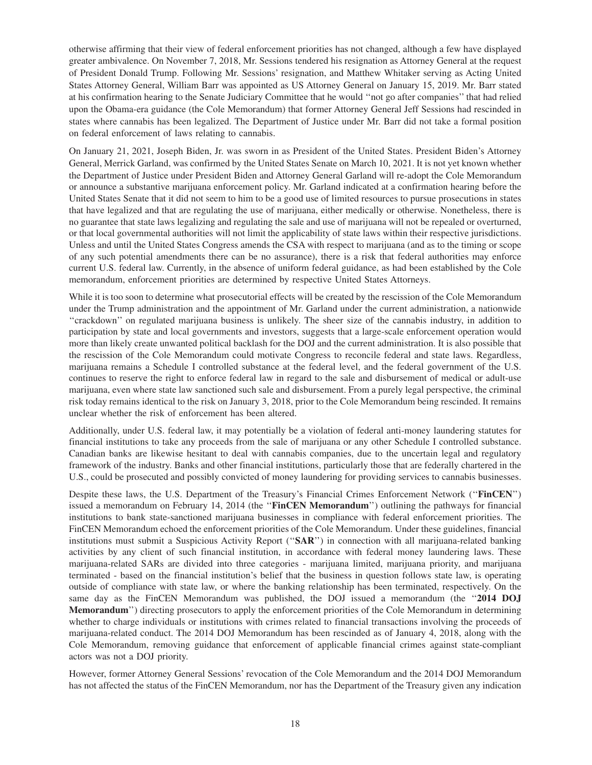otherwise affirming that their view of federal enforcement priorities has not changed, although a few have displayed greater ambivalence. On November 7, 2018, Mr. Sessions tendered his resignation as Attorney General at the request of President Donald Trump. Following Mr. Sessions' resignation, and Matthew Whitaker serving as Acting United States Attorney General, William Barr was appointed as US Attorney General on January 15, 2019. Mr. Barr stated at his confirmation hearing to the Senate Judiciary Committee that he would ''not go after companies'' that had relied upon the Obama-era guidance (the Cole Memorandum) that former Attorney General Jeff Sessions had rescinded in states where cannabis has been legalized. The Department of Justice under Mr. Barr did not take a formal position on federal enforcement of laws relating to cannabis.

On January 21, 2021, Joseph Biden, Jr. was sworn in as President of the United States. President Biden's Attorney General, Merrick Garland, was confirmed by the United States Senate on March 10, 2021. It is not yet known whether the Department of Justice under President Biden and Attorney General Garland will re-adopt the Cole Memorandum or announce a substantive marijuana enforcement policy. Mr. Garland indicated at a confirmation hearing before the United States Senate that it did not seem to him to be a good use of limited resources to pursue prosecutions in states that have legalized and that are regulating the use of marijuana, either medically or otherwise. Nonetheless, there is no guarantee that state laws legalizing and regulating the sale and use of marijuana will not be repealed or overturned, or that local governmental authorities will not limit the applicability of state laws within their respective jurisdictions. Unless and until the United States Congress amends the CSA with respect to marijuana (and as to the timing or scope of any such potential amendments there can be no assurance), there is a risk that federal authorities may enforce current U.S. federal law. Currently, in the absence of uniform federal guidance, as had been established by the Cole memorandum, enforcement priorities are determined by respective United States Attorneys.

While it is too soon to determine what prosecutorial effects will be created by the rescission of the Cole Memorandum under the Trump administration and the appointment of Mr. Garland under the current administration, a nationwide ''crackdown'' on regulated marijuana business is unlikely. The sheer size of the cannabis industry, in addition to participation by state and local governments and investors, suggests that a large-scale enforcement operation would more than likely create unwanted political backlash for the DOJ and the current administration. It is also possible that the rescission of the Cole Memorandum could motivate Congress to reconcile federal and state laws. Regardless, marijuana remains a Schedule I controlled substance at the federal level, and the federal government of the U.S. continues to reserve the right to enforce federal law in regard to the sale and disbursement of medical or adult-use marijuana, even where state law sanctioned such sale and disbursement. From a purely legal perspective, the criminal risk today remains identical to the risk on January 3, 2018, prior to the Cole Memorandum being rescinded. It remains unclear whether the risk of enforcement has been altered.

Additionally, under U.S. federal law, it may potentially be a violation of federal anti-money laundering statutes for financial institutions to take any proceeds from the sale of marijuana or any other Schedule I controlled substance. Canadian banks are likewise hesitant to deal with cannabis companies, due to the uncertain legal and regulatory framework of the industry. Banks and other financial institutions, particularly those that are federally chartered in the U.S., could be prosecuted and possibly convicted of money laundering for providing services to cannabis businesses.

Despite these laws, the U.S. Department of the Treasury's Financial Crimes Enforcement Network (''**FinCEN**'') issued a memorandum on February 14, 2014 (the ''**FinCEN Memorandum**'') outlining the pathways for financial institutions to bank state-sanctioned marijuana businesses in compliance with federal enforcement priorities. The FinCEN Memorandum echoed the enforcement priorities of the Cole Memorandum. Under these guidelines, financial institutions must submit a Suspicious Activity Report (''**SAR**'') in connection with all marijuana-related banking activities by any client of such financial institution, in accordance with federal money laundering laws. These marijuana-related SARs are divided into three categories - marijuana limited, marijuana priority, and marijuana terminated - based on the financial institution's belief that the business in question follows state law, is operating outside of compliance with state law, or where the banking relationship has been terminated, respectively. On the same day as the FinCEN Memorandum was published, the DOJ issued a memorandum (the ''**2014 DOJ Memorandum**'') directing prosecutors to apply the enforcement priorities of the Cole Memorandum in determining whether to charge individuals or institutions with crimes related to financial transactions involving the proceeds of marijuana-related conduct. The 2014 DOJ Memorandum has been rescinded as of January 4, 2018, along with the Cole Memorandum, removing guidance that enforcement of applicable financial crimes against state-compliant actors was not a DOJ priority.

However, former Attorney General Sessions' revocation of the Cole Memorandum and the 2014 DOJ Memorandum has not affected the status of the FinCEN Memorandum, nor has the Department of the Treasury given any indication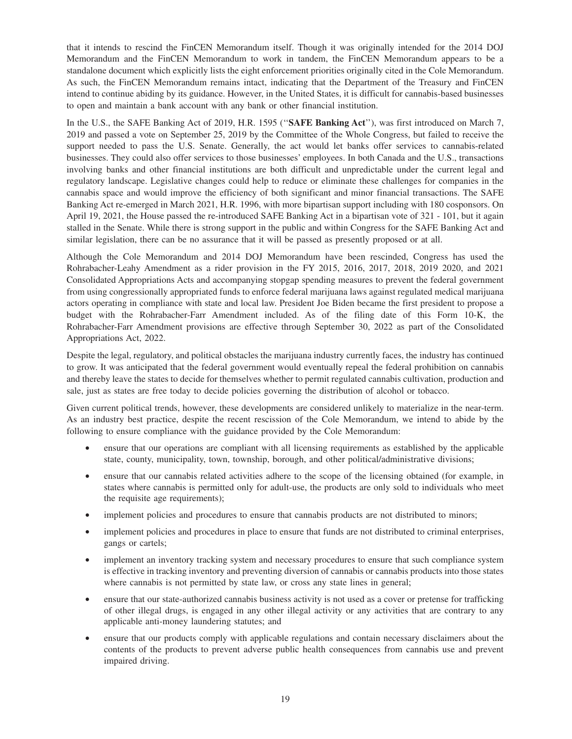that it intends to rescind the FinCEN Memorandum itself. Though it was originally intended for the 2014 DOJ Memorandum and the FinCEN Memorandum to work in tandem, the FinCEN Memorandum appears to be a standalone document which explicitly lists the eight enforcement priorities originally cited in the Cole Memorandum. As such, the FinCEN Memorandum remains intact, indicating that the Department of the Treasury and FinCEN intend to continue abiding by its guidance. However, in the United States, it is difficult for cannabis-based businesses to open and maintain a bank account with any bank or other financial institution.

In the U.S., the SAFE Banking Act of 2019, H.R. 1595 (''**SAFE Banking Act**''), was first introduced on March 7, 2019 and passed a vote on September 25, 2019 by the Committee of the Whole Congress, but failed to receive the support needed to pass the U.S. Senate. Generally, the act would let banks offer services to cannabis-related businesses. They could also offer services to those businesses' employees. In both Canada and the U.S., transactions involving banks and other financial institutions are both difficult and unpredictable under the current legal and regulatory landscape. Legislative changes could help to reduce or eliminate these challenges for companies in the cannabis space and would improve the efficiency of both significant and minor financial transactions. The SAFE Banking Act re-emerged in March 2021, H.R. 1996, with more bipartisan support including with 180 cosponsors. On April 19, 2021, the House passed the re-introduced SAFE Banking Act in a bipartisan vote of 321 - 101, but it again stalled in the Senate. While there is strong support in the public and within Congress for the SAFE Banking Act and similar legislation, there can be no assurance that it will be passed as presently proposed or at all.

Although the Cole Memorandum and 2014 DOJ Memorandum have been rescinded, Congress has used the Rohrabacher-Leahy Amendment as a rider provision in the FY 2015, 2016, 2017, 2018, 2019 2020, and 2021 Consolidated Appropriations Acts and accompanying stopgap spending measures to prevent the federal government from using congressionally appropriated funds to enforce federal marijuana laws against regulated medical marijuana actors operating in compliance with state and local law. President Joe Biden became the first president to propose a budget with the Rohrabacher-Farr Amendment included. As of the filing date of this Form 10-K, the Rohrabacher-Farr Amendment provisions are effective through September 30, 2022 as part of the Consolidated Appropriations Act, 2022.

Despite the legal, regulatory, and political obstacles the marijuana industry currently faces, the industry has continued to grow. It was anticipated that the federal government would eventually repeal the federal prohibition on cannabis and thereby leave the states to decide for themselves whether to permit regulated cannabis cultivation, production and sale, just as states are free today to decide policies governing the distribution of alcohol or tobacco.

Given current political trends, however, these developments are considered unlikely to materialize in the near-term. As an industry best practice, despite the recent rescission of the Cole Memorandum, we intend to abide by the following to ensure compliance with the guidance provided by the Cole Memorandum:

- ensure that our operations are compliant with all licensing requirements as established by the applicable state, county, municipality, town, township, borough, and other political/administrative divisions;
- ensure that our cannabis related activities adhere to the scope of the licensing obtained (for example, in states where cannabis is permitted only for adult-use, the products are only sold to individuals who meet the requisite age requirements);
- implement policies and procedures to ensure that cannabis products are not distributed to minors;
- implement policies and procedures in place to ensure that funds are not distributed to criminal enterprises, gangs or cartels;
- implement an inventory tracking system and necessary procedures to ensure that such compliance system is effective in tracking inventory and preventing diversion of cannabis or cannabis products into those states where cannabis is not permitted by state law, or cross any state lines in general;
- ensure that our state-authorized cannabis business activity is not used as a cover or pretense for trafficking of other illegal drugs, is engaged in any other illegal activity or any activities that are contrary to any applicable anti-money laundering statutes; and
- ensure that our products comply with applicable regulations and contain necessary disclaimers about the contents of the products to prevent adverse public health consequences from cannabis use and prevent impaired driving.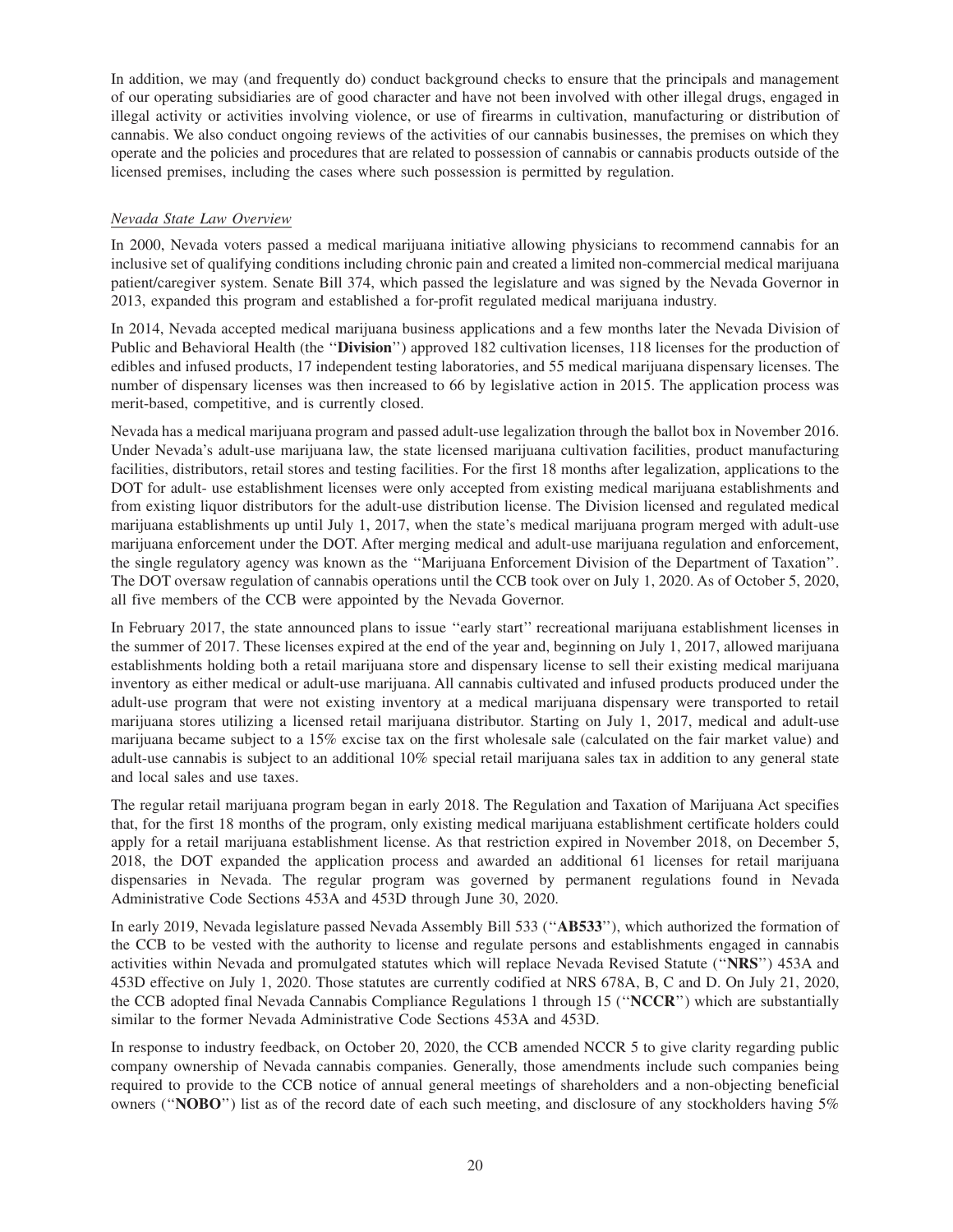In addition, we may (and frequently do) conduct background checks to ensure that the principals and management of our operating subsidiaries are of good character and have not been involved with other illegal drugs, engaged in illegal activity or activities involving violence, or use of firearms in cultivation, manufacturing or distribution of cannabis. We also conduct ongoing reviews of the activities of our cannabis businesses, the premises on which they operate and the policies and procedures that are related to possession of cannabis or cannabis products outside of the licensed premises, including the cases where such possession is permitted by regulation.

*Nevada State Law Overview*

In 2000, Nevada voters passed a medical marijuana initiative allowing physicians to recommend cannabis for an inclusive set of qualifying conditions including chronic pain and created a limited non-commercial medical marijuana patient/caregiver system. Senate Bill 374, which passed the legislature and was signed by the Nevada Governor in 2013, expanded this program and established a for-profit regulated medical marijuana industry.

In 2014, Nevada accepted medical marijuana business applications and a few months later the Nevada Division of Public and Behavioral Health (the ''**Division**'') approved 182 cultivation licenses, 118 licenses for the production of edibles and infused products, 17 independent testing laboratories, and 55 medical marijuana dispensary licenses. The number of dispensary licenses was then increased to 66 by legislative action in 2015. The application process was merit-based, competitive, and is currently closed.

Nevada has a medical marijuana program and passed adult-use legalization through the ballot box in November 2016. Under Nevada's adult-use marijuana law, the state licensed marijuana cultivation facilities, product manufacturing facilities, distributors, retail stores and testing facilities. For the first 18 months after legalization, applications to the DOT for adult- use establishment licenses were only accepted from existing medical marijuana establishments and from existing liquor distributors for the adult-use distribution license. The Division licensed and regulated medical marijuana establishments up until July 1, 2017, when the state's medical marijuana program merged with adult-use marijuana enforcement under the DOT. After merging medical and adult-use marijuana regulation and enforcement, the single regulatory agency was known as the ''Marijuana Enforcement Division of the Department of Taxation''. The DOT oversaw regulation of cannabis operations until the CCB took over on July 1, 2020. As of October 5, 2020, all five members of the CCB were appointed by the Nevada Governor.

In February 2017, the state announced plans to issue ''early start'' recreational marijuana establishment licenses in the summer of 2017. These licenses expired at the end of the year and, beginning on July 1, 2017, allowed marijuana establishments holding both a retail marijuana store and dispensary license to sell their existing medical marijuana inventory as either medical or adult-use marijuana. All cannabis cultivated and infused products produced under the adult-use program that were not existing inventory at a medical marijuana dispensary were transported to retail marijuana stores utilizing a licensed retail marijuana distributor. Starting on July 1, 2017, medical and adult-use marijuana became subject to a 15% excise tax on the first wholesale sale (calculated on the fair market value) and adult-use cannabis is subject to an additional 10% special retail marijuana sales tax in addition to any general state and local sales and use taxes.

The regular retail marijuana program began in early 2018. The Regulation and Taxation of Marijuana Act specifies that, for the first 18 months of the program, only existing medical marijuana establishment certificate holders could apply for a retail marijuana establishment license. As that restriction expired in November 2018, on December 5, 2018, the DOT expanded the application process and awarded an additional 61 licenses for retail marijuana dispensaries in Nevada. The regular program was governed by permanent regulations found in Nevada Administrative Code Sections 453A and 453D through June 30, 2020.

In early 2019, Nevada legislature passed Nevada Assembly Bill 533 (''**AB533**''), which authorized the formation of the CCB to be vested with the authority to license and regulate persons and establishments engaged in cannabis activities within Nevada and promulgated statutes which will replace Nevada Revised Statute (''**NRS**'') 453A and 453D effective on July 1, 2020. Those statutes are currently codified at NRS 678A, B, C and D. On July 21, 2020, the CCB adopted final Nevada Cannabis Compliance Regulations 1 through 15 (''**NCCR**'') which are substantially similar to the former Nevada Administrative Code Sections 453A and 453D.

In response to industry feedback, on October 20, 2020, the CCB amended NCCR 5 to give clarity regarding public company ownership of Nevada cannabis companies. Generally, those amendments include such companies being required to provide to the CCB notice of annual general meetings of shareholders and a non-objecting beneficial owners (''**NOBO**'') list as of the record date of each such meeting, and disclosure of any stockholders having 5%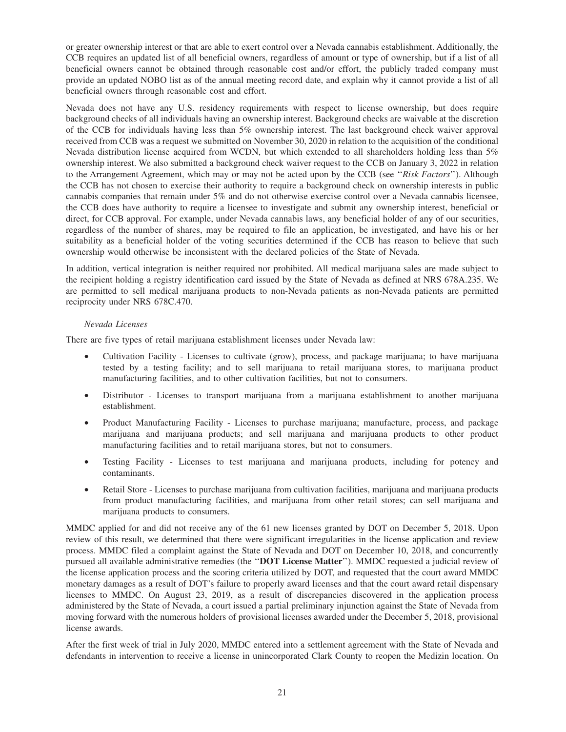or greater ownership interest or that are able to exert control over a Nevada cannabis establishment. Additionally, the CCB requires an updated list of all beneficial owners, regardless of amount or type of ownership, but if a list of all beneficial owners cannot be obtained through reasonable cost and/or effort, the publicly traded company must provide an updated NOBO list as of the annual meeting record date, and explain why it cannot provide a list of all beneficial owners through reasonable cost and effort.

Nevada does not have any U.S. residency requirements with respect to license ownership, but does require background checks of all individuals having an ownership interest. Background checks are waivable at the discretion of the CCB for individuals having less than 5% ownership interest. The last background check waiver approval received from CCB was a request we submitted on November 30, 2020 in relation to the acquisition of the conditional Nevada distribution license acquired from WCDN, but which extended to all shareholders holding less than 5% ownership interest. We also submitted a background check waiver request to the CCB on January 3, 2022 in relation to the Arrangement Agreement, which may or may not be acted upon by the CCB (see "*Risk Factors*"). Although the CCB has not chosen to exercise their authority to require a background check on ownership interests in public cannabis companies that remain under 5% and do not otherwise exercise control over a Nevada cannabis licensee, the CCB does have authority to require a licensee to investigate and submit any ownership interest, beneficial or direct, for CCB approval. For example, under Nevada cannabis laws, any beneficial holder of any of our securities, regardless of the number of shares, may be required to file an application, be investigated, and have his or her suitability as a beneficial holder of the voting securities determined if the CCB has reason to believe that such ownership would otherwise be inconsistent with the declared policies of the State of Nevada.

In addition, vertical integration is neither required nor prohibited. All medical marijuana sales are made subject to the recipient holding a registry identification card issued by the State of Nevada as defined at NRS 678A.235. We are permitted to sell medical marijuana products to non-Nevada patients as non-Nevada patients are permitted reciprocity under NRS 678C.470.

*Nevada Licenses*

There are five types of retail marijuana establishment licenses under Nevada law:

- Cultivation Facility - Licenses to cultivate (grow), process, and package marijuana; to have marijuana tested by a testing facility; and to sell marijuana to retail marijuana stores, to marijuana product manufacturing facilities, and to other cultivation facilities, but not to consumers.
- Distributor - Licenses to transport marijuana from a marijuana establishment to another marijuana establishment.
- Product Manufacturing Facility - Licenses to purchase marijuana; manufacture, process, and package marijuana and marijuana products; and sell marijuana and marijuana products to other product manufacturing facilities and to retail marijuana stores, but not to consumers.
- Testing Facility - Licenses to test marijuana and marijuana products, including for potency and contaminants.
- Retail Store - Licenses to purchase marijuana from cultivation facilities, marijuana and marijuana products from product manufacturing facilities, and marijuana from other retail stores; can sell marijuana and marijuana products to consumers.

MMDC applied for and did not receive any of the 61 new licenses granted by DOT on December 5, 2018. Upon review of this result, we determined that there were significant irregularities in the license application and review process. MMDC filed a complaint against the State of Nevada and DOT on December 10, 2018, and concurrently pursued all available administrative remedies (the "**DOT License Matter**"). MMDC requested a judicial review of the license application process and the scoring criteria utilized by DOT, and requested that the court award MMDC monetary damages as a result of DOT's failure to properly award licenses and that the court award retail dispensary licenses to MMDC. On August 23, 2019, as a result of discrepancies discovered in the application process administered by the State of Nevada, a court issued a partial preliminary injunction against the State of Nevada from moving forward with the numerous holders of provisional licenses awarded under the December 5, 2018, provisional license awards.

After the first week of trial in July 2020, MMDC entered into a settlement agreement with the State of Nevada and defendants in intervention to receive a license in unincorporated Clark County to reopen the Medizin location. On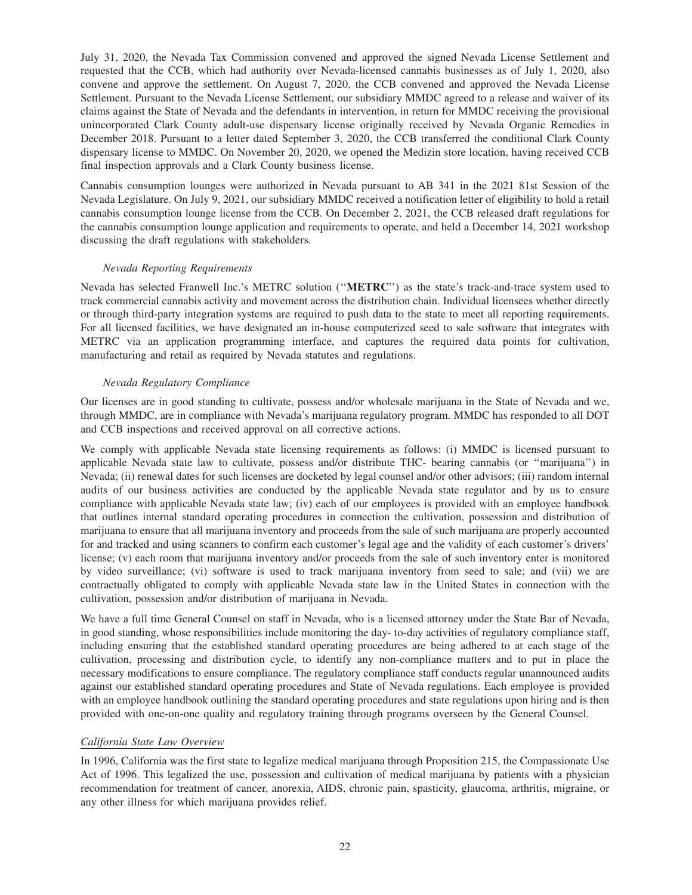July 31, 2020, the Nevada Tax Commission convened and approved the signed Nevada License Settlement and requested that the CCB, which had authority over Nevada-licensed cannabis businesses as of July 1, 2020, also convene and approve the settlement. On August 7, 2020, the CCB convened and approved the Nevada License Settlement. Pursuant to the Nevada License Settlement, our subsidiary MMDC agreed to a release and waiver of its claims against the State of Nevada and the defendants in intervention, in return for MMDC receiving the provisional unincorporated Clark County adult-use dispensary license originally received by Nevada Organic Remedies in December 2018. Pursuant to a letter dated September 3, 2020, the CCB transferred the conditional Clark County dispensary license to MMDC. On November 20, 2020, we opened the Medizin store location, having received CCB final inspection approvals and a Clark County business license.

Cannabis consumption lounges were authorized in Nevada pursuant to AB 341 in the 2021 81st Session of the Nevada Legislature. On July 9, 2021, our subsidiary MMDC received a notification letter of eligibility to hold a retail cannabis consumption lounge license from the CCB. On December 2, 2021, the CCB released draft regulations for the cannabis consumption lounge application and requirements to operate, and held a December 14, 2021 workshop discussing the draft regulations with stakeholders.

*Nevada Reporting Requirements*

Nevada has selected Franwell Inc.'s METRC solution ("**METRC**") as the state's track-and-trace system used to track commercial cannabis activity and movement across the distribution chain. Individual licensees whether directly or through third-party integration systems are required to push data to the state to meet all reporting requirements. For all licensed facilities, we have designated an in-house computerized seed to sale software that integrates with METRC via an application programming interface, and captures the required data points for cultivation, manufacturing and retail as required by Nevada statutes and regulations.

*Nevada Regulatory Compliance*

Our licenses are in good standing to cultivate, possess and/or wholesale marijuana in the State of Nevada and we, through MMDC, are in compliance with Nevada's marijuana regulatory program. MMDC has responded to all DOT and CCB inspections and received approval on all corrective actions.

We comply with applicable Nevada state licensing requirements as follows: (i) MMDC is licensed pursuant to applicable Nevada state law to cultivate, possess and/or distribute THC- bearing cannabis (or "marijuana") in Nevada; (ii) renewal dates for such licenses are docketed by legal counsel and/or other advisors; (iii) random internal audits of our business activities are conducted by the applicable Nevada state regulator and by us to ensure compliance with applicable Nevada state law; (iv) each of our employees is provided with an employee handbook that outlines internal standard operating procedures in connection the cultivation, possession and distribution of marijuana to ensure that all marijuana inventory and proceeds from the sale of such marijuana are properly accounted for and tracked and using scanners to confirm each customer's legal age and the validity of each customer's drivers' license; (v) each room that marijuana inventory and/or proceeds from the sale of such inventory enter is monitored by video surveillance; (vi) software is used to track marijuana inventory from seed to sale; and (vii) we are contractually obligated to comply with applicable Nevada state law in the United States in connection with the cultivation, possession and/or distribution of marijuana in Nevada.

We have a full time General Counsel on staff in Nevada, who is a licensed attorney under the State Bar of Nevada, in good standing, whose responsibilities include monitoring the day- to-day activities of regulatory compliance staff, including ensuring that the established standard operating procedures are being adhered to at each stage of the cultivation, processing and distribution cycle, to identify any non-compliance matters and to put in place the necessary modifications to ensure compliance. The regulatory compliance staff conducts regular unannounced audits against our established standard operating procedures and State of Nevada regulations. Each employee is provided with an employee handbook outlining the standard operating procedures and state regulations upon hiring and is then provided with one-on-one quality and regulatory training through programs overseen by the General Counsel.

## California State Law Overview

In 1996, California was the first state to legalize medical marijuana through Proposition 215, the Compassionate Use Act of 1996. This legalized the use, possession and cultivation of medical marijuana by patients with a physician recommendation for treatment of cancer, anorexia, AIDS, chronic pain, spasticity, glaucoma, arthritis, migraine, or any other illness for which marijuana provides relief.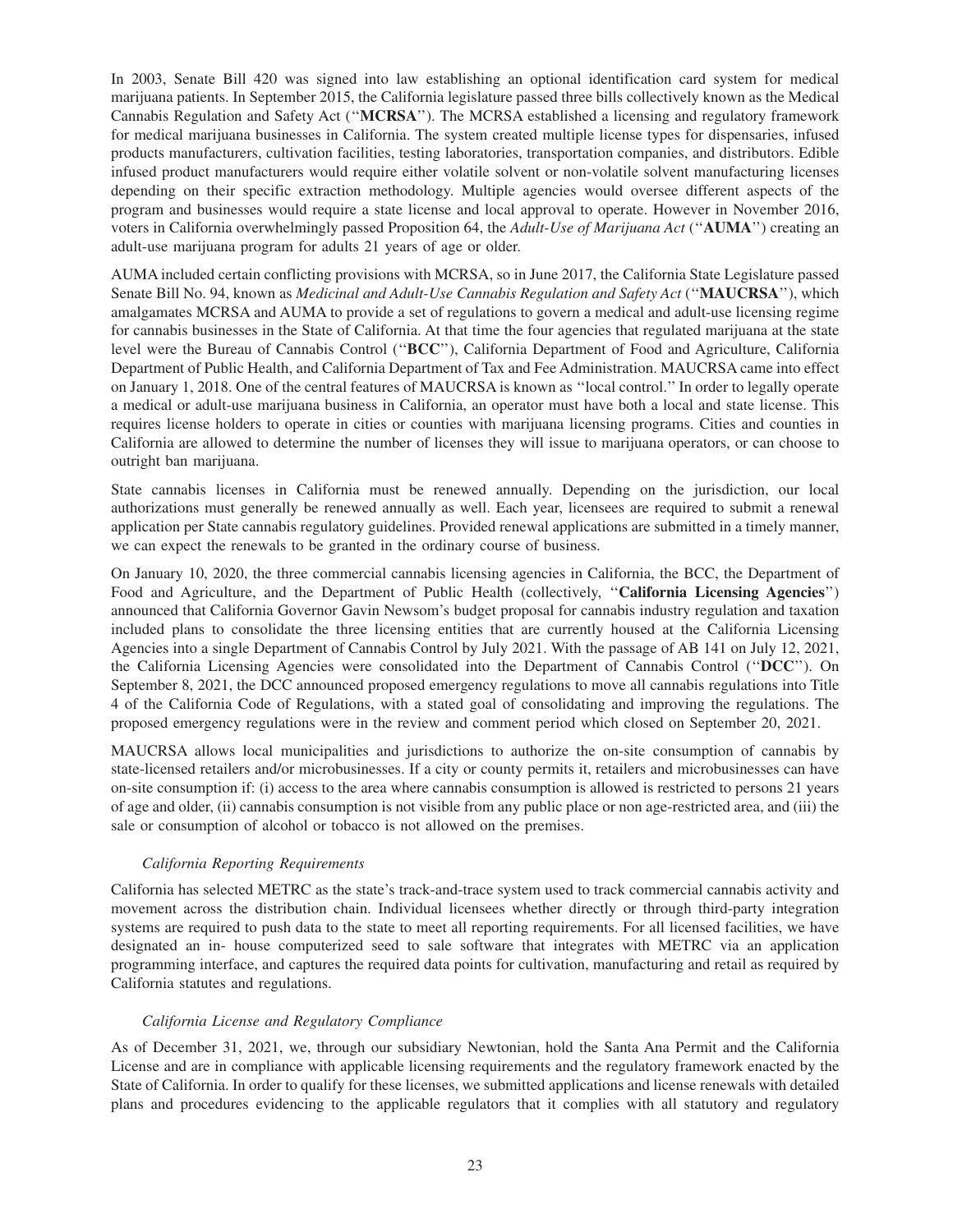In 2003, Senate Bill 420 was signed into law establishing an optional identification card system for medical marijuana patients. In September 2015, the California legislature passed three bills collectively known as the Medical Cannabis Regulation and Safety Act (''**MCRSA**''). The MCRSA established a licensing and regulatory framework for medical marijuana businesses in California. The system created multiple license types for dispensaries, infused products manufacturers, cultivation facilities, testing laboratories, transportation companies, and distributors. Edible infused product manufacturers would require either volatile solvent or non-volatile solvent manufacturing licenses depending on their specific extraction methodology. Multiple agencies would oversee different aspects of the program and businesses would require a state license and local approval to operate. However in November 2016, voters in California overwhelmingly passed Proposition 64, the *Adult-Use of Marijuana Act* (''**AUMA**'') creating an adult-use marijuana program for adults 21 years of age or older.

AUMA included certain conflicting provisions with MCRSA, so in June 2017, the California State Legislature passed Senate Bill No. 94, known as *Medicinal and Adult-Use Cannabis Regulation and Safety Act* (''**MAUCRSA**''), which amalgamates MCRSA and AUMA to provide a set of regulations to govern a medical and adult-use licensing regime for cannabis businesses in the State of California. At that time the four agencies that regulated marijuana at the state level were the Bureau of Cannabis Control (''**BCC**''), California Department of Food and Agriculture, California Department of Public Health, and California Department of Tax and Fee Administration. MAUCRSA came into effect on January 1, 2018. One of the central features of MAUCRSA is known as ''local control.'' In order to legally operate a medical or adult-use marijuana business in California, an operator must have both a local and state license. This requires license holders to operate in cities or counties with marijuana licensing programs. Cities and counties in California are allowed to determine the number of licenses they will issue to marijuana operators, or can choose to outright ban marijuana.

State cannabis licenses in California must be renewed annually. Depending on the jurisdiction, our local authorizations must generally be renewed annually as well. Each year, licensees are required to submit a renewal application per State cannabis regulatory guidelines. Provided renewal applications are submitted in a timely manner, we can expect the renewals to be granted in the ordinary course of business.

On January 10, 2020, the three commercial cannabis licensing agencies in California, the BCC, the Department of Food and Agriculture, and the Department of Public Health (collectively, ''**California Licensing Agencies**'') announced that California Governor Gavin Newsom's budget proposal for cannabis industry regulation and taxation included plans to consolidate the three licensing entities that are currently housed at the California Licensing Agencies into a single Department of Cannabis Control by July 2021. With the passage of AB 141 on July 12, 2021, the California Licensing Agencies were consolidated into the Department of Cannabis Control (''**DCC**''). On September 8, 2021, the DCC announced proposed emergency regulations to move all cannabis regulations into Title 4 of the California Code of Regulations, with a stated goal of consolidating and improving the regulations. The proposed emergency regulations were in the review and comment period which closed on September 20, 2021.

MAUCRSA allows local municipalities and jurisdictions to authorize the on-site consumption of cannabis by state-licensed retailers and/or microbusinesses. If a city or county permits it, retailers and microbusinesses can have on-site consumption if: (i) access to the area where cannabis consumption is allowed is restricted to persons 21 years of age and older, (ii) cannabis consumption is not visible from any public place or non age-restricted area, and (iii) the sale or consumption of alcohol or tobacco is not allowed on the premises.

*California Reporting Requirements*

California has selected METRC as the state's track-and-trace system used to track commercial cannabis activity and movement across the distribution chain. Individual licensees whether directly or through third-party integration systems are required to push data to the state to meet all reporting requirements. For all licensed facilities, we have designated an in- house computerized seed to sale software that integrates with METRC via an application programming interface, and captures the required data points for cultivation, manufacturing and retail as required by California statutes and regulations.

*California License and Regulatory Compliance*

As of December 31, 2021, we, through our subsidiary Newtonian, hold the Santa Ana Permit and the California License and are in compliance with applicable licensing requirements and the regulatory framework enacted by the State of California. In order to qualify for these licenses, we submitted applications and license renewals with detailed plans and procedures evidencing to the applicable regulators that it complies with all statutory and regulatory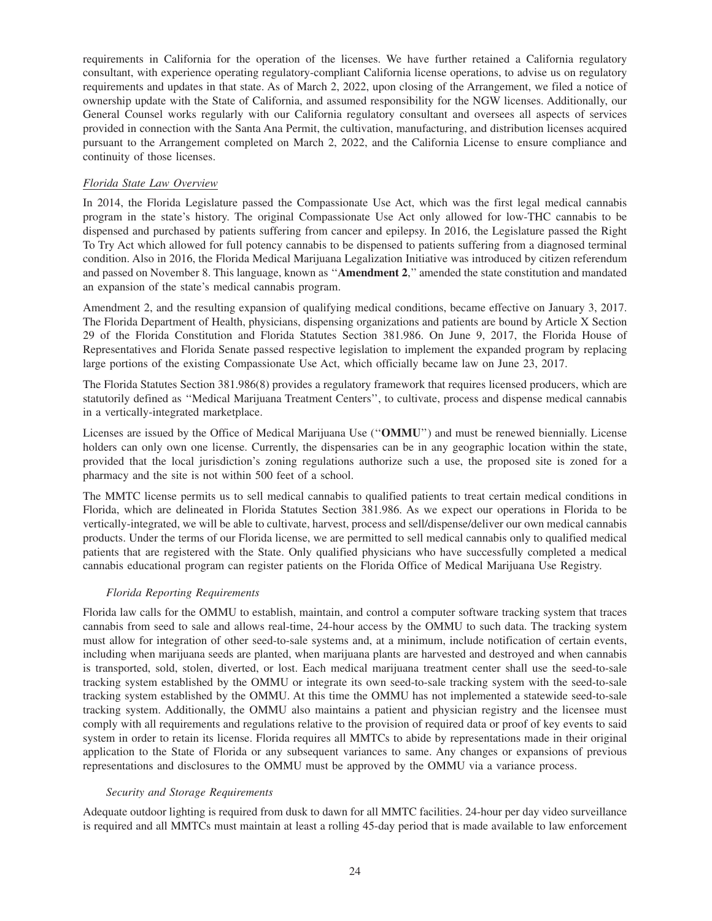requirements in California for the operation of the licenses. We have further retained a California regulatory consultant, with experience operating regulatory-compliant California license operations, to advise us on regulatory requirements and updates in that state. As of March 2, 2022, upon closing of the Arrangement, we filed a notice of ownership update with the State of California, and assumed responsibility for the NGW licenses. Additionally, our General Counsel works regularly with our California regulatory consultant and oversees all aspects of services provided in connection with the Santa Ana Permit, the cultivation, manufacturing, and distribution licenses acquired pursuant to the Arrangement completed on March 2, 2022, and the California License to ensure compliance and continuity of those licenses.

*Florida State Law Overview*

In 2014, the Florida Legislature passed the Compassionate Use Act, which was the first legal medical cannabis program in the state's history. The original Compassionate Use Act only allowed for low-THC cannabis to be dispensed and purchased by patients suffering from cancer and epilepsy. In 2016, the Legislature passed the Right To Try Act which allowed for full potency cannabis to be dispensed to patients suffering from a diagnosed terminal condition. Also in 2016, the Florida Medical Marijuana Legalization Initiative was introduced by citizen referendum and passed on November 8. This language, known as "**Amendment 2**," amended the state constitution and mandated an expansion of the state's medical cannabis program.

Amendment 2, and the resulting expansion of qualifying medical conditions, became effective on January 3, 2017. The Florida Department of Health, physicians, dispensing organizations and patients are bound by Article X Section 29 of the Florida Constitution and Florida Statutes Section 381.986. On June 9, 2017, the Florida House of Representatives and Florida Senate passed respective legislation to implement the expanded program by replacing large portions of the existing Compassionate Use Act, which officially became law on June 23, 2017.

The Florida Statutes Section 381.986(8) provides a regulatory framework that requires licensed producers, which are statutorily defined as "Medical Marijuana Treatment Centers", to cultivate, process and dispense medical cannabis in a vertically-integrated marketplace.

Licenses are issued by the Office of Medical Marijuana Use ("**OMMU**") and must be renewed biennially. License holders can only own one license. Currently, the dispensaries can be in any geographic location within the state, provided that the local jurisdiction's zoning regulations authorize such a use, the proposed site is zoned for a pharmacy and the site is not within 500 feet of a school.

The MMTC license permits us to sell medical cannabis to qualified patients to treat certain medical conditions in Florida, which are delineated in Florida Statutes Section 381.986. As we expect our operations in Florida to be vertically-integrated, we will be able to cultivate, harvest, process and sell/dispense/deliver our own medical cannabis products. Under the terms of our Florida license, we are permitted to sell medical cannabis only to qualified medical patients that are registered with the State. Only qualified physicians who have successfully completed a medical cannabis educational program can register patients on the Florida Office of Medical Marijuana Use Registry.

*Florida Reporting Requirements*

Florida law calls for the OMMU to establish, maintain, and control a computer software tracking system that traces cannabis from seed to sale and allows real-time, 24-hour access by the OMMU to such data. The tracking system must allow for integration of other seed-to-sale systems and, at a minimum, include notification of certain events, including when marijuana seeds are planted, when marijuana plants are harvested and destroyed and when cannabis is transported, sold, stolen, diverted, or lost. Each medical marijuana treatment center shall use the seed-to-sale tracking system established by the OMMU or integrate its own seed-to-sale tracking system with the seed-to-sale tracking system established by the OMMU. At this time the OMMU has not implemented a statewide seed-to-sale tracking system. Additionally, the OMMU also maintains a patient and physician registry and the licensee must comply with all requirements and regulations relative to the provision of required data or proof of key events to said system in order to retain its license. Florida requires all MMTCs to abide by representations made in their original application to the State of Florida or any subsequent variances to same. Any changes or expansions of previous representations and disclosures to the OMMU must be approved by the OMMU via a variance process.

*Security and Storage Requirements*

Adequate outdoor lighting is required from dusk to dawn for all MMTC facilities. 24-hour per day video surveillance is required and all MMTCs must maintain at least a rolling 45-day period that is made available to law enforcement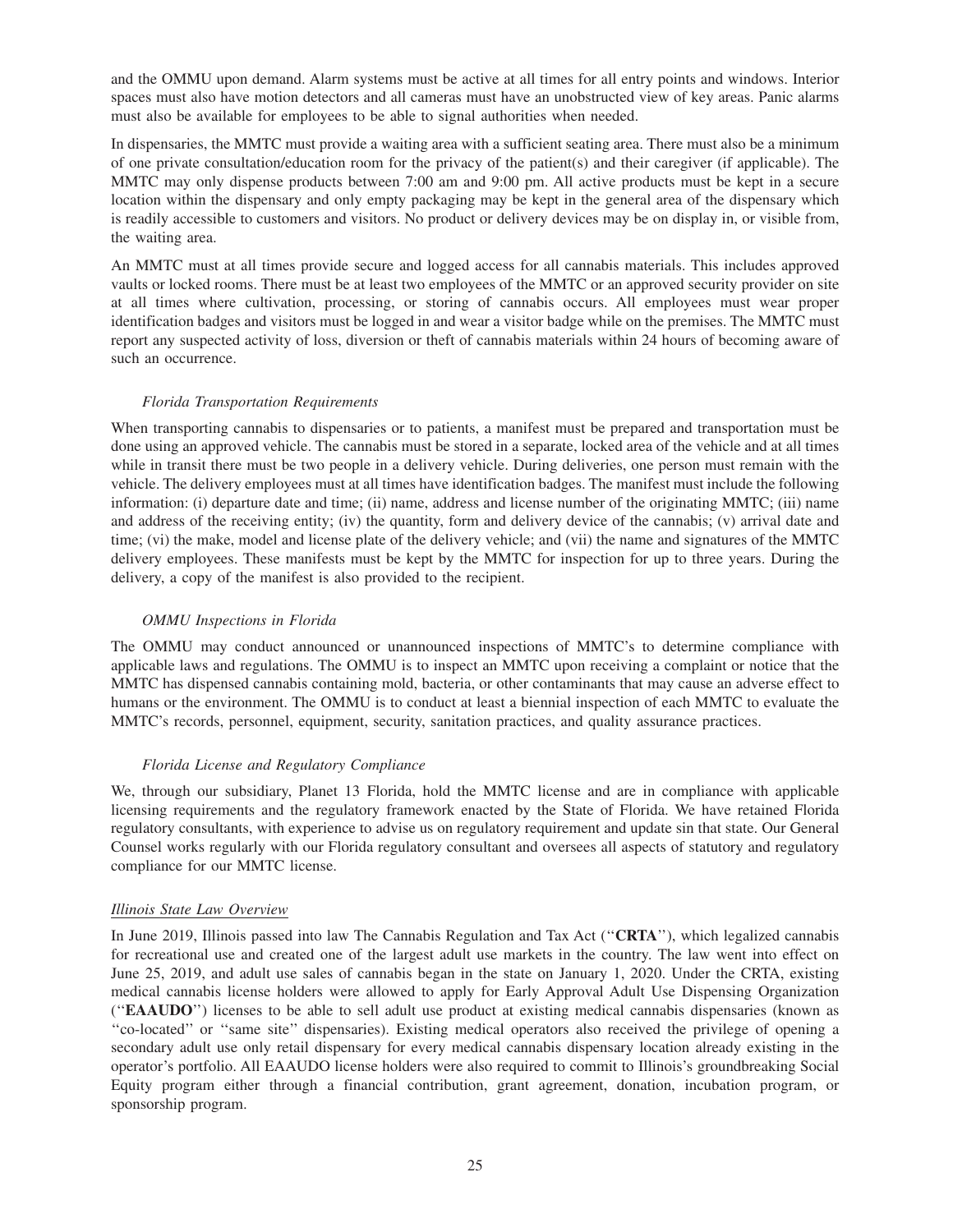and the OMMU upon demand. Alarm systems must be active at all times for all entry points and windows. Interior spaces must also have motion detectors and all cameras must have an unobstructed view of key areas. Panic alarms must also be available for employees to be able to signal authorities when needed.

In dispensaries, the MMTC must provide a waiting area with a sufficient seating area. There must also be a minimum of one private consultation/education room for the privacy of the patient(s) and their caregiver (if applicable). The MMTC may only dispense products between 7:00 am and 9:00 pm. All active products must be kept in a secure location within the dispensary and only empty packaging may be kept in the general area of the dispensary which is readily accessible to customers and visitors. No product or delivery devices may be on display in, or visible from, the waiting area.

An MMTC must at all times provide secure and logged access for all cannabis materials. This includes approved vaults or locked rooms. There must be at least two employees of the MMTC or an approved security provider on site at all times where cultivation, processing, or storing of cannabis occurs. All employees must wear proper identification badges and visitors must be logged in and wear a visitor badge while on the premises. The MMTC must report any suspected activity of loss, diversion or theft of cannabis materials within 24 hours of becoming aware of such an occurrence.

*Florida Transportation Requirements*

When transporting cannabis to dispensaries or to patients, a manifest must be prepared and transportation must be done using an approved vehicle. The cannabis must be stored in a separate, locked area of the vehicle and at all times while in transit there must be two people in a delivery vehicle. During deliveries, one person must remain with the vehicle. The delivery employees must at all times have identification badges. The manifest must include the following information: (i) departure date and time; (ii) name, address and license number of the originating MMTC; (iii) name and address of the receiving entity; (iv) the quantity, form and delivery device of the cannabis; (v) arrival date and time; (vi) the make, model and license plate of the delivery vehicle; and (vii) the name and signatures of the MMTC delivery employees. These manifests must be kept by the MMTC for inspection for up to three years. During the delivery, a copy of the manifest is also provided to the recipient.

*OMMU Inspections in Florida*

The OMMU may conduct announced or unannounced inspections of MMTC's to determine compliance with applicable laws and regulations. The OMMU is to inspect an MMTC upon receiving a complaint or notice that the MMTC has dispensed cannabis containing mold, bacteria, or other contaminants that may cause an adverse effect to humans or the environment. The OMMU is to conduct at least a biennial inspection of each MMTC to evaluate the MMTC's records, personnel, equipment, security, sanitation practices, and quality assurance practices.

*Florida License and Regulatory Compliance*

We, through our subsidiary, Planet 13 Florida, hold the MMTC license and are in compliance with applicable licensing requirements and the regulatory framework enacted by the State of Florida. We have retained Florida regulatory consultants, with experience to advise us on regulatory requirement and update sin that state. Our General Counsel works regularly with our Florida regulatory consultant and oversees all aspects of statutory and regulatory compliance for our MMTC license.

<u>Illinois State Law Overview</u>

In June 2019, Illinois passed into law The Cannabis Regulation and Tax Act (''**CRTA**''), which legalized cannabis for recreational use and created one of the largest adult use markets in the country. The law went into effect on June 25, 2019, and adult use sales of cannabis began in the state on January 1, 2020. Under the CRTA, existing medical cannabis license holders were allowed to apply for Early Approval Adult Use Dispensing Organization (''**EAAUDO**'') licenses to be able to sell adult use product at existing medical cannabis dispensaries (known as ''co-located'' or ''same site'' dispensaries). Existing medical operators also received the privilege of opening a secondary adult use only retail dispensary for every medical cannabis dispensary location already existing in the operator's portfolio. All EAAUDO license holders were also required to commit to Illinois's groundbreaking Social Equity program either through a financial contribution, grant agreement, donation, incubation program, or sponsorship program.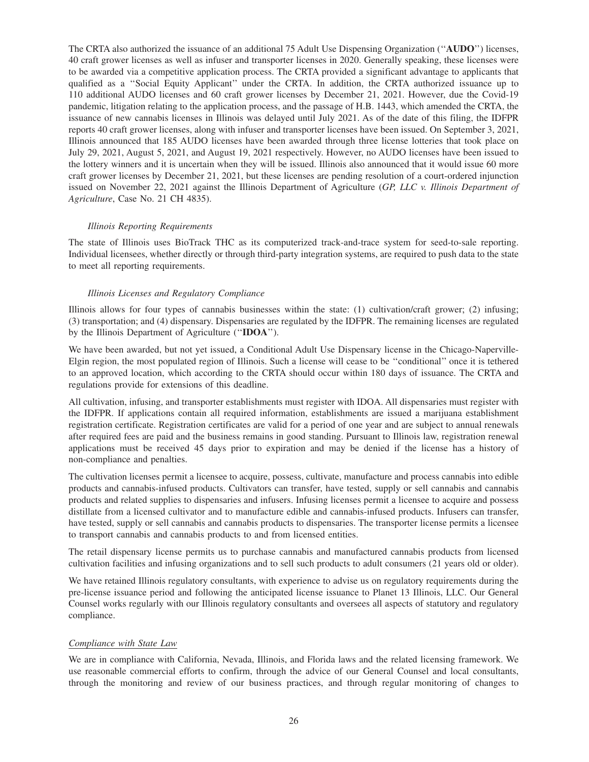The CRTA also authorized the issuance of an additional 75 Adult Use Dispensing Organization (''**AUDO**'') licenses, 40 craft grower licenses as well as infuser and transporter licenses in 2020. Generally speaking, these licenses were to be awarded via a competitive application process. The CRTA provided a significant advantage to applicants that qualified as a ''Social Equity Applicant'' under the CRTA. In addition, the CRTA authorized issuance up to 110 additional AUDO licenses and 60 craft grower licenses by December 21, 2021. However, due the Covid-19 pandemic, litigation relating to the application process, and the passage of H.B. 1443, which amended the CRTA, the issuance of new cannabis licenses in Illinois was delayed until July 2021. As of the date of this filing, the IDFPR reports 40 craft grower licenses, along with infuser and transporter licenses have been issued. On September 3, 2021, Illinois announced that 185 AUDO licenses have been awarded through three license lotteries that took place on July 29, 2021, August 5, 2021, and August 19, 2021 respectively. However, no AUDO licenses have been issued to the lottery winners and it is uncertain when they will be issued. Illinois also announced that it would issue 60 more craft grower licenses by December 21, 2021, but these licenses are pending resolution of a court-ordered injunction issued on November 22, 2021 against the Illinois Department of Agriculture (*GP, LLC v. Illinois Department of Agriculture*, Case No. 21 CH 4835).

*Illinois Reporting Requirements*

The state of Illinois uses BioTrack THC as its computerized track-and-trace system for seed-to-sale reporting. Individual licensees, whether directly or through third-party integration systems, are required to push data to the state to meet all reporting requirements.

*Illinois Licenses and Regulatory Compliance*

Illinois allows for four types of cannabis businesses within the state: (1) cultivation/craft grower; (2) infusing; (3) transportation; and (4) dispensary. Dispensaries are regulated by the IDFPR. The remaining licenses are regulated by the Illinois Department of Agriculture (''**IDOA**'').

We have been awarded, but not yet issued, a Conditional Adult Use Dispensary license in the Chicago-Naperville-Elgin region, the most populated region of Illinois. Such a license will cease to be ''conditional'' once it is tethered to an approved location, which according to the CRTA should occur within 180 days of issuance. The CRTA and regulations provide for extensions of this deadline.

All cultivation, infusing, and transporter establishments must register with IDOA. All dispensaries must register with the IDFPR. If applications contain all required information, establishments are issued a marijuana establishment registration certificate. Registration certificates are valid for a period of one year and are subject to annual renewals after required fees are paid and the business remains in good standing. Pursuant to Illinois law, registration renewal applications must be received 45 days prior to expiration and may be denied if the license has a history of non-compliance and penalties.

The cultivation licenses permit a licensee to acquire, possess, cultivate, manufacture and process cannabis into edible products and cannabis-infused products. Cultivators can transfer, have tested, supply or sell cannabis and cannabis products and related supplies to dispensaries and infusers. Infusing licenses permit a licensee to acquire and possess distillate from a licensed cultivator and to manufacture edible and cannabis-infused products. Infusers can transfer, have tested, supply or sell cannabis and cannabis products to dispensaries. The transporter license permits a licensee to transport cannabis and cannabis products to and from licensed entities.

The retail dispensary license permits us to purchase cannabis and manufactured cannabis products from licensed cultivation facilities and infusing organizations and to sell such products to adult consumers (21 years old or older).

We have retained Illinois regulatory consultants, with experience to advise us on regulatory requirements during the pre-license issuance period and following the anticipated license issuance to Planet 13 Illinois, LLC. Our General Counsel works regularly with our Illinois regulatory consultants and oversees all aspects of statutory and regulatory compliance.

<u>*Compliance with State Law*</u>

We are in compliance with California, Nevada, Illinois, and Florida laws and the related licensing framework. We use reasonable commercial efforts to confirm, through the advice of our General Counsel and local consultants, through the monitoring and review of our business practices, and through regular monitoring of changes to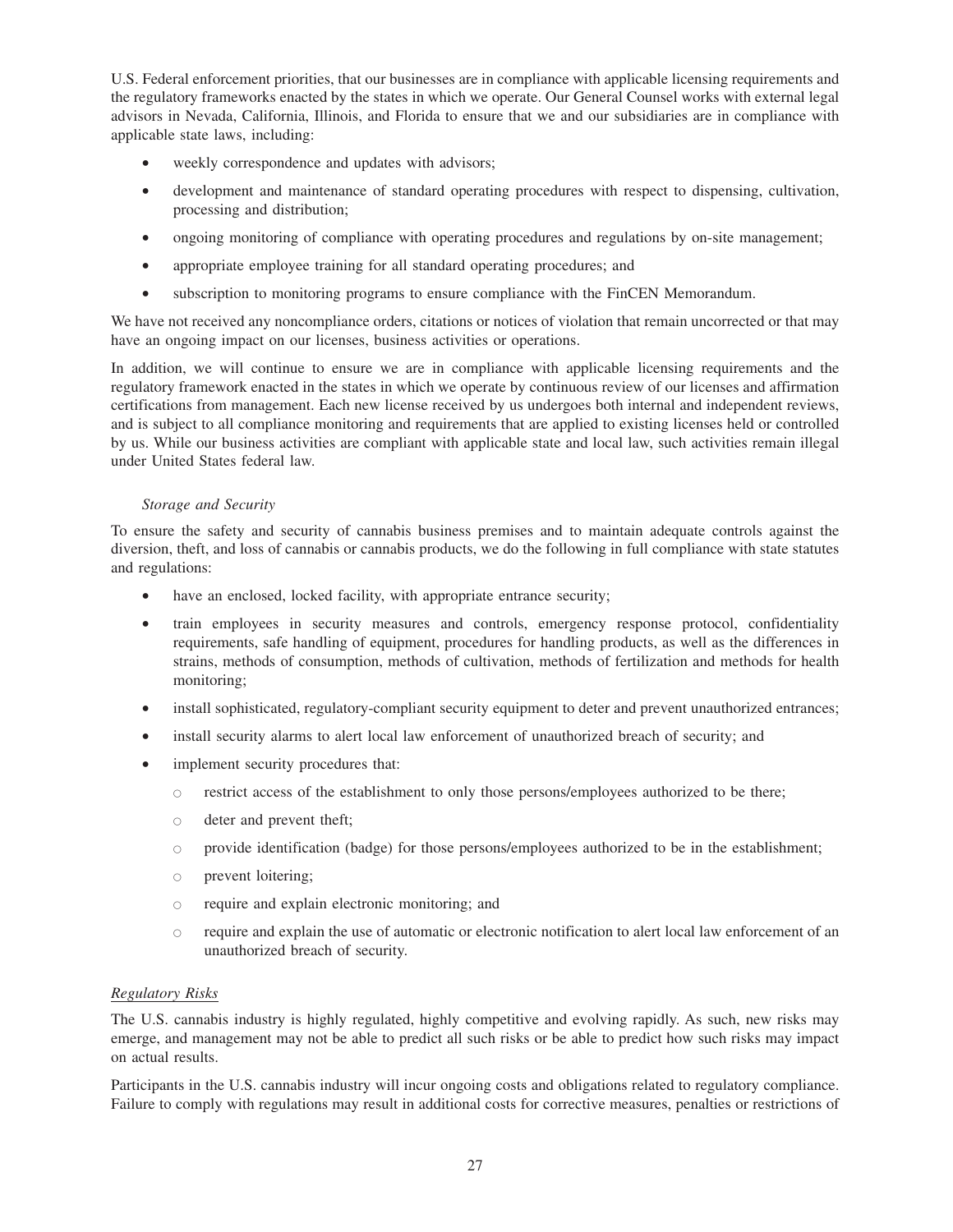U.S. Federal enforcement priorities, that our businesses are in compliance with applicable licensing requirements and the regulatory frameworks enacted by the states in which we operate. Our General Counsel works with external legal advisors in Nevada, California, Illinois, and Florida to ensure that we and our subsidiaries are in compliance with applicable state laws, including:

- weekly correspondence and updates with advisors;
- development and maintenance of standard operating procedures with respect to dispensing, cultivation, processing and distribution;
- ongoing monitoring of compliance with operating procedures and regulations by on-site management;
- appropriate employee training for all standard operating procedures; and
- subscription to monitoring programs to ensure compliance with the FinCEN Memorandum.

We have not received any noncompliance orders, citations or notices of violation that remain uncorrected or that may have an ongoing impact on our licenses, business activities or operations.

In addition, we will continue to ensure we are in compliance with applicable licensing requirements and the regulatory framework enacted in the states in which we operate by continuous review of our licenses and affirmation certifications from management. Each new license received by us undergoes both internal and independent reviews, and is subject to all compliance monitoring and requirements that are applied to existing licenses held or controlled by us. While our business activities are compliant with applicable state and local law, such activities remain illegal under United States federal law.

*Storage and Security*

To ensure the safety and security of cannabis business premises and to maintain adequate controls against the diversion, theft, and loss of cannabis or cannabis products, we do the following in full compliance with state statutes and regulations:

- have an enclosed, locked facility, with appropriate entrance security;
- train employees in security measures and controls, emergency response protocol, confidentiality requirements, safe handling of equipment, procedures for handling products, as well as the differences in strains, methods of consumption, methods of cultivation, methods of fertilization and methods for health monitoring;
- install sophisticated, regulatory-compliant security equipment to deter and prevent unauthorized entrances;
- install security alarms to alert local law enforcement of unauthorized breach of security; and
- implement security procedures that:
  - restrict access of the establishment to only those persons/employees authorized to be there;
  - deter and prevent theft;
  - provide identification (badge) for those persons/employees authorized to be in the establishment;
  - prevent loitering;
  - require and explain electronic monitoring; and
  - require and explain the use of automatic or electronic notification to alert local law enforcement of an unauthorized breach of security.

*Regulatory Risks*

The U.S. cannabis industry is highly regulated, highly competitive and evolving rapidly. As such, new risks may emerge, and management may not be able to predict all such risks or be able to predict how such risks may impact on actual results.

Participants in the U.S. cannabis industry will incur ongoing costs and obligations related to regulatory compliance. Failure to comply with regulations may result in additional costs for corrective measures, penalties or restrictions of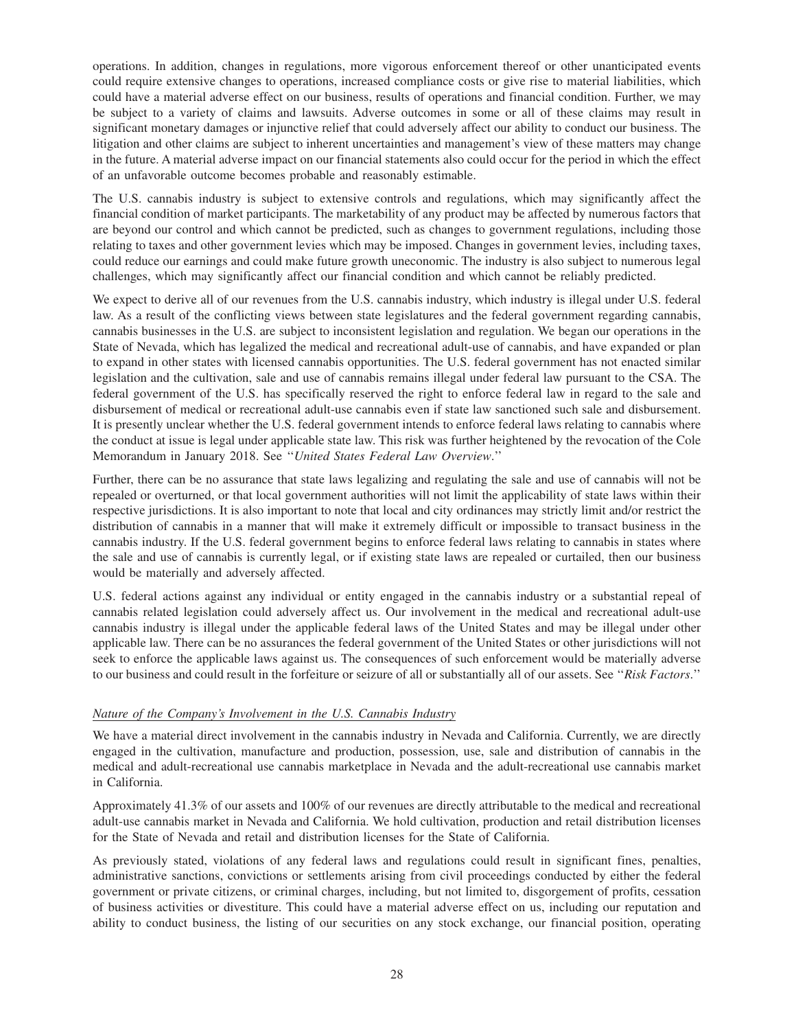operations. In addition, changes in regulations, more vigorous enforcement thereof or other unanticipated events could require extensive changes to operations, increased compliance costs or give rise to material liabilities, which could have a material adverse effect on our business, results of operations and financial condition. Further, we may be subject to a variety of claims and lawsuits. Adverse outcomes in some or all of these claims may result in significant monetary damages or injunctive relief that could adversely affect our ability to conduct our business. The litigation and other claims are subject to inherent uncertainties and management's view of these matters may change in the future. A material adverse impact on our financial statements also could occur for the period in which the effect of an unfavorable outcome becomes probable and reasonably estimable.

The U.S. cannabis industry is subject to extensive controls and regulations, which may significantly affect the financial condition of market participants. The marketability of any product may be affected by numerous factors that are beyond our control and which cannot be predicted, such as changes to government regulations, including those relating to taxes and other government levies which may be imposed. Changes in government levies, including taxes, could reduce our earnings and could make future growth uneconomic. The industry is also subject to numerous legal challenges, which may significantly affect our financial condition and which cannot be reliably predicted.

We expect to derive all of our revenues from the U.S. cannabis industry, which industry is illegal under U.S. federal law. As a result of the conflicting views between state legislatures and the federal government regarding cannabis, cannabis businesses in the U.S. are subject to inconsistent legislation and regulation. We began our operations in the State of Nevada, which has legalized the medical and recreational adult-use of cannabis, and have expanded or plan to expand in other states with licensed cannabis opportunities. The U.S. federal government has not enacted similar legislation and the cultivation, sale and use of cannabis remains illegal under federal law pursuant to the CSA. The federal government of the U.S. has specifically reserved the right to enforce federal law in regard to the sale and disbursement of medical or recreational adult-use cannabis even if state law sanctioned such sale and disbursement. It is presently unclear whether the U.S. federal government intends to enforce federal laws relating to cannabis where the conduct at issue is legal under applicable state law. This risk was further heightened by the revocation of the Cole Memorandum in January 2018. See "*United States Federal Law Overview*."

Further, there can be no assurance that state laws legalizing and regulating the sale and use of cannabis will not be repealed or overturned, or that local government authorities will not limit the applicability of state laws within their respective jurisdictions. It is also important to note that local and city ordinances may strictly limit and/or restrict the distribution of cannabis in a manner that will make it extremely difficult or impossible to transact business in the cannabis industry. If the U.S. federal government begins to enforce federal laws relating to cannabis in states where the sale and use of cannabis is currently legal, or if existing state laws are repealed or curtailed, then our business would be materially and adversely affected.

U.S. federal actions against any individual or entity engaged in the cannabis industry or a substantial repeal of cannabis related legislation could adversely affect us. Our involvement in the medical and recreational adult-use cannabis industry is illegal under the applicable federal laws of the United States and may be illegal under other applicable law. There can be no assurances the federal government of the United States or other jurisdictions will not seek to enforce the applicable laws against us. The consequences of such enforcement would be materially adverse to our business and could result in the forfeiture or seizure of all or substantially all of our assets. See "*Risk Factors*."

*Nature of the Company's Involvement in the U.S. Cannabis Industry*

We have a material direct involvement in the cannabis industry in Nevada and California. Currently, we are directly engaged in the cultivation, manufacture and production, possession, use, sale and distribution of cannabis in the medical and adult-recreational use cannabis marketplace in Nevada and the adult-recreational use cannabis market in California.

Approximately 41.3% of our assets and 100% of our revenues are directly attributable to the medical and recreational adult-use cannabis market in Nevada and California. We hold cultivation, production and retail distribution licenses for the State of Nevada and retail and distribution licenses for the State of California.

As previously stated, violations of any federal laws and regulations could result in significant fines, penalties, administrative sanctions, convictions or settlements arising from civil proceedings conducted by either the federal government or private citizens, or criminal charges, including, but not limited to, disgorgement of profits, cessation of business activities or divestiture. This could have a material adverse effect on us, including our reputation and ability to conduct business, the listing of our securities on any stock exchange, our financial position, operating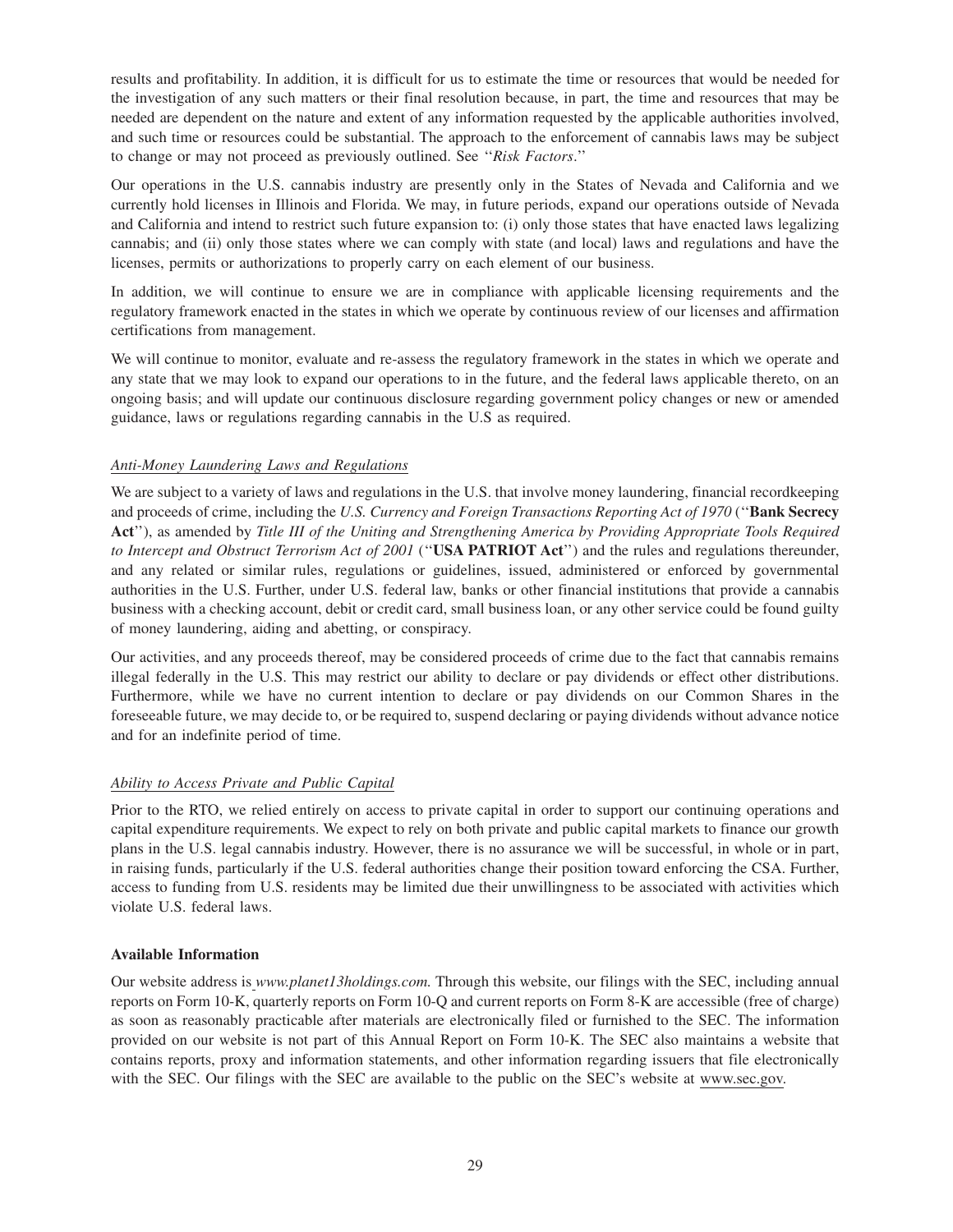results and profitability. In addition, it is difficult for us to estimate the time or resources that would be needed for the investigation of any such matters or their final resolution because, in part, the time and resources that may be needed are dependent on the nature and extent of any information requested by the applicable authorities involved, and such time or resources could be substantial. The approach to the enforcement of cannabis laws may be subject to change or may not proceed as previously outlined. See ''*Risk Factors*.''

Our operations in the U.S. cannabis industry are presently only in the States of Nevada and California and we currently hold licenses in Illinois and Florida. We may, in future periods, expand our operations outside of Nevada and California and intend to restrict such future expansion to: (i) only those states that have enacted laws legalizing cannabis; and (ii) only those states where we can comply with state (and local) laws and regulations and have the licenses, permits or authorizations to properly carry on each element of our business.

In addition, we will continue to ensure we are in compliance with applicable licensing requirements and the regulatory framework enacted in the states in which we operate by continuous review of our licenses and affirmation certifications from management.

We will continue to monitor, evaluate and re-assess the regulatory framework in the states in which we operate and any state that we may look to expand our operations to in the future, and the federal laws applicable thereto, on an ongoing basis; and will update our continuous disclosure regarding government policy changes or new or amended guidance, laws or regulations regarding cannabis in the U.S as required.

*Anti-Money Laundering Laws and Regulations*

We are subject to a variety of laws and regulations in the U.S. that involve money laundering, financial recordkeeping and proceeds of crime, including the *U.S. Currency and Foreign Transactions Reporting Act of 1970* (''**Bank Secrecy Act**''), as amended by *Title III of the Uniting and Strengthening America by Providing Appropriate Tools Required to Intercept and Obstruct Terrorism Act of 2001* (''**USA PATRIOT Act**'') and the rules and regulations thereunder, and any related or similar rules, regulations or guidelines, issued, administered or enforced by governmental authorities in the U.S. Further, under U.S. federal law, banks or other financial institutions that provide a cannabis business with a checking account, debit or credit card, small business loan, or any other service could be found guilty of money laundering, aiding and abetting, or conspiracy.

Our activities, and any proceeds thereof, may be considered proceeds of crime due to the fact that cannabis remains illegal federally in the U.S. This may restrict our ability to declare or pay dividends or effect other distributions. Furthermore, while we have no current intention to declare or pay dividends on our Common Shares in the foreseeable future, we may decide to, or be required to, suspend declaring or paying dividends without advance notice and for an indefinite period of time.

*Ability to Access Private and Public Capital*

Prior to the RTO, we relied entirely on access to private capital in order to support our continuing operations and capital expenditure requirements. We expect to rely on both private and public capital markets to finance our growth plans in the U.S. legal cannabis industry. However, there is no assurance we will be successful, in whole or in part, in raising funds, particularly if the U.S. federal authorities change their position toward enforcing the CSA. Further, access to funding from U.S. residents may be limited due their unwillingness to be associated with activities which violate U.S. federal laws.

**Available Information**

Our website address is *www.planet13holdings.com.* Through this website, our filings with the SEC, including annual reports on Form 10-K, quarterly reports on Form 10-Q and current reports on Form 8-K are accessible (free of charge) as soon as reasonably practicable after materials are electronically filed or furnished to the SEC. The information provided on our website is not part of this Annual Report on Form 10-K. The SEC also maintains a website that contains reports, proxy and information statements, and other information regarding issuers that file electronically with the SEC. Our filings with the SEC are available to the public on the SEC's website at www.sec.gov.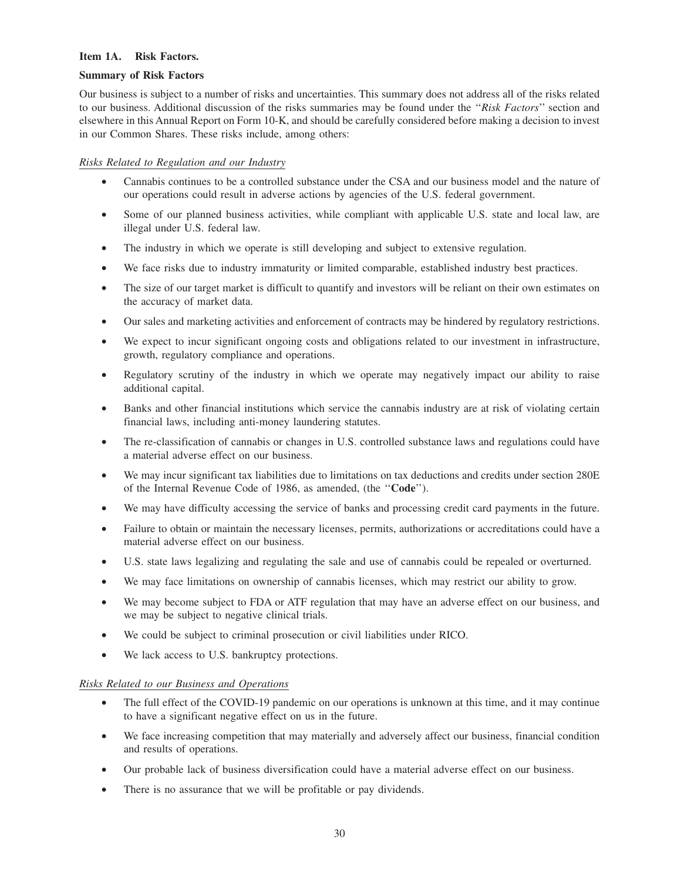### Item 1A. Risk Factors.

**Summary of Risk Factors**

Our business is subject to a number of risks and uncertainties. This summary does not address all of the risks related to our business. Additional discussion of the risks summaries may be found under the "*Risk Factors*" section and elsewhere in this Annual Report on Form 10-K, and should be carefully considered before making a decision to invest in our Common Shares. These risks include, among others:

*Risks Related to Regulation and our Industry*

- Cannabis continues to be a controlled substance under the CSA and our business model and the nature of our operations could result in adverse actions by agencies of the U.S. federal government.
- Some of our planned business activities, while compliant with applicable U.S. state and local law, are illegal under U.S. federal law.
- The industry in which we operate is still developing and subject to extensive regulation.
- We face risks due to industry immaturity or limited comparable, established industry best practices.
- The size of our target market is difficult to quantify and investors will be reliant on their own estimates on the accuracy of market data.
- Our sales and marketing activities and enforcement of contracts may be hindered by regulatory restrictions.
- We expect to incur significant ongoing costs and obligations related to our investment in infrastructure, growth, regulatory compliance and operations.
- Regulatory scrutiny of the industry in which we operate may negatively impact our ability to raise additional capital.
- Banks and other financial institutions which service the cannabis industry are at risk of violating certain financial laws, including anti-money laundering statutes.
- The re-classification of cannabis or changes in U.S. controlled substance laws and regulations could have a material adverse effect on our business.
- We may incur significant tax liabilities due to limitations on tax deductions and credits under section 280E of the Internal Revenue Code of 1986, as amended, (the "**Code**").
- We may have difficulty accessing the service of banks and processing credit card payments in the future.
- Failure to obtain or maintain the necessary licenses, permits, authorizations or accreditations could have a material adverse effect on our business.
- U.S. state laws legalizing and regulating the sale and use of cannabis could be repealed or overturned.
- We may face limitations on ownership of cannabis licenses, which may restrict our ability to grow.
- We may become subject to FDA or ATF regulation that may have an adverse effect on our business, and we may be subject to negative clinical trials.
- We could be subject to criminal prosecution or civil liabilities under RICO.
- We lack access to U.S. bankruptcy protections.

*Risks Related to our Business and Operations*

- The full effect of the COVID-19 pandemic on our operations is unknown at this time, and it may continue to have a significant negative effect on us in the future.
- We face increasing competition that may materially and adversely affect our business, financial condition and results of operations.
- Our probable lack of business diversification could have a material adverse effect on our business.
- There is no assurance that we will be profitable or pay dividends.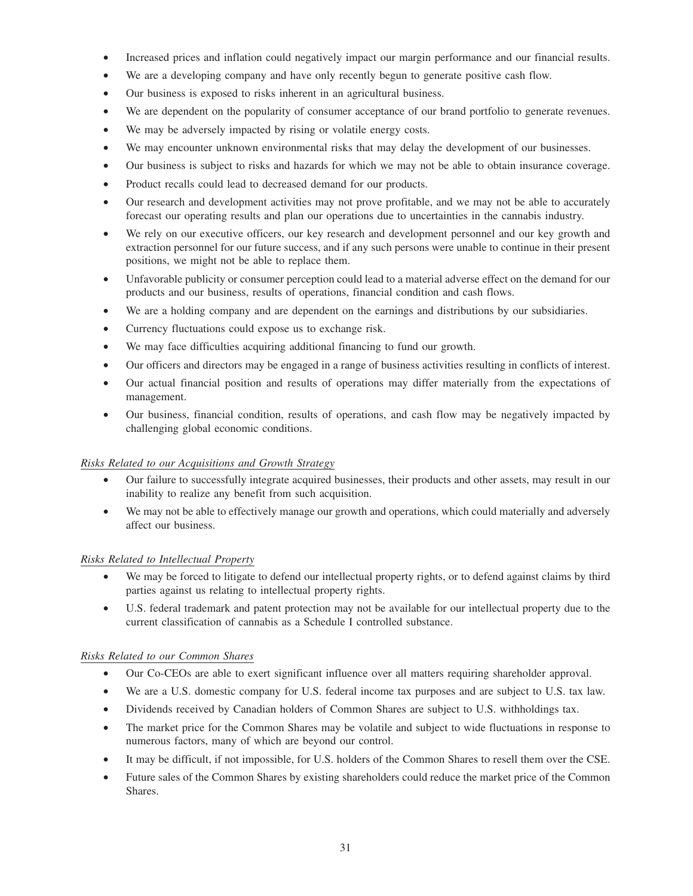- Increased prices and inflation could negatively impact our margin performance and our financial results.
- We are a developing company and have only recently begun to generate positive cash flow.
- Our business is exposed to risks inherent in an agricultural business.
- We are dependent on the popularity of consumer acceptance of our brand portfolio to generate revenues.
- We may be adversely impacted by rising or volatile energy costs.
- We may encounter unknown environmental risks that may delay the development of our businesses.
- Our business is subject to risks and hazards for which we may not be able to obtain insurance coverage.
- Product recalls could lead to decreased demand for our products.
- Our research and development activities may not prove profitable, and we may not be able to accurately forecast our operating results and plan our operations due to uncertainties in the cannabis industry.
- We rely on our executive officers, our key research and development personnel and our key growth and extraction personnel for our future success, and if any such persons were unable to continue in their present positions, we might not be able to replace them.
- Unfavorable publicity or consumer perception could lead to a material adverse effect on the demand for our products and our business, results of operations, financial condition and cash flows.
- We are a holding company and are dependent on the earnings and distributions by our subsidiaries.
- Currency fluctuations could expose us to exchange risk.
- We may face difficulties acquiring additional financing to fund our growth.
- Our officers and directors may be engaged in a range of business activities resulting in conflicts of interest.
- Our actual financial position and results of operations may differ materially from the expectations of management.
- Our business, financial condition, results of operations, and cash flow may be negatively impacted by challenging global economic conditions.

*Risks Related to our Acquisitions and Growth Strategy*

- Our failure to successfully integrate acquired businesses, their products and other assets, may result in our inability to realize any benefit from such acquisition.
- We may not be able to effectively manage our growth and operations, which could materially and adversely affect our business.

*Risks Related to Intellectual Property*

- We may be forced to litigate to defend our intellectual property rights, or to defend against claims by third parties against us relating to intellectual property rights.
- U.S. federal trademark and patent protection may not be available for our intellectual property due to the current classification of cannabis as a Schedule I controlled substance.

*Risks Related to our Common Shares*

- Our Co-CEOs are able to exert significant influence over all matters requiring shareholder approval.
- We are a U.S. domestic company for U.S. federal income tax purposes and are subject to U.S. tax law.
- Dividends received by Canadian holders of Common Shares are subject to U.S. withholdings tax.
- The market price for the Common Shares may be volatile and subject to wide fluctuations in response to numerous factors, many of which are beyond our control.
- It may be difficult, if not impossible, for U.S. holders of the Common Shares to resell them over the CSE.
- Future sales of the Common Shares by existing shareholders could reduce the market price of the Common Shares.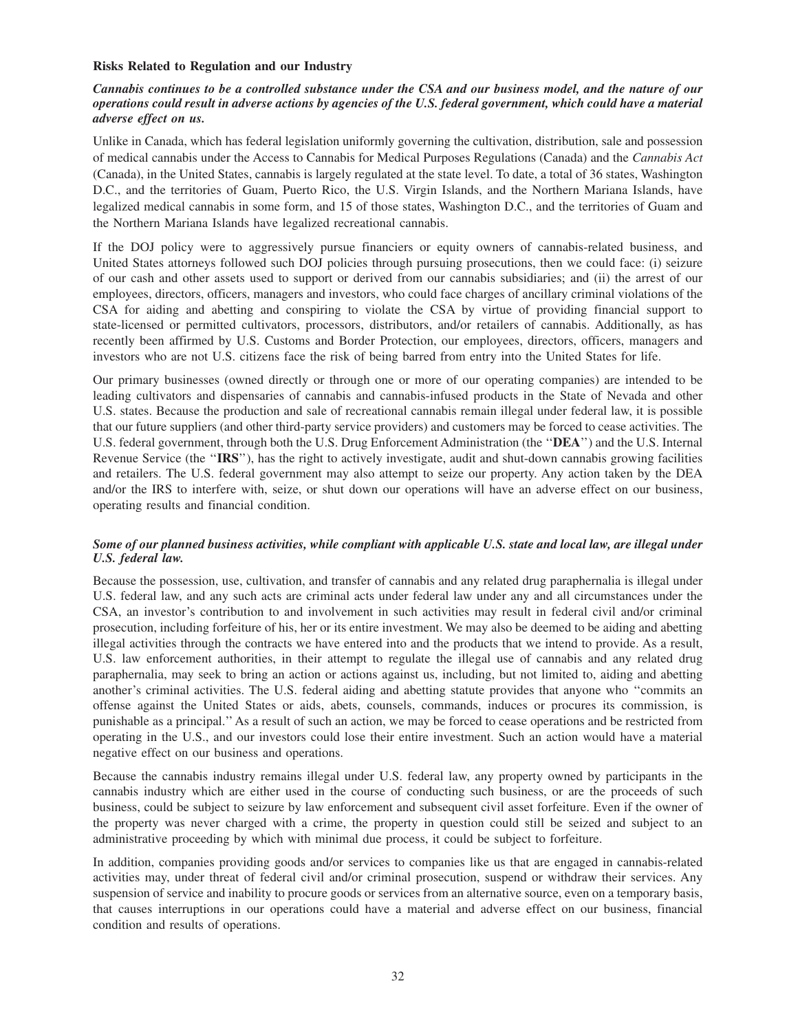### Risks Related to Regulation and our Industry

***Cannabis continues to be a controlled substance under the CSA and our business model, and the nature of our operations could result in adverse actions by agencies of the U.S. federal government, which could have a material adverse effect on us.***

Unlike in Canada, which has federal legislation uniformly governing the cultivation, distribution, sale and possession of medical cannabis under the Access to Cannabis for Medical Purposes Regulations (Canada) and the *Cannabis Act* (Canada), in the United States, cannabis is largely regulated at the state level. To date, a total of 36 states, Washington D.C., and the territories of Guam, Puerto Rico, the U.S. Virgin Islands, and the Northern Mariana Islands, have legalized medical cannabis in some form, and 15 of those states, Washington D.C., and the territories of Guam and the Northern Mariana Islands have legalized recreational cannabis.

If the DOJ policy were to aggressively pursue financiers or equity owners of cannabis-related business, and United States attorneys followed such DOJ policies through pursuing prosecutions, then we could face: (i) seizure of our cash and other assets used to support or derived from our cannabis subsidiaries; and (ii) the arrest of our employees, directors, officers, managers and investors, who could face charges of ancillary criminal violations of the CSA for aiding and abetting and conspiring to violate the CSA by virtue of providing financial support to state-licensed or permitted cultivators, processors, distributors, and/or retailers of cannabis. Additionally, as has recently been affirmed by U.S. Customs and Border Protection, our employees, directors, officers, managers and investors who are not U.S. citizens face the risk of being barred from entry into the United States for life.

Our primary businesses (owned directly or through one or more of our operating companies) are intended to be leading cultivators and dispensaries of cannabis and cannabis-infused products in the State of Nevada and other U.S. states. Because the production and sale of recreational cannabis remain illegal under federal law, it is possible that our future suppliers (and other third-party service providers) and customers may be forced to cease activities. The U.S. federal government, through both the U.S. Drug Enforcement Administration (the "**DEA**") and the U.S. Internal Revenue Service (the "**IRS**"), has the right to actively investigate, audit and shut-down cannabis growing facilities and retailers. The U.S. federal government may also attempt to seize our property. Any action taken by the DEA and/or the IRS to interfere with, seize, or shut down our operations will have an adverse effect on our business, operating results and financial condition.

***Some of our planned business activities, while compliant with applicable U.S. state and local law, are illegal under U.S. federal law.***

Because the possession, use, cultivation, and transfer of cannabis and any related drug paraphernalia is illegal under U.S. federal law, and any such acts are criminal acts under federal law under any and all circumstances under the CSA, an investor's contribution to and involvement in such activities may result in federal civil and/or criminal prosecution, including forfeiture of his, her or its entire investment. We may also be deemed to be aiding and abetting illegal activities through the contracts we have entered into and the products that we intend to provide. As a result, U.S. law enforcement authorities, in their attempt to regulate the illegal use of cannabis and any related drug paraphernalia, may seek to bring an action or actions against us, including, but not limited to, aiding and abetting another's criminal activities. The U.S. federal aiding and abetting statute provides that anyone who "commits an offense against the United States or aids, abets, counsels, commands, induces or procures its commission, is punishable as a principal." As a result of such an action, we may be forced to cease operations and be restricted from operating in the U.S., and our investors could lose their entire investment. Such an action would have a material negative effect on our business and operations.

Because the cannabis industry remains illegal under U.S. federal law, any property owned by participants in the cannabis industry which are either used in the course of conducting such business, or are the proceeds of such business, could be subject to seizure by law enforcement and subsequent civil asset forfeiture. Even if the owner of the property was never charged with a crime, the property in question could still be seized and subject to an administrative proceeding by which with minimal due process, it could be subject to forfeiture.

In addition, companies providing goods and/or services to companies like us that are engaged in cannabis-related activities may, under threat of federal civil and/or criminal prosecution, suspend or withdraw their services. Any suspension of service and inability to procure goods or services from an alternative source, even on a temporary basis, that causes interruptions in our operations could have a material and adverse effect on our business, financial condition and results of operations.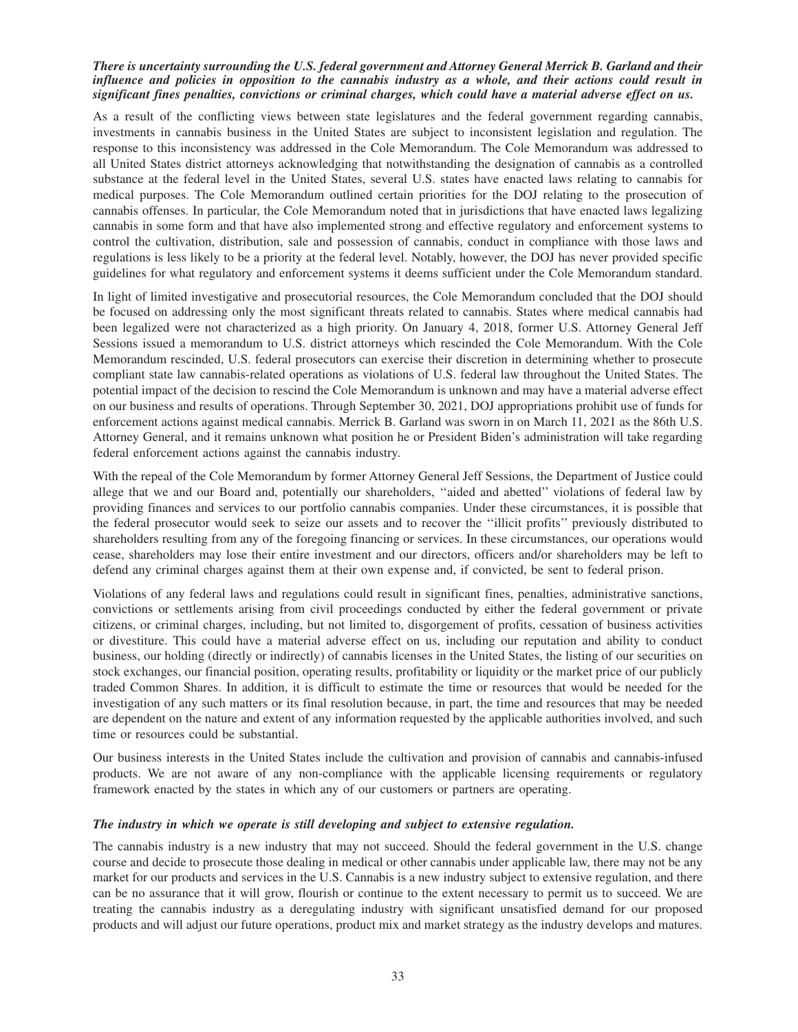***There is uncertainty surrounding the U.S. federal government and Attorney General Merrick B. Garland and their influence and policies in opposition to the cannabis industry as a whole, and their actions could result in significant fines penalties, convictions or criminal charges, which could have a material adverse effect on us.***

As a result of the conflicting views between state legislatures and the federal government regarding cannabis, investments in cannabis business in the United States are subject to inconsistent legislation and regulation. The response to this inconsistency was addressed in the Cole Memorandum. The Cole Memorandum was addressed to all United States district attorneys acknowledging that notwithstanding the designation of cannabis as a controlled substance at the federal level in the United States, several U.S. states have enacted laws relating to cannabis for medical purposes. The Cole Memorandum outlined certain priorities for the DOJ relating to the prosecution of cannabis offenses. In particular, the Cole Memorandum noted that in jurisdictions that have enacted laws legalizing cannabis in some form and that have also implemented strong and effective regulatory and enforcement systems to control the cultivation, distribution, sale and possession of cannabis, conduct in compliance with those laws and regulations is less likely to be a priority at the federal level. Notably, however, the DOJ has never provided specific guidelines for what regulatory and enforcement systems it deems sufficient under the Cole Memorandum standard.

In light of limited investigative and prosecutorial resources, the Cole Memorandum concluded that the DOJ should be focused on addressing only the most significant threats related to cannabis. States where medical cannabis had been legalized were not characterized as a high priority. On January 4, 2018, former U.S. Attorney General Jeff Sessions issued a memorandum to U.S. district attorneys which rescinded the Cole Memorandum. With the Cole Memorandum rescinded, U.S. federal prosecutors can exercise their discretion in determining whether to prosecute compliant state law cannabis-related operations as violations of U.S. federal law throughout the United States. The potential impact of the decision to rescind the Cole Memorandum is unknown and may have a material adverse effect on our business and results of operations. Through September 30, 2021, DOJ appropriations prohibit use of funds for enforcement actions against medical cannabis. Merrick B. Garland was sworn in on March 11, 2021 as the 86th U.S. Attorney General, and it remains unknown what position he or President Biden's administration will take regarding federal enforcement actions against the cannabis industry.

With the repeal of the Cole Memorandum by former Attorney General Jeff Sessions, the Department of Justice could allege that we and our Board and, potentially our shareholders, ''aided and abetted'' violations of federal law by providing finances and services to our portfolio cannabis companies. Under these circumstances, it is possible that the federal prosecutor would seek to seize our assets and to recover the ''illicit profits'' previously distributed to shareholders resulting from any of the foregoing financing or services. In these circumstances, our operations would cease, shareholders may lose their entire investment and our directors, officers and/or shareholders may be left to defend any criminal charges against them at their own expense and, if convicted, be sent to federal prison.

Violations of any federal laws and regulations could result in significant fines, penalties, administrative sanctions, convictions or settlements arising from civil proceedings conducted by either the federal government or private citizens, or criminal charges, including, but not limited to, disgorgement of profits, cessation of business activities or divestiture. This could have a material adverse effect on us, including our reputation and ability to conduct business, our holding (directly or indirectly) of cannabis licenses in the United States, the listing of our securities on stock exchanges, our financial position, operating results, profitability or liquidity or the market price of our publicly traded Common Shares. In addition, it is difficult to estimate the time or resources that would be needed for the investigation of any such matters or its final resolution because, in part, the time and resources that may be needed are dependent on the nature and extent of any information requested by the applicable authorities involved, and such time or resources could be substantial.

Our business interests in the United States include the cultivation and provision of cannabis and cannabis-infused products. We are not aware of any non-compliance with the applicable licensing requirements or regulatory framework enacted by the states in which any of our customers or partners are operating.

***The industry in which we operate is still developing and subject to extensive regulation.***

The cannabis industry is a new industry that may not succeed. Should the federal government in the U.S. change course and decide to prosecute those dealing in medical or other cannabis under applicable law, there may not be any market for our products and services in the U.S. Cannabis is a new industry subject to extensive regulation, and there can be no assurance that it will grow, flourish or continue to the extent necessary to permit us to succeed. We are treating the cannabis industry as a deregulating industry with significant unsatisfied demand for our proposed products and will adjust our future operations, product mix and market strategy as the industry develops and matures.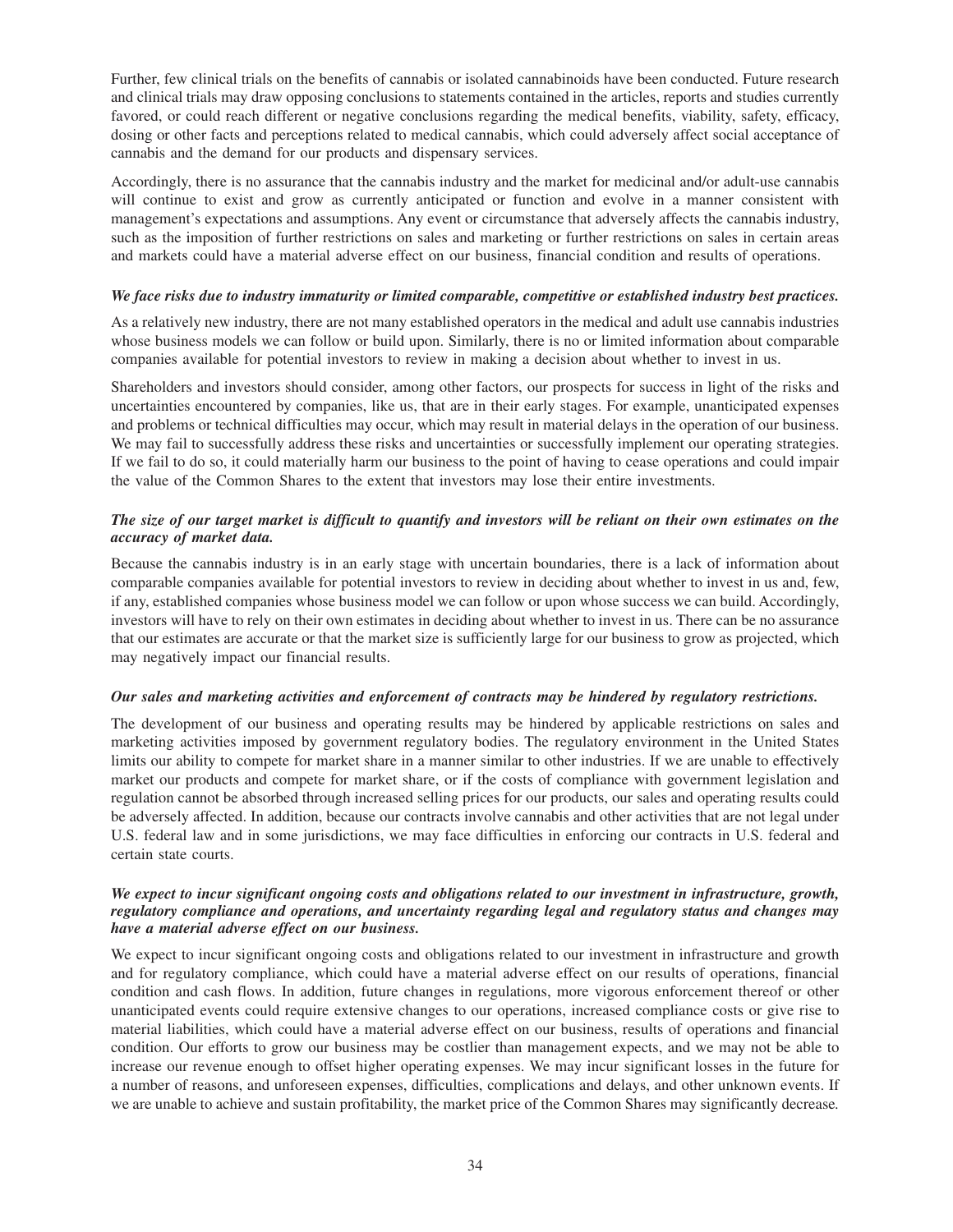Further, few clinical trials on the benefits of cannabis or isolated cannabinoids have been conducted. Future research and clinical trials may draw opposing conclusions to statements contained in the articles, reports and studies currently favored, or could reach different or negative conclusions regarding the medical benefits, viability, safety, efficacy, dosing or other facts and perceptions related to medical cannabis, which could adversely affect social acceptance of cannabis and the demand for our products and dispensary services.

Accordingly, there is no assurance that the cannabis industry and the market for medicinal and/or adult-use cannabis will continue to exist and grow as currently anticipated or function and evolve in a manner consistent with management's expectations and assumptions. Any event or circumstance that adversely affects the cannabis industry, such as the imposition of further restrictions on sales and marketing or further restrictions on sales in certain areas and markets could have a material adverse effect on our business, financial condition and results of operations.

***We face risks due to industry immaturity or limited comparable, competitive or established industry best practices.***

As a relatively new industry, there are not many established operators in the medical and adult use cannabis industries whose business models we can follow or build upon. Similarly, there is no or limited information about comparable companies available for potential investors to review in making a decision about whether to invest in us.

Shareholders and investors should consider, among other factors, our prospects for success in light of the risks and uncertainties encountered by companies, like us, that are in their early stages. For example, unanticipated expenses and problems or technical difficulties may occur, which may result in material delays in the operation of our business. We may fail to successfully address these risks and uncertainties or successfully implement our operating strategies. If we fail to do so, it could materially harm our business to the point of having to cease operations and could impair the value of the Common Shares to the extent that investors may lose their entire investments.

***The size of our target market is difficult to quantify and investors will be reliant on their own estimates on the accuracy of market data.***

Because the cannabis industry is in an early stage with uncertain boundaries, there is a lack of information about comparable companies available for potential investors to review in deciding about whether to invest in us and, few, if any, established companies whose business model we can follow or upon whose success we can build. Accordingly, investors will have to rely on their own estimates in deciding about whether to invest in us. There can be no assurance that our estimates are accurate or that the market size is sufficiently large for our business to grow as projected, which may negatively impact our financial results.

***Our sales and marketing activities and enforcement of contracts may be hindered by regulatory restrictions.***

The development of our business and operating results may be hindered by applicable restrictions on sales and marketing activities imposed by government regulatory bodies. The regulatory environment in the United States limits our ability to compete for market share in a manner similar to other industries. If we are unable to effectively market our products and compete for market share, or if the costs of compliance with government legislation and regulation cannot be absorbed through increased selling prices for our products, our sales and operating results could be adversely affected. In addition, because our contracts involve cannabis and other activities that are not legal under U.S. federal law and in some jurisdictions, we may face difficulties in enforcing our contracts in U.S. federal and certain state courts.

***We expect to incur significant ongoing costs and obligations related to our investment in infrastructure, growth, regulatory compliance and operations, and uncertainty regarding legal and regulatory status and changes may have a material adverse effect on our business.***

We expect to incur significant ongoing costs and obligations related to our investment in infrastructure and growth and for regulatory compliance, which could have a material adverse effect on our results of operations, financial condition and cash flows. In addition, future changes in regulations, more vigorous enforcement thereof or other unanticipated events could require extensive changes to our operations, increased compliance costs or give rise to material liabilities, which could have a material adverse effect on our business, results of operations and financial condition. Our efforts to grow our business may be costlier than management expects, and we may not be able to increase our revenue enough to offset higher operating expenses. We may incur significant losses in the future for a number of reasons, and unforeseen expenses, difficulties, complications and delays, and other unknown events. If we are unable to achieve and sustain profitability, the market price of the Common Shares may significantly decrease.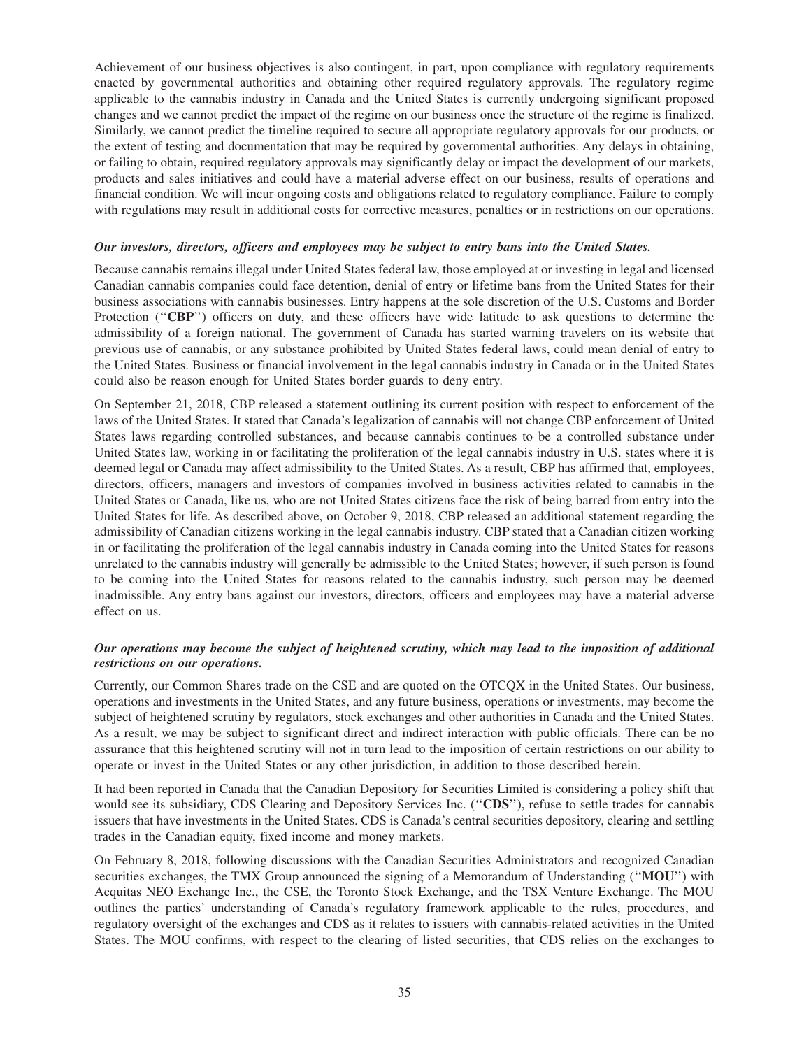Achievement of our business objectives is also contingent, in part, upon compliance with regulatory requirements enacted by governmental authorities and obtaining other required regulatory approvals. The regulatory regime applicable to the cannabis industry in Canada and the United States is currently undergoing significant proposed changes and we cannot predict the impact of the regime on our business once the structure of the regime is finalized. Similarly, we cannot predict the timeline required to secure all appropriate regulatory approvals for our products, or the extent of testing and documentation that may be required by governmental authorities. Any delays in obtaining, or failing to obtain, required regulatory approvals may significantly delay or impact the development of our markets, products and sales initiatives and could have a material adverse effect on our business, results of operations and financial condition. We will incur ongoing costs and obligations related to regulatory compliance. Failure to comply with regulations may result in additional costs for corrective measures, penalties or in restrictions on our operations.

***Our investors, directors, officers and employees may be subject to entry bans into the United States.***

Because cannabis remains illegal under United States federal law, those employed at or investing in legal and licensed Canadian cannabis companies could face detention, denial of entry or lifetime bans from the United States for their business associations with cannabis businesses. Entry happens at the sole discretion of the U.S. Customs and Border Protection (''**CBP**'') officers on duty, and these officers have wide latitude to ask questions to determine the admissibility of a foreign national. The government of Canada has started warning travelers on its website that previous use of cannabis, or any substance prohibited by United States federal laws, could mean denial of entry to the United States. Business or financial involvement in the legal cannabis industry in Canada or in the United States could also be reason enough for United States border guards to deny entry.

On September 21, 2018, CBP released a statement outlining its current position with respect to enforcement of the laws of the United States. It stated that Canada's legalization of cannabis will not change CBP enforcement of United States laws regarding controlled substances, and because cannabis continues to be a controlled substance under United States law, working in or facilitating the proliferation of the legal cannabis industry in U.S. states where it is deemed legal or Canada may affect admissibility to the United States. As a result, CBP has affirmed that, employees, directors, officers, managers and investors of companies involved in business activities related to cannabis in the United States or Canada, like us, who are not United States citizens face the risk of being barred from entry into the United States for life. As described above, on October 9, 2018, CBP released an additional statement regarding the admissibility of Canadian citizens working in the legal cannabis industry. CBP stated that a Canadian citizen working in or facilitating the proliferation of the legal cannabis industry in Canada coming into the United States for reasons unrelated to the cannabis industry will generally be admissible to the United States; however, if such person is found to be coming into the United States for reasons related to the cannabis industry, such person may be deemed inadmissible. Any entry bans against our investors, directors, officers and employees may have a material adverse effect on us.

***Our operations may become the subject of heightened scrutiny, which may lead to the imposition of additional restrictions on our operations.***

Currently, our Common Shares trade on the CSE and are quoted on the OTCQX in the United States. Our business, operations and investments in the United States, and any future business, operations or investments, may become the subject of heightened scrutiny by regulators, stock exchanges and other authorities in Canada and the United States. As a result, we may be subject to significant direct and indirect interaction with public officials. There can be no assurance that this heightened scrutiny will not in turn lead to the imposition of certain restrictions on our ability to operate or invest in the United States or any other jurisdiction, in addition to those described herein.

It had been reported in Canada that the Canadian Depository for Securities Limited is considering a policy shift that would see its subsidiary, CDS Clearing and Depository Services Inc. (''**CDS**''), refuse to settle trades for cannabis issuers that have investments in the United States. CDS is Canada's central securities depository, clearing and settling trades in the Canadian equity, fixed income and money markets.

On February 8, 2018, following discussions with the Canadian Securities Administrators and recognized Canadian securities exchanges, the TMX Group announced the signing of a Memorandum of Understanding (''**MOU**'') with Aequitas NEO Exchange Inc., the CSE, the Toronto Stock Exchange, and the TSX Venture Exchange. The MOU outlines the parties' understanding of Canada's regulatory framework applicable to the rules, procedures, and regulatory oversight of the exchanges and CDS as it relates to issuers with cannabis-related activities in the United States. The MOU confirms, with respect to the clearing of listed securities, that CDS relies on the exchanges to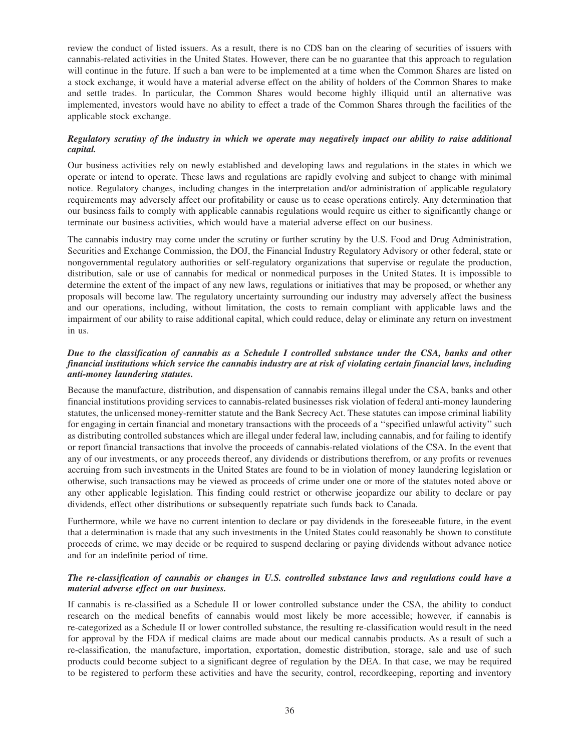review the conduct of listed issuers. As a result, there is no CDS ban on the clearing of securities of issuers with cannabis-related activities in the United States. However, there can be no guarantee that this approach to regulation will continue in the future. If such a ban were to be implemented at a time when the Common Shares are listed on a stock exchange, it would have a material adverse effect on the ability of holders of the Common Shares to make and settle trades. In particular, the Common Shares would become highly illiquid until an alternative was implemented, investors would have no ability to effect a trade of the Common Shares through the facilities of the applicable stock exchange.

***Regulatory scrutiny of the industry in which we operate may negatively impact our ability to raise additional capital.***

Our business activities rely on newly established and developing laws and regulations in the states in which we operate or intend to operate. These laws and regulations are rapidly evolving and subject to change with minimal notice. Regulatory changes, including changes in the interpretation and/or administration of applicable regulatory requirements may adversely affect our profitability or cause us to cease operations entirely. Any determination that our business fails to comply with applicable cannabis regulations would require us either to significantly change or terminate our business activities, which would have a material adverse effect on our business.

The cannabis industry may come under the scrutiny or further scrutiny by the U.S. Food and Drug Administration, Securities and Exchange Commission, the DOJ, the Financial Industry Regulatory Advisory or other federal, state or nongovernmental regulatory authorities or self-regulatory organizations that supervise or regulate the production, distribution, sale or use of cannabis for medical or nonmedical purposes in the United States. It is impossible to determine the extent of the impact of any new laws, regulations or initiatives that may be proposed, or whether any proposals will become law. The regulatory uncertainty surrounding our industry may adversely affect the business and our operations, including, without limitation, the costs to remain compliant with applicable laws and the impairment of our ability to raise additional capital, which could reduce, delay or eliminate any return on investment in us.

***Due to the classification of cannabis as a Schedule I controlled substance under the CSA, banks and other financial institutions which service the cannabis industry are at risk of violating certain financial laws, including anti-money laundering statutes.***

Because the manufacture, distribution, and dispensation of cannabis remains illegal under the CSA, banks and other financial institutions providing services to cannabis-related businesses risk violation of federal anti-money laundering statutes, the unlicensed money-remitter statute and the Bank Secrecy Act. These statutes can impose criminal liability for engaging in certain financial and monetary transactions with the proceeds of a ''specified unlawful activity'' such as distributing controlled substances which are illegal under federal law, including cannabis, and for failing to identify or report financial transactions that involve the proceeds of cannabis-related violations of the CSA. In the event that any of our investments, or any proceeds thereof, any dividends or distributions therefrom, or any profits or revenues accruing from such investments in the United States are found to be in violation of money laundering legislation or otherwise, such transactions may be viewed as proceeds of crime under one or more of the statutes noted above or any other applicable legislation. This finding could restrict or otherwise jeopardize our ability to declare or pay dividends, effect other distributions or subsequently repatriate such funds back to Canada.

Furthermore, while we have no current intention to declare or pay dividends in the foreseeable future, in the event that a determination is made that any such investments in the United States could reasonably be shown to constitute proceeds of crime, we may decide or be required to suspend declaring or paying dividends without advance notice and for an indefinite period of time.

***The re-classification of cannabis or changes in U.S. controlled substance laws and regulations could have a material adverse effect on our business.***

If cannabis is re-classified as a Schedule II or lower controlled substance under the CSA, the ability to conduct research on the medical benefits of cannabis would most likely be more accessible; however, if cannabis is re-categorized as a Schedule II or lower controlled substance, the resulting re-classification would result in the need for approval by the FDA if medical claims are made about our medical cannabis products. As a result of such a re-classification, the manufacture, importation, exportation, domestic distribution, storage, sale and use of such products could become subject to a significant degree of regulation by the DEA. In that case, we may be required to be registered to perform these activities and have the security, control, recordkeeping, reporting and inventory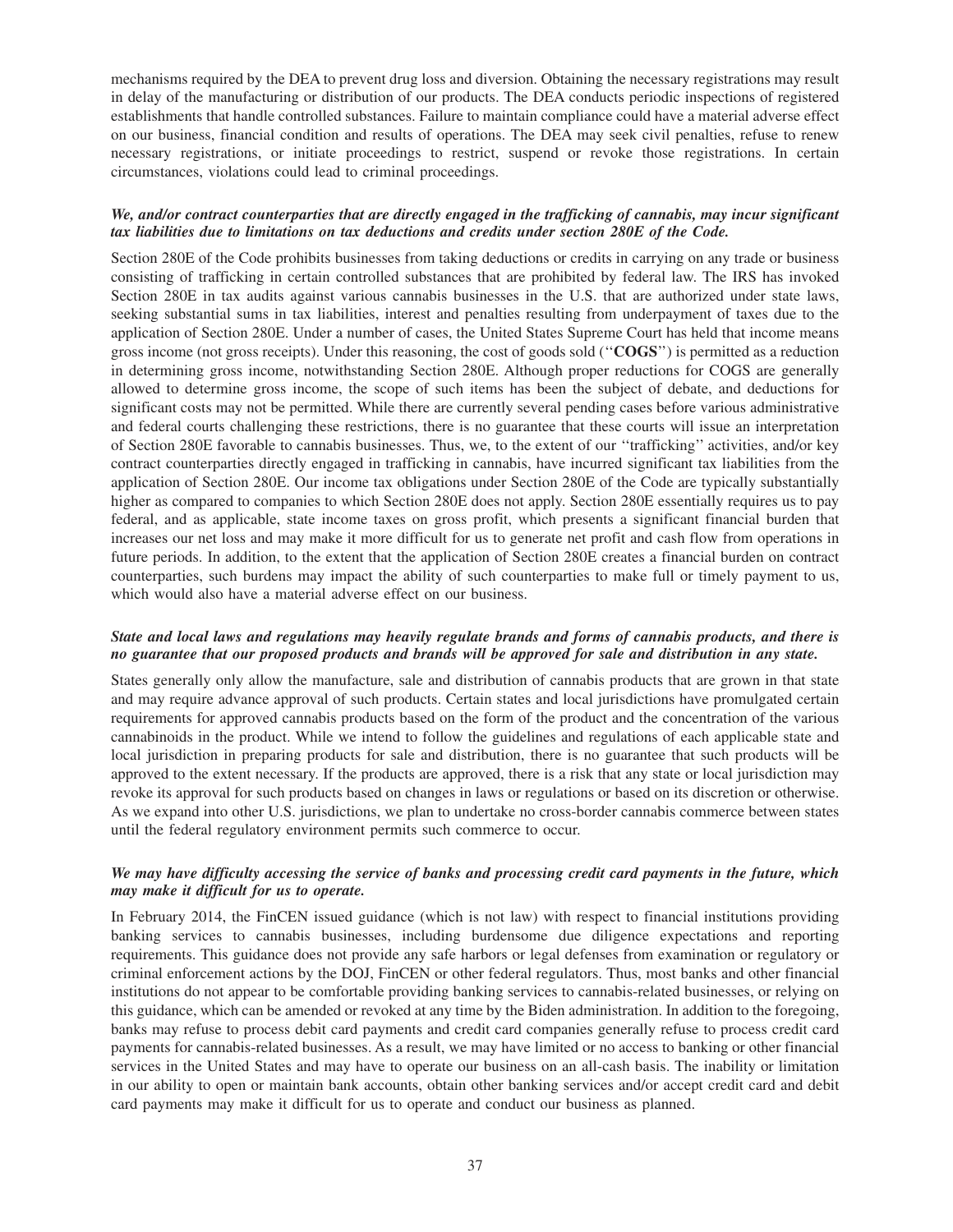mechanisms required by the DEA to prevent drug loss and diversion. Obtaining the necessary registrations may result in delay of the manufacturing or distribution of our products. The DEA conducts periodic inspections of registered establishments that handle controlled substances. Failure to maintain compliance could have a material adverse effect on our business, financial condition and results of operations. The DEA may seek civil penalties, refuse to renew necessary registrations, or initiate proceedings to restrict, suspend or revoke those registrations. In certain circumstances, violations could lead to criminal proceedings.

***We, and/or contract counterparties that are directly engaged in the trafficking of cannabis, may incur significant tax liabilities due to limitations on tax deductions and credits under section 280E of the Code.***

Section 280E of the Code prohibits businesses from taking deductions or credits in carrying on any trade or business consisting of trafficking in certain controlled substances that are prohibited by federal law. The IRS has invoked Section 280E in tax audits against various cannabis businesses in the U.S. that are authorized under state laws, seeking substantial sums in tax liabilities, interest and penalties resulting from underpayment of taxes due to the application of Section 280E. Under a number of cases, the United States Supreme Court has held that income means gross income (not gross receipts). Under this reasoning, the cost of goods sold (''**COGS**'') is permitted as a reduction in determining gross income, notwithstanding Section 280E. Although proper reductions for COGS are generally allowed to determine gross income, the scope of such items has been the subject of debate, and deductions for significant costs may not be permitted. While there are currently several pending cases before various administrative and federal courts challenging these restrictions, there is no guarantee that these courts will issue an interpretation of Section 280E favorable to cannabis businesses. Thus, we, to the extent of our ''trafficking'' activities, and/or key contract counterparties directly engaged in trafficking in cannabis, have incurred significant tax liabilities from the application of Section 280E. Our income tax obligations under Section 280E of the Code are typically substantially higher as compared to companies to which Section 280E does not apply. Section 280E essentially requires us to pay federal, and as applicable, state income taxes on gross profit, which presents a significant financial burden that increases our net loss and may make it more difficult for us to generate net profit and cash flow from operations in future periods. In addition, to the extent that the application of Section 280E creates a financial burden on contract counterparties, such burdens may impact the ability of such counterparties to make full or timely payment to us, which would also have a material adverse effect on our business.

***State and local laws and regulations may heavily regulate brands and forms of cannabis products, and there is no guarantee that our proposed products and brands will be approved for sale and distribution in any state.***

States generally only allow the manufacture, sale and distribution of cannabis products that are grown in that state and may require advance approval of such products. Certain states and local jurisdictions have promulgated certain requirements for approved cannabis products based on the form of the product and the concentration of the various cannabinoids in the product. While we intend to follow the guidelines and regulations of each applicable state and local jurisdiction in preparing products for sale and distribution, there is no guarantee that such products will be approved to the extent necessary. If the products are approved, there is a risk that any state or local jurisdiction may revoke its approval for such products based on changes in laws or regulations or based on its discretion or otherwise. As we expand into other U.S. jurisdictions, we plan to undertake no cross-border cannabis commerce between states until the federal regulatory environment permits such commerce to occur.

***We may have difficulty accessing the service of banks and processing credit card payments in the future, which may make it difficult for us to operate.***

In February 2014, the FinCEN issued guidance (which is not law) with respect to financial institutions providing banking services to cannabis businesses, including burdensome due diligence expectations and reporting requirements. This guidance does not provide any safe harbors or legal defenses from examination or regulatory or criminal enforcement actions by the DOJ, FinCEN or other federal regulators. Thus, most banks and other financial institutions do not appear to be comfortable providing banking services to cannabis-related businesses, or relying on this guidance, which can be amended or revoked at any time by the Biden administration. In addition to the foregoing, banks may refuse to process debit card payments and credit card companies generally refuse to process credit card payments for cannabis-related businesses. As a result, we may have limited or no access to banking or other financial services in the United States and may have to operate our business on an all-cash basis. The inability or limitation in our ability to open or maintain bank accounts, obtain other banking services and/or accept credit card and debit card payments may make it difficult for us to operate and conduct our business as planned.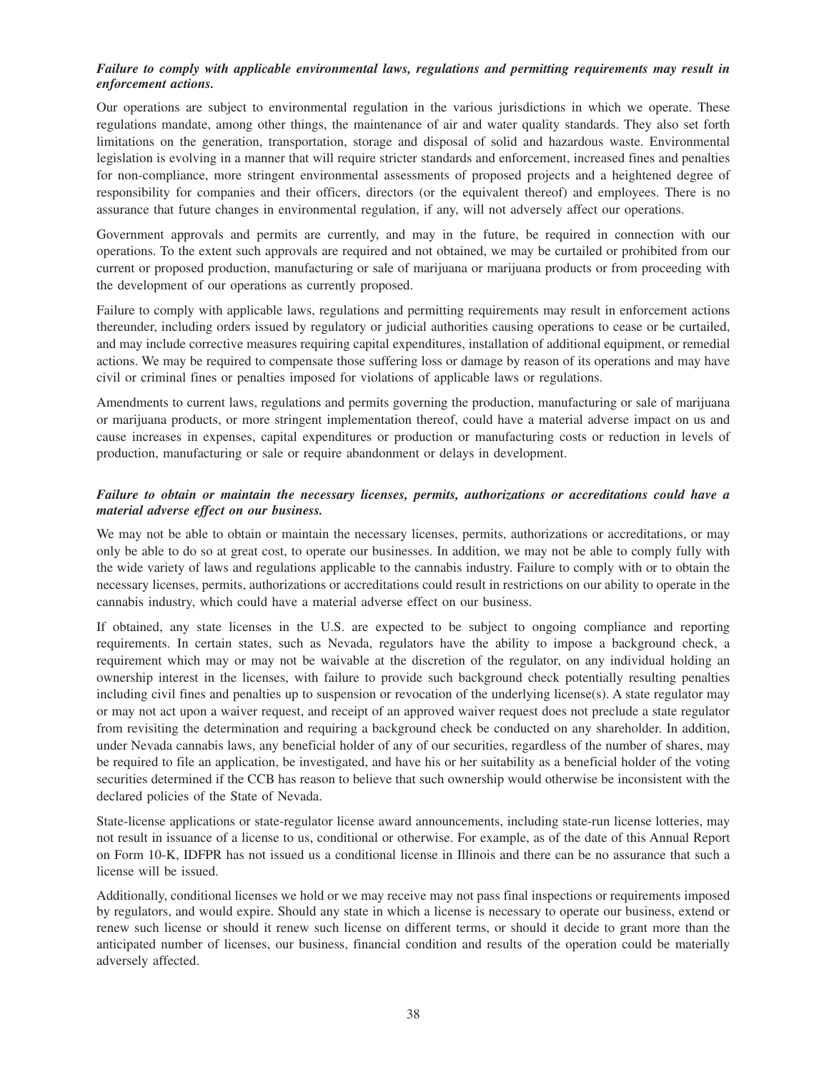***Failure to comply with applicable environmental laws, regulations and permitting requirements may result in enforcement actions.***

Our operations are subject to environmental regulation in the various jurisdictions in which we operate. These regulations mandate, among other things, the maintenance of air and water quality standards. They also set forth limitations on the generation, transportation, storage and disposal of solid and hazardous waste. Environmental legislation is evolving in a manner that will require stricter standards and enforcement, increased fines and penalties for non-compliance, more stringent environmental assessments of proposed projects and a heightened degree of responsibility for companies and their officers, directors (or the equivalent thereof) and employees. There is no assurance that future changes in environmental regulation, if any, will not adversely affect our operations.

Government approvals and permits are currently, and may in the future, be required in connection with our operations. To the extent such approvals are required and not obtained, we may be curtailed or prohibited from our current or proposed production, manufacturing or sale of marijuana or marijuana products or from proceeding with the development of our operations as currently proposed.

Failure to comply with applicable laws, regulations and permitting requirements may result in enforcement actions thereunder, including orders issued by regulatory or judicial authorities causing operations to cease or be curtailed, and may include corrective measures requiring capital expenditures, installation of additional equipment, or remedial actions. We may be required to compensate those suffering loss or damage by reason of its operations and may have civil or criminal fines or penalties imposed for violations of applicable laws or regulations.

Amendments to current laws, regulations and permits governing the production, manufacturing or sale of marijuana or marijuana products, or more stringent implementation thereof, could have a material adverse impact on us and cause increases in expenses, capital expenditures or production or manufacturing costs or reduction in levels of production, manufacturing or sale or require abandonment or delays in development.

***Failure to obtain or maintain the necessary licenses, permits, authorizations or accreditations could have a material adverse effect on our business.***

We may not be able to obtain or maintain the necessary licenses, permits, authorizations or accreditations, or may only be able to do so at great cost, to operate our businesses. In addition, we may not be able to comply fully with the wide variety of laws and regulations applicable to the cannabis industry. Failure to comply with or to obtain the necessary licenses, permits, authorizations or accreditations could result in restrictions on our ability to operate in the cannabis industry, which could have a material adverse effect on our business.

If obtained, any state licenses in the U.S. are expected to be subject to ongoing compliance and reporting requirements. In certain states, such as Nevada, regulators have the ability to impose a background check, a requirement which may or may not be waivable at the discretion of the regulator, on any individual holding an ownership interest in the licenses, with failure to provide such background check potentially resulting penalties including civil fines and penalties up to suspension or revocation of the underlying license(s). A state regulator may or may not act upon a waiver request, and receipt of an approved waiver request does not preclude a state regulator from revisiting the determination and requiring a background check be conducted on any shareholder. In addition, under Nevada cannabis laws, any beneficial holder of any of our securities, regardless of the number of shares, may be required to file an application, be investigated, and have his or her suitability as a beneficial holder of the voting securities determined if the CCB has reason to believe that such ownership would otherwise be inconsistent with the declared policies of the State of Nevada.

State-license applications or state-regulator license award announcements, including state-run license lotteries, may not result in issuance of a license to us, conditional or otherwise. For example, as of the date of this Annual Report on Form 10-K, IDFPR has not issued us a conditional license in Illinois and there can be no assurance that such a license will be issued.

Additionally, conditional licenses we hold or we may receive may not pass final inspections or requirements imposed by regulators, and would expire. Should any state in which a license is necessary to operate our business, extend or renew such license or should it renew such license on different terms, or should it decide to grant more than the anticipated number of licenses, our business, financial condition and results of the operation could be materially adversely affected.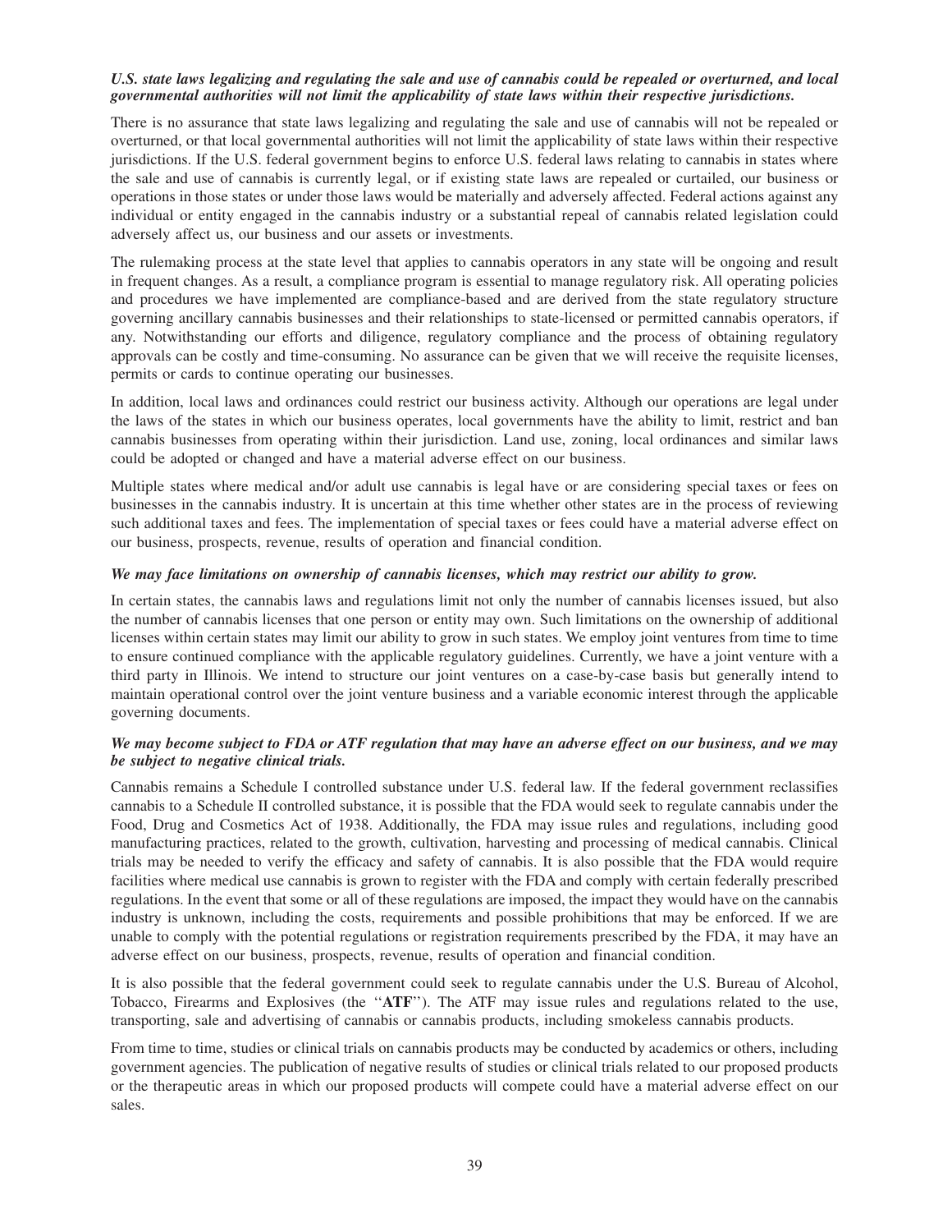***U.S. state laws legalizing and regulating the sale and use of cannabis could be repealed or overturned, and local governmental authorities will not limit the applicability of state laws within their respective jurisdictions.***

There is no assurance that state laws legalizing and regulating the sale and use of cannabis will not be repealed or overturned, or that local governmental authorities will not limit the applicability of state laws within their respective jurisdictions. If the U.S. federal government begins to enforce U.S. federal laws relating to cannabis in states where the sale and use of cannabis is currently legal, or if existing state laws are repealed or curtailed, our business or operations in those states or under those laws would be materially and adversely affected. Federal actions against any individual or entity engaged in the cannabis industry or a substantial repeal of cannabis related legislation could adversely affect us, our business and our assets or investments.

The rulemaking process at the state level that applies to cannabis operators in any state will be ongoing and result in frequent changes. As a result, a compliance program is essential to manage regulatory risk. All operating policies and procedures we have implemented are compliance-based and are derived from the state regulatory structure governing ancillary cannabis businesses and their relationships to state-licensed or permitted cannabis operators, if any. Notwithstanding our efforts and diligence, regulatory compliance and the process of obtaining regulatory approvals can be costly and time-consuming. No assurance can be given that we will receive the requisite licenses, permits or cards to continue operating our businesses.

In addition, local laws and ordinances could restrict our business activity. Although our operations are legal under the laws of the states in which our business operates, local governments have the ability to limit, restrict and ban cannabis businesses from operating within their jurisdiction. Land use, zoning, local ordinances and similar laws could be adopted or changed and have a material adverse effect on our business.

Multiple states where medical and/or adult use cannabis is legal have or are considering special taxes or fees on businesses in the cannabis industry. It is uncertain at this time whether other states are in the process of reviewing such additional taxes and fees. The implementation of special taxes or fees could have a material adverse effect on our business, prospects, revenue, results of operation and financial condition.

***We may face limitations on ownership of cannabis licenses, which may restrict our ability to grow.***

In certain states, the cannabis laws and regulations limit not only the number of cannabis licenses issued, but also the number of cannabis licenses that one person or entity may own. Such limitations on the ownership of additional licenses within certain states may limit our ability to grow in such states. We employ joint ventures from time to time to ensure continued compliance with the applicable regulatory guidelines. Currently, we have a joint venture with a third party in Illinois. We intend to structure our joint ventures on a case-by-case basis but generally intend to maintain operational control over the joint venture business and a variable economic interest through the applicable governing documents.

***We may become subject to FDA or ATF regulation that may have an adverse effect on our business, and we may be subject to negative clinical trials.***

Cannabis remains a Schedule I controlled substance under U.S. federal law. If the federal government reclassifies cannabis to a Schedule II controlled substance, it is possible that the FDA would seek to regulate cannabis under the Food, Drug and Cosmetics Act of 1938. Additionally, the FDA may issue rules and regulations, including good manufacturing practices, related to the growth, cultivation, harvesting and processing of medical cannabis. Clinical trials may be needed to verify the efficacy and safety of cannabis. It is also possible that the FDA would require facilities where medical use cannabis is grown to register with the FDA and comply with certain federally prescribed regulations. In the event that some or all of these regulations are imposed, the impact they would have on the cannabis industry is unknown, including the costs, requirements and possible prohibitions that may be enforced. If we are unable to comply with the potential regulations or registration requirements prescribed by the FDA, it may have an adverse effect on our business, prospects, revenue, results of operation and financial condition.

It is also possible that the federal government could seek to regulate cannabis under the U.S. Bureau of Alcohol, Tobacco, Firearms and Explosives (the "**ATF**"). The ATF may issue rules and regulations related to the use, transporting, sale and advertising of cannabis or cannabis products, including smokeless cannabis products.

From time to time, studies or clinical trials on cannabis products may be conducted by academics or others, including government agencies. The publication of negative results of studies or clinical trials related to our proposed products or the therapeutic areas in which our proposed products will compete could have a material adverse effect on our sales.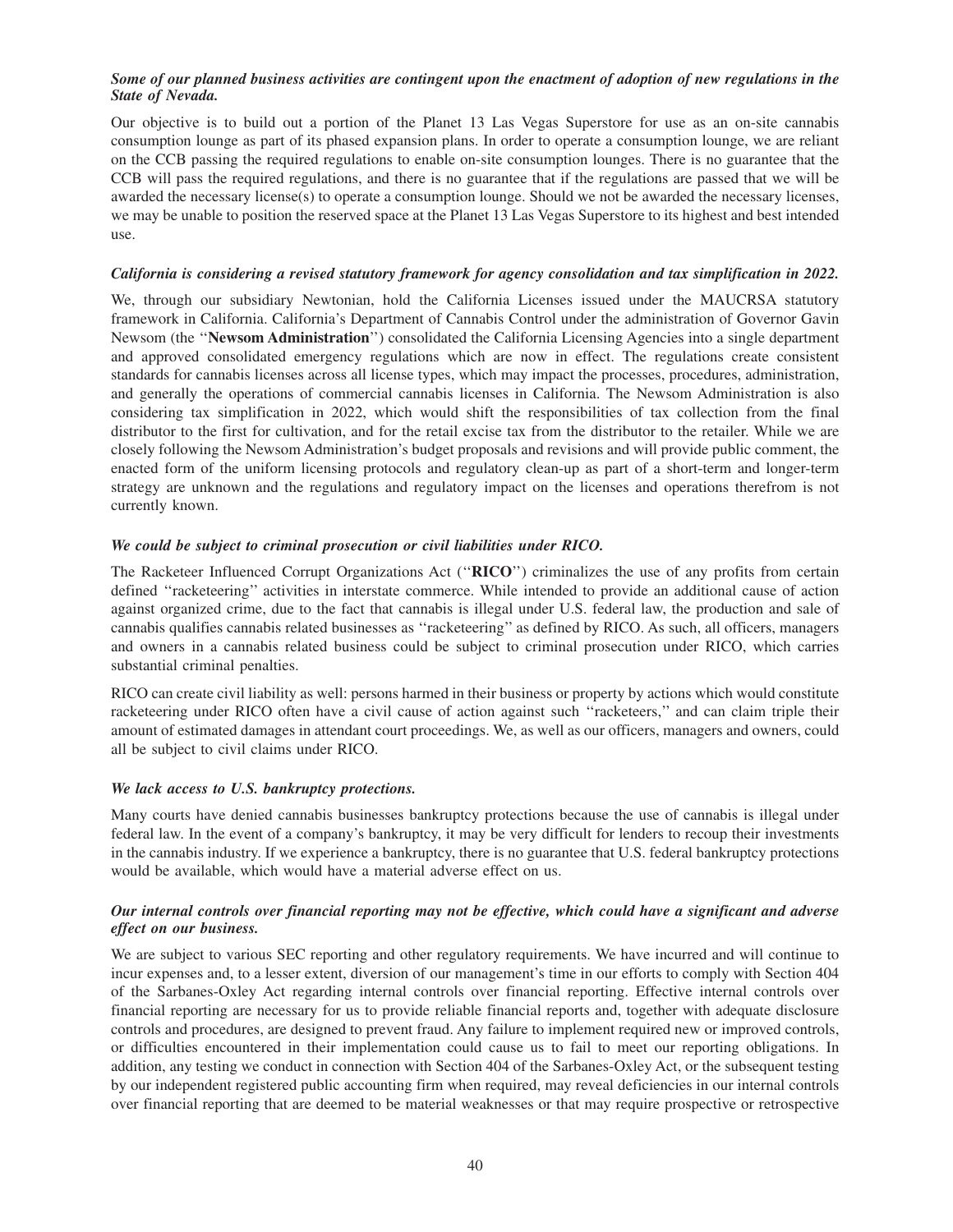***Some of our planned business activities are contingent upon the enactment of adoption of new regulations in the State of Nevada.***

Our objective is to build out a portion of the Planet 13 Las Vegas Superstore for use as an on-site cannabis consumption lounge as part of its phased expansion plans. In order to operate a consumption lounge, we are reliant on the CCB passing the required regulations to enable on-site consumption lounges. There is no guarantee that the CCB will pass the required regulations, and there is no guarantee that if the regulations are passed that we will be awarded the necessary license(s) to operate a consumption lounge. Should we not be awarded the necessary licenses, we may be unable to position the reserved space at the Planet 13 Las Vegas Superstore to its highest and best intended use.

***California is considering a revised statutory framework for agency consolidation and tax simplification in 2022.***

We, through our subsidiary Newtonian, hold the California Licenses issued under the MAUCRSA statutory framework in California. California's Department of Cannabis Control under the administration of Governor Gavin Newsom (the "**Newsom Administration**") consolidated the California Licensing Agencies into a single department and approved consolidated emergency regulations which are now in effect. The regulations create consistent standards for cannabis licenses across all license types, which may impact the processes, procedures, administration, and generally the operations of commercial cannabis licenses in California. The Newsom Administration is also considering tax simplification in 2022, which would shift the responsibilities of tax collection from the final distributor to the first for cultivation, and for the retail excise tax from the distributor to the retailer. While we are closely following the Newsom Administration's budget proposals and revisions and will provide public comment, the enacted form of the uniform licensing protocols and regulatory clean-up as part of a short-term and longer-term strategy are unknown and the regulations and regulatory impact on the licenses and operations therefrom is not currently known.

***We could be subject to criminal prosecution or civil liabilities under RICO.***

The Racketeer Influenced Corrupt Organizations Act ("**RICO**") criminalizes the use of any profits from certain defined "racketeering" activities in interstate commerce. While intended to provide an additional cause of action against organized crime, due to the fact that cannabis is illegal under U.S. federal law, the production and sale of cannabis qualifies cannabis related businesses as "racketeering" as defined by RICO. As such, all officers, managers and owners in a cannabis related business could be subject to criminal prosecution under RICO, which carries substantial criminal penalties.

RICO can create civil liability as well: persons harmed in their business or property by actions which would constitute racketeering under RICO often have a civil cause of action against such "racketeers," and can claim triple their amount of estimated damages in attendant court proceedings. We, as well as our officers, managers and owners, could all be subject to civil claims under RICO.

***We lack access to U.S. bankruptcy protections.***

Many courts have denied cannabis businesses bankruptcy protections because the use of cannabis is illegal under federal law. In the event of a company's bankruptcy, it may be very difficult for lenders to recoup their investments in the cannabis industry. If we experience a bankruptcy, there is no guarantee that U.S. federal bankruptcy protections would be available, which would have a material adverse effect on us.

***Our internal controls over financial reporting may not be effective, which could have a significant and adverse effect on our business.***

We are subject to various SEC reporting and other regulatory requirements. We have incurred and will continue to incur expenses and, to a lesser extent, diversion of our management's time in our efforts to comply with Section 404 of the Sarbanes-Oxley Act regarding internal controls over financial reporting. Effective internal controls over financial reporting are necessary for us to provide reliable financial reports and, together with adequate disclosure controls and procedures, are designed to prevent fraud. Any failure to implement required new or improved controls, or difficulties encountered in their implementation could cause us to fail to meet our reporting obligations. In addition, any testing we conduct in connection with Section 404 of the Sarbanes-Oxley Act, or the subsequent testing by our independent registered public accounting firm when required, may reveal deficiencies in our internal controls over financial reporting that are deemed to be material weaknesses or that may require prospective or retrospective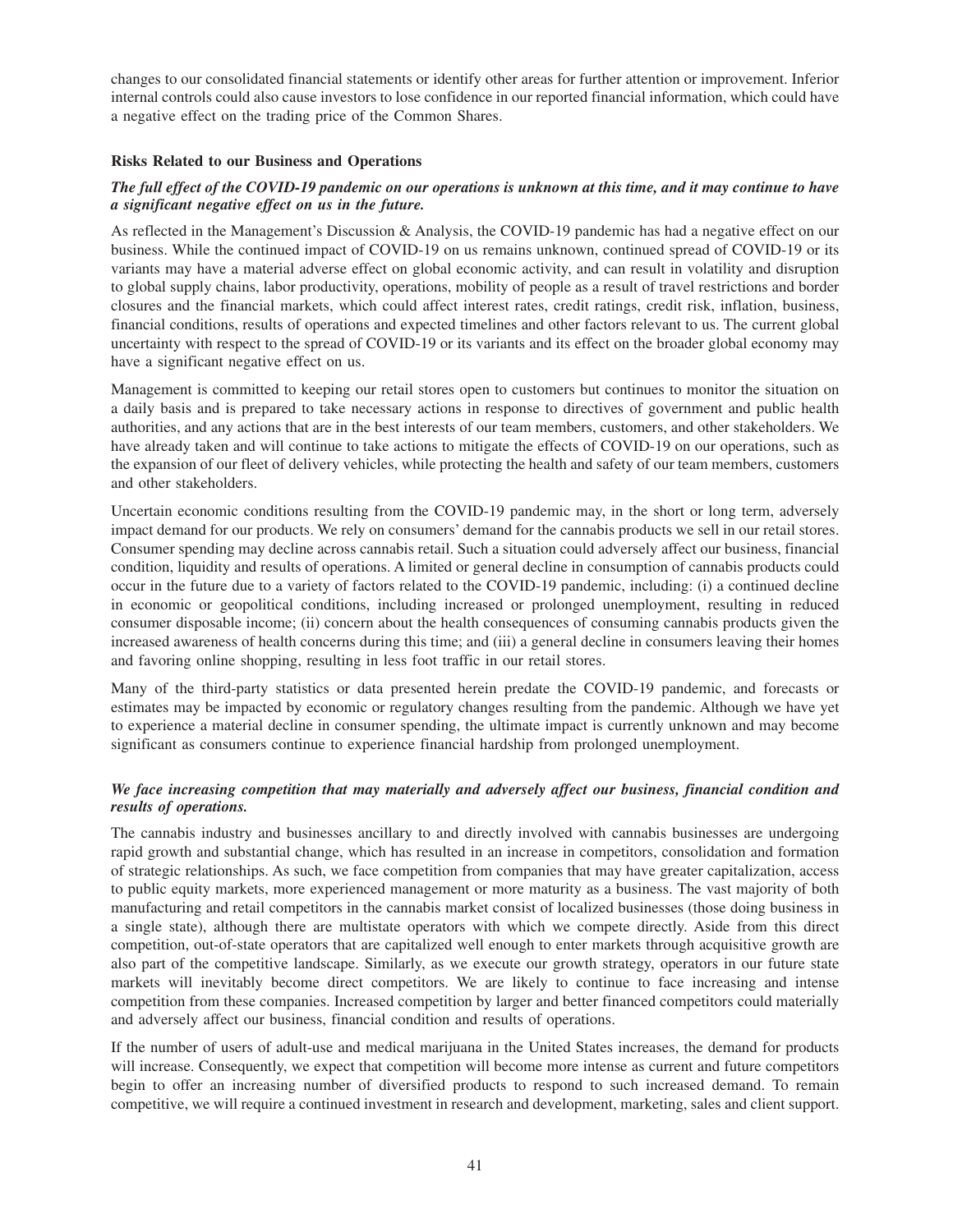changes to our consolidated financial statements or identify other areas for further attention or improvement. Inferior internal controls could also cause investors to lose confidence in our reported financial information, which could have a negative effect on the trading price of the Common Shares.

**Risks Related to our Business and Operations**

***The full effect of the COVID-19 pandemic on our operations is unknown at this time, and it may continue to have a significant negative effect on us in the future.***

As reflected in the Management's Discussion & Analysis, the COVID-19 pandemic has had a negative effect on our business. While the continued impact of COVID-19 on us remains unknown, continued spread of COVID-19 or its variants may have a material adverse effect on global economic activity, and can result in volatility and disruption to global supply chains, labor productivity, operations, mobility of people as a result of travel restrictions and border closures and the financial markets, which could affect interest rates, credit ratings, credit risk, inflation, business, financial conditions, results of operations and expected timelines and other factors relevant to us. The current global uncertainty with respect to the spread of COVID-19 or its variants and its effect on the broader global economy may have a significant negative effect on us.

Management is committed to keeping our retail stores open to customers but continues to monitor the situation on a daily basis and is prepared to take necessary actions in response to directives of government and public health authorities, and any actions that are in the best interests of our team members, customers, and other stakeholders. We have already taken and will continue to take actions to mitigate the effects of COVID-19 on our operations, such as the expansion of our fleet of delivery vehicles, while protecting the health and safety of our team members, customers and other stakeholders.

Uncertain economic conditions resulting from the COVID-19 pandemic may, in the short or long term, adversely impact demand for our products. We rely on consumers' demand for the cannabis products we sell in our retail stores. Consumer spending may decline across cannabis retail. Such a situation could adversely affect our business, financial condition, liquidity and results of operations. A limited or general decline in consumption of cannabis products could occur in the future due to a variety of factors related to the COVID-19 pandemic, including: (i) a continued decline in economic or geopolitical conditions, including increased or prolonged unemployment, resulting in reduced consumer disposable income; (ii) concern about the health consequences of consuming cannabis products given the increased awareness of health concerns during this time; and (iii) a general decline in consumers leaving their homes and favoring online shopping, resulting in less foot traffic in our retail stores.

Many of the third-party statistics or data presented herein predate the COVID-19 pandemic, and forecasts or estimates may be impacted by economic or regulatory changes resulting from the pandemic. Although we have yet to experience a material decline in consumer spending, the ultimate impact is currently unknown and may become significant as consumers continue to experience financial hardship from prolonged unemployment.

***We face increasing competition that may materially and adversely affect our business, financial condition and results of operations.***

The cannabis industry and businesses ancillary to and directly involved with cannabis businesses are undergoing rapid growth and substantial change, which has resulted in an increase in competitors, consolidation and formation of strategic relationships. As such, we face competition from companies that may have greater capitalization, access to public equity markets, more experienced management or more maturity as a business. The vast majority of both manufacturing and retail competitors in the cannabis market consist of localized businesses (those doing business in a single state), although there are multistate operators with which we compete directly. Aside from this direct competition, out-of-state operators that are capitalized well enough to enter markets through acquisitive growth are also part of the competitive landscape. Similarly, as we execute our growth strategy, operators in our future state markets will inevitably become direct competitors. We are likely to continue to face increasing and intense competition from these companies. Increased competition by larger and better financed competitors could materially and adversely affect our business, financial condition and results of operations.

If the number of users of adult-use and medical marijuana in the United States increases, the demand for products will increase. Consequently, we expect that competition will become more intense as current and future competitors begin to offer an increasing number of diversified products to respond to such increased demand. To remain competitive, we will require a continued investment in research and development, marketing, sales and client support.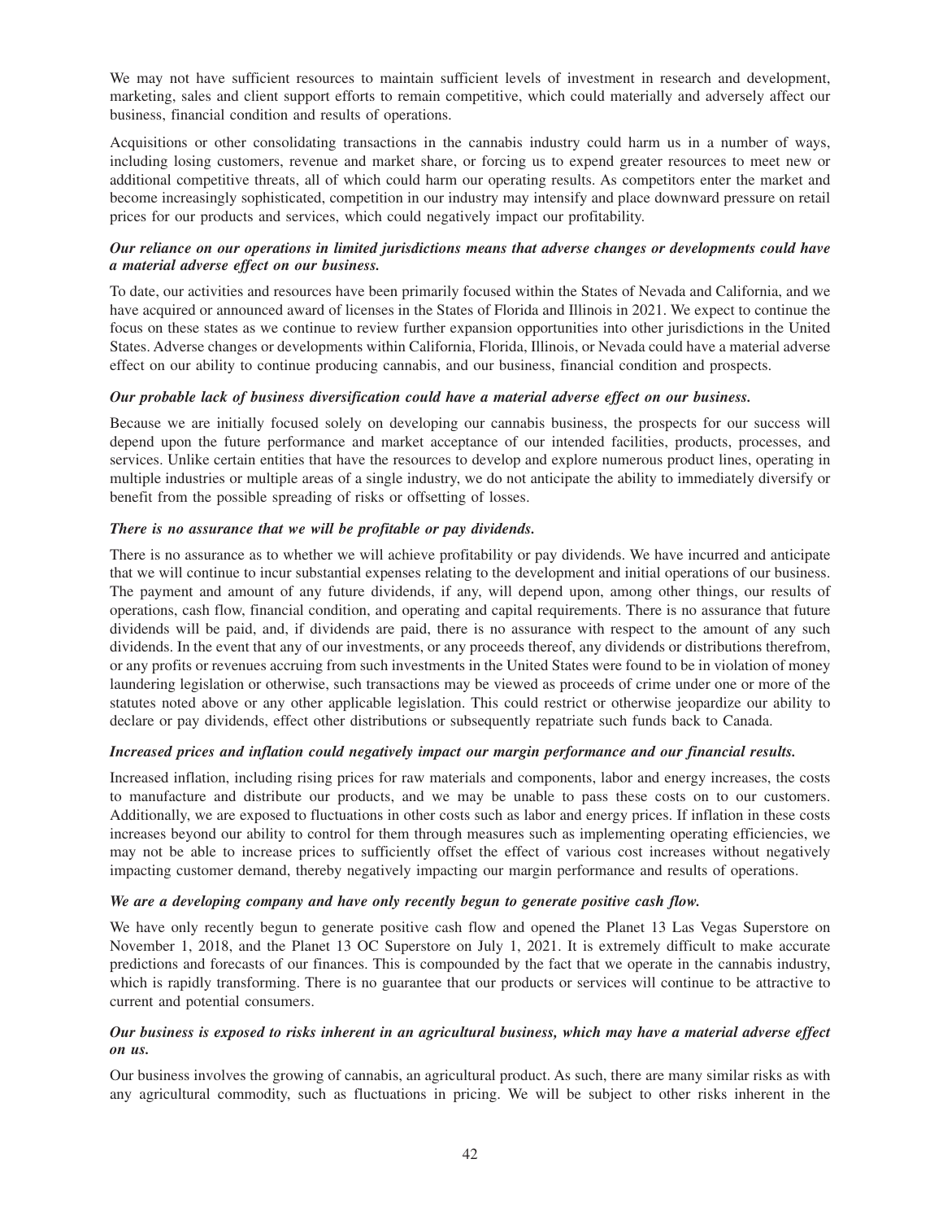We may not have sufficient resources to maintain sufficient levels of investment in research and development, marketing, sales and client support efforts to remain competitive, which could materially and adversely affect our business, financial condition and results of operations.

Acquisitions or other consolidating transactions in the cannabis industry could harm us in a number of ways, including losing customers, revenue and market share, or forcing us to expend greater resources to meet new or additional competitive threats, all of which could harm our operating results. As competitors enter the market and become increasingly sophisticated, competition in our industry may intensify and place downward pressure on retail prices for our products and services, which could negatively impact our profitability.

***Our reliance on our operations in limited jurisdictions means that adverse changes or developments could have a material adverse effect on our business.***

To date, our activities and resources have been primarily focused within the States of Nevada and California, and we have acquired or announced award of licenses in the States of Florida and Illinois in 2021. We expect to continue the focus on these states as we continue to review further expansion opportunities into other jurisdictions in the United States. Adverse changes or developments within California, Florida, Illinois, or Nevada could have a material adverse effect on our ability to continue producing cannabis, and our business, financial condition and prospects.

***Our probable lack of business diversification could have a material adverse effect on our business.***

Because we are initially focused solely on developing our cannabis business, the prospects for our success will depend upon the future performance and market acceptance of our intended facilities, products, processes, and services. Unlike certain entities that have the resources to develop and explore numerous product lines, operating in multiple industries or multiple areas of a single industry, we do not anticipate the ability to immediately diversify or benefit from the possible spreading of risks or offsetting of losses.

***There is no assurance that we will be profitable or pay dividends.***

There is no assurance as to whether we will achieve profitability or pay dividends. We have incurred and anticipate that we will continue to incur substantial expenses relating to the development and initial operations of our business. The payment and amount of any future dividends, if any, will depend upon, among other things, our results of operations, cash flow, financial condition, and operating and capital requirements. There is no assurance that future dividends will be paid, and, if dividends are paid, there is no assurance with respect to the amount of any such dividends. In the event that any of our investments, or any proceeds thereof, any dividends or distributions therefrom, or any profits or revenues accruing from such investments in the United States were found to be in violation of money laundering legislation or otherwise, such transactions may be viewed as proceeds of crime under one or more of the statutes noted above or any other applicable legislation. This could restrict or otherwise jeopardize our ability to declare or pay dividends, effect other distributions or subsequently repatriate such funds back to Canada.

***Increased prices and inflation could negatively impact our margin performance and our financial results.***

Increased inflation, including rising prices for raw materials and components, labor and energy increases, the costs to manufacture and distribute our products, and we may be unable to pass these costs on to our customers. Additionally, we are exposed to fluctuations in other costs such as labor and energy prices. If inflation in these costs increases beyond our ability to control for them through measures such as implementing operating efficiencies, we may not be able to increase prices to sufficiently offset the effect of various cost increases without negatively impacting customer demand, thereby negatively impacting our margin performance and results of operations.

***We are a developing company and have only recently begun to generate positive cash flow.***

We have only recently begun to generate positive cash flow and opened the Planet 13 Las Vegas Superstore on November 1, 2018, and the Planet 13 OC Superstore on July 1, 2021. It is extremely difficult to make accurate predictions and forecasts of our finances. This is compounded by the fact that we operate in the cannabis industry, which is rapidly transforming. There is no guarantee that our products or services will continue to be attractive to current and potential consumers.

***Our business is exposed to risks inherent in an agricultural business, which may have a material adverse effect on us.***

Our business involves the growing of cannabis, an agricultural product. As such, there are many similar risks as with any agricultural commodity, such as fluctuations in pricing. We will be subject to other risks inherent in the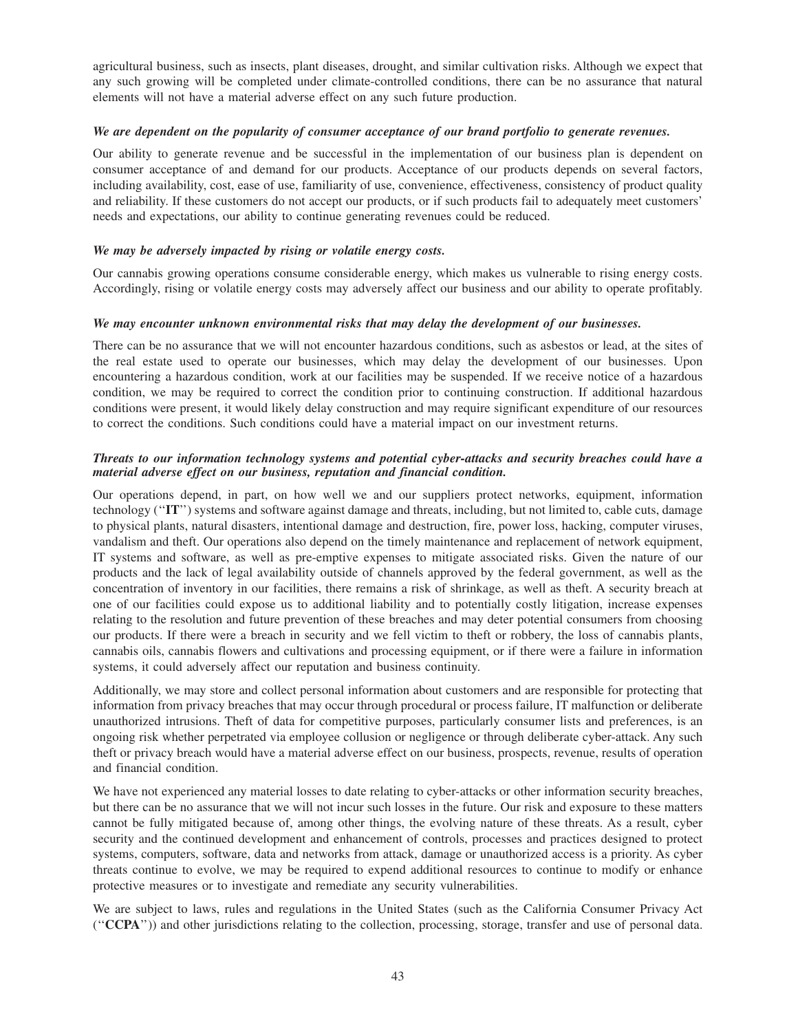agricultural business, such as insects, plant diseases, drought, and similar cultivation risks. Although we expect that any such growing will be completed under climate-controlled conditions, there can be no assurance that natural elements will not have a material adverse effect on any such future production.

***We are dependent on the popularity of consumer acceptance of our brand portfolio to generate revenues.***

Our ability to generate revenue and be successful in the implementation of our business plan is dependent on consumer acceptance of and demand for our products. Acceptance of our products depends on several factors, including availability, cost, ease of use, familiarity of use, convenience, effectiveness, consistency of product quality and reliability. If these customers do not accept our products, or if such products fail to adequately meet customers' needs and expectations, our ability to continue generating revenues could be reduced.

***We may be adversely impacted by rising or volatile energy costs.***

Our cannabis growing operations consume considerable energy, which makes us vulnerable to rising energy costs. Accordingly, rising or volatile energy costs may adversely affect our business and our ability to operate profitably.

***We may encounter unknown environmental risks that may delay the development of our businesses.***

There can be no assurance that we will not encounter hazardous conditions, such as asbestos or lead, at the sites of the real estate used to operate our businesses, which may delay the development of our businesses. Upon encountering a hazardous condition, work at our facilities may be suspended. If we receive notice of a hazardous condition, we may be required to correct the condition prior to continuing construction. If additional hazardous conditions were present, it would likely delay construction and may require significant expenditure of our resources to correct the conditions. Such conditions could have a material impact on our investment returns.

***Threats to our information technology systems and potential cyber-attacks and security breaches could have a material adverse effect on our business, reputation and financial condition.***

Our operations depend, in part, on how well we and our suppliers protect networks, equipment, information technology ("**IT**") systems and software against damage and threats, including, but not limited to, cable cuts, damage to physical plants, natural disasters, intentional damage and destruction, fire, power loss, hacking, computer viruses, vandalism and theft. Our operations also depend on the timely maintenance and replacement of network equipment, IT systems and software, as well as pre-emptive expenses to mitigate associated risks. Given the nature of our products and the lack of legal availability outside of channels approved by the federal government, as well as the concentration of inventory in our facilities, there remains a risk of shrinkage, as well as theft. A security breach at one of our facilities could expose us to additional liability and to potentially costly litigation, increase expenses relating to the resolution and future prevention of these breaches and may deter potential consumers from choosing our products. If there were a breach in security and we fell victim to theft or robbery, the loss of cannabis plants, cannabis oils, cannabis flowers and cultivations and processing equipment, or if there were a failure in information systems, it could adversely affect our reputation and business continuity.

Additionally, we may store and collect personal information about customers and are responsible for protecting that information from privacy breaches that may occur through procedural or process failure, IT malfunction or deliberate unauthorized intrusions. Theft of data for competitive purposes, particularly consumer lists and preferences, is an ongoing risk whether perpetrated via employee collusion or negligence or through deliberate cyber-attack. Any such theft or privacy breach would have a material adverse effect on our business, prospects, revenue, results of operation and financial condition.

We have not experienced any material losses to date relating to cyber-attacks or other information security breaches, but there can be no assurance that we will not incur such losses in the future. Our risk and exposure to these matters cannot be fully mitigated because of, among other things, the evolving nature of these threats. As a result, cyber security and the continued development and enhancement of controls, processes and practices designed to protect systems, computers, software, data and networks from attack, damage or unauthorized access is a priority. As cyber threats continue to evolve, we may be required to expend additional resources to continue to modify or enhance protective measures or to investigate and remediate any security vulnerabilities.

We are subject to laws, rules and regulations in the United States (such as the California Consumer Privacy Act ("**CCPA**")) and other jurisdictions relating to the collection, processing, storage, transfer and use of personal data.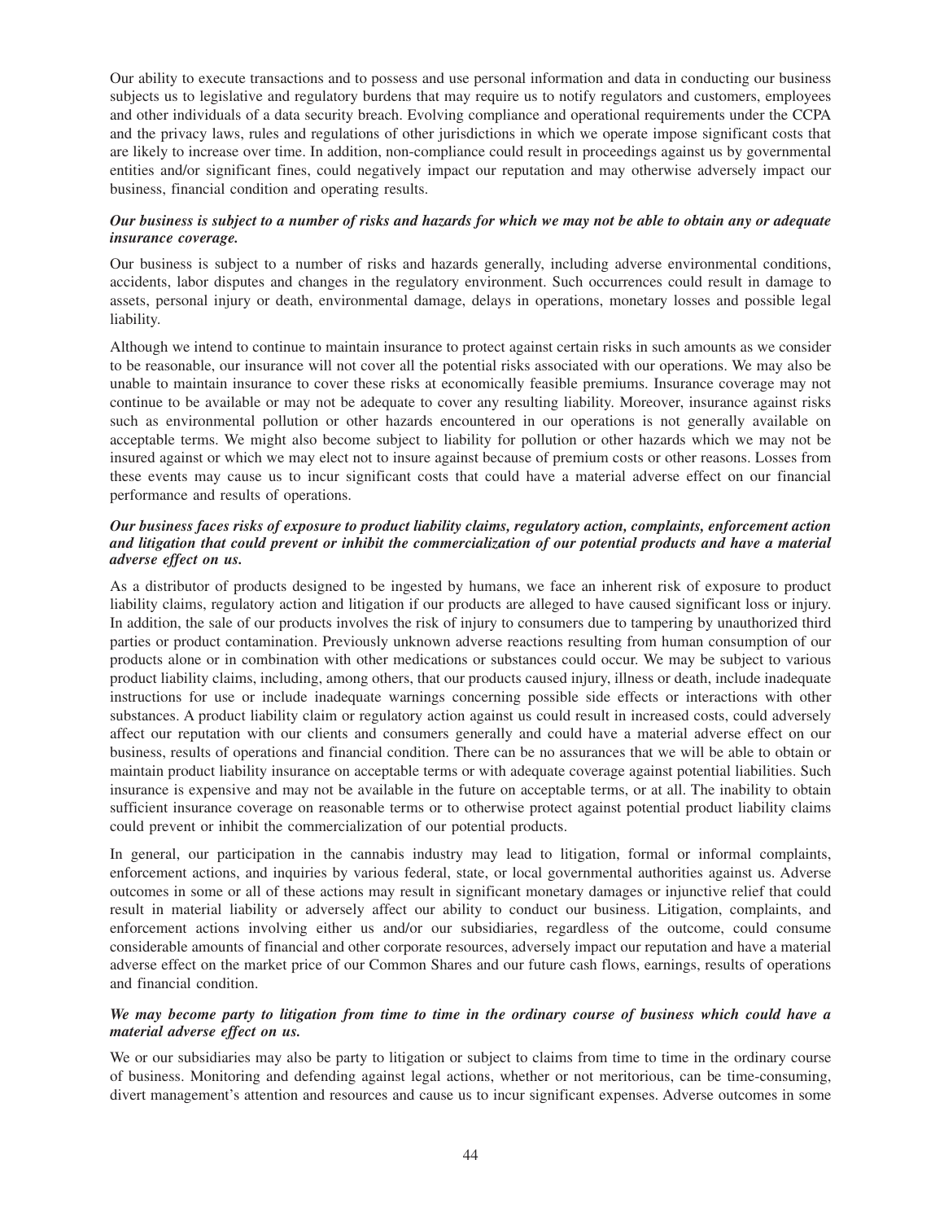Our ability to execute transactions and to possess and use personal information and data in conducting our business subjects us to legislative and regulatory burdens that may require us to notify regulators and customers, employees and other individuals of a data security breach. Evolving compliance and operational requirements under the CCPA and the privacy laws, rules and regulations of other jurisdictions in which we operate impose significant costs that are likely to increase over time. In addition, non-compliance could result in proceedings against us by governmental entities and/or significant fines, could negatively impact our reputation and may otherwise adversely impact our business, financial condition and operating results.

***Our business is subject to a number of risks and hazards for which we may not be able to obtain any or adequate insurance coverage.***

Our business is subject to a number of risks and hazards generally, including adverse environmental conditions, accidents, labor disputes and changes in the regulatory environment. Such occurrences could result in damage to assets, personal injury or death, environmental damage, delays in operations, monetary losses and possible legal liability.

Although we intend to continue to maintain insurance to protect against certain risks in such amounts as we consider to be reasonable, our insurance will not cover all the potential risks associated with our operations. We may also be unable to maintain insurance to cover these risks at economically feasible premiums. Insurance coverage may not continue to be available or may not be adequate to cover any resulting liability. Moreover, insurance against risks such as environmental pollution or other hazards encountered in our operations is not generally available on acceptable terms. We might also become subject to liability for pollution or other hazards which we may not be insured against or which we may elect not to insure against because of premium costs or other reasons. Losses from these events may cause us to incur significant costs that could have a material adverse effect on our financial performance and results of operations.

***Our business faces risks of exposure to product liability claims, regulatory action, complaints, enforcement action and litigation that could prevent or inhibit the commercialization of our potential products and have a material adverse effect on us.***

As a distributor of products designed to be ingested by humans, we face an inherent risk of exposure to product liability claims, regulatory action and litigation if our products are alleged to have caused significant loss or injury. In addition, the sale of our products involves the risk of injury to consumers due to tampering by unauthorized third parties or product contamination. Previously unknown adverse reactions resulting from human consumption of our products alone or in combination with other medications or substances could occur. We may be subject to various product liability claims, including, among others, that our products caused injury, illness or death, include inadequate instructions for use or include inadequate warnings concerning possible side effects or interactions with other substances. A product liability claim or regulatory action against us could result in increased costs, could adversely affect our reputation with our clients and consumers generally and could have a material adverse effect on our business, results of operations and financial condition. There can be no assurances that we will be able to obtain or maintain product liability insurance on acceptable terms or with adequate coverage against potential liabilities. Such insurance is expensive and may not be available in the future on acceptable terms, or at all. The inability to obtain sufficient insurance coverage on reasonable terms or to otherwise protect against potential product liability claims could prevent or inhibit the commercialization of our potential products.

In general, our participation in the cannabis industry may lead to litigation, formal or informal complaints, enforcement actions, and inquiries by various federal, state, or local governmental authorities against us. Adverse outcomes in some or all of these actions may result in significant monetary damages or injunctive relief that could result in material liability or adversely affect our ability to conduct our business. Litigation, complaints, and enforcement actions involving either us and/or our subsidiaries, regardless of the outcome, could consume considerable amounts of financial and other corporate resources, adversely impact our reputation and have a material adverse effect on the market price of our Common Shares and our future cash flows, earnings, results of operations and financial condition.

***We may become party to litigation from time to time in the ordinary course of business which could have a material adverse effect on us.***

We or our subsidiaries may also be party to litigation or subject to claims from time to time in the ordinary course of business. Monitoring and defending against legal actions, whether or not meritorious, can be time-consuming, divert management's attention and resources and cause us to incur significant expenses. Adverse outcomes in some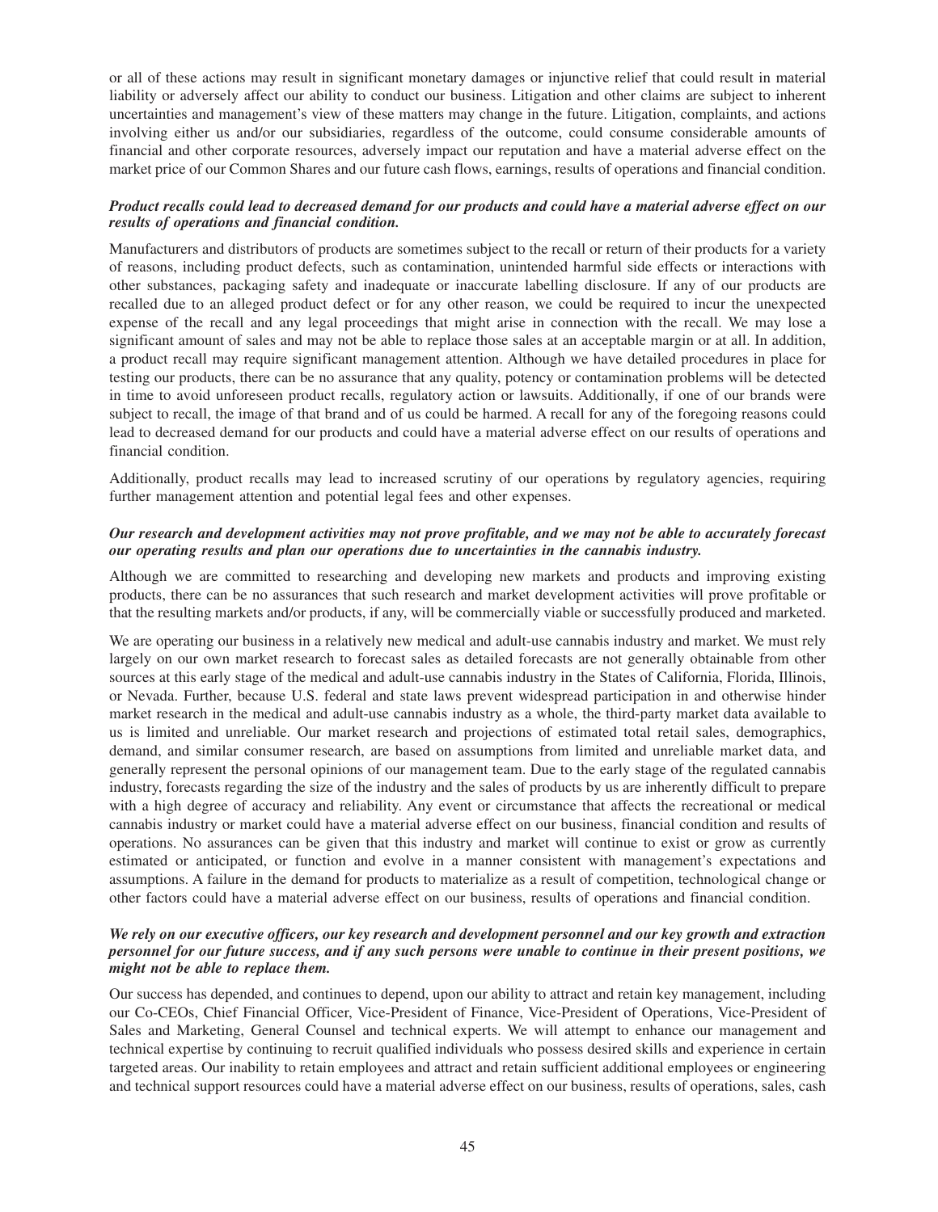or all of these actions may result in significant monetary damages or injunctive relief that could result in material liability or adversely affect our ability to conduct our business. Litigation and other claims are subject to inherent uncertainties and management's view of these matters may change in the future. Litigation, complaints, and actions involving either us and/or our subsidiaries, regardless of the outcome, could consume considerable amounts of financial and other corporate resources, adversely impact our reputation and have a material adverse effect on the market price of our Common Shares and our future cash flows, earnings, results of operations and financial condition.

***Product recalls could lead to decreased demand for our products and could have a material adverse effect on our results of operations and financial condition.***

Manufacturers and distributors of products are sometimes subject to the recall or return of their products for a variety of reasons, including product defects, such as contamination, unintended harmful side effects or interactions with other substances, packaging safety and inadequate or inaccurate labelling disclosure. If any of our products are recalled due to an alleged product defect or for any other reason, we could be required to incur the unexpected expense of the recall and any legal proceedings that might arise in connection with the recall. We may lose a significant amount of sales and may not be able to replace those sales at an acceptable margin or at all. In addition, a product recall may require significant management attention. Although we have detailed procedures in place for testing our products, there can be no assurance that any quality, potency or contamination problems will be detected in time to avoid unforeseen product recalls, regulatory action or lawsuits. Additionally, if one of our brands were subject to recall, the image of that brand and of us could be harmed. A recall for any of the foregoing reasons could lead to decreased demand for our products and could have a material adverse effect on our results of operations and financial condition.

Additionally, product recalls may lead to increased scrutiny of our operations by regulatory agencies, requiring further management attention and potential legal fees and other expenses.

***Our research and development activities may not prove profitable, and we may not be able to accurately forecast our operating results and plan our operations due to uncertainties in the cannabis industry.***

Although we are committed to researching and developing new markets and products and improving existing products, there can be no assurances that such research and market development activities will prove profitable or that the resulting markets and/or products, if any, will be commercially viable or successfully produced and marketed.

We are operating our business in a relatively new medical and adult-use cannabis industry and market. We must rely largely on our own market research to forecast sales as detailed forecasts are not generally obtainable from other sources at this early stage of the medical and adult-use cannabis industry in the States of California, Florida, Illinois, or Nevada. Further, because U.S. federal and state laws prevent widespread participation in and otherwise hinder market research in the medical and adult-use cannabis industry as a whole, the third-party market data available to us is limited and unreliable. Our market research and projections of estimated total retail sales, demographics, demand, and similar consumer research, are based on assumptions from limited and unreliable market data, and generally represent the personal opinions of our management team. Due to the early stage of the regulated cannabis industry, forecasts regarding the size of the industry and the sales of products by us are inherently difficult to prepare with a high degree of accuracy and reliability. Any event or circumstance that affects the recreational or medical cannabis industry or market could have a material adverse effect on our business, financial condition and results of operations. No assurances can be given that this industry and market will continue to exist or grow as currently estimated or anticipated, or function and evolve in a manner consistent with management's expectations and assumptions. A failure in the demand for products to materialize as a result of competition, technological change or other factors could have a material adverse effect on our business, results of operations and financial condition.

***We rely on our executive officers, our key research and development personnel and our key growth and extraction personnel for our future success, and if any such persons were unable to continue in their present positions, we might not be able to replace them.***

Our success has depended, and continues to depend, upon our ability to attract and retain key management, including our Co-CEOs, Chief Financial Officer, Vice-President of Finance, Vice-President of Operations, Vice-President of Sales and Marketing, General Counsel and technical experts. We will attempt to enhance our management and technical expertise by continuing to recruit qualified individuals who possess desired skills and experience in certain targeted areas. Our inability to retain employees and attract and retain sufficient additional employees or engineering and technical support resources could have a material adverse effect on our business, results of operations, sales, cash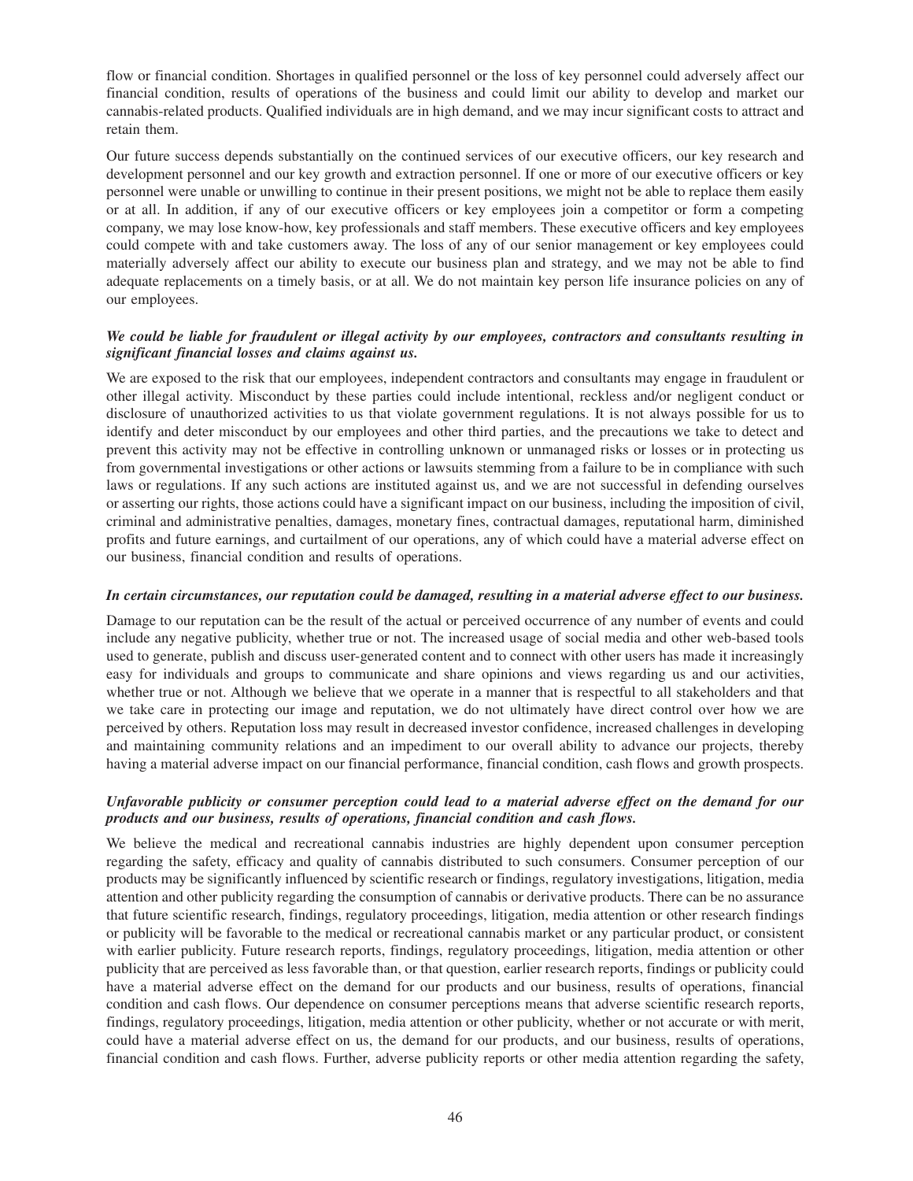flow or financial condition. Shortages in qualified personnel or the loss of key personnel could adversely affect our financial condition, results of operations of the business and could limit our ability to develop and market our cannabis-related products. Qualified individuals are in high demand, and we may incur significant costs to attract and retain them.

Our future success depends substantially on the continued services of our executive officers, our key research and development personnel and our key growth and extraction personnel. If one or more of our executive officers or key personnel were unable or unwilling to continue in their present positions, we might not be able to replace them easily or at all. In addition, if any of our executive officers or key employees join a competitor or form a competing company, we may lose know-how, key professionals and staff members. These executive officers and key employees could compete with and take customers away. The loss of any of our senior management or key employees could materially adversely affect our ability to execute our business plan and strategy, and we may not be able to find adequate replacements on a timely basis, or at all. We do not maintain key person life insurance policies on any of our employees.

***We could be liable for fraudulent or illegal activity by our employees, contractors and consultants resulting in significant financial losses and claims against us.***

We are exposed to the risk that our employees, independent contractors and consultants may engage in fraudulent or other illegal activity. Misconduct by these parties could include intentional, reckless and/or negligent conduct or disclosure of unauthorized activities to us that violate government regulations. It is not always possible for us to identify and deter misconduct by our employees and other third parties, and the precautions we take to detect and prevent this activity may not be effective in controlling unknown or unmanaged risks or losses or in protecting us from governmental investigations or other actions or lawsuits stemming from a failure to be in compliance with such laws or regulations. If any such actions are instituted against us, and we are not successful in defending ourselves or asserting our rights, those actions could have a significant impact on our business, including the imposition of civil, criminal and administrative penalties, damages, monetary fines, contractual damages, reputational harm, diminished profits and future earnings, and curtailment of our operations, any of which could have a material adverse effect on our business, financial condition and results of operations.

***In certain circumstances, our reputation could be damaged, resulting in a material adverse effect to our business.***

Damage to our reputation can be the result of the actual or perceived occurrence of any number of events and could include any negative publicity, whether true or not. The increased usage of social media and other web-based tools used to generate, publish and discuss user-generated content and to connect with other users has made it increasingly easy for individuals and groups to communicate and share opinions and views regarding us and our activities, whether true or not. Although we believe that we operate in a manner that is respectful to all stakeholders and that we take care in protecting our image and reputation, we do not ultimately have direct control over how we are perceived by others. Reputation loss may result in decreased investor confidence, increased challenges in developing and maintaining community relations and an impediment to our overall ability to advance our projects, thereby having a material adverse impact on our financial performance, financial condition, cash flows and growth prospects.

***Unfavorable publicity or consumer perception could lead to a material adverse effect on the demand for our products and our business, results of operations, financial condition and cash flows.***

We believe the medical and recreational cannabis industries are highly dependent upon consumer perception regarding the safety, efficacy and quality of cannabis distributed to such consumers. Consumer perception of our products may be significantly influenced by scientific research or findings, regulatory investigations, litigation, media attention and other publicity regarding the consumption of cannabis or derivative products. There can be no assurance that future scientific research, findings, regulatory proceedings, litigation, media attention or other research findings or publicity will be favorable to the medical or recreational cannabis market or any particular product, or consistent with earlier publicity. Future research reports, findings, regulatory proceedings, litigation, media attention or other publicity that are perceived as less favorable than, or that question, earlier research reports, findings or publicity could have a material adverse effect on the demand for our products and our business, results of operations, financial condition and cash flows. Our dependence on consumer perceptions means that adverse scientific research reports, findings, regulatory proceedings, litigation, media attention or other publicity, whether or not accurate or with merit, could have a material adverse effect on us, the demand for our products, and our business, results of operations, financial condition and cash flows. Further, adverse publicity reports or other media attention regarding the safety,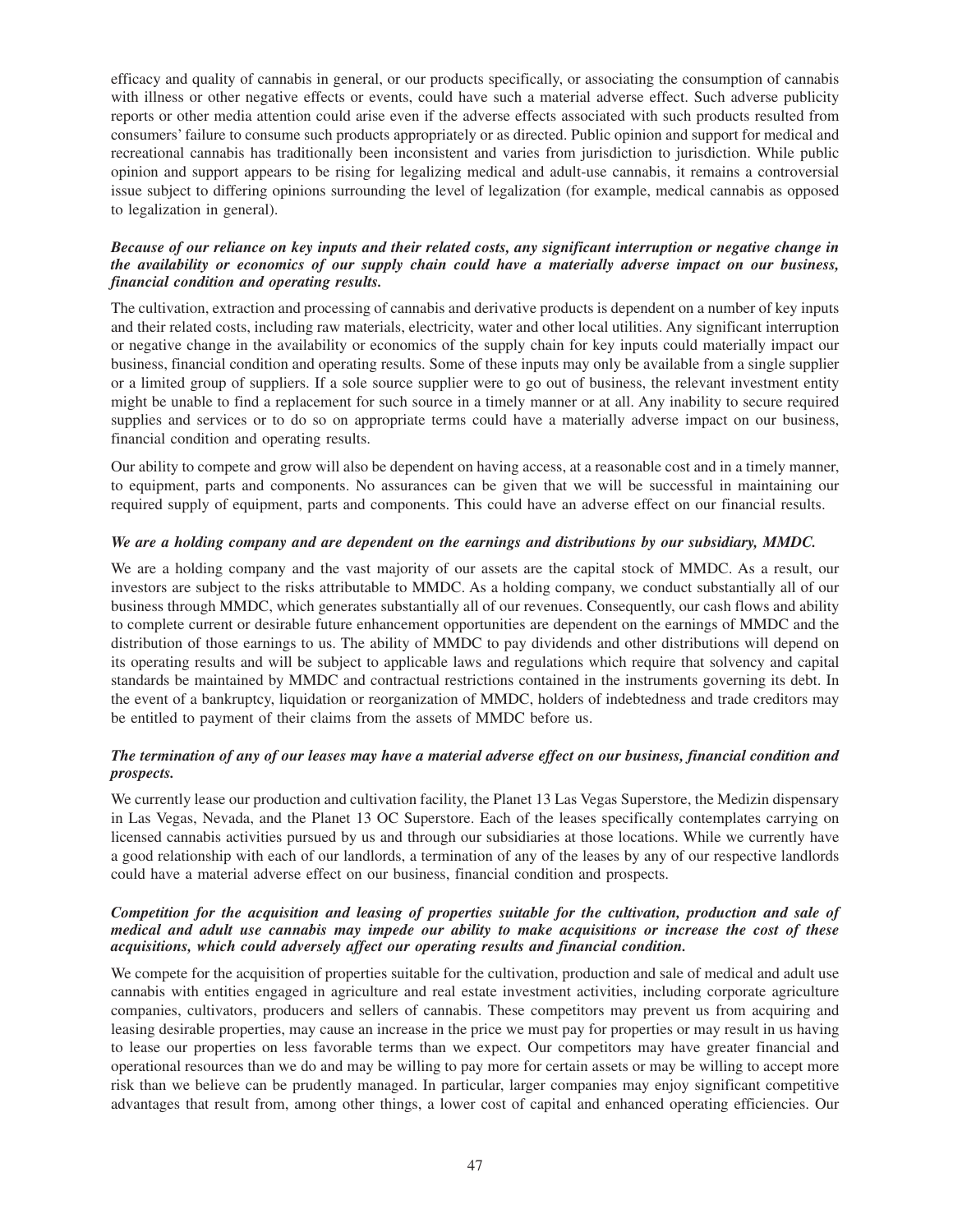efficacy and quality of cannabis in general, or our products specifically, or associating the consumption of cannabis with illness or other negative effects or events, could have such a material adverse effect. Such adverse publicity reports or other media attention could arise even if the adverse effects associated with such products resulted from consumers' failure to consume such products appropriately or as directed. Public opinion and support for medical and recreational cannabis has traditionally been inconsistent and varies from jurisdiction to jurisdiction. While public opinion and support appears to be rising for legalizing medical and adult-use cannabis, it remains a controversial issue subject to differing opinions surrounding the level of legalization (for example, medical cannabis as opposed to legalization in general).

***Because of our reliance on key inputs and their related costs, any significant interruption or negative change in the availability or economics of our supply chain could have a materially adverse impact on our business, financial condition and operating results.***

The cultivation, extraction and processing of cannabis and derivative products is dependent on a number of key inputs and their related costs, including raw materials, electricity, water and other local utilities. Any significant interruption or negative change in the availability or economics of the supply chain for key inputs could materially impact our business, financial condition and operating results. Some of these inputs may only be available from a single supplier or a limited group of suppliers. If a sole source supplier were to go out of business, the relevant investment entity might be unable to find a replacement for such source in a timely manner or at all. Any inability to secure required supplies and services or to do so on appropriate terms could have a materially adverse impact on our business, financial condition and operating results.

Our ability to compete and grow will also be dependent on having access, at a reasonable cost and in a timely manner, to equipment, parts and components. No assurances can be given that we will be successful in maintaining our required supply of equipment, parts and components. This could have an adverse effect on our financial results.

***We are a holding company and are dependent on the earnings and distributions by our subsidiary, MMDC.***

We are a holding company and the vast majority of our assets are the capital stock of MMDC. As a result, our investors are subject to the risks attributable to MMDC. As a holding company, we conduct substantially all of our business through MMDC, which generates substantially all of our revenues. Consequently, our cash flows and ability to complete current or desirable future enhancement opportunities are dependent on the earnings of MMDC and the distribution of those earnings to us. The ability of MMDC to pay dividends and other distributions will depend on its operating results and will be subject to applicable laws and regulations which require that solvency and capital standards be maintained by MMDC and contractual restrictions contained in the instruments governing its debt. In the event of a bankruptcy, liquidation or reorganization of MMDC, holders of indebtedness and trade creditors may be entitled to payment of their claims from the assets of MMDC before us.

***The termination of any of our leases may have a material adverse effect on our business, financial condition and prospects.***

We currently lease our production and cultivation facility, the Planet 13 Las Vegas Superstore, the Medizin dispensary in Las Vegas, Nevada, and the Planet 13 OC Superstore. Each of the leases specifically contemplates carrying on licensed cannabis activities pursued by us and through our subsidiaries at those locations. While we currently have a good relationship with each of our landlords, a termination of any of the leases by any of our respective landlords could have a material adverse effect on our business, financial condition and prospects.

***Competition for the acquisition and leasing of properties suitable for the cultivation, production and sale of medical and adult use cannabis may impede our ability to make acquisitions or increase the cost of these acquisitions, which could adversely affect our operating results and financial condition.***

We compete for the acquisition of properties suitable for the cultivation, production and sale of medical and adult use cannabis with entities engaged in agriculture and real estate investment activities, including corporate agriculture companies, cultivators, producers and sellers of cannabis. These competitors may prevent us from acquiring and leasing desirable properties, may cause an increase in the price we must pay for properties or may result in us having to lease our properties on less favorable terms than we expect. Our competitors may have greater financial and operational resources than we do and may be willing to pay more for certain assets or may be willing to accept more risk than we believe can be prudently managed. In particular, larger companies may enjoy significant competitive advantages that result from, among other things, a lower cost of capital and enhanced operating efficiencies. Our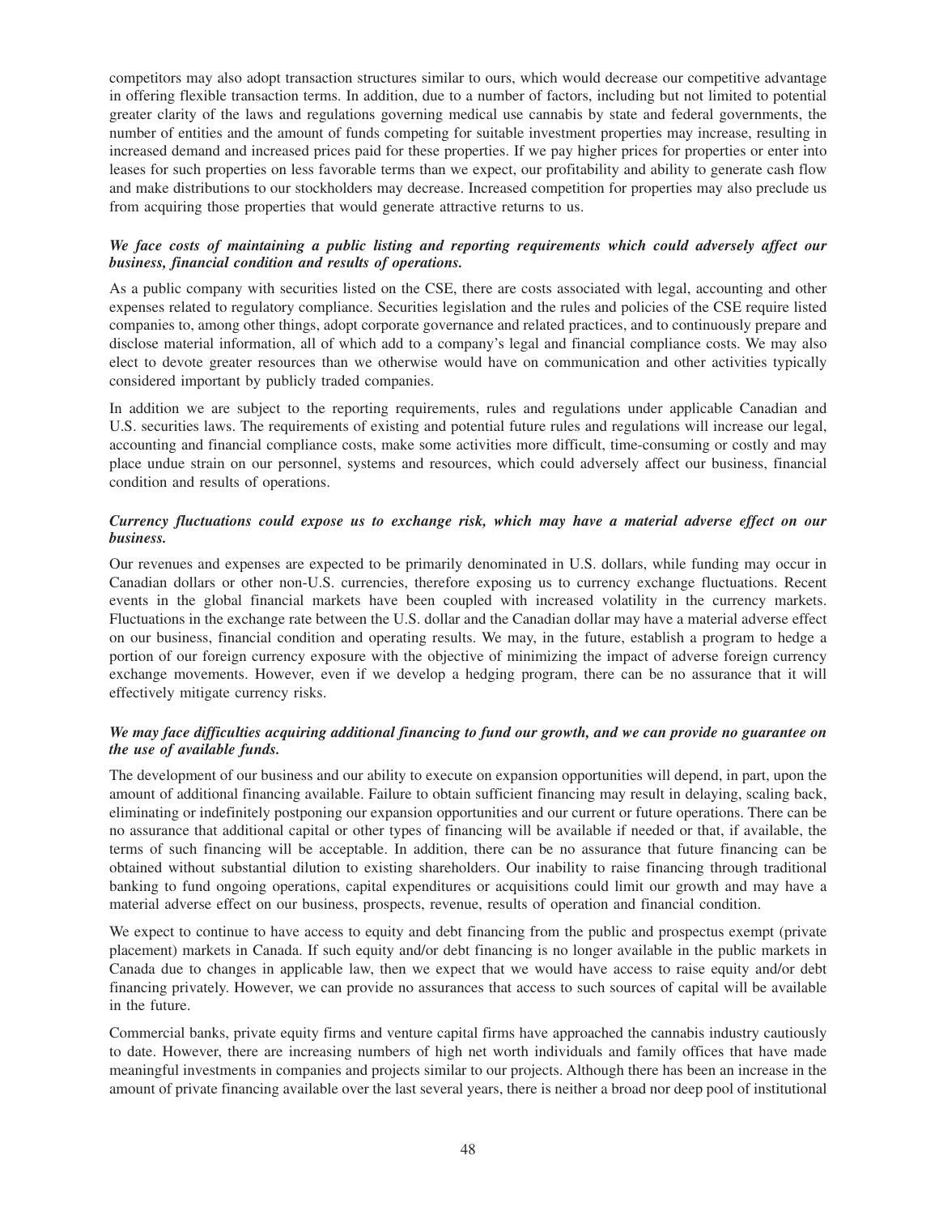competitors may also adopt transaction structures similar to ours, which would decrease our competitive advantage in offering flexible transaction terms. In addition, due to a number of factors, including but not limited to potential greater clarity of the laws and regulations governing medical use cannabis by state and federal governments, the number of entities and the amount of funds competing for suitable investment properties may increase, resulting in increased demand and increased prices paid for these properties. If we pay higher prices for properties or enter into leases for such properties on less favorable terms than we expect, our profitability and ability to generate cash flow and make distributions to our stockholders may decrease. Increased competition for properties may also preclude us from acquiring those properties that would generate attractive returns to us.

***We face costs of maintaining a public listing and reporting requirements which could adversely affect our business, financial condition and results of operations.***

As a public company with securities listed on the CSE, there are costs associated with legal, accounting and other expenses related to regulatory compliance. Securities legislation and the rules and policies of the CSE require listed companies to, among other things, adopt corporate governance and related practices, and to continuously prepare and disclose material information, all of which add to a company's legal and financial compliance costs. We may also elect to devote greater resources than we otherwise would have on communication and other activities typically considered important by publicly traded companies.

In addition we are subject to the reporting requirements, rules and regulations under applicable Canadian and U.S. securities laws. The requirements of existing and potential future rules and regulations will increase our legal, accounting and financial compliance costs, make some activities more difficult, time-consuming or costly and may place undue strain on our personnel, systems and resources, which could adversely affect our business, financial condition and results of operations.

***Currency fluctuations could expose us to exchange risk, which may have a material adverse effect on our business.***

Our revenues and expenses are expected to be primarily denominated in U.S. dollars, while funding may occur in Canadian dollars or other non-U.S. currencies, therefore exposing us to currency exchange fluctuations. Recent events in the global financial markets have been coupled with increased volatility in the currency markets. Fluctuations in the exchange rate between the U.S. dollar and the Canadian dollar may have a material adverse effect on our business, financial condition and operating results. We may, in the future, establish a program to hedge a portion of our foreign currency exposure with the objective of minimizing the impact of adverse foreign currency exchange movements. However, even if we develop a hedging program, there can be no assurance that it will effectively mitigate currency risks.

***We may face difficulties acquiring additional financing to fund our growth, and we can provide no guarantee on the use of available funds.***

The development of our business and our ability to execute on expansion opportunities will depend, in part, upon the amount of additional financing available. Failure to obtain sufficient financing may result in delaying, scaling back, eliminating or indefinitely postponing our expansion opportunities and our current or future operations. There can be no assurance that additional capital or other types of financing will be available if needed or that, if available, the terms of such financing will be acceptable. In addition, there can be no assurance that future financing can be obtained without substantial dilution to existing shareholders. Our inability to raise financing through traditional banking to fund ongoing operations, capital expenditures or acquisitions could limit our growth and may have a material adverse effect on our business, prospects, revenue, results of operation and financial condition.

We expect to continue to have access to equity and debt financing from the public and prospectus exempt (private placement) markets in Canada. If such equity and/or debt financing is no longer available in the public markets in Canada due to changes in applicable law, then we expect that we would have access to raise equity and/or debt financing privately. However, we can provide no assurances that access to such sources of capital will be available in the future.

Commercial banks, private equity firms and venture capital firms have approached the cannabis industry cautiously to date. However, there are increasing numbers of high net worth individuals and family offices that have made meaningful investments in companies and projects similar to our projects. Although there has been an increase in the amount of private financing available over the last several years, there is neither a broad nor deep pool of institutional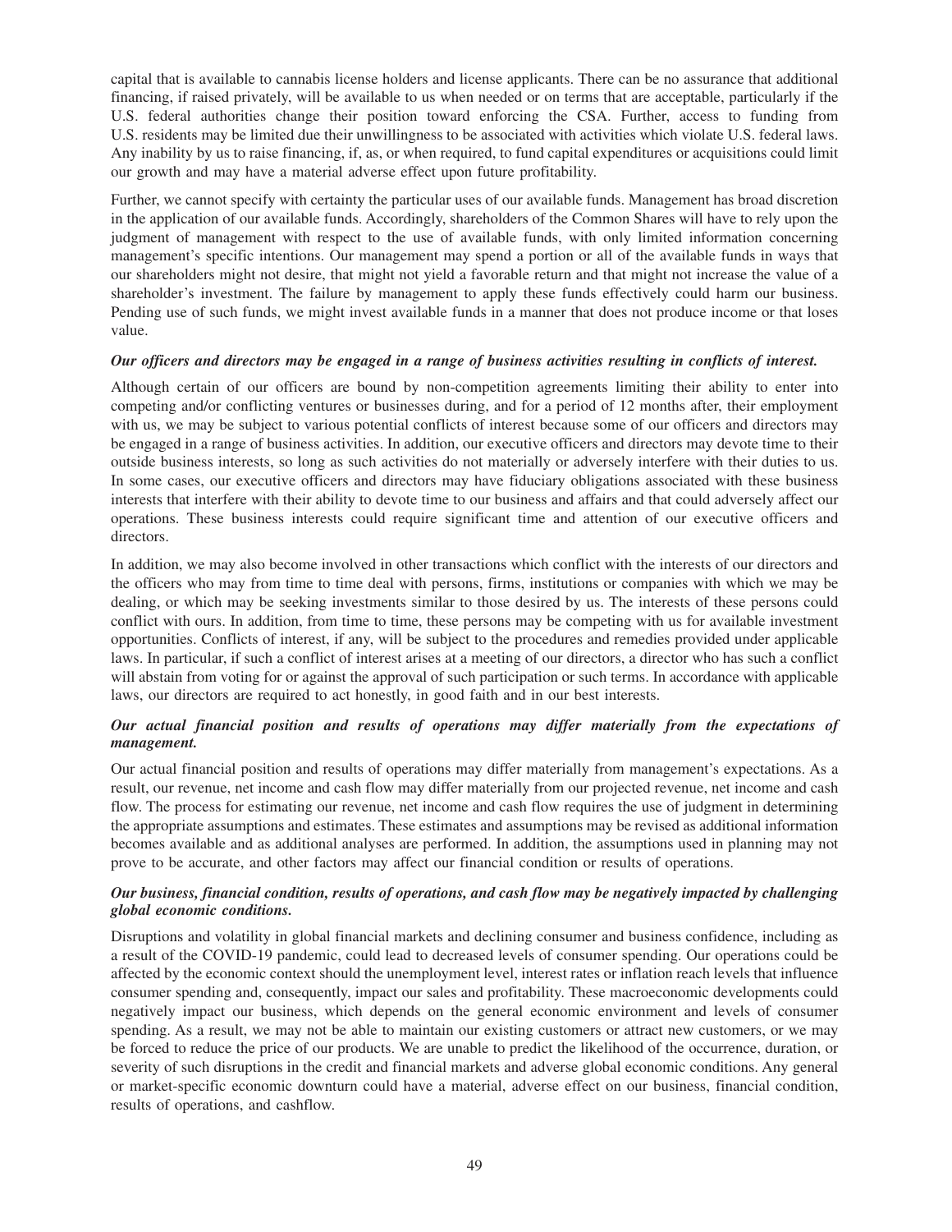capital that is available to cannabis license holders and license applicants. There can be no assurance that additional financing, if raised privately, will be available to us when needed or on terms that are acceptable, particularly if the U.S. federal authorities change their position toward enforcing the CSA. Further, access to funding from U.S. residents may be limited due their unwillingness to be associated with activities which violate U.S. federal laws. Any inability by us to raise financing, if, as, or when required, to fund capital expenditures or acquisitions could limit our growth and may have a material adverse effect upon future profitability.

Further, we cannot specify with certainty the particular uses of our available funds. Management has broad discretion in the application of our available funds. Accordingly, shareholders of the Common Shares will have to rely upon the judgment of management with respect to the use of available funds, with only limited information concerning management's specific intentions. Our management may spend a portion or all of the available funds in ways that our shareholders might not desire, that might not yield a favorable return and that might not increase the value of a shareholder's investment. The failure by management to apply these funds effectively could harm our business. Pending use of such funds, we might invest available funds in a manner that does not produce income or that loses value.

***Our officers and directors may be engaged in a range of business activities resulting in conflicts of interest.***

Although certain of our officers are bound by non-competition agreements limiting their ability to enter into competing and/or conflicting ventures or businesses during, and for a period of 12 months after, their employment with us, we may be subject to various potential conflicts of interest because some of our officers and directors may be engaged in a range of business activities. In addition, our executive officers and directors may devote time to their outside business interests, so long as such activities do not materially or adversely interfere with their duties to us. In some cases, our executive officers and directors may have fiduciary obligations associated with these business interests that interfere with their ability to devote time to our business and affairs and that could adversely affect our operations. These business interests could require significant time and attention of our executive officers and directors.

In addition, we may also become involved in other transactions which conflict with the interests of our directors and the officers who may from time to time deal with persons, firms, institutions or companies with which we may be dealing, or which may be seeking investments similar to those desired by us. The interests of these persons could conflict with ours. In addition, from time to time, these persons may be competing with us for available investment opportunities. Conflicts of interest, if any, will be subject to the procedures and remedies provided under applicable laws. In particular, if such a conflict of interest arises at a meeting of our directors, a director who has such a conflict will abstain from voting for or against the approval of such participation or such terms. In accordance with applicable laws, our directors are required to act honestly, in good faith and in our best interests.

***Our actual financial position and results of operations may differ materially from the expectations of management.***

Our actual financial position and results of operations may differ materially from management's expectations. As a result, our revenue, net income and cash flow may differ materially from our projected revenue, net income and cash flow. The process for estimating our revenue, net income and cash flow requires the use of judgment in determining the appropriate assumptions and estimates. These estimates and assumptions may be revised as additional information becomes available and as additional analyses are performed. In addition, the assumptions used in planning may not prove to be accurate, and other factors may affect our financial condition or results of operations.

***Our business, financial condition, results of operations, and cash flow may be negatively impacted by challenging global economic conditions.***

Disruptions and volatility in global financial markets and declining consumer and business confidence, including as a result of the COVID-19 pandemic, could lead to decreased levels of consumer spending. Our operations could be affected by the economic context should the unemployment level, interest rates or inflation reach levels that influence consumer spending and, consequently, impact our sales and profitability. These macroeconomic developments could negatively impact our business, which depends on the general economic environment and levels of consumer spending. As a result, we may not be able to maintain our existing customers or attract new customers, or we may be forced to reduce the price of our products. We are unable to predict the likelihood of the occurrence, duration, or severity of such disruptions in the credit and financial markets and adverse global economic conditions. Any general or market-specific economic downturn could have a material, adverse effect on our business, financial condition, results of operations, and cashflow.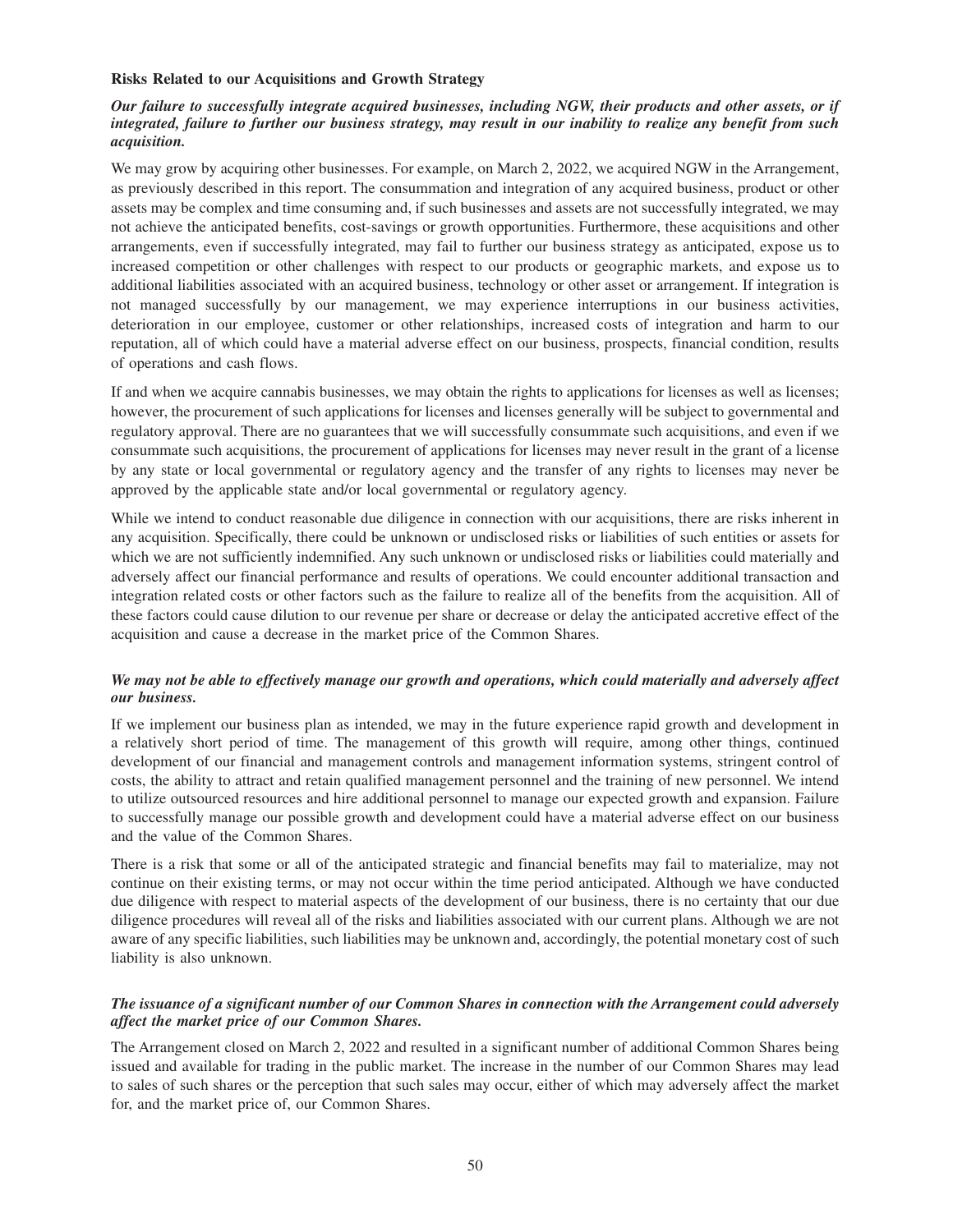### Risks Related to our Acquisitions and Growth Strategy

***Our failure to successfully integrate acquired businesses, including NGW, their products and other assets, or if integrated, failure to further our business strategy, may result in our inability to realize any benefit from such acquisition.***

We may grow by acquiring other businesses. For example, on March 2, 2022, we acquired NGW in the Arrangement, as previously described in this report. The consummation and integration of any acquired business, product or other assets may be complex and time consuming and, if such businesses and assets are not successfully integrated, we may not achieve the anticipated benefits, cost-savings or growth opportunities. Furthermore, these acquisitions and other arrangements, even if successfully integrated, may fail to further our business strategy as anticipated, expose us to increased competition or other challenges with respect to our products or geographic markets, and expose us to additional liabilities associated with an acquired business, technology or other asset or arrangement. If integration is not managed successfully by our management, we may experience interruptions in our business activities, deterioration in our employee, customer or other relationships, increased costs of integration and harm to our reputation, all of which could have a material adverse effect on our business, prospects, financial condition, results of operations and cash flows.

If and when we acquire cannabis businesses, we may obtain the rights to applications for licenses as well as licenses; however, the procurement of such applications for licenses and licenses generally will be subject to governmental and regulatory approval. There are no guarantees that we will successfully consummate such acquisitions, and even if we consummate such acquisitions, the procurement of applications for licenses may never result in the grant of a license by any state or local governmental or regulatory agency and the transfer of any rights to licenses may never be approved by the applicable state and/or local governmental or regulatory agency.

While we intend to conduct reasonable due diligence in connection with our acquisitions, there are risks inherent in any acquisition. Specifically, there could be unknown or undisclosed risks or liabilities of such entities or assets for which we are not sufficiently indemnified. Any such unknown or undisclosed risks or liabilities could materially and adversely affect our financial performance and results of operations. We could encounter additional transaction and integration related costs or other factors such as the failure to realize all of the benefits from the acquisition. All of these factors could cause dilution to our revenue per share or decrease or delay the anticipated accretive effect of the acquisition and cause a decrease in the market price of the Common Shares.

***We may not be able to effectively manage our growth and operations, which could materially and adversely affect our business.***

If we implement our business plan as intended, we may in the future experience rapid growth and development in a relatively short period of time. The management of this growth will require, among other things, continued development of our financial and management controls and management information systems, stringent control of costs, the ability to attract and retain qualified management personnel and the training of new personnel. We intend to utilize outsourced resources and hire additional personnel to manage our expected growth and expansion. Failure to successfully manage our possible growth and development could have a material adverse effect on our business and the value of the Common Shares.

There is a risk that some or all of the anticipated strategic and financial benefits may fail to materialize, may not continue on their existing terms, or may not occur within the time period anticipated. Although we have conducted due diligence with respect to material aspects of the development of our business, there is no certainty that our due diligence procedures will reveal all of the risks and liabilities associated with our current plans. Although we are not aware of any specific liabilities, such liabilities may be unknown and, accordingly, the potential monetary cost of such liability is also unknown.

***The issuance of a significant number of our Common Shares in connection with the Arrangement could adversely affect the market price of our Common Shares.***

The Arrangement closed on March 2, 2022 and resulted in a significant number of additional Common Shares being issued and available for trading in the public market. The increase in the number of our Common Shares may lead to sales of such shares or the perception that such sales may occur, either of which may adversely affect the market for, and the market price of, our Common Shares.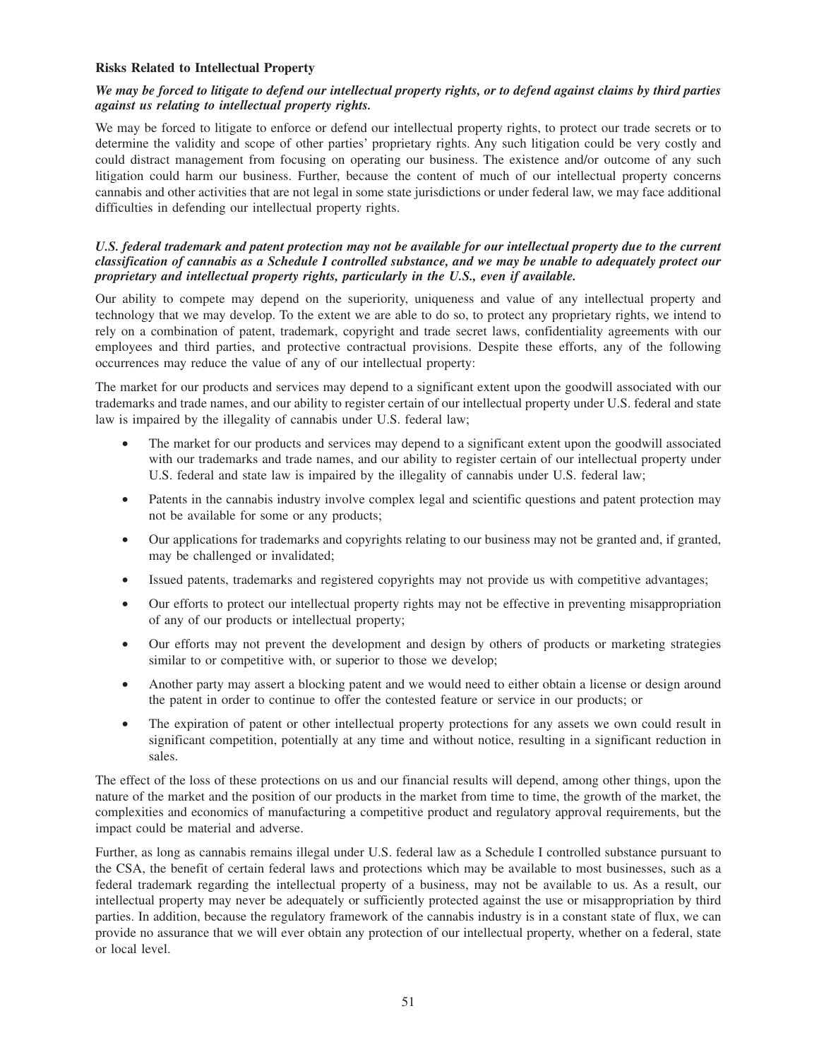**Risks Related to Intellectual Property**

***We may be forced to litigate to defend our intellectual property rights, or to defend against claims by third parties against us relating to intellectual property rights.***

We may be forced to litigate to enforce or defend our intellectual property rights, to protect our trade secrets or to determine the validity and scope of other parties' proprietary rights. Any such litigation could be very costly and could distract management from focusing on operating our business. The existence and/or outcome of any such litigation could harm our business. Further, because the content of much of our intellectual property concerns cannabis and other activities that are not legal in some state jurisdictions or under federal law, we may face additional difficulties in defending our intellectual property rights.

***U.S. federal trademark and patent protection may not be available for our intellectual property due to the current classification of cannabis as a Schedule I controlled substance, and we may be unable to adequately protect our proprietary and intellectual property rights, particularly in the U.S., even if available.***

Our ability to compete may depend on the superiority, uniqueness and value of any intellectual property and technology that we may develop. To the extent we are able to do so, to protect any proprietary rights, we intend to rely on a combination of patent, trademark, copyright and trade secret laws, confidentiality agreements with our employees and third parties, and protective contractual provisions. Despite these efforts, any of the following occurrences may reduce the value of any of our intellectual property:

The market for our products and services may depend to a significant extent upon the goodwill associated with our trademarks and trade names, and our ability to register certain of our intellectual property under U.S. federal and state law is impaired by the illegality of cannabis under U.S. federal law;

- The market for our products and services may depend to a significant extent upon the goodwill associated with our trademarks and trade names, and our ability to register certain of our intellectual property under U.S. federal and state law is impaired by the illegality of cannabis under U.S. federal law;
- Patents in the cannabis industry involve complex legal and scientific questions and patent protection may not be available for some or any products;
- Our applications for trademarks and copyrights relating to our business may not be granted and, if granted, may be challenged or invalidated;
- Issued patents, trademarks and registered copyrights may not provide us with competitive advantages;
- Our efforts to protect our intellectual property rights may not be effective in preventing misappropriation of any of our products or intellectual property;
- Our efforts may not prevent the development and design by others of products or marketing strategies similar to or competitive with, or superior to those we develop;
- Another party may assert a blocking patent and we would need to either obtain a license or design around the patent in order to continue to offer the contested feature or service in our products; or
- The expiration of patent or other intellectual property protections for any assets we own could result in significant competition, potentially at any time and without notice, resulting in a significant reduction in sales.

The effect of the loss of these protections on us and our financial results will depend, among other things, upon the nature of the market and the position of our products in the market from time to time, the growth of the market, the complexities and economics of manufacturing a competitive product and regulatory approval requirements, but the impact could be material and adverse.

Further, as long as cannabis remains illegal under U.S. federal law as a Schedule I controlled substance pursuant to the CSA, the benefit of certain federal laws and protections which may be available to most businesses, such as a federal trademark regarding the intellectual property of a business, may not be available to us. As a result, our intellectual property may never be adequately or sufficiently protected against the use or misappropriation by third parties. In addition, because the regulatory framework of the cannabis industry is in a constant state of flux, we can provide no assurance that we will ever obtain any protection of our intellectual property, whether on a federal, state or local level.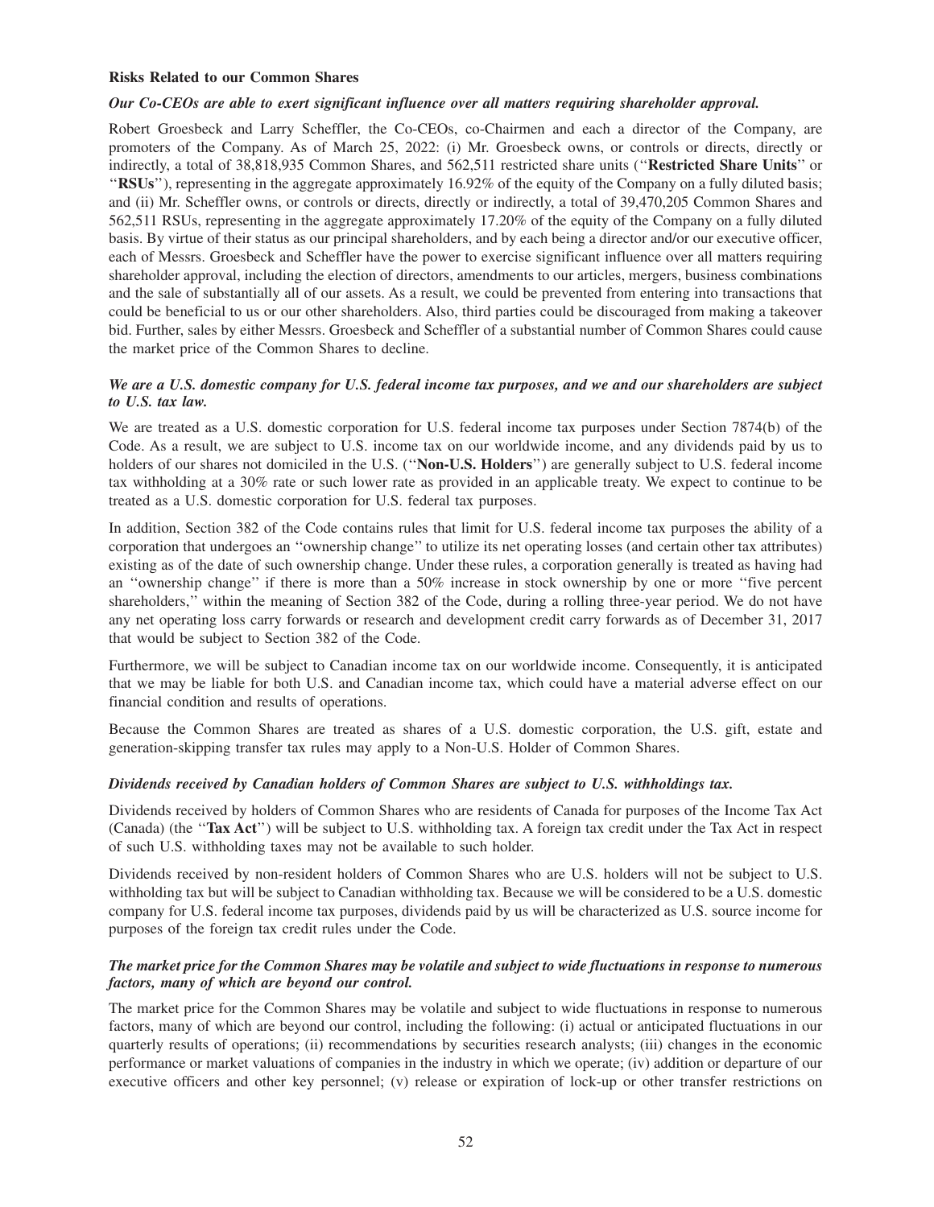**Risks Related to our Common Shares**

***Our Co-CEOs are able to exert significant influence over all matters requiring shareholder approval.***

Robert Groesbeck and Larry Scheffler, the Co-CEOs, co-Chairmen and each a director of the Company, are promoters of the Company. As of March 25, 2022: (i) Mr. Groesbeck owns, or controls or directs, directly or indirectly, a total of 38,818,935 Common Shares, and 562,511 restricted share units (''**Restricted Share Units**'' or ''**RSUs**''), representing in the aggregate approximately 16.92% of the equity of the Company on a fully diluted basis; and (ii) Mr. Scheffler owns, or controls or directs, directly or indirectly, a total of 39,470,205 Common Shares and 562,511 RSUs, representing in the aggregate approximately 17.20% of the equity of the Company on a fully diluted basis. By virtue of their status as our principal shareholders, and by each being a director and/or our executive officer, each of Messrs. Groesbeck and Scheffler have the power to exercise significant influence over all matters requiring shareholder approval, including the election of directors, amendments to our articles, mergers, business combinations and the sale of substantially all of our assets. As a result, we could be prevented from entering into transactions that could be beneficial to us or our other shareholders. Also, third parties could be discouraged from making a takeover bid. Further, sales by either Messrs. Groesbeck and Scheffler of a substantial number of Common Shares could cause the market price of the Common Shares to decline.

***We are a U.S. domestic company for U.S. federal income tax purposes, and we and our shareholders are subject to U.S. tax law.***

We are treated as a U.S. domestic corporation for U.S. federal income tax purposes under Section 7874(b) of the Code. As a result, we are subject to U.S. income tax on our worldwide income, and any dividends paid by us to holders of our shares not domiciled in the U.S. (''**Non-U.S. Holders**'') are generally subject to U.S. federal income tax withholding at a 30% rate or such lower rate as provided in an applicable treaty. We expect to continue to be treated as a U.S. domestic corporation for U.S. federal tax purposes.

In addition, Section 382 of the Code contains rules that limit for U.S. federal income tax purposes the ability of a corporation that undergoes an ''ownership change'' to utilize its net operating losses (and certain other tax attributes) existing as of the date of such ownership change. Under these rules, a corporation generally is treated as having had an ''ownership change'' if there is more than a 50% increase in stock ownership by one or more ''five percent shareholders,'' within the meaning of Section 382 of the Code, during a rolling three-year period. We do not have any net operating loss carry forwards or research and development credit carry forwards as of December 31, 2017 that would be subject to Section 382 of the Code.

Furthermore, we will be subject to Canadian income tax on our worldwide income. Consequently, it is anticipated that we may be liable for both U.S. and Canadian income tax, which could have a material adverse effect on our financial condition and results of operations.

Because the Common Shares are treated as shares of a U.S. domestic corporation, the U.S. gift, estate and generation-skipping transfer tax rules may apply to a Non-U.S. Holder of Common Shares.

***Dividends received by Canadian holders of Common Shares are subject to U.S. withholdings tax.***

Dividends received by holders of Common Shares who are residents of Canada for purposes of the Income Tax Act (Canada) (the ''**Tax Act**'') will be subject to U.S. withholding tax. A foreign tax credit under the Tax Act in respect of such U.S. withholding taxes may not be available to such holder.

Dividends received by non-resident holders of Common Shares who are U.S. holders will not be subject to U.S. withholding tax but will be subject to Canadian withholding tax. Because we will be considered to be a U.S. domestic company for U.S. federal income tax purposes, dividends paid by us will be characterized as U.S. source income for purposes of the foreign tax credit rules under the Code.

***The market price for the Common Shares may be volatile and subject to wide fluctuations in response to numerous factors, many of which are beyond our control.***

The market price for the Common Shares may be volatile and subject to wide fluctuations in response to numerous factors, many of which are beyond our control, including the following: (i) actual or anticipated fluctuations in our quarterly results of operations; (ii) recommendations by securities research analysts; (iii) changes in the economic performance or market valuations of companies in the industry in which we operate; (iv) addition or departure of our executive officers and other key personnel; (v) release or expiration of lock-up or other transfer restrictions on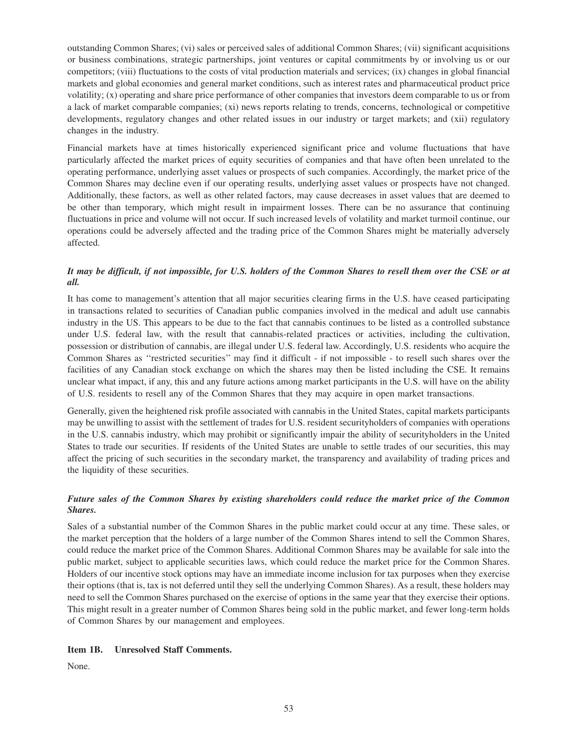outstanding Common Shares; (vi) sales or perceived sales of additional Common Shares; (vii) significant acquisitions or business combinations, strategic partnerships, joint ventures or capital commitments by or involving us or our competitors; (viii) fluctuations to the costs of vital production materials and services; (ix) changes in global financial markets and global economies and general market conditions, such as interest rates and pharmaceutical product price volatility; (x) operating and share price performance of other companies that investors deem comparable to us or from a lack of market comparable companies; (xi) news reports relating to trends, concerns, technological or competitive developments, regulatory changes and other related issues in our industry or target markets; and (xii) regulatory changes in the industry.

Financial markets have at times historically experienced significant price and volume fluctuations that have particularly affected the market prices of equity securities of companies and that have often been unrelated to the operating performance, underlying asset values or prospects of such companies. Accordingly, the market price of the Common Shares may decline even if our operating results, underlying asset values or prospects have not changed. Additionally, these factors, as well as other related factors, may cause decreases in asset values that are deemed to be other than temporary, which might result in impairment losses. There can be no assurance that continuing fluctuations in price and volume will not occur. If such increased levels of volatility and market turmoil continue, our operations could be adversely affected and the trading price of the Common Shares might be materially adversely affected.

***It may be difficult, if not impossible, for U.S. holders of the Common Shares to resell them over the CSE or at all.***

It has come to management's attention that all major securities clearing firms in the U.S. have ceased participating in transactions related to securities of Canadian public companies involved in the medical and adult use cannabis industry in the US. This appears to be due to the fact that cannabis continues to be listed as a controlled substance under U.S. federal law, with the result that cannabis-related practices or activities, including the cultivation, possession or distribution of cannabis, are illegal under U.S. federal law. Accordingly, U.S. residents who acquire the Common Shares as ''restricted securities'' may find it difficult - if not impossible - to resell such shares over the facilities of any Canadian stock exchange on which the shares may then be listed including the CSE. It remains unclear what impact, if any, this and any future actions among market participants in the U.S. will have on the ability of U.S. residents to resell any of the Common Shares that they may acquire in open market transactions.

Generally, given the heightened risk profile associated with cannabis in the United States, capital markets participants may be unwilling to assist with the settlement of trades for U.S. resident securityholders of companies with operations in the U.S. cannabis industry, which may prohibit or significantly impair the ability of securityholders in the United States to trade our securities. If residents of the United States are unable to settle trades of our securities, this may affect the pricing of such securities in the secondary market, the transparency and availability of trading prices and the liquidity of these securities.

***Future sales of the Common Shares by existing shareholders could reduce the market price of the Common Shares.***

Sales of a substantial number of the Common Shares in the public market could occur at any time. These sales, or the market perception that the holders of a large number of the Common Shares intend to sell the Common Shares, could reduce the market price of the Common Shares. Additional Common Shares may be available for sale into the public market, subject to applicable securities laws, which could reduce the market price for the Common Shares. Holders of our incentive stock options may have an immediate income inclusion for tax purposes when they exercise their options (that is, tax is not deferred until they sell the underlying Common Shares). As a result, these holders may need to sell the Common Shares purchased on the exercise of options in the same year that they exercise their options. This might result in a greater number of Common Shares being sold in the public market, and fewer long-term holds of Common Shares by our management and employees.

### Item 1B. Unresolved Staff Comments.

None.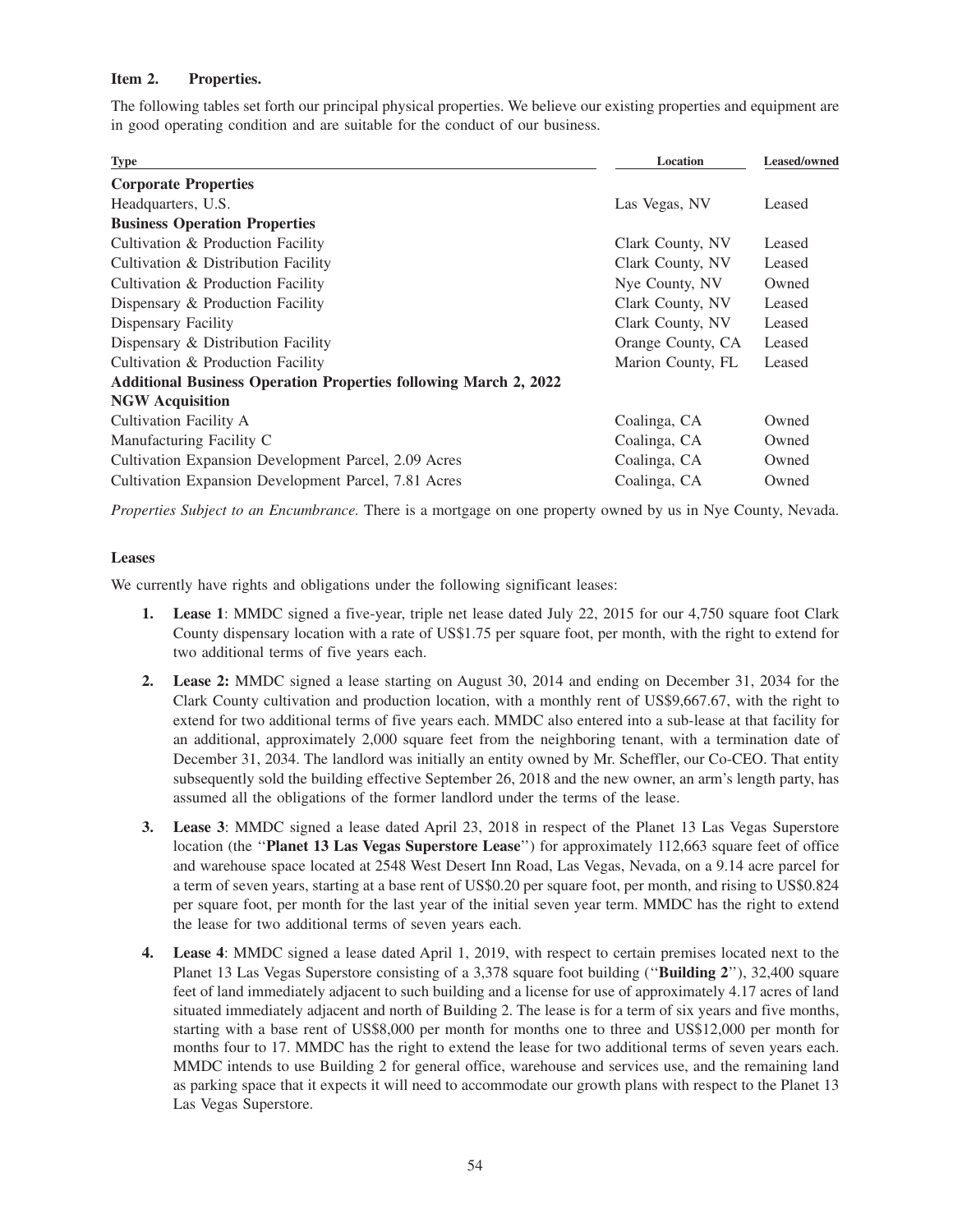### Item 2. Properties.

The following tables set forth our principal physical properties. We believe our existing properties and equipment are in good operating condition and are suitable for the conduct of our business.

| Type | Location | Leased/owned |
|---|---|---|
| **Corporate Properties** | | |
| Headquarters, U.S. | Las Vegas, NV | Leased |
| **Business Operation Properties** | | |
| Cultivation & Production Facility | Clark County, NV | Leased |
| Cultivation & Distribution Facility | Clark County, NV | Leased |
| Cultivation & Production Facility | Nye County, NV | Owned |
| Dispensary & Production Facility | Clark County, NV | Leased |
| Dispensary Facility | Clark County, NV | Leased |
| Dispensary & Distribution Facility | Orange County, CA | Leased |
| Cultivation & Production Facility | Marion County, FL | Leased |
| **Additional Business Operation Properties following March 2, 2022 NGW Acquisition** | | |
| Cultivation Facility A | Coalinga, CA | Owned |
| Manufacturing Facility C | Coalinga, CA | Owned |
| Cultivation Expansion Development Parcel, 2.09 Acres | Coalinga, CA | Owned |
| Cultivation Expansion Development Parcel, 7.81 Acres | Coalinga, CA | Owned |

*Properties Subject to an Encumbrance.* There is a mortgage on one property owned by us in Nye County, Nevada.

#### Leases

We currently have rights and obligations under the following significant leases:

1. **Lease 1**: MMDC signed a five-year, triple net lease dated July 22, 2015 for our 4,750 square foot Clark County dispensary location with a rate of US$1.75 per square foot, per month, with the right to extend for two additional terms of five years each.

2. **Lease 2:** MMDC signed a lease starting on August 30, 2014 and ending on December 31, 2034 for the Clark County cultivation and production location, with a monthly rent of US$9,667.67, with the right to extend for two additional terms of five years each. MMDC also entered into a sub-lease at that facility for an additional, approximately 2,000 square feet from the neighboring tenant, with a termination date of December 31, 2034. The landlord was initially an entity owned by Mr. Scheffler, our Co-CEO. That entity subsequently sold the building effective September 26, 2018 and the new owner, an arm's length party, has assumed all the obligations of the former landlord under the terms of the lease.

3. **Lease 3**: MMDC signed a lease dated April 23, 2018 in respect of the Planet 13 Las Vegas Superstore location (the "**Planet 13 Las Vegas Superstore Lease**") for approximately 112,663 square feet of office and warehouse space located at 2548 West Desert Inn Road, Las Vegas, Nevada, on a 9.14 acre parcel for a term of seven years, starting at a base rent of US$0.20 per square foot, per month, and rising to US$0.824 per square foot, per month for the last year of the initial seven year term. MMDC has the right to extend the lease for two additional terms of seven years each.

4. **Lease 4**: MMDC signed a lease dated April 1, 2019, with respect to certain premises located next to the Planet 13 Las Vegas Superstore consisting of a 3,378 square foot building ("**Building 2**"), 32,400 square feet of land immediately adjacent to such building and a license for use of approximately 4.17 acres of land situated immediately adjacent and north of Building 2. The lease is for a term of six years and five months, starting with a base rent of US$8,000 per month for months one to three and US$12,000 per month for months four to 17. MMDC has the right to extend the lease for two additional terms of seven years each. MMDC intends to use Building 2 for general office, warehouse and services use, and the remaining land as parking space that it expects it will need to accommodate our growth plans with respect to the Planet 13 Las Vegas Superstore.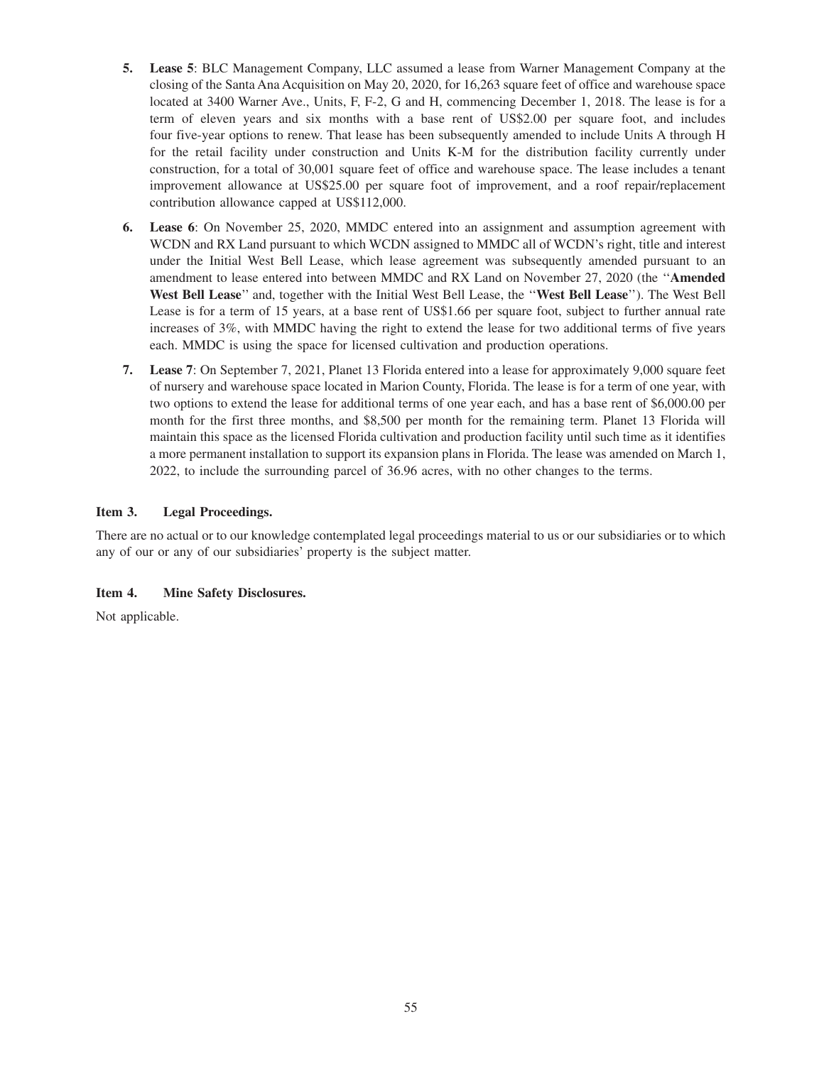5. **Lease 5**: BLC Management Company, LLC assumed a lease from Warner Management Company at the closing of the Santa Ana Acquisition on May 20, 2020, for 16,263 square feet of office and warehouse space located at 3400 Warner Ave., Units, F, F-2, G and H, commencing December 1, 2018. The lease is for a term of eleven years and six months with a base rent of US$2.00 per square foot, and includes four five-year options to renew. That lease has been subsequently amended to include Units A through H for the retail facility under construction and Units K-M for the distribution facility currently under construction, for a total of 30,001 square feet of office and warehouse space. The lease includes a tenant improvement allowance at US$25.00 per square foot of improvement, and a roof repair/replacement contribution allowance capped at US$112,000.

6. **Lease 6**: On November 25, 2020, MMDC entered into an assignment and assumption agreement with WCDN and RX Land pursuant to which WCDN assigned to MMDC all of WCDN's right, title and interest under the Initial West Bell Lease, which lease agreement was subsequently amended pursuant to an amendment to lease entered into between MMDC and RX Land on November 27, 2020 (the "**Amended West Bell Lease**" and, together with the Initial West Bell Lease, the "**West Bell Lease**"). The West Bell Lease is for a term of 15 years, at a base rent of US$1.66 per square foot, subject to further annual rate increases of 3%, with MMDC having the right to extend the lease for two additional terms of five years each. MMDC is using the space for licensed cultivation and production operations.

7. **Lease 7**: On September 7, 2021, Planet 13 Florida entered into a lease for approximately 9,000 square feet of nursery and warehouse space located in Marion County, Florida. The lease is for a term of one year, with two options to extend the lease for additional terms of one year each, and has a base rent of $6,000.00 per month for the first three months, and $8,500 per month for the remaining term. Planet 13 Florida will maintain this space as the licensed Florida cultivation and production facility until such time as it identifies a more permanent installation to support its expansion plans in Florida. The lease was amended on March 1, 2022, to include the surrounding parcel of 36.96 acres, with no other changes to the terms.

### Item 3. Legal Proceedings.

There are no actual or to our knowledge contemplated legal proceedings material to us or our subsidiaries or to which any of our or any of our subsidiaries' property is the subject matter.

### Item 4. Mine Safety Disclosures.

Not applicable.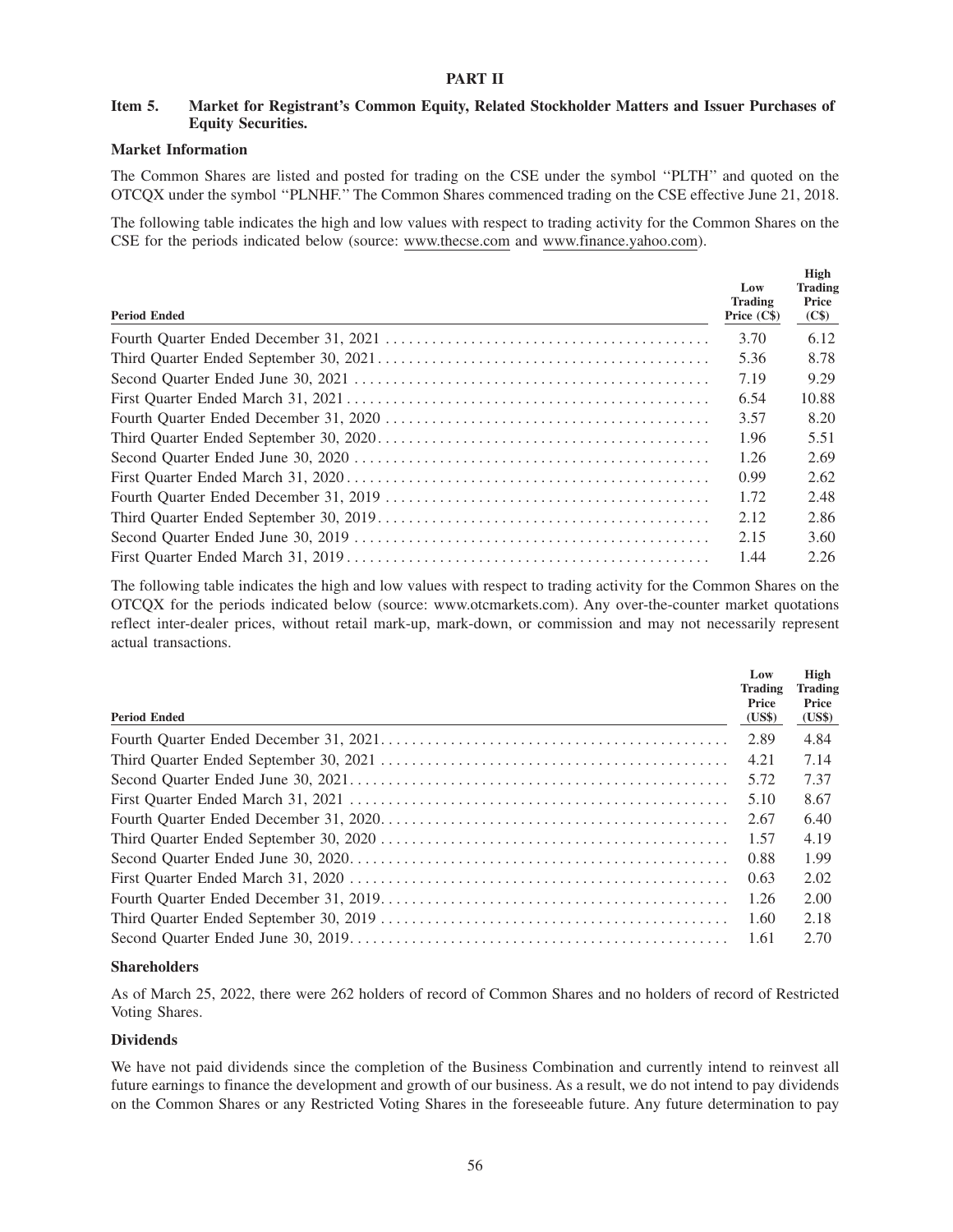# PART II

## Item 5. Market for Registrant's Common Equity, Related Stockholder Matters and Issuer Purchases of Equity Securities.

### Market Information

The Common Shares are listed and posted for trading on the CSE under the symbol "PLTH" and quoted on the OTCQX under the symbol "PLNHF." The Common Shares commenced trading on the CSE effective June 21, 2018.

The following table indicates the high and low values with respect to trading activity for the Common Shares on the CSE for the periods indicated below (source: www.thecse.com and www.finance.yahoo.com).

| Period Ended | Low Trading Price (C$) | High Trading Price (C$) |
|---|---|---|
| Fourth Quarter Ended December 31, 2021 | 3.70 | 6.12 |
| Third Quarter Ended September 30, 2021 | 5.36 | 8.78 |
| Second Quarter Ended June 30, 2021 | 7.19 | 9.29 |
| First Quarter Ended March 31, 2021 | 6.54 | 10.88 |
| Fourth Quarter Ended December 31, 2020 | 3.57 | 8.20 |
| Third Quarter Ended September 30, 2020 | 1.96 | 5.51 |
| Second Quarter Ended June 30, 2020 | 1.26 | 2.69 |
| First Quarter Ended March 31, 2020 | 0.99 | 2.62 |
| Fourth Quarter Ended December 31, 2019 | 1.72 | 2.48 |
| Third Quarter Ended September 30, 2019 | 2.12 | 2.86 |
| Second Quarter Ended June 30, 2019 | 2.15 | 3.60 |
| First Quarter Ended March 31, 2019 | 1.44 | 2.26 |

The following table indicates the high and low values with respect to trading activity for the Common Shares on the OTCQX for the periods indicated below (source: www.otcmarkets.com). Any over-the-counter market quotations reflect inter-dealer prices, without retail mark-up, mark-down, or commission and may not necessarily represent actual transactions.

| Period Ended | Low Trading Price (US$) | High Trading Price (US$) |
|---|---|---|
| Fourth Quarter Ended December 31, 2021 | 2.89 | 4.84 |
| Third Quarter Ended September 30, 2021 | 4.21 | 7.14 |
| Second Quarter Ended June 30, 2021 | 5.72 | 7.37 |
| First Quarter Ended March 31, 2021 | 5.10 | 8.67 |
| Fourth Quarter Ended December 31, 2020 | 2.67 | 6.40 |
| Third Quarter Ended September 30, 2020 | 1.57 | 4.19 |
| Second Quarter Ended June 30, 2020 | 0.88 | 1.99 |
| First Quarter Ended March 31, 2020 | 0.63 | 2.02 |
| Fourth Quarter Ended December 31, 2019 | 1.26 | 2.00 |
| Third Quarter Ended September 30, 2019 | 1.60 | 2.18 |
| Second Quarter Ended June 30, 2019 | 1.61 | 2.70 |

### Shareholders

As of March 25, 2022, there were 262 holders of record of Common Shares and no holders of record of Restricted Voting Shares.

### Dividends

We have not paid dividends since the completion of the Business Combination and currently intend to reinvest all future earnings to finance the development and growth of our business. As a result, we do not intend to pay dividends on the Common Shares or any Restricted Voting Shares in the foreseeable future. Any future determination to pay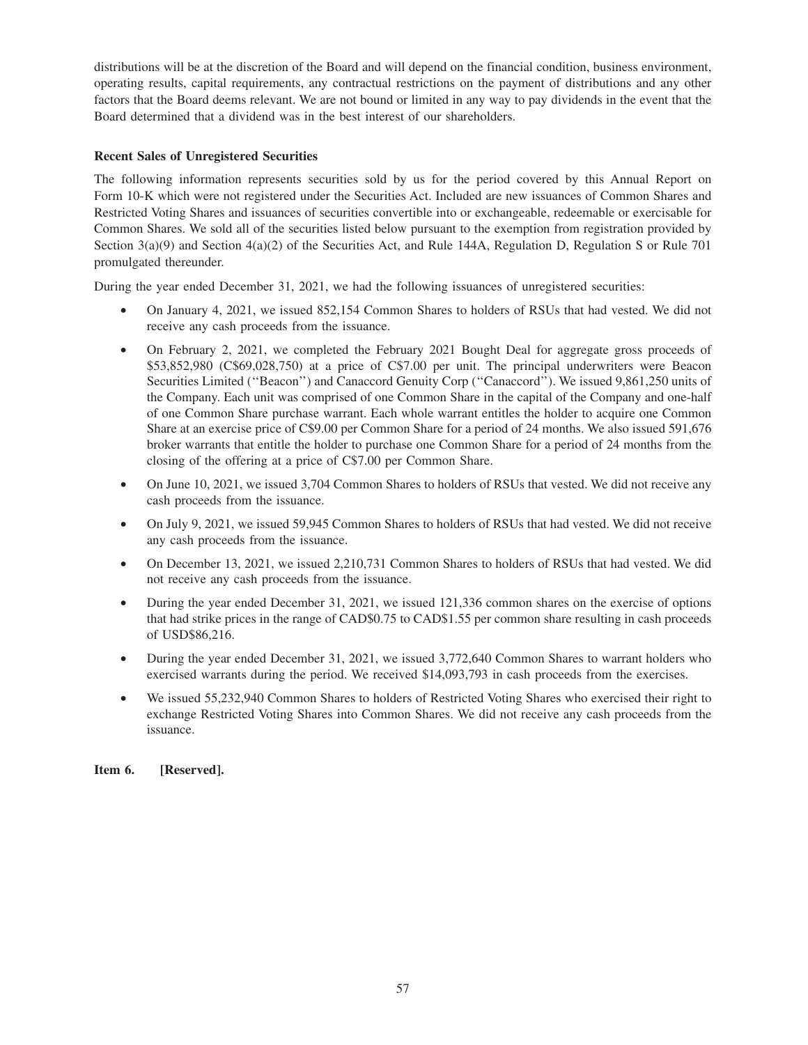distributions will be at the discretion of the Board and will depend on the financial condition, business environment, operating results, capital requirements, any contractual restrictions on the payment of distributions and any other factors that the Board deems relevant. We are not bound or limited in any way to pay dividends in the event that the Board determined that a dividend was in the best interest of our shareholders.

**Recent Sales of Unregistered Securities**

The following information represents securities sold by us for the period covered by this Annual Report on Form 10-K which were not registered under the Securities Act. Included are new issuances of Common Shares and Restricted Voting Shares and issuances of securities convertible into or exchangeable, redeemable or exercisable for Common Shares. We sold all of the securities listed below pursuant to the exemption from registration provided by Section 3(a)(9) and Section 4(a)(2) of the Securities Act, and Rule 144A, Regulation D, Regulation S or Rule 701 promulgated thereunder.

During the year ended December 31, 2021, we had the following issuances of unregistered securities:

- On January 4, 2021, we issued 852,154 Common Shares to holders of RSUs that had vested. We did not receive any cash proceeds from the issuance.
- On February 2, 2021, we completed the February 2021 Bought Deal for aggregate gross proceeds of \$53,852,980 (C\$69,028,750) at a price of C\$7.00 per unit. The principal underwriters were Beacon Securities Limited (''Beacon'') and Canaccord Genuity Corp (''Canaccord''). We issued 9,861,250 units of the Company. Each unit was comprised of one Common Share in the capital of the Company and one-half of one Common Share purchase warrant. Each whole warrant entitles the holder to acquire one Common Share at an exercise price of C\$9.00 per Common Share for a period of 24 months. We also issued 591,676 broker warrants that entitle the holder to purchase one Common Share for a period of 24 months from the closing of the offering at a price of C\$7.00 per Common Share.
- On June 10, 2021, we issued 3,704 Common Shares to holders of RSUs that vested. We did not receive any cash proceeds from the issuance.
- On July 9, 2021, we issued 59,945 Common Shares to holders of RSUs that had vested. We did not receive any cash proceeds from the issuance.
- On December 13, 2021, we issued 2,210,731 Common Shares to holders of RSUs that had vested. We did not receive any cash proceeds from the issuance.
- During the year ended December 31, 2021, we issued 121,336 common shares on the exercise of options that had strike prices in the range of CAD\$0.75 to CAD\$1.55 per common share resulting in cash proceeds of USD\$86,216.
- During the year ended December 31, 2021, we issued 3,772,640 Common Shares to warrant holders who exercised warrants during the period. We received \$14,093,793 in cash proceeds from the exercises.
- We issued 55,232,940 Common Shares to holders of Restricted Voting Shares who exercised their right to exchange Restricted Voting Shares into Common Shares. We did not receive any cash proceeds from the issuance.

**Item 6. [Reserved].**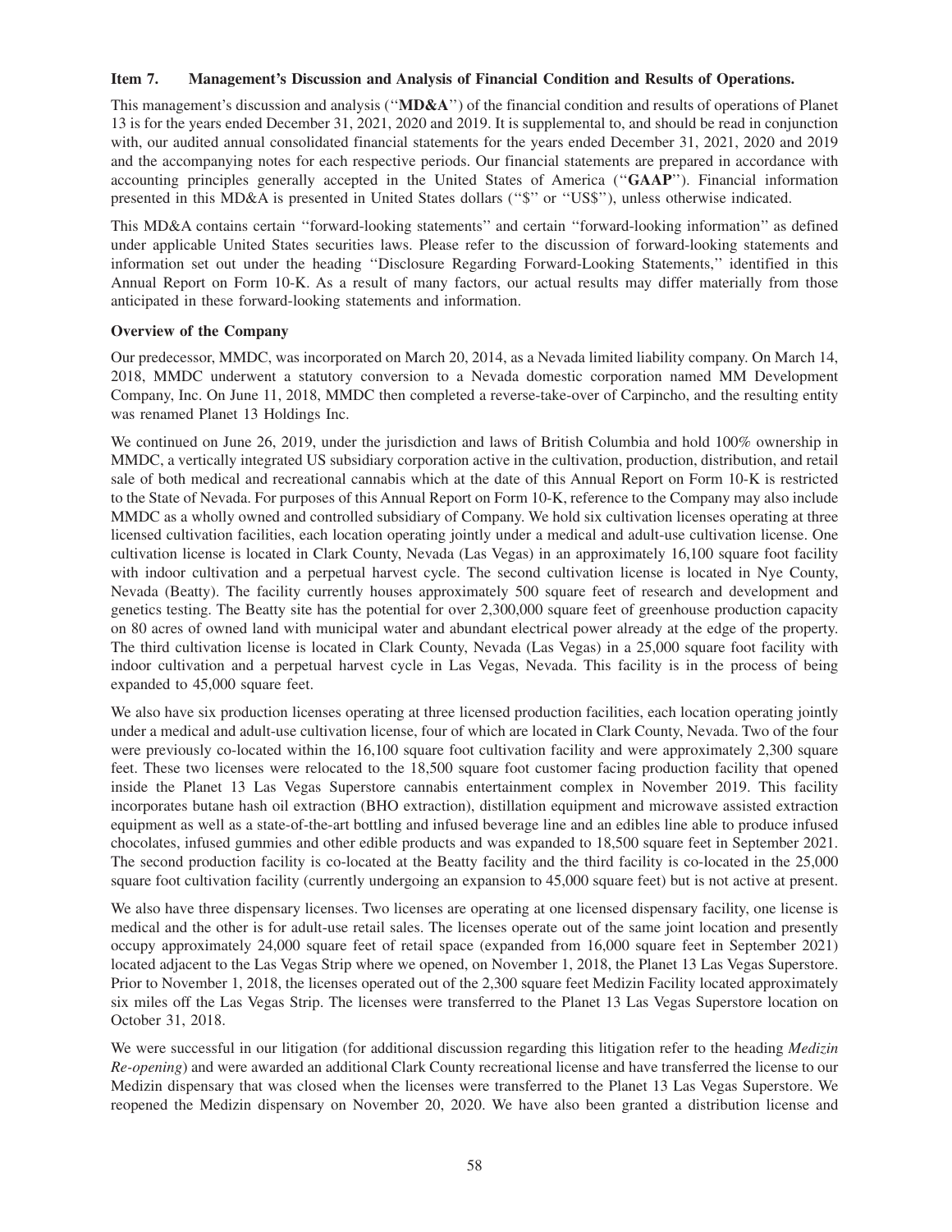### Item 7. Management's Discussion and Analysis of Financial Condition and Results of Operations.

This management's discussion and analysis (''**MD&A**'') of the financial condition and results of operations of Planet 13 is for the years ended December 31, 2021, 2020 and 2019. It is supplemental to, and should be read in conjunction with, our audited annual consolidated financial statements for the years ended December 31, 2021, 2020 and 2019 and the accompanying notes for each respective periods. Our financial statements are prepared in accordance with accounting principles generally accepted in the United States of America (''**GAAP**''). Financial information presented in this MD&A is presented in United States dollars (''$'' or ''US$''), unless otherwise indicated.

This MD&A contains certain ''forward-looking statements'' and certain ''forward-looking information'' as defined under applicable United States securities laws. Please refer to the discussion of forward-looking statements and information set out under the heading ''Disclosure Regarding Forward-Looking Statements,'' identified in this Annual Report on Form 10-K. As a result of many factors, our actual results may differ materially from those anticipated in these forward-looking statements and information.

**Overview of the Company**

Our predecessor, MMDC, was incorporated on March 20, 2014, as a Nevada limited liability company. On March 14, 2018, MMDC underwent a statutory conversion to a Nevada domestic corporation named MM Development Company, Inc. On June 11, 2018, MMDC then completed a reverse-take-over of Carpincho, and the resulting entity was renamed Planet 13 Holdings Inc.

We continued on June 26, 2019, under the jurisdiction and laws of British Columbia and hold 100% ownership in MMDC, a vertically integrated US subsidiary corporation active in the cultivation, production, distribution, and retail sale of both medical and recreational cannabis which at the date of this Annual Report on Form 10-K is restricted to the State of Nevada. For purposes of this Annual Report on Form 10-K, reference to the Company may also include MMDC as a wholly owned and controlled subsidiary of Company. We hold six cultivation licenses operating at three licensed cultivation facilities, each location operating jointly under a medical and adult-use cultivation license. One cultivation license is located in Clark County, Nevada (Las Vegas) in an approximately 16,100 square foot facility with indoor cultivation and a perpetual harvest cycle. The second cultivation license is located in Nye County, Nevada (Beatty). The facility currently houses approximately 500 square feet of research and development and genetics testing. The Beatty site has the potential for over 2,300,000 square feet of greenhouse production capacity on 80 acres of owned land with municipal water and abundant electrical power already at the edge of the property. The third cultivation license is located in Clark County, Nevada (Las Vegas) in a 25,000 square foot facility with indoor cultivation and a perpetual harvest cycle in Las Vegas, Nevada. This facility is in the process of being expanded to 45,000 square feet.

We also have six production licenses operating at three licensed production facilities, each location operating jointly under a medical and adult-use cultivation license, four of which are located in Clark County, Nevada. Two of the four were previously co-located within the 16,100 square foot cultivation facility and were approximately 2,300 square feet. These two licenses were relocated to the 18,500 square foot customer facing production facility that opened inside the Planet 13 Las Vegas Superstore cannabis entertainment complex in November 2019. This facility incorporates butane hash oil extraction (BHO extraction), distillation equipment and microwave assisted extraction equipment as well as a state-of-the-art bottling and infused beverage line and an edibles line able to produce infused chocolates, infused gummies and other edible products and was expanded to 18,500 square feet in September 2021. The second production facility is co-located at the Beatty facility and the third facility is co-located in the 25,000 square foot cultivation facility (currently undergoing an expansion to 45,000 square feet) but is not active at present.

We also have three dispensary licenses. Two licenses are operating at one licensed dispensary facility, one license is medical and the other is for adult-use retail sales. The licenses operate out of the same joint location and presently occupy approximately 24,000 square feet of retail space (expanded from 16,000 square feet in September 2021) located adjacent to the Las Vegas Strip where we opened, on November 1, 2018, the Planet 13 Las Vegas Superstore. Prior to November 1, 2018, the licenses operated out of the 2,300 square feet Medizin Facility located approximately six miles off the Las Vegas Strip. The licenses were transferred to the Planet 13 Las Vegas Superstore location on October 31, 2018.

We were successful in our litigation (for additional discussion regarding this litigation refer to the heading *Medizin Re-opening*) and were awarded an additional Clark County recreational license and have transferred the license to our Medizin dispensary that was closed when the licenses were transferred to the Planet 13 Las Vegas Superstore. We reopened the Medizin dispensary on November 20, 2020. We have also been granted a distribution license and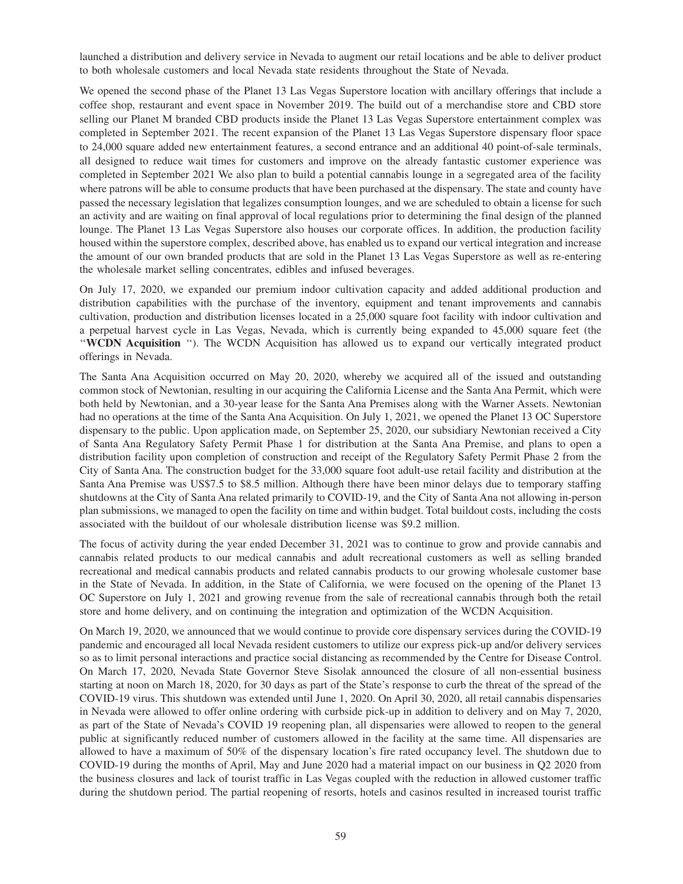launched a distribution and delivery service in Nevada to augment our retail locations and be able to deliver product to both wholesale customers and local Nevada state residents throughout the State of Nevada.

We opened the second phase of the Planet 13 Las Vegas Superstore location with ancillary offerings that include a coffee shop, restaurant and event space in November 2019. The build out of a merchandise store and CBD store selling our Planet M branded CBD products inside the Planet 13 Las Vegas Superstore entertainment complex was completed in September 2021. The recent expansion of the Planet 13 Las Vegas Superstore dispensary floor space to 24,000 square added new entertainment features, a second entrance and an additional 40 point-of-sale terminals, all designed to reduce wait times for customers and improve on the already fantastic customer experience was completed in September 2021 We also plan to build a potential cannabis lounge in a segregated area of the facility where patrons will be able to consume products that have been purchased at the dispensary. The state and county have passed the necessary legislation that legalizes consumption lounges, and we are scheduled to obtain a license for such an activity and are waiting on final approval of local regulations prior to determining the final design of the planned lounge. The Planet 13 Las Vegas Superstore also houses our corporate offices. In addition, the production facility housed within the superstore complex, described above, has enabled us to expand our vertical integration and increase the amount of our own branded products that are sold in the Planet 13 Las Vegas Superstore as well as re-entering the wholesale market selling concentrates, edibles and infused beverages.

On July 17, 2020, we expanded our premium indoor cultivation capacity and added additional production and distribution capabilities with the purchase of the inventory, equipment and tenant improvements and cannabis cultivation, production and distribution licenses located in a 25,000 square foot facility with indoor cultivation and a perpetual harvest cycle in Las Vegas, Nevada, which is currently being expanded to 45,000 square feet (the "**WCDN Acquisition** "). The WCDN Acquisition has allowed us to expand our vertically integrated product offerings in Nevada.

The Santa Ana Acquisition occurred on May 20, 2020, whereby we acquired all of the issued and outstanding common stock of Newtonian, resulting in our acquiring the California License and the Santa Ana Permit, which were both held by Newtonian, and a 30-year lease for the Santa Ana Premises along with the Warner Assets. Newtonian had no operations at the time of the Santa Ana Acquisition. On July 1, 2021, we opened the Planet 13 OC Superstore dispensary to the public. Upon application made, on September 25, 2020, our subsidiary Newtonian received a City of Santa Ana Regulatory Safety Permit Phase 1 for distribution at the Santa Ana Premise, and plans to open a distribution facility upon completion of construction and receipt of the Regulatory Safety Permit Phase 2 from the City of Santa Ana. The construction budget for the 33,000 square foot adult-use retail facility and distribution at the Santa Ana Premise was US$7.5 to $8.5 million. Although there have been minor delays due to temporary staffing shutdowns at the City of Santa Ana related primarily to COVID-19, and the City of Santa Ana not allowing in-person plan submissions, we managed to open the facility on time and within budget. Total buildout costs, including the costs associated with the buildout of our wholesale distribution license was $9.2 million.

The focus of activity during the year ended December 31, 2021 was to continue to grow and provide cannabis and cannabis related products to our medical cannabis and adult recreational customers as well as selling branded recreational and medical cannabis products and related cannabis products to our growing wholesale customer base in the State of Nevada. In addition, in the State of California, we were focused on the opening of the Planet 13 OC Superstore on July 1, 2021 and growing revenue from the sale of recreational cannabis through both the retail store and home delivery, and on continuing the integration and optimization of the WCDN Acquisition.

On March 19, 2020, we announced that we would continue to provide core dispensary services during the COVID-19 pandemic and encouraged all local Nevada resident customers to utilize our express pick-up and/or delivery services so as to limit personal interactions and practice social distancing as recommended by the Centre for Disease Control. On March 17, 2020, Nevada State Governor Steve Sisolak announced the closure of all non-essential business starting at noon on March 18, 2020, for 30 days as part of the State's response to curb the threat of the spread of the COVID-19 virus. This shutdown was extended until June 1, 2020. On April 30, 2020, all retail cannabis dispensaries in Nevada were allowed to offer online ordering with curbside pick-up in addition to delivery and on May 7, 2020, as part of the State of Nevada's COVID 19 reopening plan, all dispensaries were allowed to reopen to the general public at significantly reduced number of customers allowed in the facility at the same time. All dispensaries are allowed to have a maximum of 50% of the dispensary location's fire rated occupancy level. The shutdown due to COVID-19 during the months of April, May and June 2020 had a material impact on our business in Q2 2020 from the business closures and lack of tourist traffic in Las Vegas coupled with the reduction in allowed customer traffic during the shutdown period. The partial reopening of resorts, hotels and casinos resulted in increased tourist traffic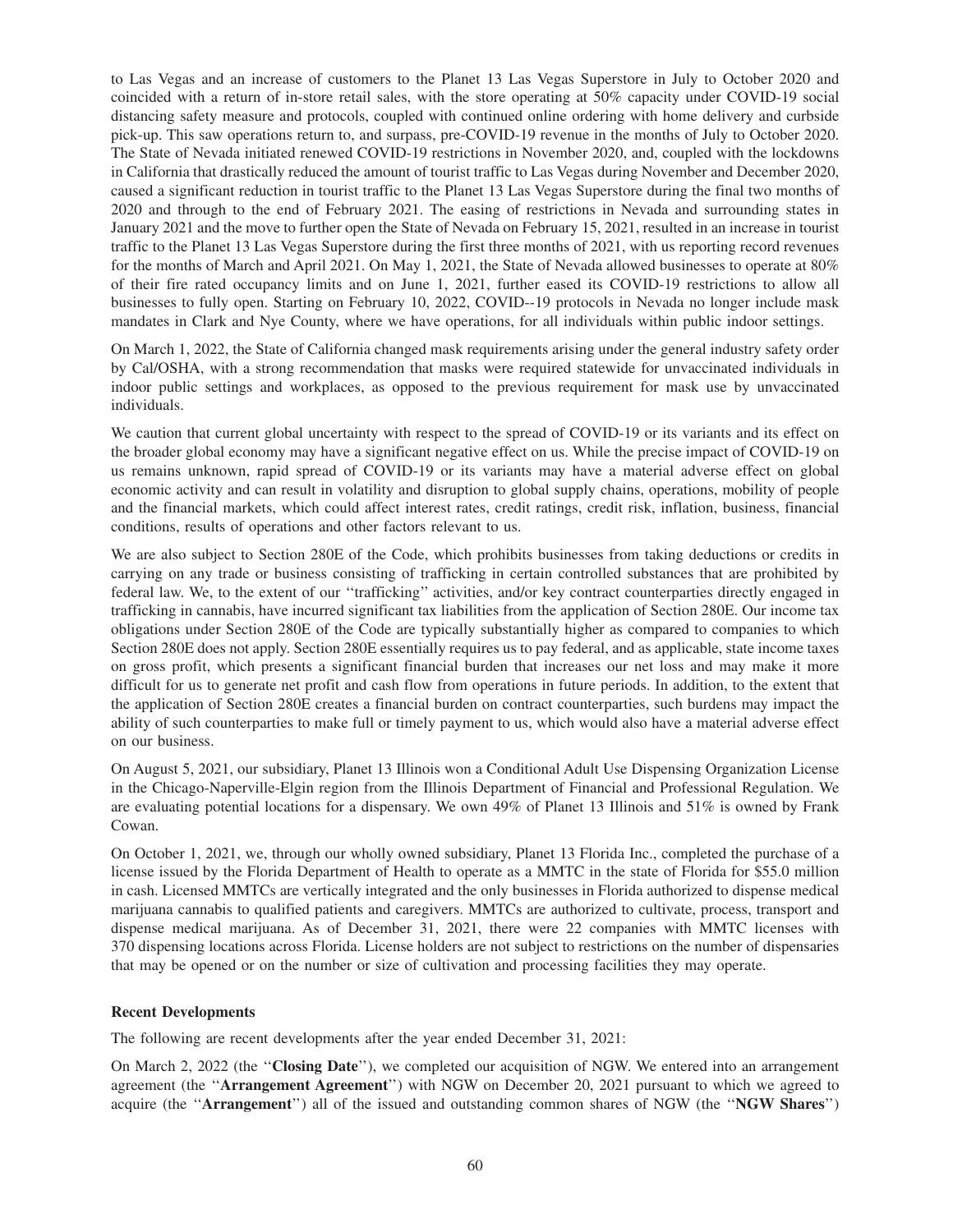to Las Vegas and an increase of customers to the Planet 13 Las Vegas Superstore in July to October 2020 and coincided with a return of in-store retail sales, with the store operating at 50% capacity under COVID-19 social distancing safety measure and protocols, coupled with continued online ordering with home delivery and curbside pick-up. This saw operations return to, and surpass, pre-COVID-19 revenue in the months of July to October 2020. The State of Nevada initiated renewed COVID-19 restrictions in November 2020, and, coupled with the lockdowns in California that drastically reduced the amount of tourist traffic to Las Vegas during November and December 2020, caused a significant reduction in tourist traffic to the Planet 13 Las Vegas Superstore during the final two months of 2020 and through to the end of February 2021. The easing of restrictions in Nevada and surrounding states in January 2021 and the move to further open the State of Nevada on February 15, 2021, resulted in an increase in tourist traffic to the Planet 13 Las Vegas Superstore during the first three months of 2021, with us reporting record revenues for the months of March and April 2021. On May 1, 2021, the State of Nevada allowed businesses to operate at 80% of their fire rated occupancy limits and on June 1, 2021, further eased its COVID-19 restrictions to allow all businesses to fully open. Starting on February 10, 2022, COVID--19 protocols in Nevada no longer include mask mandates in Clark and Nye County, where we have operations, for all individuals within public indoor settings.

On March 1, 2022, the State of California changed mask requirements arising under the general industry safety order by Cal/OSHA, with a strong recommendation that masks were required statewide for unvaccinated individuals in indoor public settings and workplaces, as opposed to the previous requirement for mask use by unvaccinated individuals.

We caution that current global uncertainty with respect to the spread of COVID-19 or its variants and its effect on the broader global economy may have a significant negative effect on us. While the precise impact of COVID-19 on us remains unknown, rapid spread of COVID-19 or its variants may have a material adverse effect on global economic activity and can result in volatility and disruption to global supply chains, operations, mobility of people and the financial markets, which could affect interest rates, credit ratings, credit risk, inflation, business, financial conditions, results of operations and other factors relevant to us.

We are also subject to Section 280E of the Code, which prohibits businesses from taking deductions or credits in carrying on any trade or business consisting of trafficking in certain controlled substances that are prohibited by federal law. We, to the extent of our ''trafficking'' activities, and/or key contract counterparties directly engaged in trafficking in cannabis, have incurred significant tax liabilities from the application of Section 280E. Our income tax obligations under Section 280E of the Code are typically substantially higher as compared to companies to which Section 280E does not apply. Section 280E essentially requires us to pay federal, and as applicable, state income taxes on gross profit, which presents a significant financial burden that increases our net loss and may make it more difficult for us to generate net profit and cash flow from operations in future periods. In addition, to the extent that the application of Section 280E creates a financial burden on contract counterparties, such burdens may impact the ability of such counterparties to make full or timely payment to us, which would also have a material adverse effect on our business.

On August 5, 2021, our subsidiary, Planet 13 Illinois won a Conditional Adult Use Dispensing Organization License in the Chicago-Naperville-Elgin region from the Illinois Department of Financial and Professional Regulation. We are evaluating potential locations for a dispensary. We own 49% of Planet 13 Illinois and 51% is owned by Frank Cowan.

On October 1, 2021, we, through our wholly owned subsidiary, Planet 13 Florida Inc., completed the purchase of a license issued by the Florida Department of Health to operate as a MMTC in the state of Florida for $55.0 million in cash. Licensed MMTCs are vertically integrated and the only businesses in Florida authorized to dispense medical marijuana cannabis to qualified patients and caregivers. MMTCs are authorized to cultivate, process, transport and dispense medical marijuana. As of December 31, 2021, there were 22 companies with MMTC licenses with 370 dispensing locations across Florida. License holders are not subject to restrictions on the number of dispensaries that may be opened or on the number or size of cultivation and processing facilities they may operate.

**Recent Developments**

The following are recent developments after the year ended December 31, 2021:

On March 2, 2022 (the ''**Closing Date**''), we completed our acquisition of NGW. We entered into an arrangement agreement (the ''**Arrangement Agreement**'') with NGW on December 20, 2021 pursuant to which we agreed to acquire (the ''**Arrangement**'') all of the issued and outstanding common shares of NGW (the ''**NGW Shares**'')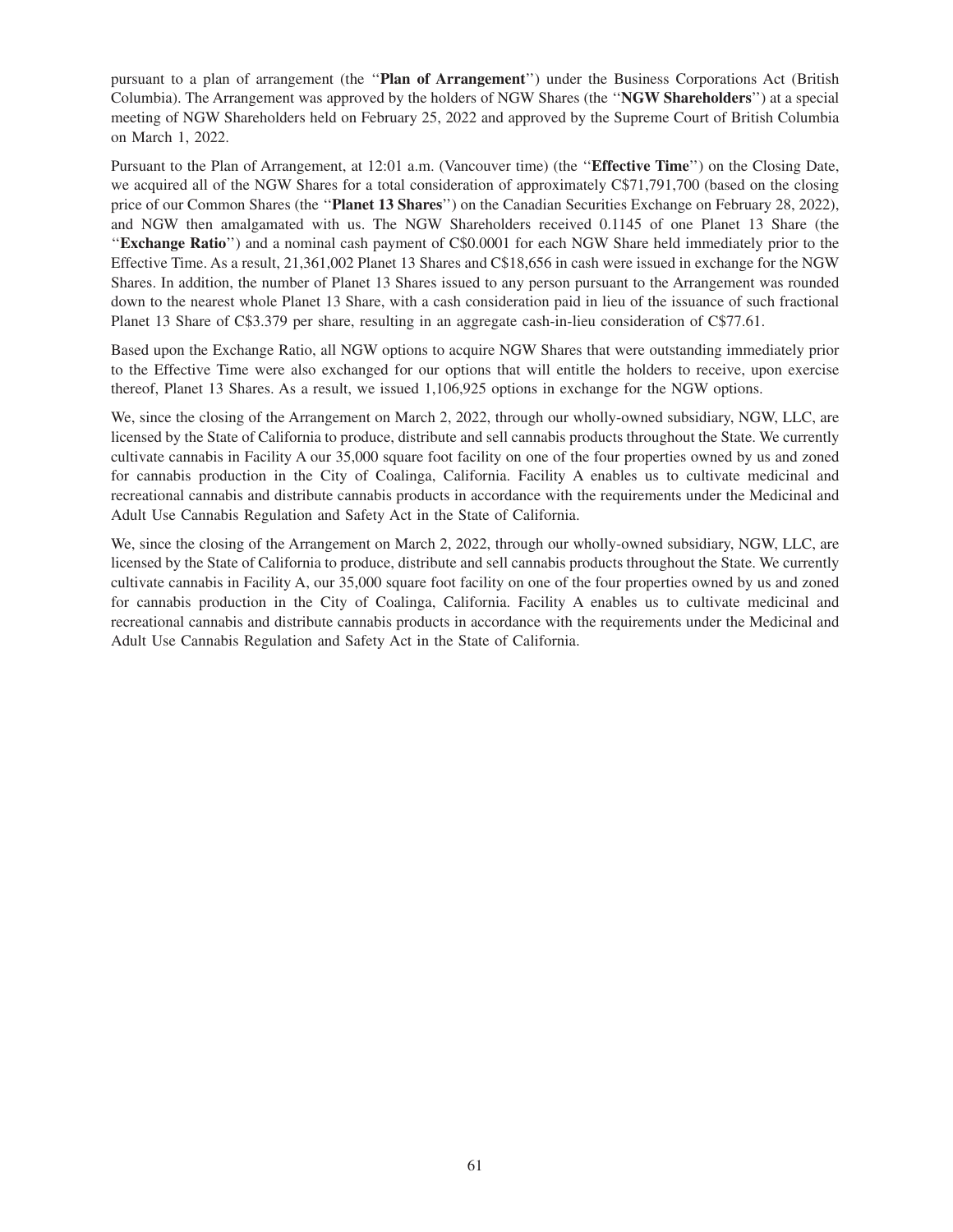pursuant to a plan of arrangement (the "**Plan of Arrangement**") under the Business Corporations Act (British Columbia). The Arrangement was approved by the holders of NGW Shares (the "**NGW Shareholders**") at a special meeting of NGW Shareholders held on February 25, 2022 and approved by the Supreme Court of British Columbia on March 1, 2022.

Pursuant to the Plan of Arrangement, at 12:01 a.m. (Vancouver time) (the "**Effective Time**") on the Closing Date, we acquired all of the NGW Shares for a total consideration of approximately C$71,791,700 (based on the closing price of our Common Shares (the "**Planet 13 Shares**") on the Canadian Securities Exchange on February 28, 2022), and NGW then amalgamated with us. The NGW Shareholders received 0.1145 of one Planet 13 Share (the "**Exchange Ratio**") and a nominal cash payment of C$0.0001 for each NGW Share held immediately prior to the Effective Time. As a result, 21,361,002 Planet 13 Shares and C$18,656 in cash were issued in exchange for the NGW Shares. In addition, the number of Planet 13 Shares issued to any person pursuant to the Arrangement was rounded down to the nearest whole Planet 13 Share, with a cash consideration paid in lieu of the issuance of such fractional Planet 13 Share of C$3.379 per share, resulting in an aggregate cash-in-lieu consideration of C$77.61.

Based upon the Exchange Ratio, all NGW options to acquire NGW Shares that were outstanding immediately prior to the Effective Time were also exchanged for our options that will entitle the holders to receive, upon exercise thereof, Planet 13 Shares. As a result, we issued 1,106,925 options in exchange for the NGW options.

We, since the closing of the Arrangement on March 2, 2022, through our wholly-owned subsidiary, NGW, LLC, are licensed by the State of California to produce, distribute and sell cannabis products throughout the State. We currently cultivate cannabis in Facility A our 35,000 square foot facility on one of the four properties owned by us and zoned for cannabis production in the City of Coalinga, California. Facility A enables us to cultivate medicinal and recreational cannabis and distribute cannabis products in accordance with the requirements under the Medicinal and Adult Use Cannabis Regulation and Safety Act in the State of California.

We, since the closing of the Arrangement on March 2, 2022, through our wholly-owned subsidiary, NGW, LLC, are licensed by the State of California to produce, distribute and sell cannabis products throughout the State. We currently cultivate cannabis in Facility A, our 35,000 square foot facility on one of the four properties owned by us and zoned for cannabis production in the City of Coalinga, California. Facility A enables us to cultivate medicinal and recreational cannabis and distribute cannabis products in accordance with the requirements under the Medicinal and Adult Use Cannabis Regulation and Safety Act in the State of California.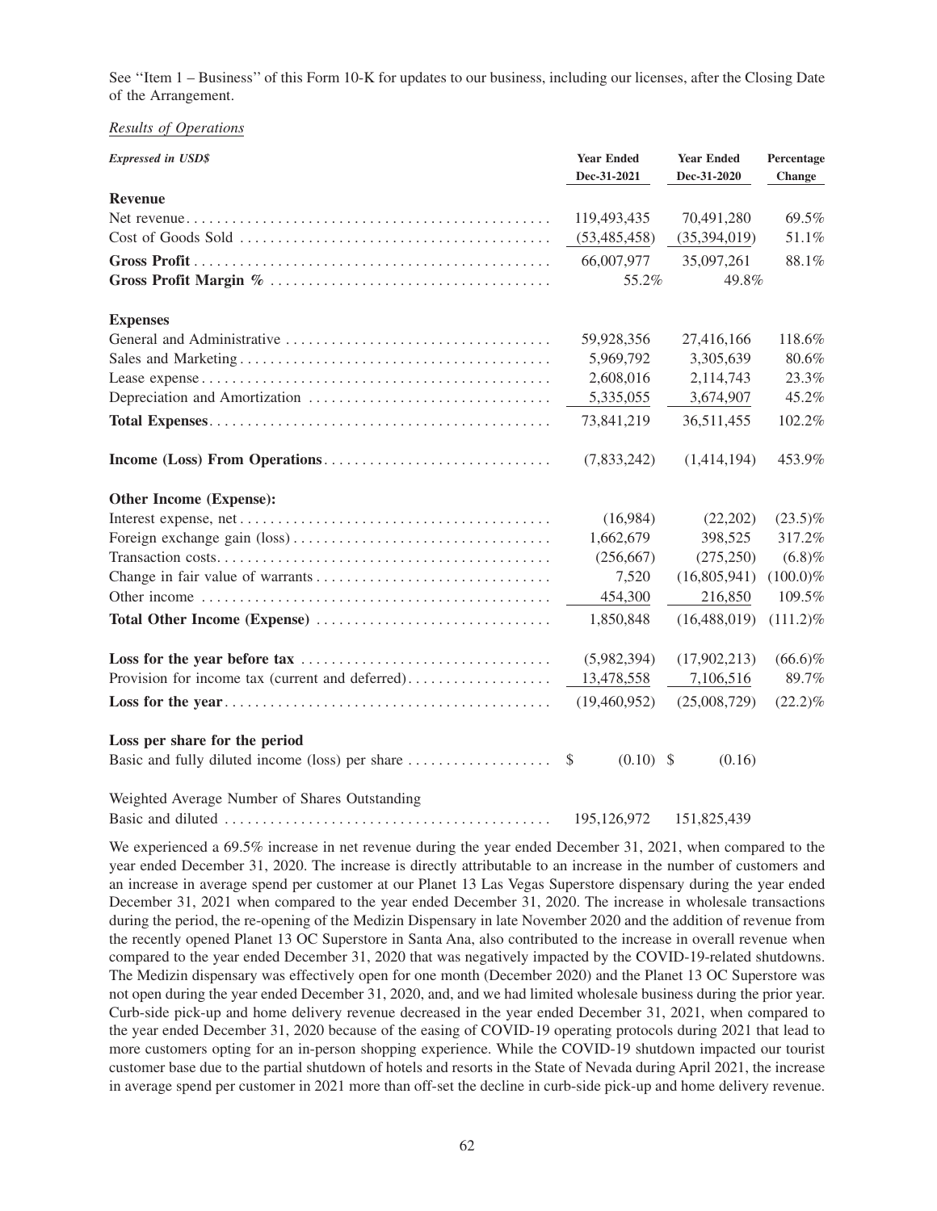See "Item 1 – Business" of this Form 10-K for updates to our business, including our licenses, after the Closing Date of the Arrangement.

*Results of Operations*

| *Expressed in USD$* | Year Ended Dec-31-2021 | Year Ended Dec-31-2020 | Percentage Change |
|---|---|---|---|
| **Revenue** | | | |
| Net revenue | 119,493,435 | 70,491,280 | 69.5% |
| Cost of Goods Sold | (53,485,458) | (35,394,019) | 51.1% |
| **Gross Profit** | 66,007,977 | 35,097,261 | 88.1% |
| **Gross Profit Margin %** | 55.2% | 49.8% | |
| **Expenses** | | | |
| General and Administrative | 59,928,356 | 27,416,166 | 118.6% |
| Sales and Marketing | 5,969,792 | 3,305,639 | 80.6% |
| Lease expense | 2,608,016 | 2,114,743 | 23.3% |
| Depreciation and Amortization | 5,335,055 | 3,674,907 | 45.2% |
| **Total Expenses** | 73,841,219 | 36,511,455 | 102.2% |
| **Income (Loss) From Operations** | (7,833,242) | (1,414,194) | 453.9% |
| **Other Income (Expense):** | | | |
| Interest expense, net | (16,984) | (22,202) | (23.5)% |
| Foreign exchange gain (loss) | 1,662,679 | 398,525 | 317.2% |
| Transaction costs | (256,667) | (275,250) | (6.8)% |
| Change in fair value of warrants | 7,520 | (16,805,941) | (100.0)% |
| Other income | 454,300 | 216,850 | 109.5% |
| **Total Other Income (Expense)** | 1,850,848 | (16,488,019) | (111.2)% |
| **Loss for the year before tax** | (5,982,394) | (17,902,213) | (66.6)% |
| Provision for income tax (current and deferred) | 13,478,558 | 7,106,516 | 89.7% |
| **Loss for the year** | (19,460,952) | (25,008,729) | (22.2)% |
| **Loss per share for the period** | | | |
| Basic and fully diluted income (loss) per share | $ (0.10) | $ (0.16) | |
| Weighted Average Number of Shares Outstanding | | | |
| Basic and diluted | 195,126,972 | 151,825,439 | |

We experienced a 69.5% increase in net revenue during the year ended December 31, 2021, when compared to the year ended December 31, 2020. The increase is directly attributable to an increase in the number of customers and an increase in average spend per customer at our Planet 13 Las Vegas Superstore dispensary during the year ended December 31, 2021 when compared to the year ended December 31, 2020. The increase in wholesale transactions during the period, the re-opening of the Medizin Dispensary in late November 2020 and the addition of revenue from the recently opened Planet 13 OC Superstore in Santa Ana, also contributed to the increase in overall revenue when compared to the year ended December 31, 2020 that was negatively impacted by the COVID-19-related shutdowns. The Medizin dispensary was effectively open for one month (December 2020) and the Planet 13 OC Superstore was not open during the year ended December 31, 2020, and, and we had limited wholesale business during the prior year. Curb-side pick-up and home delivery revenue decreased in the year ended December 31, 2021, when compared to the year ended December 31, 2020 because of the easing of COVID-19 operating protocols during 2021 that lead to more customers opting for an in-person shopping experience. While the COVID-19 shutdown impacted our tourist customer base due to the partial shutdown of hotels and resorts in the State of Nevada during April 2021, the increase in average spend per customer in 2021 more than off-set the decline in curb-side pick-up and home delivery revenue.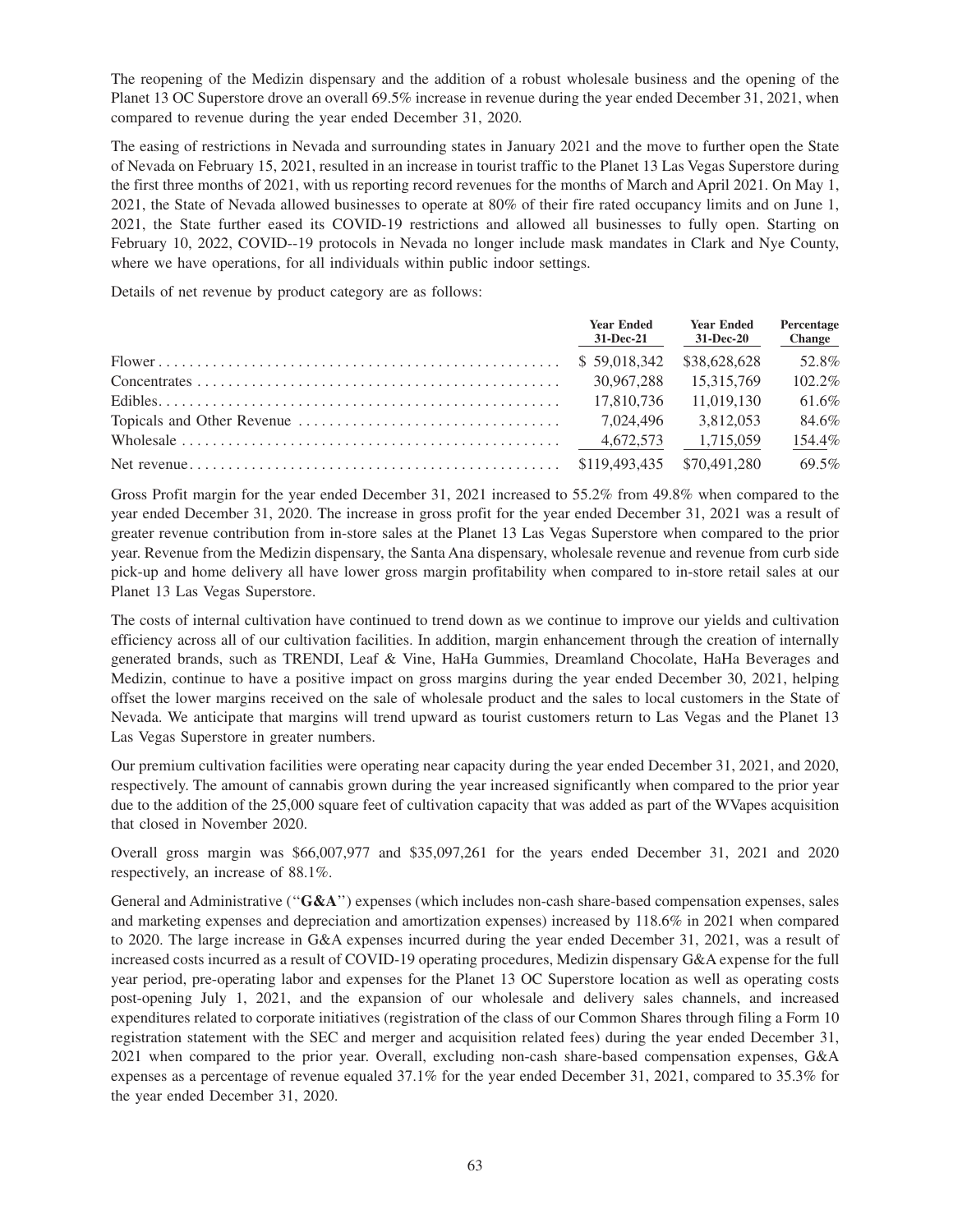The reopening of the Medizin dispensary and the addition of a robust wholesale business and the opening of the Planet 13 OC Superstore drove an overall 69.5% increase in revenue during the year ended December 31, 2021, when compared to revenue during the year ended December 31, 2020.

The easing of restrictions in Nevada and surrounding states in January 2021 and the move to further open the State of Nevada on February 15, 2021, resulted in an increase in tourist traffic to the Planet 13 Las Vegas Superstore during the first three months of 2021, with us reporting record revenues for the months of March and April 2021. On May 1, 2021, the State of Nevada allowed businesses to operate at 80% of their fire rated occupancy limits and on June 1, 2021, the State further eased its COVID-19 restrictions and allowed all businesses to fully open. Starting on February 10, 2022, COVID--19 protocols in Nevada no longer include mask mandates in Clark and Nye County, where we have operations, for all individuals within public indoor settings.

Details of net revenue by product category are as follows:

| | Year Ended 31-Dec-21 | Year Ended 31-Dec-20 | Percentage Change |
|---|---|---|---|
| Flower | $ 59,018,342 | $38,628,628 | 52.8% |
| Concentrates | 30,967,288 | 15,315,769 | 102.2% |
| Edibles | 17,810,736 | 11,019,130 | 61.6% |
| Topicals and Other Revenue | 7,024,496 | 3,812,053 | 84.6% |
| Wholesale | 4,672,573 | 1,715,059 | 154.4% |
| Net revenue | $119,493,435 | $70,491,280 | 69.5% |

Gross Profit margin for the year ended December 31, 2021 increased to 55.2% from 49.8% when compared to the year ended December 31, 2020. The increase in gross profit for the year ended December 31, 2021 was a result of greater revenue contribution from in-store sales at the Planet 13 Las Vegas Superstore when compared to the prior year. Revenue from the Medizin dispensary, the Santa Ana dispensary, wholesale revenue and revenue from curb side pick-up and home delivery all have lower gross margin profitability when compared to in-store retail sales at our Planet 13 Las Vegas Superstore.

The costs of internal cultivation have continued to trend down as we continue to improve our yields and cultivation efficiency across all of our cultivation facilities. In addition, margin enhancement through the creation of internally generated brands, such as TRENDI, Leaf & Vine, HaHa Gummies, Dreamland Chocolate, HaHa Beverages and Medizin, continue to have a positive impact on gross margins during the year ended December 30, 2021, helping offset the lower margins received on the sale of wholesale product and the sales to local customers in the State of Nevada. We anticipate that margins will trend upward as tourist customers return to Las Vegas and the Planet 13 Las Vegas Superstore in greater numbers.

Our premium cultivation facilities were operating near capacity during the year ended December 31, 2021, and 2020, respectively. The amount of cannabis grown during the year increased significantly when compared to the prior year due to the addition of the 25,000 square feet of cultivation capacity that was added as part of the WVapes acquisition that closed in November 2020.

Overall gross margin was $66,007,977 and $35,097,261 for the years ended December 31, 2021 and 2020 respectively, an increase of 88.1%.

General and Administrative ("**G&A**") expenses (which includes non-cash share-based compensation expenses, sales and marketing expenses and depreciation and amortization expenses) increased by 118.6% in 2021 when compared to 2020. The large increase in G&A expenses incurred during the year ended December 31, 2021, was a result of increased costs incurred as a result of COVID-19 operating procedures, Medizin dispensary G&A expense for the full year period, pre-operating labor and expenses for the Planet 13 OC Superstore location as well as operating costs post-opening July 1, 2021, and the expansion of our wholesale and delivery sales channels, and increased expenditures related to corporate initiatives (registration of the class of our Common Shares through filing a Form 10 registration statement with the SEC and merger and acquisition related fees) during the year ended December 31, 2021 when compared to the prior year. Overall, excluding non-cash share-based compensation expenses, G&A expenses as a percentage of revenue equaled 37.1% for the year ended December 31, 2021, compared to 35.3% for the year ended December 31, 2020.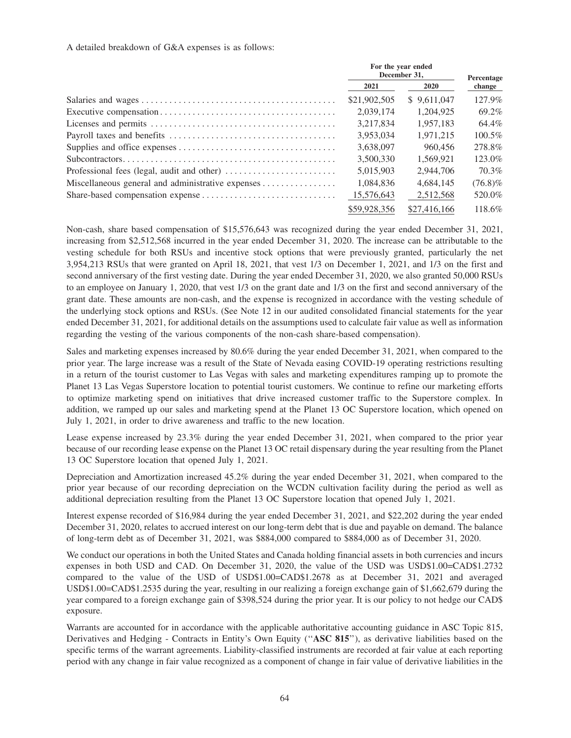A detailed breakdown of G&A expenses is as follows:

| | For the year ended December 31, | | Percentage change |
|---|---|---|---|
| | 2021 | 2020 | |
| Salaries and wages | $21,902,505 | $ 9,611,047 | 127.9% |
| Executive compensation | 2,039,174 | 1,204,925 | 69.2% |
| Licenses and permits | 3,217,834 | 1,957,183 | 64.4% |
| Payroll taxes and benefits | 3,953,034 | 1,971,215 | 100.5% |
| Supplies and office expenses | 3,638,097 | 960,456 | 278.8% |
| Subcontractors | 3,500,330 | 1,569,921 | 123.0% |
| Professional fees (legal, audit and other) | 5,015,903 | 2,944,706 | 70.3% |
| Miscellaneous general and administrative expenses | 1,084,836 | 4,684,145 | (76.8)% |
| Share-based compensation expense | 15,576,643 | 2,512,568 | 520.0% |
| | $59,928,356 | $27,416,166 | 118.6% |

Non-cash, share based compensation of $15,576,643 was recognized during the year ended December 31, 2021, increasing from $2,512,568 incurred in the year ended December 31, 2020. The increase can be attributable to the vesting schedule for both RSUs and incentive stock options that were previously granted, particularly the net 3,954,213 RSUs that were granted on April 18, 2021, that vest 1/3 on December 1, 2021, and 1/3 on the first and second anniversary of the first vesting date. During the year ended December 31, 2020, we also granted 50,000 RSUs to an employee on January 1, 2020, that vest 1/3 on the grant date and 1/3 on the first and second anniversary of the grant date. These amounts are non-cash, and the expense is recognized in accordance with the vesting schedule of the underlying stock options and RSUs. (See Note 12 in our audited consolidated financial statements for the year ended December 31, 2021, for additional details on the assumptions used to calculate fair value as well as information regarding the vesting of the various components of the non-cash share-based compensation).

Sales and marketing expenses increased by 80.6% during the year ended December 31, 2021, when compared to the prior year. The large increase was a result of the State of Nevada easing COVID-19 operating restrictions resulting in a return of the tourist customer to Las Vegas with sales and marketing expenditures ramping up to promote the Planet 13 Las Vegas Superstore location to potential tourist customers. We continue to refine our marketing efforts to optimize marketing spend on initiatives that drive increased customer traffic to the Superstore complex. In addition, we ramped up our sales and marketing spend at the Planet 13 OC Superstore location, which opened on July 1, 2021, in order to drive awareness and traffic to the new location.

Lease expense increased by 23.3% during the year ended December 31, 2021, when compared to the prior year because of our recording lease expense on the Planet 13 OC retail dispensary during the year resulting from the Planet 13 OC Superstore location that opened July 1, 2021.

Depreciation and Amortization increased 45.2% during the year ended December 31, 2021, when compared to the prior year because of our recording depreciation on the WCDN cultivation facility during the period as well as additional depreciation resulting from the Planet 13 OC Superstore location that opened July 1, 2021.

Interest expense recorded of $16,984 during the year ended December 31, 2021, and $22,202 during the year ended December 31, 2020, relates to accrued interest on our long-term debt that is due and payable on demand. The balance of long-term debt as of December 31, 2021, was $884,000 compared to $884,000 as of December 31, 2020.

We conduct our operations in both the United States and Canada holding financial assets in both currencies and incurs expenses in both USD and CAD. On December 31, 2020, the value of the USD was USD$1.00=CAD$1.2732 compared to the value of the USD of USD$1.00=CAD$1.2678 as at December 31, 2021 and averaged USD$1.00=CAD$1.2535 during the year, resulting in our realizing a foreign exchange gain of $1,662,679 during the year compared to a foreign exchange gain of $398,524 during the prior year. It is our policy to not hedge our CAD$ exposure.

Warrants are accounted for in accordance with the applicable authoritative accounting guidance in ASC Topic 815, Derivatives and Hedging - Contracts in Entity's Own Equity ("**ASC 815**"), as derivative liabilities based on the specific terms of the warrant agreements. Liability-classified instruments are recorded at fair value at each reporting period with any change in fair value recognized as a component of change in fair value of derivative liabilities in the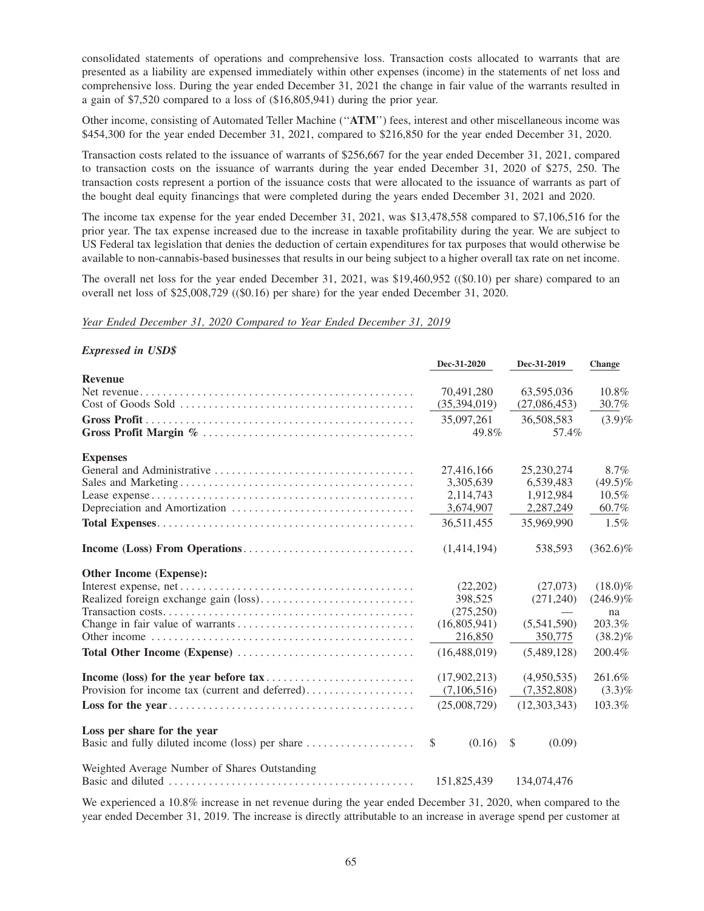consolidated statements of operations and comprehensive loss. Transaction costs allocated to warrants that are presented as a liability are expensed immediately within other expenses (income) in the statements of net loss and comprehensive loss. During the year ended December 31, 2021 the change in fair value of the warrants resulted in a gain of $7,520 compared to a loss of ($16,805,941) during the prior year.

Other income, consisting of Automated Teller Machine (''**ATM**'') fees, interest and other miscellaneous income was $454,300 for the year ended December 31, 2021, compared to $216,850 for the year ended December 31, 2020.

Transaction costs related to the issuance of warrants of $256,667 for the year ended December 31, 2021, compared to transaction costs on the issuance of warrants during the year ended December 31, 2020 of $275, 250. The transaction costs represent a portion of the issuance costs that were allocated to the issuance of warrants as part of the bought deal equity financings that were completed during the years ended December 31, 2021 and 2020.

The income tax expense for the year ended December 31, 2021, was $13,478,558 compared to $7,106,516 for the prior year. The tax expense increased due to the increase in taxable profitability during the year. We are subject to US Federal tax legislation that denies the deduction of certain expenditures for tax purposes that would otherwise be available to non-cannabis-based businesses that results in our being subject to a higher overall tax rate on net income.

The overall net loss for the year ended December 31, 2021, was $19,460,952 (($0.10) per share) compared to an overall net loss of $25,008,729 (($0.16) per share) for the year ended December 31, 2020.

*Year Ended December 31, 2020 Compared to Year Ended December 31, 2019*

***Expressed in USD$***

| | Dec-31-2020 | Dec-31-2019 | Change |
|---|---|---|---|
| **Revenue** | | | |
| Net revenue | 70,491,280 | 63,595,036 | 10.8% |
| Cost of Goods Sold | (35,394,019) | (27,086,453) | 30.7% |
| **Gross Profit** | 35,097,261 | 36,508,583 | (3.9)% |
| **Gross Profit Margin %** | 49.8% | 57.4% | |
| **Expenses** | | | |
| General and Administrative | 27,416,166 | 25,230,274 | 8.7% |
| Sales and Marketing | 3,305,639 | 6,539,483 | (49.5)% |
| Lease expense | 2,114,743 | 1,912,984 | 10.5% |
| Depreciation and Amortization | 3,674,907 | 2,287,249 | 60.7% |
| **Total Expenses** | 36,511,455 | 35,969,990 | 1.5% |
| **Income (Loss) From Operations** | (1,414,194) | 538,593 | (362.6)% |
| **Other Income (Expense):** | | | |
| Interest expense, net | (22,202) | (27,073) | (18.0)% |
| Realized foreign exchange gain (loss) | 398,525 | (271,240) | (246.9)% |
| Transaction costs | (275,250) | — | na |
| Change in fair value of warrants | (16,805,941) | (5,541,590) | 203.3% |
| Other income | 216,850 | 350,775 | (38.2)% |
| **Total Other Income (Expense)** | (16,488,019) | (5,489,128) | 200.4% |
| **Income (loss) for the year before tax** | (17,902,213) | (4,950,535) | 261.6% |
| Provision for income tax (current and deferred) | (7,106,516) | (7,352,808) | (3.3)% |
| **Loss for the year** | (25,008,729) | (12,303,343) | 103.3% |
| **Loss per share for the year** | | | |
| Basic and fully diluted income (loss) per share | $ (0.16) | $ (0.09) | |
| Weighted Average Number of Shares Outstanding | | | |
| Basic and diluted | 151,825,439 | 134,074,476 | |

We experienced a 10.8% increase in net revenue during the year ended December 31, 2020, when compared to the year ended December 31, 2019. The increase is directly attributable to an increase in average spend per customer at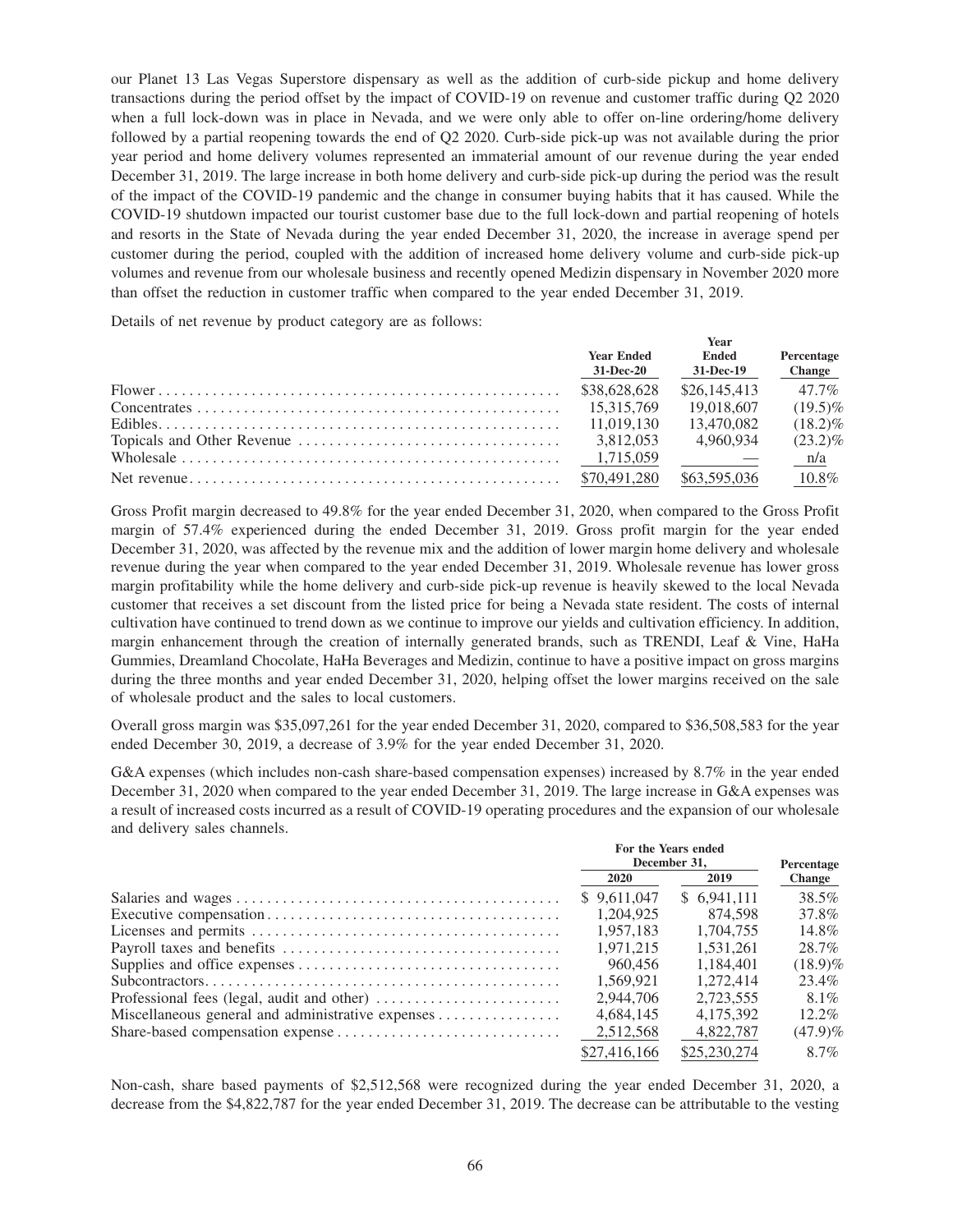our Planet 13 Las Vegas Superstore dispensary as well as the addition of curb-side pickup and home delivery transactions during the period offset by the impact of COVID-19 on revenue and customer traffic during Q2 2020 when a full lock-down was in place in Nevada, and we were only able to offer on-line ordering/home delivery followed by a partial reopening towards the end of Q2 2020. Curb-side pick-up was not available during the prior year period and home delivery volumes represented an immaterial amount of our revenue during the year ended December 31, 2019. The large increase in both home delivery and curb-side pick-up during the period was the result of the impact of the COVID-19 pandemic and the change in consumer buying habits that it has caused. While the COVID-19 shutdown impacted our tourist customer base due to the full lock-down and partial reopening of hotels and resorts in the State of Nevada during the year ended December 31, 2020, the increase in average spend per customer during the period, coupled with the addition of increased home delivery volume and curb-side pick-up volumes and revenue from our wholesale business and recently opened Medizin dispensary in November 2020 more than offset the reduction in customer traffic when compared to the year ended December 31, 2019.

Details of net revenue by product category are as follows:

| | Year Ended 31-Dec-20 | Year Ended 31-Dec-19 | Percentage Change |
|---|---|---|---|
| Flower | $38,628,628 | $26,145,413 | 47.7% |
| Concentrates | 15,315,769 | 19,018,607 | (19.5)% |
| Edibles | 11,019,130 | 13,470,082 | (18.2)% |
| Topicals and Other Revenue | 3,812,053 | 4,960,934 | (23.2)% |
| Wholesale | 1,715,059 | — | n/a |
| Net revenue | $70,491,280 | $63,595,036 | 10.8% |

Gross Profit margin decreased to 49.8% for the year ended December 31, 2020, when compared to the Gross Profit margin of 57.4% experienced during the ended December 31, 2019. Gross profit margin for the year ended December 31, 2020, was affected by the revenue mix and the addition of lower margin home delivery and wholesale revenue during the year when compared to the year ended December 31, 2019. Wholesale revenue has lower gross margin profitability while the home delivery and curb-side pick-up revenue is heavily skewed to the local Nevada customer that receives a set discount from the listed price for being a Nevada state resident. The costs of internal cultivation have continued to trend down as we continue to improve our yields and cultivation efficiency. In addition, margin enhancement through the creation of internally generated brands, such as TRENDI, Leaf & Vine, HaHa Gummies, Dreamland Chocolate, HaHa Beverages and Medizin, continue to have a positive impact on gross margins during the three months and year ended December 31, 2020, helping offset the lower margins received on the sale of wholesale product and the sales to local customers.

Overall gross margin was $35,097,261 for the year ended December 31, 2020, compared to $36,508,583 for the year ended December 30, 2019, a decrease of 3.9% for the year ended December 31, 2020.

G&A expenses (which includes non-cash share-based compensation expenses) increased by 8.7% in the year ended December 31, 2020 when compared to the year ended December 31, 2019. The large increase in G&A expenses was a result of increased costs incurred as a result of COVID-19 operating procedures and the expansion of our wholesale and delivery sales channels.

| | For the Years ended December 31, | | Percentage |
|---|---|---|---|
| | 2020 | 2019 | Change |
| Salaries and wages | $ 9,611,047 | $ 6,941,111 | 38.5% |
| Executive compensation | 1,204,925 | 874,598 | 37.8% |
| Licenses and permits | 1,957,183 | 1,704,755 | 14.8% |
| Payroll taxes and benefits | 1,971,215 | 1,531,261 | 28.7% |
| Supplies and office expenses | 960,456 | 1,184,401 | (18.9)% |
| Subcontractors | 1,569,921 | 1,272,414 | 23.4% |
| Professional fees (legal, audit and other) | 2,944,706 | 2,723,555 | 8.1% |
| Miscellaneous general and administrative expenses | 4,684,145 | 4,175,392 | 12.2% |
| Share-based compensation expense | 2,512,568 | 4,822,787 | (47.9)% |
| | $27,416,166 | $25,230,274 | 8.7% |

Non-cash, share based payments of $2,512,568 were recognized during the year ended December 31, 2020, a decrease from the $4,822,787 for the year ended December 31, 2019. The decrease can be attributable to the vesting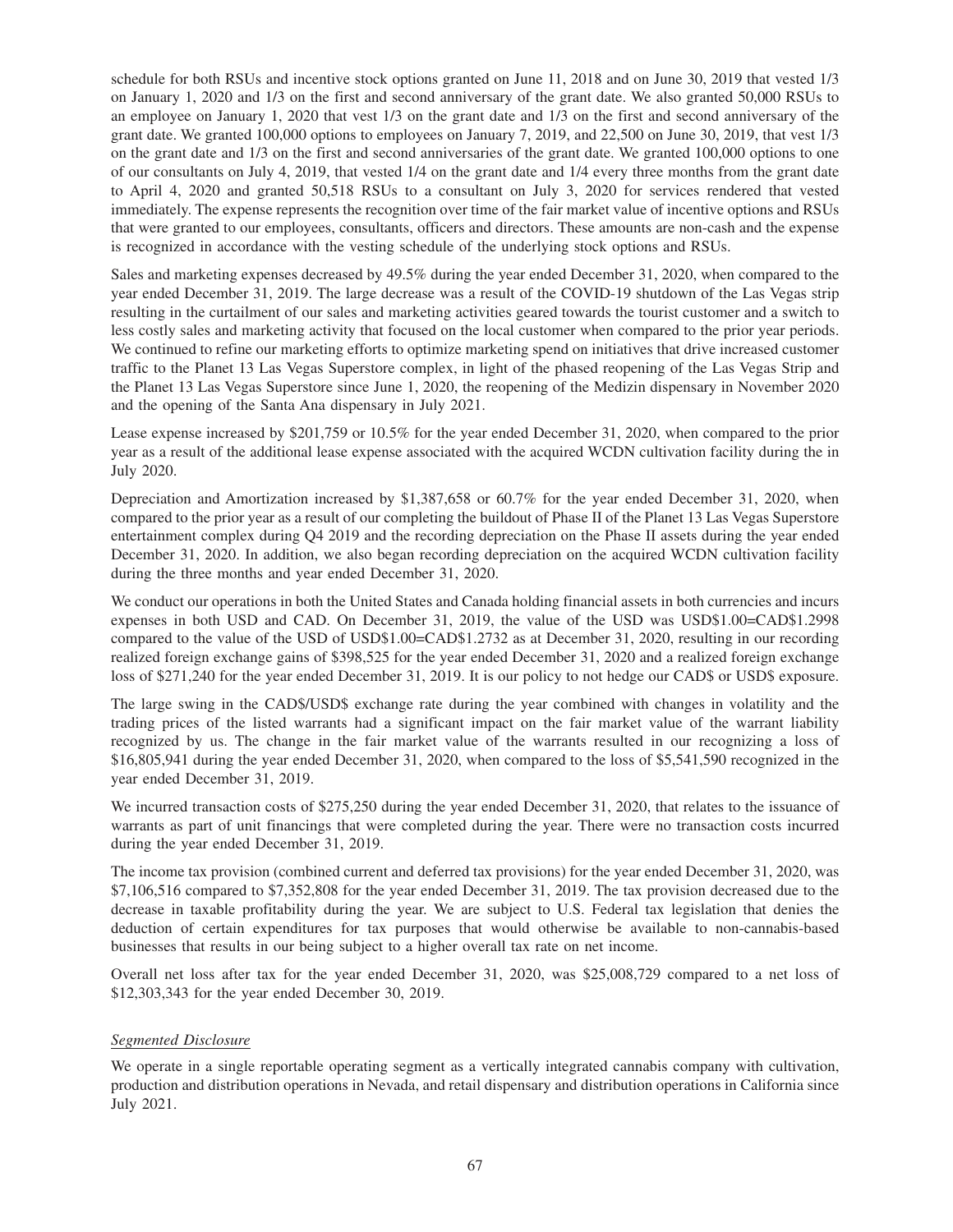schedule for both RSUs and incentive stock options granted on June 11, 2018 and on June 30, 2019 that vested 1/3 on January 1, 2020 and 1/3 on the first and second anniversary of the grant date. We also granted 50,000 RSUs to an employee on January 1, 2020 that vest 1/3 on the grant date and 1/3 on the first and second anniversary of the grant date. We granted 100,000 options to employees on January 7, 2019, and 22,500 on June 30, 2019, that vest 1/3 on the grant date and 1/3 on the first and second anniversaries of the grant date. We granted 100,000 options to one of our consultants on July 4, 2019, that vested 1/4 on the grant date and 1/4 every three months from the grant date to April 4, 2020 and granted 50,518 RSUs to a consultant on July 3, 2020 for services rendered that vested immediately. The expense represents the recognition over time of the fair market value of incentive options and RSUs that were granted to our employees, consultants, officers and directors. These amounts are non-cash and the expense is recognized in accordance with the vesting schedule of the underlying stock options and RSUs.

Sales and marketing expenses decreased by 49.5% during the year ended December 31, 2020, when compared to the year ended December 31, 2019. The large decrease was a result of the COVID-19 shutdown of the Las Vegas strip resulting in the curtailment of our sales and marketing activities geared towards the tourist customer and a switch to less costly sales and marketing activity that focused on the local customer when compared to the prior year periods. We continued to refine our marketing efforts to optimize marketing spend on initiatives that drive increased customer traffic to the Planet 13 Las Vegas Superstore complex, in light of the phased reopening of the Las Vegas Strip and the Planet 13 Las Vegas Superstore since June 1, 2020, the reopening of the Medizin dispensary in November 2020 and the opening of the Santa Ana dispensary in July 2021.

Lease expense increased by $201,759 or 10.5% for the year ended December 31, 2020, when compared to the prior year as a result of the additional lease expense associated with the acquired WCDN cultivation facility during the in July 2020.

Depreciation and Amortization increased by $1,387,658 or 60.7% for the year ended December 31, 2020, when compared to the prior year as a result of our completing the buildout of Phase II of the Planet 13 Las Vegas Superstore entertainment complex during Q4 2019 and the recording depreciation on the Phase II assets during the year ended December 31, 2020. In addition, we also began recording depreciation on the acquired WCDN cultivation facility during the three months and year ended December 31, 2020.

We conduct our operations in both the United States and Canada holding financial assets in both currencies and incurs expenses in both USD and CAD. On December 31, 2019, the value of the USD was USD$1.00=CAD$1.2998 compared to the value of the USD of USD$1.00=CAD$1.2732 as at December 31, 2020, resulting in our recording realized foreign exchange gains of $398,525 for the year ended December 31, 2020 and a realized foreign exchange loss of $271,240 for the year ended December 31, 2019. It is our policy to not hedge our CAD$ or USD$ exposure.

The large swing in the CAD$/USD$ exchange rate during the year combined with changes in volatility and the trading prices of the listed warrants had a significant impact on the fair market value of the warrant liability recognized by us. The change in the fair market value of the warrants resulted in our recognizing a loss of $16,805,941 during the year ended December 31, 2020, when compared to the loss of $5,541,590 recognized in the year ended December 31, 2019.

We incurred transaction costs of $275,250 during the year ended December 31, 2020, that relates to the issuance of warrants as part of unit financings that were completed during the year. There were no transaction costs incurred during the year ended December 31, 2019.

The income tax provision (combined current and deferred tax provisions) for the year ended December 31, 2020, was $7,106,516 compared to $7,352,808 for the year ended December 31, 2019. The tax provision decreased due to the decrease in taxable profitability during the year. We are subject to U.S. Federal tax legislation that denies the deduction of certain expenditures for tax purposes that would otherwise be available to non-cannabis-based businesses that results in our being subject to a higher overall tax rate on net income.

Overall net loss after tax for the year ended December 31, 2020, was $25,008,729 compared to a net loss of $12,303,343 for the year ended December 30, 2019.

*Segmented Disclosure*

We operate in a single reportable operating segment as a vertically integrated cannabis company with cultivation, production and distribution operations in Nevada, and retail dispensary and distribution operations in California since July 2021.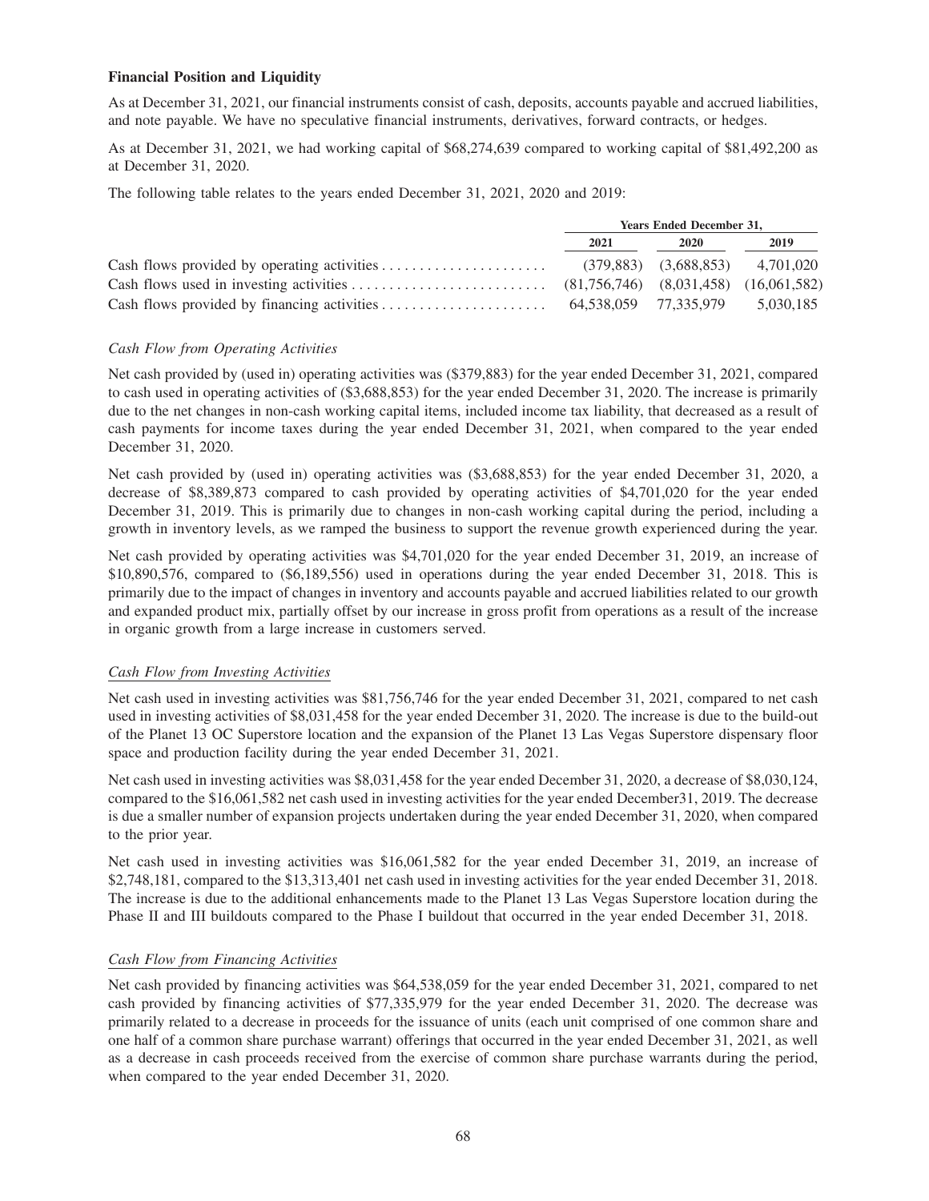**Financial Position and Liquidity**

As at December 31, 2021, our financial instruments consist of cash, deposits, accounts payable and accrued liabilities, and note payable. We have no speculative financial instruments, derivatives, forward contracts, or hedges.

As at December 31, 2021, we had working capital of $68,274,639 compared to working capital of $81,492,200 as at December 31, 2020.

The following table relates to the years ended December 31, 2021, 2020 and 2019:

| | Years Ended December 31, | | |
|---|---|---|---|
| | 2021 | 2020 | 2019 |
| Cash flows provided by operating activities | (379,883) | (3,688,853) | 4,701,020 |
| Cash flows used in investing activities | (81,756,746) | (8,031,458) | (16,061,582) |
| Cash flows provided by financing activities | 64,538,059 | 77,335,979 | 5,030,185 |

*Cash Flow from Operating Activities*

Net cash provided by (used in) operating activities was ($379,883) for the year ended December 31, 2021, compared to cash used in operating activities of ($3,688,853) for the year ended December 31, 2020. The increase is primarily due to the net changes in non-cash working capital items, included income tax liability, that decreased as a result of cash payments for income taxes during the year ended December 31, 2021, when compared to the year ended December 31, 2020.

Net cash provided by (used in) operating activities was ($3,688,853) for the year ended December 31, 2020, a decrease of $8,389,873 compared to cash provided by operating activities of $4,701,020 for the year ended December 31, 2019. This is primarily due to changes in non-cash working capital during the period, including a growth in inventory levels, as we ramped the business to support the revenue growth experienced during the year.

Net cash provided by operating activities was $4,701,020 for the year ended December 31, 2019, an increase of $10,890,576, compared to ($6,189,556) used in operations during the year ended December 31, 2018. This is primarily due to the impact of changes in inventory and accounts payable and accrued liabilities related to our growth and expanded product mix, partially offset by our increase in gross profit from operations as a result of the increase in organic growth from a large increase in customers served.

*Cash Flow from Investing Activities*

Net cash used in investing activities was $81,756,746 for the year ended December 31, 2021, compared to net cash used in investing activities of $8,031,458 for the year ended December 31, 2020. The increase is due to the build-out of the Planet 13 OC Superstore location and the expansion of the Planet 13 Las Vegas Superstore dispensary floor space and production facility during the year ended December 31, 2021.

Net cash used in investing activities was $8,031,458 for the year ended December 31, 2020, a decrease of $8,030,124, compared to the $16,061,582 net cash used in investing activities for the year ended December31, 2019. The decrease is due a smaller number of expansion projects undertaken during the year ended December 31, 2020, when compared to the prior year.

Net cash used in investing activities was $16,061,582 for the year ended December 31, 2019, an increase of $2,748,181, compared to the $13,313,401 net cash used in investing activities for the year ended December 31, 2018. The increase is due to the additional enhancements made to the Planet 13 Las Vegas Superstore location during the Phase II and III buildouts compared to the Phase I buildout that occurred in the year ended December 31, 2018.

*Cash Flow from Financing Activities*

Net cash provided by financing activities was $64,538,059 for the year ended December 31, 2021, compared to net cash provided by financing activities of $77,335,979 for the year ended December 31, 2020. The decrease was primarily related to a decrease in proceeds for the issuance of units (each unit comprised of one common share and one half of a common share purchase warrant) offerings that occurred in the year ended December 31, 2021, as well as a decrease in cash proceeds received from the exercise of common share purchase warrants during the period, when compared to the year ended December 31, 2020.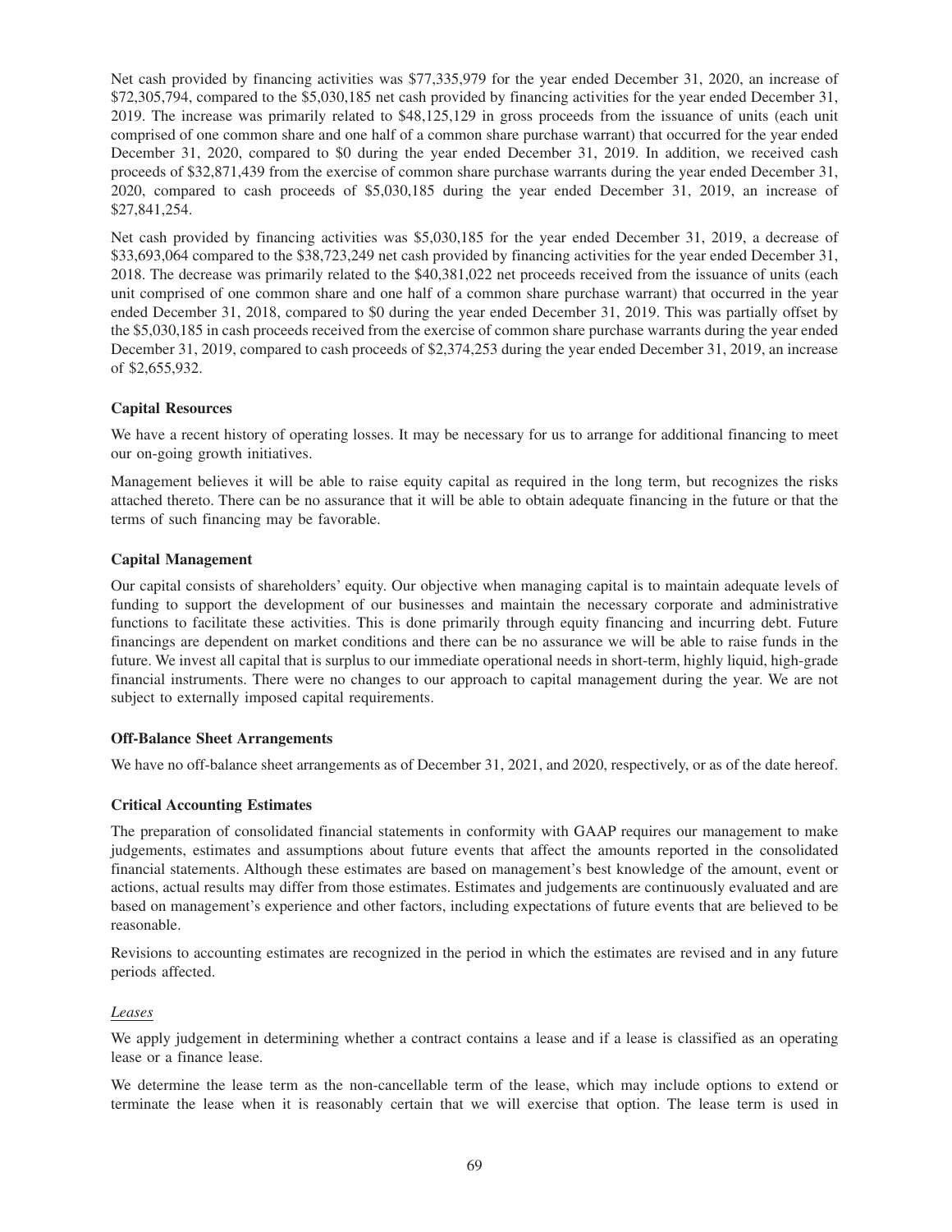Net cash provided by financing activities was $77,335,979 for the year ended December 31, 2020, an increase of $72,305,794, compared to the $5,030,185 net cash provided by financing activities for the year ended December 31, 2019. The increase was primarily related to $48,125,129 in gross proceeds from the issuance of units (each unit comprised of one common share and one half of a common share purchase warrant) that occurred for the year ended December 31, 2020, compared to $0 during the year ended December 31, 2019. In addition, we received cash proceeds of $32,871,439 from the exercise of common share purchase warrants during the year ended December 31, 2020, compared to cash proceeds of $5,030,185 during the year ended December 31, 2019, an increase of $27,841,254.

Net cash provided by financing activities was $5,030,185 for the year ended December 31, 2019, a decrease of $33,693,064 compared to the $38,723,249 net cash provided by financing activities for the year ended December 31, 2018. The decrease was primarily related to the $40,381,022 net proceeds received from the issuance of units (each unit comprised of one common share and one half of a common share purchase warrant) that occurred in the year ended December 31, 2018, compared to $0 during the year ended December 31, 2019. This was partially offset by the $5,030,185 in cash proceeds received from the exercise of common share purchase warrants during the year ended December 31, 2019, compared to cash proceeds of $2,374,253 during the year ended December 31, 2019, an increase of $2,655,932.

**Capital Resources**

We have a recent history of operating losses. It may be necessary for us to arrange for additional financing to meet our on-going growth initiatives.

Management believes it will be able to raise equity capital as required in the long term, but recognizes the risks attached thereto. There can be no assurance that it will be able to obtain adequate financing in the future or that the terms of such financing may be favorable.

**Capital Management**

Our capital consists of shareholders' equity. Our objective when managing capital is to maintain adequate levels of funding to support the development of our businesses and maintain the necessary corporate and administrative functions to facilitate these activities. This is done primarily through equity financing and incurring debt. Future financings are dependent on market conditions and there can be no assurance we will be able to raise funds in the future. We invest all capital that is surplus to our immediate operational needs in short-term, highly liquid, high-grade financial instruments. There were no changes to our approach to capital management during the year. We are not subject to externally imposed capital requirements.

**Off-Balance Sheet Arrangements**

We have no off-balance sheet arrangements as of December 31, 2021, and 2020, respectively, or as of the date hereof.

**Critical Accounting Estimates**

The preparation of consolidated financial statements in conformity with GAAP requires our management to make judgements, estimates and assumptions about future events that affect the amounts reported in the consolidated financial statements. Although these estimates are based on management's best knowledge of the amount, event or actions, actual results may differ from those estimates. Estimates and judgements are continuously evaluated and are based on management's experience and other factors, including expectations of future events that are believed to be reasonable.

Revisions to accounting estimates are recognized in the period in which the estimates are revised and in any future periods affected.

*Leases*

We apply judgement in determining whether a contract contains a lease and if a lease is classified as an operating lease or a finance lease.

We determine the lease term as the non-cancellable term of the lease, which may include options to extend or terminate the lease when it is reasonably certain that we will exercise that option. The lease term is used in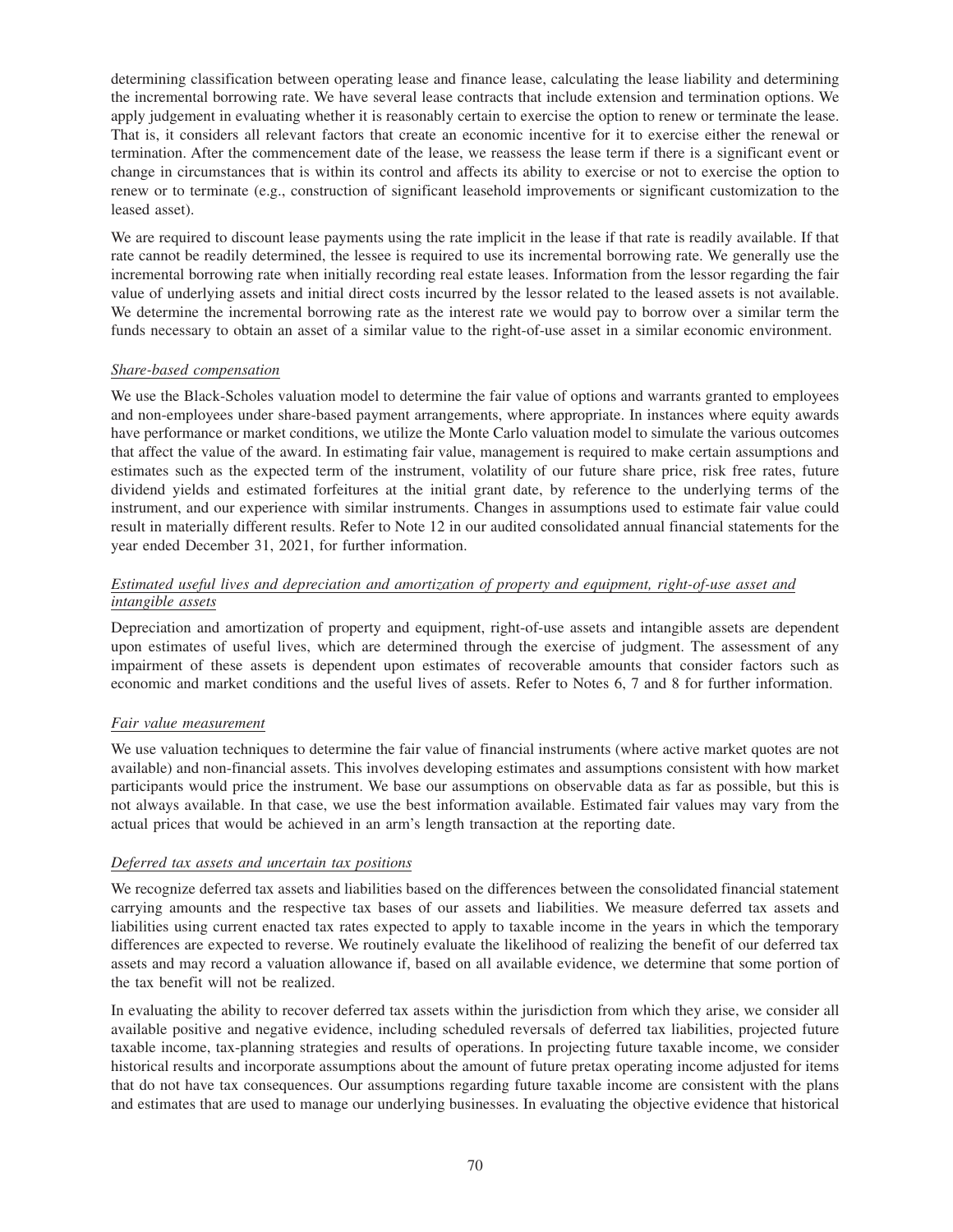determining classification between operating lease and finance lease, calculating the lease liability and determining the incremental borrowing rate. We have several lease contracts that include extension and termination options. We apply judgement in evaluating whether it is reasonably certain to exercise the option to renew or terminate the lease. That is, it considers all relevant factors that create an economic incentive for it to exercise either the renewal or termination. After the commencement date of the lease, we reassess the lease term if there is a significant event or change in circumstances that is within its control and affects its ability to exercise or not to exercise the option to renew or to terminate (e.g., construction of significant leasehold improvements or significant customization to the leased asset).

We are required to discount lease payments using the rate implicit in the lease if that rate is readily available. If that rate cannot be readily determined, the lessee is required to use its incremental borrowing rate. We generally use the incremental borrowing rate when initially recording real estate leases. Information from the lessor regarding the fair value of underlying assets and initial direct costs incurred by the lessor related to the leased assets is not available. We determine the incremental borrowing rate as the interest rate we would pay to borrow over a similar term the funds necessary to obtain an asset of a similar value to the right-of-use asset in a similar economic environment.

*Share-based compensation*

We use the Black-Scholes valuation model to determine the fair value of options and warrants granted to employees and non-employees under share-based payment arrangements, where appropriate. In instances where equity awards have performance or market conditions, we utilize the Monte Carlo valuation model to simulate the various outcomes that affect the value of the award. In estimating fair value, management is required to make certain assumptions and estimates such as the expected term of the instrument, volatility of our future share price, risk free rates, future dividend yields and estimated forfeitures at the initial grant date, by reference to the underlying terms of the instrument, and our experience with similar instruments. Changes in assumptions used to estimate fair value could result in materially different results. Refer to Note 12 in our audited consolidated annual financial statements for the year ended December 31, 2021, for further information.

*Estimated useful lives and depreciation and amortization of property and equipment, right-of-use asset and intangible assets*

Depreciation and amortization of property and equipment, right-of-use assets and intangible assets are dependent upon estimates of useful lives, which are determined through the exercise of judgment. The assessment of any impairment of these assets is dependent upon estimates of recoverable amounts that consider factors such as economic and market conditions and the useful lives of assets. Refer to Notes 6, 7 and 8 for further information.

*Fair value measurement*

We use valuation techniques to determine the fair value of financial instruments (where active market quotes are not available) and non-financial assets. This involves developing estimates and assumptions consistent with how market participants would price the instrument. We base our assumptions on observable data as far as possible, but this is not always available. In that case, we use the best information available. Estimated fair values may vary from the actual prices that would be achieved in an arm's length transaction at the reporting date.

*Deferred tax assets and uncertain tax positions*

We recognize deferred tax assets and liabilities based on the differences between the consolidated financial statement carrying amounts and the respective tax bases of our assets and liabilities. We measure deferred tax assets and liabilities using current enacted tax rates expected to apply to taxable income in the years in which the temporary differences are expected to reverse. We routinely evaluate the likelihood of realizing the benefit of our deferred tax assets and may record a valuation allowance if, based on all available evidence, we determine that some portion of the tax benefit will not be realized.

In evaluating the ability to recover deferred tax assets within the jurisdiction from which they arise, we consider all available positive and negative evidence, including scheduled reversals of deferred tax liabilities, projected future taxable income, tax-planning strategies and results of operations. In projecting future taxable income, we consider historical results and incorporate assumptions about the amount of future pretax operating income adjusted for items that do not have tax consequences. Our assumptions regarding future taxable income are consistent with the plans and estimates that are used to manage our underlying businesses. In evaluating the objective evidence that historical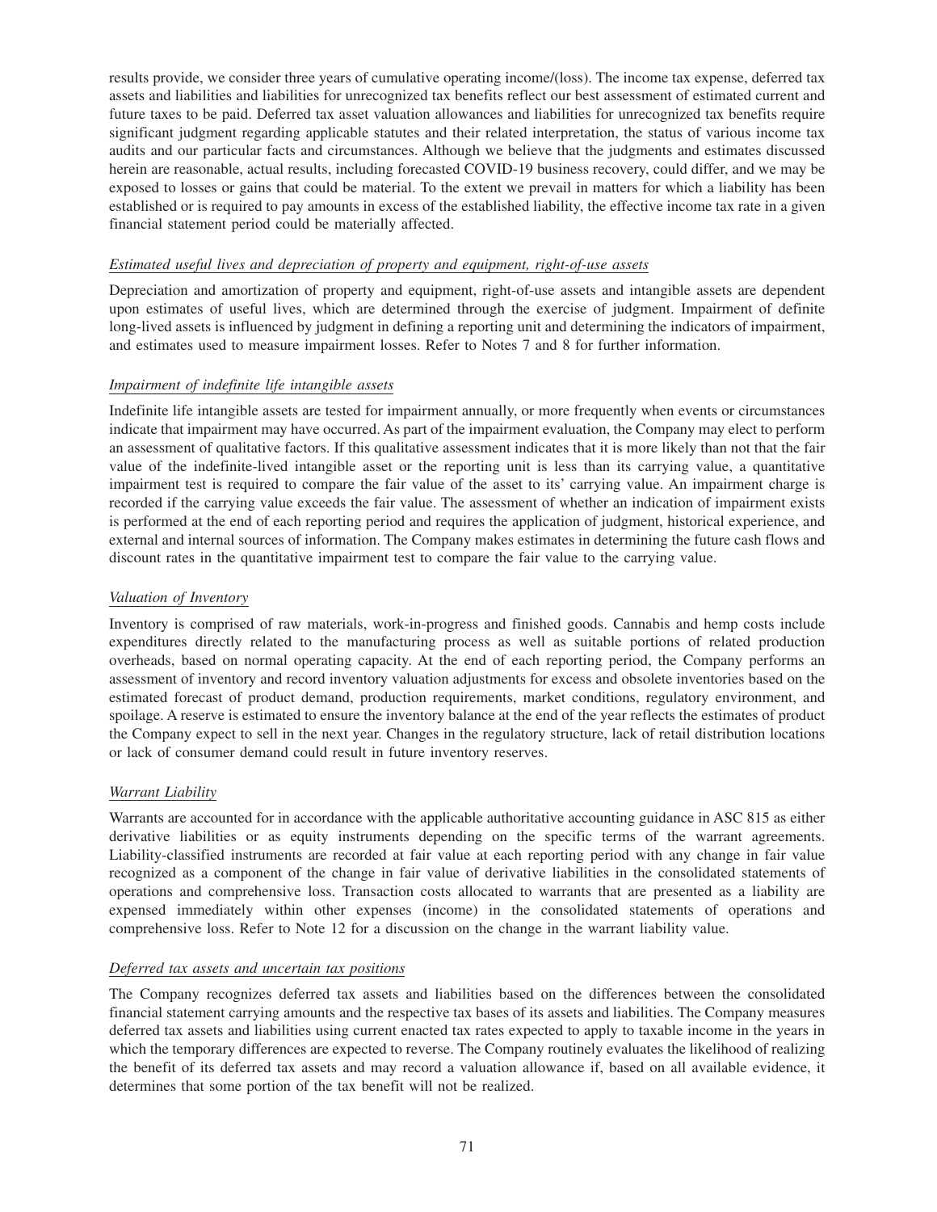results provide, we consider three years of cumulative operating income/(loss). The income tax expense, deferred tax assets and liabilities and liabilities for unrecognized tax benefits reflect our best assessment of estimated current and future taxes to be paid. Deferred tax asset valuation allowances and liabilities for unrecognized tax benefits require significant judgment regarding applicable statutes and their related interpretation, the status of various income tax audits and our particular facts and circumstances. Although we believe that the judgments and estimates discussed herein are reasonable, actual results, including forecasted COVID-19 business recovery, could differ, and we may be exposed to losses or gains that could be material. To the extent we prevail in matters for which a liability has been established or is required to pay amounts in excess of the established liability, the effective income tax rate in a given financial statement period could be materially affected.

*Estimated useful lives and depreciation of property and equipment, right-of-use assets*

Depreciation and amortization of property and equipment, right-of-use assets and intangible assets are dependent upon estimates of useful lives, which are determined through the exercise of judgment. Impairment of definite long-lived assets is influenced by judgment in defining a reporting unit and determining the indicators of impairment, and estimates used to measure impairment losses. Refer to Notes 7 and 8 for further information.

*Impairment of indefinite life intangible assets*

Indefinite life intangible assets are tested for impairment annually, or more frequently when events or circumstances indicate that impairment may have occurred. As part of the impairment evaluation, the Company may elect to perform an assessment of qualitative factors. If this qualitative assessment indicates that it is more likely than not that the fair value of the indefinite-lived intangible asset or the reporting unit is less than its carrying value, a quantitative impairment test is required to compare the fair value of the asset to its' carrying value. An impairment charge is recorded if the carrying value exceeds the fair value. The assessment of whether an indication of impairment exists is performed at the end of each reporting period and requires the application of judgment, historical experience, and external and internal sources of information. The Company makes estimates in determining the future cash flows and discount rates in the quantitative impairment test to compare the fair value to the carrying value.

*Valuation of Inventory*

Inventory is comprised of raw materials, work-in-progress and finished goods. Cannabis and hemp costs include expenditures directly related to the manufacturing process as well as suitable portions of related production overheads, based on normal operating capacity. At the end of each reporting period, the Company performs an assessment of inventory and record inventory valuation adjustments for excess and obsolete inventories based on the estimated forecast of product demand, production requirements, market conditions, regulatory environment, and spoilage. A reserve is estimated to ensure the inventory balance at the end of the year reflects the estimates of product the Company expect to sell in the next year. Changes in the regulatory structure, lack of retail distribution locations or lack of consumer demand could result in future inventory reserves.

*Warrant Liability*

Warrants are accounted for in accordance with the applicable authoritative accounting guidance in ASC 815 as either derivative liabilities or as equity instruments depending on the specific terms of the warrant agreements. Liability-classified instruments are recorded at fair value at each reporting period with any change in fair value recognized as a component of the change in fair value of derivative liabilities in the consolidated statements of operations and comprehensive loss. Transaction costs allocated to warrants that are presented as a liability are expensed immediately within other expenses (income) in the consolidated statements of operations and comprehensive loss. Refer to Note 12 for a discussion on the change in the warrant liability value.

*Deferred tax assets and uncertain tax positions*

The Company recognizes deferred tax assets and liabilities based on the differences between the consolidated financial statement carrying amounts and the respective tax bases of its assets and liabilities. The Company measures deferred tax assets and liabilities using current enacted tax rates expected to apply to taxable income in the years in which the temporary differences are expected to reverse. The Company routinely evaluates the likelihood of realizing the benefit of its deferred tax assets and may record a valuation allowance if, based on all available evidence, it determines that some portion of the tax benefit will not be realized.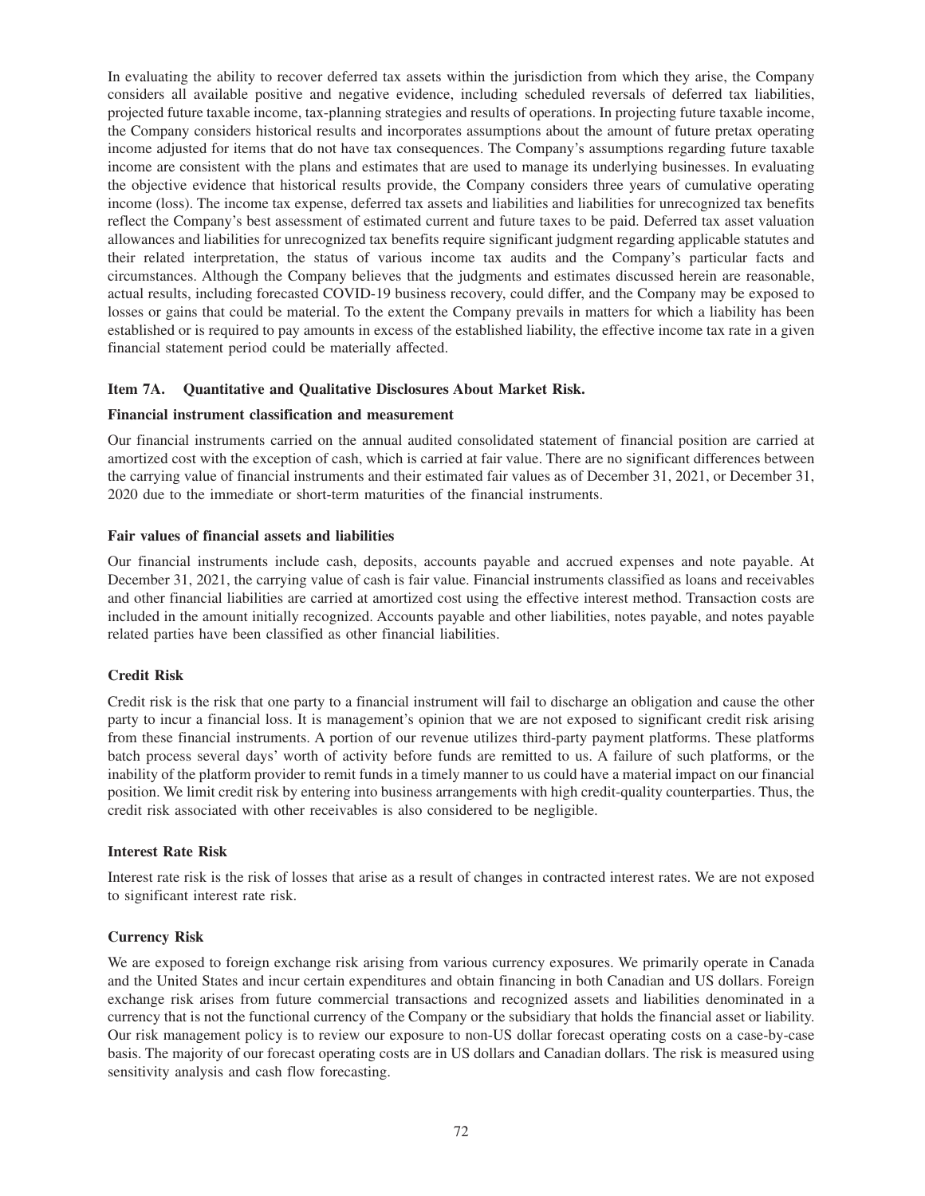In evaluating the ability to recover deferred tax assets within the jurisdiction from which they arise, the Company considers all available positive and negative evidence, including scheduled reversals of deferred tax liabilities, projected future taxable income, tax-planning strategies and results of operations. In projecting future taxable income, the Company considers historical results and incorporates assumptions about the amount of future pretax operating income adjusted for items that do not have tax consequences. The Company's assumptions regarding future taxable income are consistent with the plans and estimates that are used to manage its underlying businesses. In evaluating the objective evidence that historical results provide, the Company considers three years of cumulative operating income (loss). The income tax expense, deferred tax assets and liabilities and liabilities for unrecognized tax benefits reflect the Company's best assessment of estimated current and future taxes to be paid. Deferred tax asset valuation allowances and liabilities for unrecognized tax benefits require significant judgment regarding applicable statutes and their related interpretation, the status of various income tax audits and the Company's particular facts and circumstances. Although the Company believes that the judgments and estimates discussed herein are reasonable, actual results, including forecasted COVID-19 business recovery, could differ, and the Company may be exposed to losses or gains that could be material. To the extent the Company prevails in matters for which a liability has been established or is required to pay amounts in excess of the established liability, the effective income tax rate in a given financial statement period could be materially affected.

## Item 7A. Quantitative and Qualitative Disclosures About Market Risk.

**Financial instrument classification and measurement**

Our financial instruments carried on the annual audited consolidated statement of financial position are carried at amortized cost with the exception of cash, which is carried at fair value. There are no significant differences between the carrying value of financial instruments and their estimated fair values as of December 31, 2021, or December 31, 2020 due to the immediate or short-term maturities of the financial instruments.

**Fair values of financial assets and liabilities**

Our financial instruments include cash, deposits, accounts payable and accrued expenses and note payable. At December 31, 2021, the carrying value of cash is fair value. Financial instruments classified as loans and receivables and other financial liabilities are carried at amortized cost using the effective interest method. Transaction costs are included in the amount initially recognized. Accounts payable and other liabilities, notes payable, and notes payable related parties have been classified as other financial liabilities.

**Credit Risk**

Credit risk is the risk that one party to a financial instrument will fail to discharge an obligation and cause the other party to incur a financial loss. It is management's opinion that we are not exposed to significant credit risk arising from these financial instruments. A portion of our revenue utilizes third-party payment platforms. These platforms batch process several days' worth of activity before funds are remitted to us. A failure of such platforms, or the inability of the platform provider to remit funds in a timely manner to us could have a material impact on our financial position. We limit credit risk by entering into business arrangements with high credit-quality counterparties. Thus, the credit risk associated with other receivables is also considered to be negligible.

**Interest Rate Risk**

Interest rate risk is the risk of losses that arise as a result of changes in contracted interest rates. We are not exposed to significant interest rate risk.

**Currency Risk**

We are exposed to foreign exchange risk arising from various currency exposures. We primarily operate in Canada and the United States and incur certain expenditures and obtain financing in both Canadian and US dollars. Foreign exchange risk arises from future commercial transactions and recognized assets and liabilities denominated in a currency that is not the functional currency of the Company or the subsidiary that holds the financial asset or liability. Our risk management policy is to review our exposure to non-US dollar forecast operating costs on a case-by-case basis. The majority of our forecast operating costs are in US dollars and Canadian dollars. The risk is measured using sensitivity analysis and cash flow forecasting.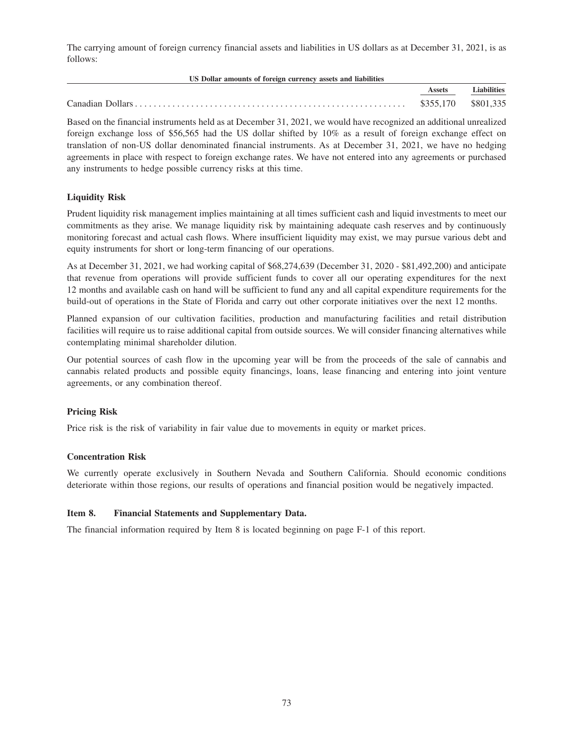The carrying amount of foreign currency financial assets and liabilities in US dollars as at December 31, 2021, is as follows:

| US Dollar amounts of foreign currency assets and liabilities | Assets | Liabilities |
| --- | --- | --- |
| Canadian Dollars | $355,170 | $801,335 |

Based on the financial instruments held as at December 31, 2021, we would have recognized an additional unrealized foreign exchange loss of $56,565 had the US dollar shifted by 10% as a result of foreign exchange effect on translation of non-US dollar denominated financial instruments. As at December 31, 2021, we have no hedging agreements in place with respect to foreign exchange rates. We have not entered into any agreements or purchased any instruments to hedge possible currency risks at this time.

### Liquidity Risk

Prudent liquidity risk management implies maintaining at all times sufficient cash and liquid investments to meet our commitments as they arise. We manage liquidity risk by maintaining adequate cash reserves and by continuously monitoring forecast and actual cash flows. Where insufficient liquidity may exist, we may pursue various debt and equity instruments for short or long-term financing of our operations.

As at December 31, 2021, we had working capital of $68,274,639 (December 31, 2020 - $81,492,200) and anticipate that revenue from operations will provide sufficient funds to cover all our operating expenditures for the next 12 months and available cash on hand will be sufficient to fund any and all capital expenditure requirements for the build-out of operations in the State of Florida and carry out other corporate initiatives over the next 12 months.

Planned expansion of our cultivation facilities, production and manufacturing facilities and retail distribution facilities will require us to raise additional capital from outside sources. We will consider financing alternatives while contemplating minimal shareholder dilution.

Our potential sources of cash flow in the upcoming year will be from the proceeds of the sale of cannabis and cannabis related products and possible equity financings, loans, lease financing and entering into joint venture agreements, or any combination thereof.

### Pricing Risk

Price risk is the risk of variability in fair value due to movements in equity or market prices.

### Concentration Risk

We currently operate exclusively in Southern Nevada and Southern California. Should economic conditions deteriorate within those regions, our results of operations and financial position would be negatively impacted.

## Item 8. Financial Statements and Supplementary Data.

The financial information required by Item 8 is located beginning on page F-1 of this report.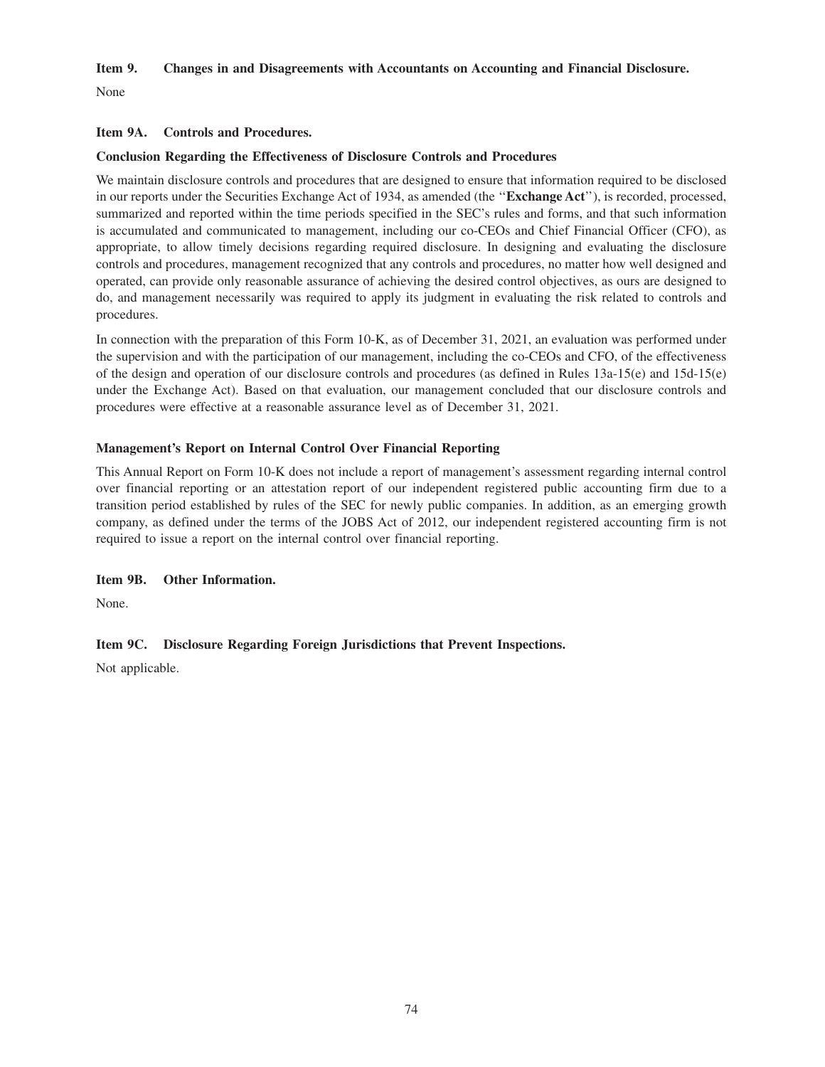### Item 9. Changes in and Disagreements with Accountants on Accounting and Financial Disclosure.

None

### Item 9A. Controls and Procedures.

**Conclusion Regarding the Effectiveness of Disclosure Controls and Procedures**

We maintain disclosure controls and procedures that are designed to ensure that information required to be disclosed in our reports under the Securities Exchange Act of 1934, as amended (the ''**Exchange Act**''), is recorded, processed, summarized and reported within the time periods specified in the SEC's rules and forms, and that such information is accumulated and communicated to management, including our co-CEOs and Chief Financial Officer (CFO), as appropriate, to allow timely decisions regarding required disclosure. In designing and evaluating the disclosure controls and procedures, management recognized that any controls and procedures, no matter how well designed and operated, can provide only reasonable assurance of achieving the desired control objectives, as ours are designed to do, and management necessarily was required to apply its judgment in evaluating the risk related to controls and procedures.

In connection with the preparation of this Form 10-K, as of December 31, 2021, an evaluation was performed under the supervision and with the participation of our management, including the co-CEOs and CFO, of the effectiveness of the design and operation of our disclosure controls and procedures (as defined in Rules 13a-15(e) and 15d-15(e) under the Exchange Act). Based on that evaluation, our management concluded that our disclosure controls and procedures were effective at a reasonable assurance level as of December 31, 2021.

**Management's Report on Internal Control Over Financial Reporting**

This Annual Report on Form 10-K does not include a report of management's assessment regarding internal control over financial reporting or an attestation report of our independent registered public accounting firm due to a transition period established by rules of the SEC for newly public companies. In addition, as an emerging growth company, as defined under the terms of the JOBS Act of 2012, our independent registered accounting firm is not required to issue a report on the internal control over financial reporting.

### Item 9B. Other Information.

None.

### Item 9C. Disclosure Regarding Foreign Jurisdictions that Prevent Inspections.

Not applicable.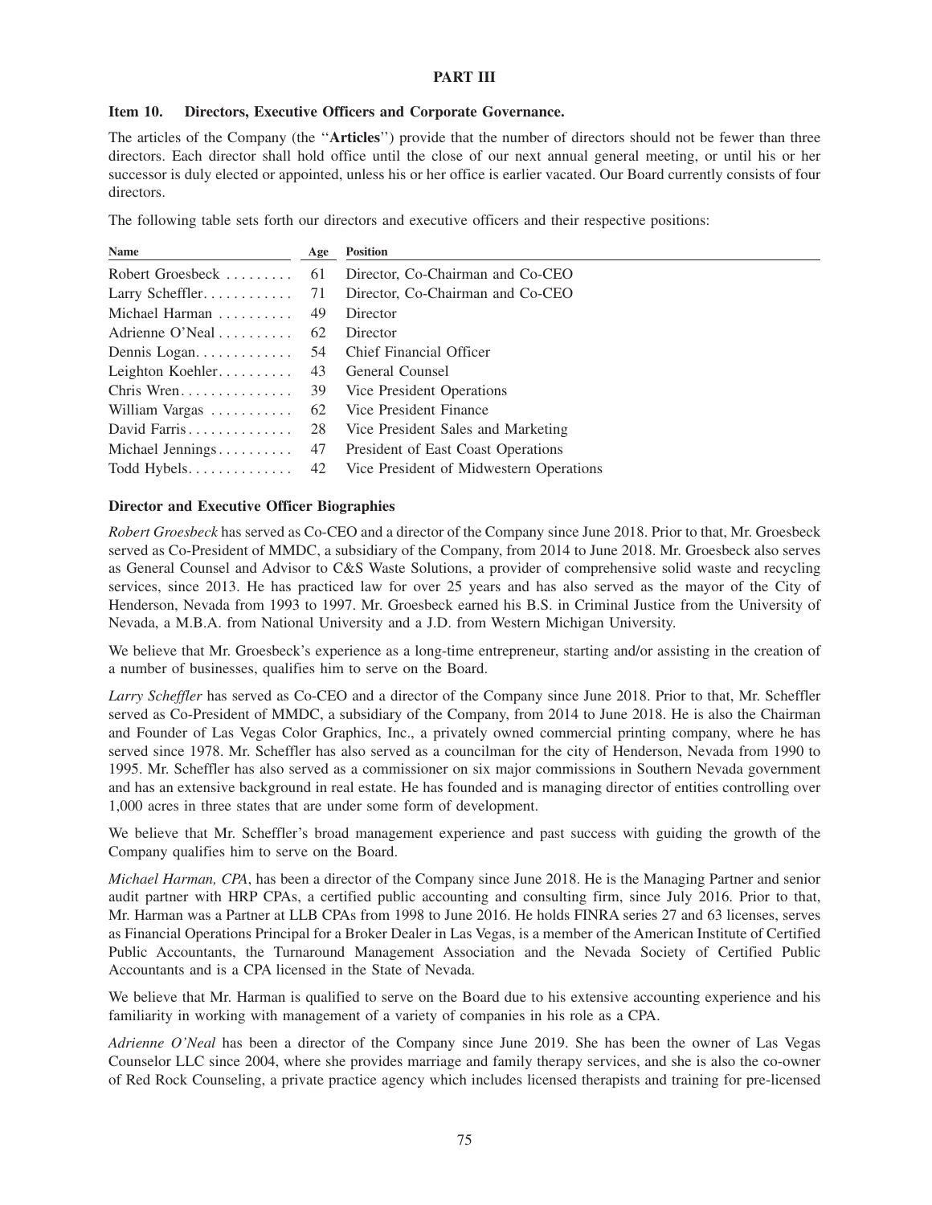**PART III**

**Item 10. Directors, Executive Officers and Corporate Governance.**

The articles of the Company (the "**Articles**") provide that the number of directors should not be fewer than three directors. Each director shall hold office until the close of our next annual general meeting, or until his or her successor is duly elected or appointed, unless his or her office is earlier vacated. Our Board currently consists of four directors.

The following table sets forth our directors and executive officers and their respective positions:

| Name | Age | Position |
|---|---|---|
| Robert Groesbeck | 61 | Director, Co-Chairman and Co-CEO |
| Larry Scheffler | 71 | Director, Co-Chairman and Co-CEO |
| Michael Harman | 49 | Director |
| Adrienne O'Neal | 62 | Director |
| Dennis Logan | 54 | Chief Financial Officer |
| Leighton Koehler | 43 | General Counsel |
| Chris Wren | 39 | Vice President Operations |
| William Vargas | 62 | Vice President Finance |
| David Farris | 28 | Vice President Sales and Marketing |
| Michael Jennings | 47 | President of East Coast Operations |
| Todd Hybels | 42 | Vice President of Midwestern Operations |

**Director and Executive Officer Biographies**

*Robert Groesbeck* has served as Co-CEO and a director of the Company since June 2018. Prior to that, Mr. Groesbeck served as Co-President of MMDC, a subsidiary of the Company, from 2014 to June 2018. Mr. Groesbeck also serves as General Counsel and Advisor to C&S Waste Solutions, a provider of comprehensive solid waste and recycling services, since 2013. He has practiced law for over 25 years and has also served as the mayor of the City of Henderson, Nevada from 1993 to 1997. Mr. Groesbeck earned his B.S. in Criminal Justice from the University of Nevada, a M.B.A. from National University and a J.D. from Western Michigan University.

We believe that Mr. Groesbeck's experience as a long-time entrepreneur, starting and/or assisting in the creation of a number of businesses, qualifies him to serve on the Board.

*Larry Scheffler* has served as Co-CEO and a director of the Company since June 2018. Prior to that, Mr. Scheffler served as Co-President of MMDC, a subsidiary of the Company, from 2014 to June 2018. He is also the Chairman and Founder of Las Vegas Color Graphics, Inc., a privately owned commercial printing company, where he has served since 1978. Mr. Scheffler has also served as a councilman for the city of Henderson, Nevada from 1990 to 1995. Mr. Scheffler has also served as a commissioner on six major commissions in Southern Nevada government and has an extensive background in real estate. He has founded and is managing director of entities controlling over 1,000 acres in three states that are under some form of development.

We believe that Mr. Scheffler's broad management experience and past success with guiding the growth of the Company qualifies him to serve on the Board.

*Michael Harman, CPA*, has been a director of the Company since June 2018. He is the Managing Partner and senior audit partner with HRP CPAs, a certified public accounting and consulting firm, since July 2016. Prior to that, Mr. Harman was a Partner at LLB CPAs from 1998 to June 2016. He holds FINRA series 27 and 63 licenses, serves as Financial Operations Principal for a Broker Dealer in Las Vegas, is a member of the American Institute of Certified Public Accountants, the Turnaround Management Association and the Nevada Society of Certified Public Accountants and is a CPA licensed in the State of Nevada.

We believe that Mr. Harman is qualified to serve on the Board due to his extensive accounting experience and his familiarity in working with management of a variety of companies in his role as a CPA.

*Adrienne O'Neal* has been a director of the Company since June 2019. She has been the owner of Las Vegas Counselor LLC since 2004, where she provides marriage and family therapy services, and she is also the co-owner of Red Rock Counseling, a private practice agency which includes licensed therapists and training for pre-licensed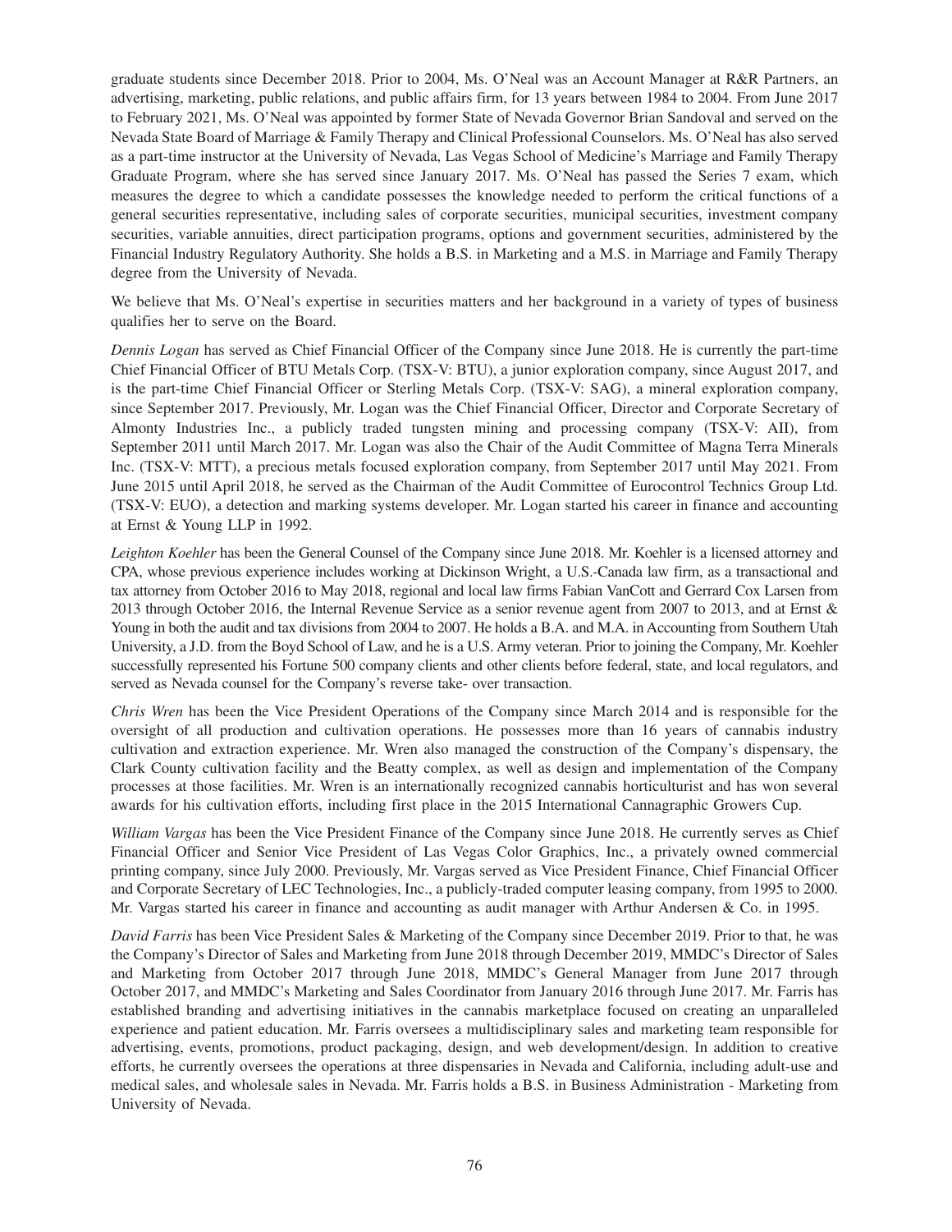graduate students since December 2018. Prior to 2004, Ms. O'Neal was an Account Manager at R&R Partners, an advertising, marketing, public relations, and public affairs firm, for 13 years between 1984 to 2004. From June 2017 to February 2021, Ms. O'Neal was appointed by former State of Nevada Governor Brian Sandoval and served on the Nevada State Board of Marriage & Family Therapy and Clinical Professional Counselors. Ms. O'Neal has also served as a part-time instructor at the University of Nevada, Las Vegas School of Medicine's Marriage and Family Therapy Graduate Program, where she has served since January 2017. Ms. O'Neal has passed the Series 7 exam, which measures the degree to which a candidate possesses the knowledge needed to perform the critical functions of a general securities representative, including sales of corporate securities, municipal securities, investment company securities, variable annuities, direct participation programs, options and government securities, administered by the Financial Industry Regulatory Authority. She holds a B.S. in Marketing and a M.S. in Marriage and Family Therapy degree from the University of Nevada.

We believe that Ms. O'Neal's expertise in securities matters and her background in a variety of types of business qualifies her to serve on the Board.

*Dennis Logan* has served as Chief Financial Officer of the Company since June 2018. He is currently the part-time Chief Financial Officer of BTU Metals Corp. (TSX-V: BTU), a junior exploration company, since August 2017, and is the part-time Chief Financial Officer or Sterling Metals Corp. (TSX-V: SAG), a mineral exploration company, since September 2017. Previously, Mr. Logan was the Chief Financial Officer, Director and Corporate Secretary of Almonty Industries Inc., a publicly traded tungsten mining and processing company (TSX-V: AII), from September 2011 until March 2017. Mr. Logan was also the Chair of the Audit Committee of Magna Terra Minerals Inc. (TSX-V: MTT), a precious metals focused exploration company, from September 2017 until May 2021. From June 2015 until April 2018, he served as the Chairman of the Audit Committee of Eurocontrol Technics Group Ltd. (TSX-V: EUO), a detection and marking systems developer. Mr. Logan started his career in finance and accounting at Ernst & Young LLP in 1992.

*Leighton Koehler* has been the General Counsel of the Company since June 2018. Mr. Koehler is a licensed attorney and CPA, whose previous experience includes working at Dickinson Wright, a U.S.-Canada law firm, as a transactional and tax attorney from October 2016 to May 2018, regional and local law firms Fabian VanCott and Gerrard Cox Larsen from 2013 through October 2016, the Internal Revenue Service as a senior revenue agent from 2007 to 2013, and at Ernst & Young in both the audit and tax divisions from 2004 to 2007. He holds a B.A. and M.A. in Accounting from Southern Utah University, a J.D. from the Boyd School of Law, and he is a U.S. Army veteran. Prior to joining the Company, Mr. Koehler successfully represented his Fortune 500 company clients and other clients before federal, state, and local regulators, and served as Nevada counsel for the Company's reverse take- over transaction.

*Chris Wren* has been the Vice President Operations of the Company since March 2014 and is responsible for the oversight of all production and cultivation operations. He possesses more than 16 years of cannabis industry cultivation and extraction experience. Mr. Wren also managed the construction of the Company's dispensary, the Clark County cultivation facility and the Beatty complex, as well as design and implementation of the Company processes at those facilities. Mr. Wren is an internationally recognized cannabis horticulturist and has won several awards for his cultivation efforts, including first place in the 2015 International Cannagraphic Growers Cup.

*William Vargas* has been the Vice President Finance of the Company since June 2018. He currently serves as Chief Financial Officer and Senior Vice President of Las Vegas Color Graphics, Inc., a privately owned commercial printing company, since July 2000. Previously, Mr. Vargas served as Vice President Finance, Chief Financial Officer and Corporate Secretary of LEC Technologies, Inc., a publicly-traded computer leasing company, from 1995 to 2000. Mr. Vargas started his career in finance and accounting as audit manager with Arthur Andersen & Co. in 1995.

*David Farris* has been Vice President Sales & Marketing of the Company since December 2019. Prior to that, he was the Company's Director of Sales and Marketing from June 2018 through December 2019, MMDC's Director of Sales and Marketing from October 2017 through June 2018, MMDC's General Manager from June 2017 through October 2017, and MMDC's Marketing and Sales Coordinator from January 2016 through June 2017. Mr. Farris has established branding and advertising initiatives in the cannabis marketplace focused on creating an unparalleled experience and patient education. Mr. Farris oversees a multidisciplinary sales and marketing team responsible for advertising, events, promotions, product packaging, design, and web development/design. In addition to creative efforts, he currently oversees the operations at three dispensaries in Nevada and California, including adult-use and medical sales, and wholesale sales in Nevada. Mr. Farris holds a B.S. in Business Administration - Marketing from University of Nevada.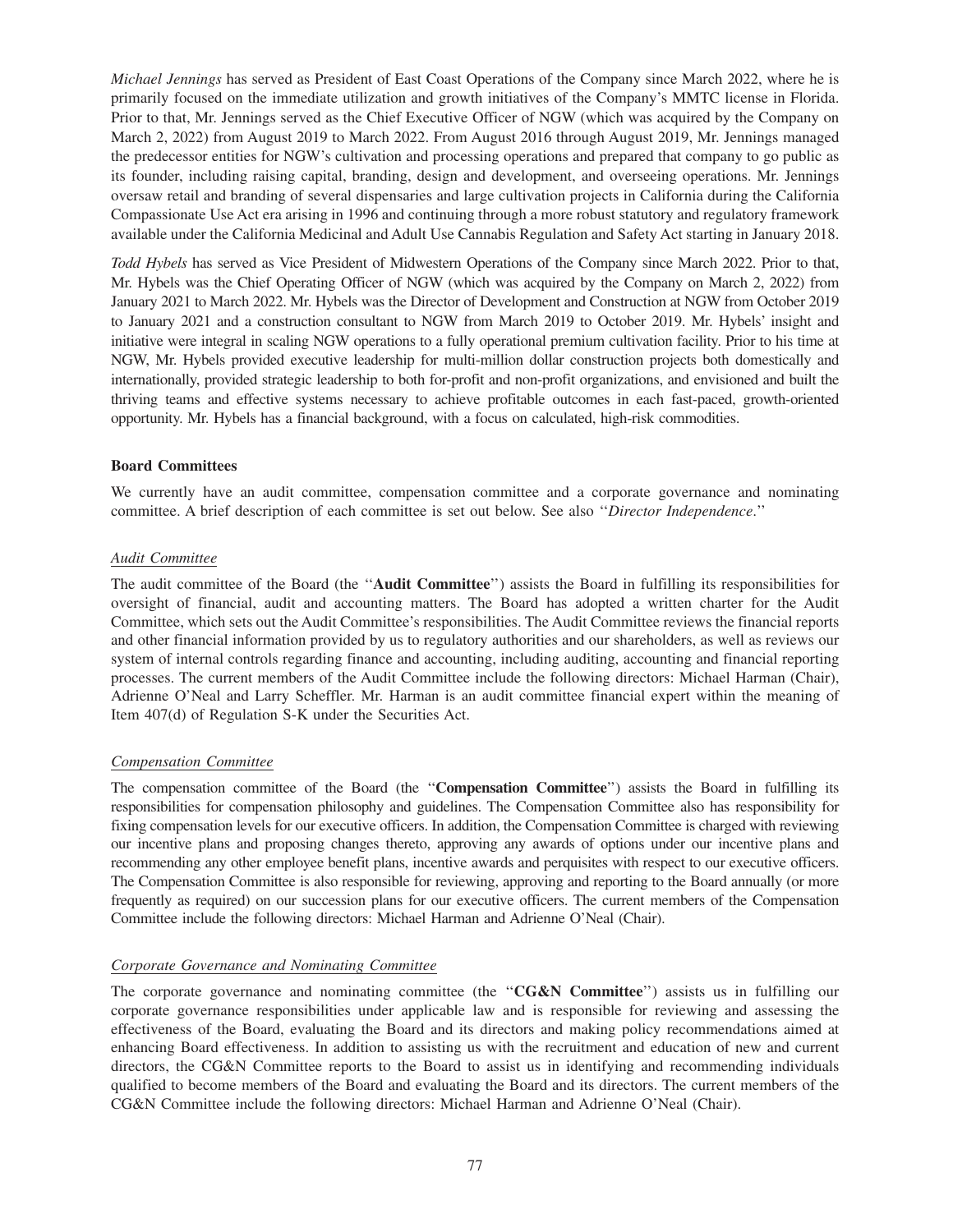*Michael Jennings* has served as President of East Coast Operations of the Company since March 2022, where he is primarily focused on the immediate utilization and growth initiatives of the Company's MMTC license in Florida. Prior to that, Mr. Jennings served as the Chief Executive Officer of NGW (which was acquired by the Company on March 2, 2022) from August 2019 to March 2022. From August 2016 through August 2019, Mr. Jennings managed the predecessor entities for NGW's cultivation and processing operations and prepared that company to go public as its founder, including raising capital, branding, design and development, and overseeing operations. Mr. Jennings oversaw retail and branding of several dispensaries and large cultivation projects in California during the California Compassionate Use Act era arising in 1996 and continuing through a more robust statutory and regulatory framework available under the California Medicinal and Adult Use Cannabis Regulation and Safety Act starting in January 2018.

*Todd Hybels* has served as Vice President of Midwestern Operations of the Company since March 2022. Prior to that, Mr. Hybels was the Chief Operating Officer of NGW (which was acquired by the Company on March 2, 2022) from January 2021 to March 2022. Mr. Hybels was the Director of Development and Construction at NGW from October 2019 to January 2021 and a construction consultant to NGW from March 2019 to October 2019. Mr. Hybels' insight and initiative were integral in scaling NGW operations to a fully operational premium cultivation facility. Prior to his time at NGW, Mr. Hybels provided executive leadership for multi-million dollar construction projects both domestically and internationally, provided strategic leadership to both for-profit and non-profit organizations, and envisioned and built the thriving teams and effective systems necessary to achieve profitable outcomes in each fast-paced, growth-oriented opportunity. Mr. Hybels has a financial background, with a focus on calculated, high-risk commodities.

**Board Committees**

We currently have an audit committee, compensation committee and a corporate governance and nominating committee. A brief description of each committee is set out below. See also "*Director Independence*."

*Audit Committee*

The audit committee of the Board (the "**Audit Committee**") assists the Board in fulfilling its responsibilities for oversight of financial, audit and accounting matters. The Board has adopted a written charter for the Audit Committee, which sets out the Audit Committee's responsibilities. The Audit Committee reviews the financial reports and other financial information provided by us to regulatory authorities and our shareholders, as well as reviews our system of internal controls regarding finance and accounting, including auditing, accounting and financial reporting processes. The current members of the Audit Committee include the following directors: Michael Harman (Chair), Adrienne O'Neal and Larry Scheffler. Mr. Harman is an audit committee financial expert within the meaning of Item 407(d) of Regulation S-K under the Securities Act.

*Compensation Committee*

The compensation committee of the Board (the "**Compensation Committee**") assists the Board in fulfilling its responsibilities for compensation philosophy and guidelines. The Compensation Committee also has responsibility for fixing compensation levels for our executive officers. In addition, the Compensation Committee is charged with reviewing our incentive plans and proposing changes thereto, approving any awards of options under our incentive plans and recommending any other employee benefit plans, incentive awards and perquisites with respect to our executive officers. The Compensation Committee is also responsible for reviewing, approving and reporting to the Board annually (or more frequently as required) on our succession plans for our executive officers. The current members of the Compensation Committee include the following directors: Michael Harman and Adrienne O'Neal (Chair).

*Corporate Governance and Nominating Committee*

The corporate governance and nominating committee (the "**CG&N Committee**") assists us in fulfilling our corporate governance responsibilities under applicable law and is responsible for reviewing and assessing the effectiveness of the Board, evaluating the Board and its directors and making policy recommendations aimed at enhancing Board effectiveness. In addition to assisting us with the recruitment and education of new and current directors, the CG&N Committee reports to the Board to assist us in identifying and recommending individuals qualified to become members of the Board and evaluating the Board and its directors. The current members of the CG&N Committee include the following directors: Michael Harman and Adrienne O'Neal (Chair).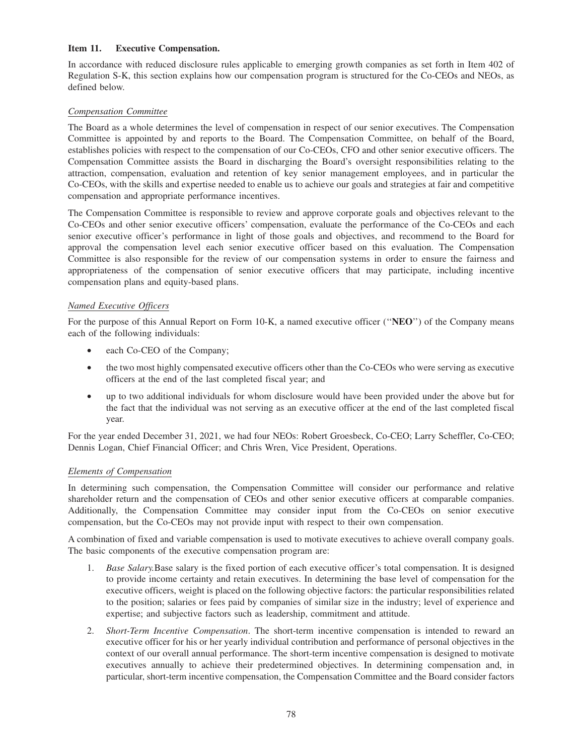### Item 11. Executive Compensation.

In accordance with reduced disclosure rules applicable to emerging growth companies as set forth in Item 402 of Regulation S-K, this section explains how our compensation program is structured for the Co-CEOs and NEOs, as defined below.

*Compensation Committee*

The Board as a whole determines the level of compensation in respect of our senior executives. The Compensation Committee is appointed by and reports to the Board. The Compensation Committee, on behalf of the Board, establishes policies with respect to the compensation of our Co-CEOs, CFO and other senior executive officers. The Compensation Committee assists the Board in discharging the Board's oversight responsibilities relating to the attraction, compensation, evaluation and retention of key senior management employees, and in particular the Co-CEOs, with the skills and expertise needed to enable us to achieve our goals and strategies at fair and competitive compensation and appropriate performance incentives.

The Compensation Committee is responsible to review and approve corporate goals and objectives relevant to the Co-CEOs and other senior executive officers' compensation, evaluate the performance of the Co-CEOs and each senior executive officer's performance in light of those goals and objectives, and recommend to the Board for approval the compensation level each senior executive officer based on this evaluation. The Compensation Committee is also responsible for the review of our compensation systems in order to ensure the fairness and appropriateness of the compensation of senior executive officers that may participate, including incentive compensation plans and equity-based plans.

*Named Executive Officers*

For the purpose of this Annual Report on Form 10-K, a named executive officer (''**NEO**'') of the Company means each of the following individuals:

- each Co-CEO of the Company;
- the two most highly compensated executive officers other than the Co-CEOs who were serving as executive officers at the end of the last completed fiscal year; and
- up to two additional individuals for whom disclosure would have been provided under the above but for the fact that the individual was not serving as an executive officer at the end of the last completed fiscal year.

For the year ended December 31, 2021, we had four NEOs: Robert Groesbeck, Co-CEO; Larry Scheffler, Co-CEO; Dennis Logan, Chief Financial Officer; and Chris Wren, Vice President, Operations.

*Elements of Compensation*

In determining such compensation, the Compensation Committee will consider our performance and relative shareholder return and the compensation of CEOs and other senior executive officers at comparable companies. Additionally, the Compensation Committee may consider input from the Co-CEOs on senior executive compensation, but the Co-CEOs may not provide input with respect to their own compensation.

A combination of fixed and variable compensation is used to motivate executives to achieve overall company goals. The basic components of the executive compensation program are:

1. *Base Salary.*Base salary is the fixed portion of each executive officer's total compensation. It is designed to provide income certainty and retain executives. In determining the base level of compensation for the executive officers, weight is placed on the following objective factors: the particular responsibilities related to the position; salaries or fees paid by companies of similar size in the industry; level of experience and expertise; and subjective factors such as leadership, commitment and attitude.
2. *Short-Term Incentive Compensation*. The short-term incentive compensation is intended to reward an executive officer for his or her yearly individual contribution and performance of personal objectives in the context of our overall annual performance. The short-term incentive compensation is designed to motivate executives annually to achieve their predetermined objectives. In determining compensation and, in particular, short-term incentive compensation, the Compensation Committee and the Board consider factors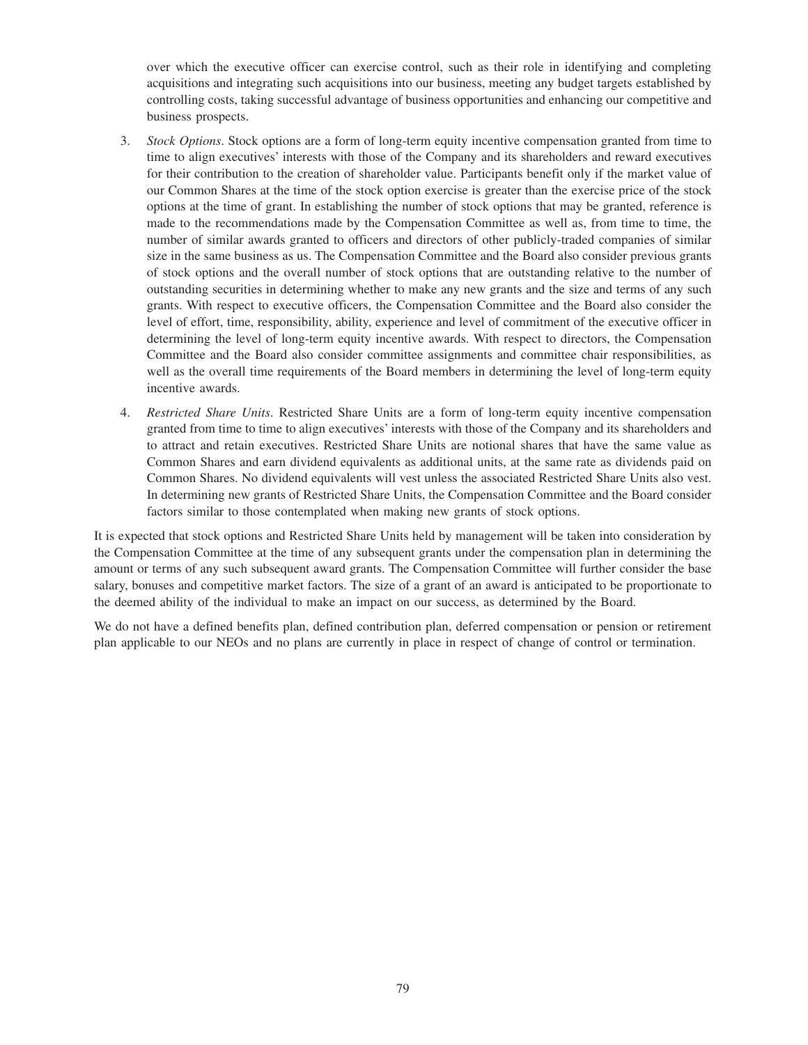over which the executive officer can exercise control, such as their role in identifying and completing acquisitions and integrating such acquisitions into our business, meeting any budget targets established by controlling costs, taking successful advantage of business opportunities and enhancing our competitive and business prospects.

3. *Stock Options*. Stock options are a form of long-term equity incentive compensation granted from time to time to align executives' interests with those of the Company and its shareholders and reward executives for their contribution to the creation of shareholder value. Participants benefit only if the market value of our Common Shares at the time of the stock option exercise is greater than the exercise price of the stock options at the time of grant. In establishing the number of stock options that may be granted, reference is made to the recommendations made by the Compensation Committee as well as, from time to time, the number of similar awards granted to officers and directors of other publicly-traded companies of similar size in the same business as us. The Compensation Committee and the Board also consider previous grants of stock options and the overall number of stock options that are outstanding relative to the number of outstanding securities in determining whether to make any new grants and the size and terms of any such grants. With respect to executive officers, the Compensation Committee and the Board also consider the level of effort, time, responsibility, ability, experience and level of commitment of the executive officer in determining the level of long-term equity incentive awards. With respect to directors, the Compensation Committee and the Board also consider committee assignments and committee chair responsibilities, as well as the overall time requirements of the Board members in determining the level of long-term equity incentive awards.

4. *Restricted Share Units*. Restricted Share Units are a form of long-term equity incentive compensation granted from time to time to align executives' interests with those of the Company and its shareholders and to attract and retain executives. Restricted Share Units are notional shares that have the same value as Common Shares and earn dividend equivalents as additional units, at the same rate as dividends paid on Common Shares. No dividend equivalents will vest unless the associated Restricted Share Units also vest. In determining new grants of Restricted Share Units, the Compensation Committee and the Board consider factors similar to those contemplated when making new grants of stock options.

It is expected that stock options and Restricted Share Units held by management will be taken into consideration by the Compensation Committee at the time of any subsequent grants under the compensation plan in determining the amount or terms of any such subsequent award grants. The Compensation Committee will further consider the base salary, bonuses and competitive market factors. The size of a grant of an award is anticipated to be proportionate to the deemed ability of the individual to make an impact on our success, as determined by the Board.

We do not have a defined benefits plan, defined contribution plan, deferred compensation or pension or retirement plan applicable to our NEOs and no plans are currently in place in respect of change of control or termination.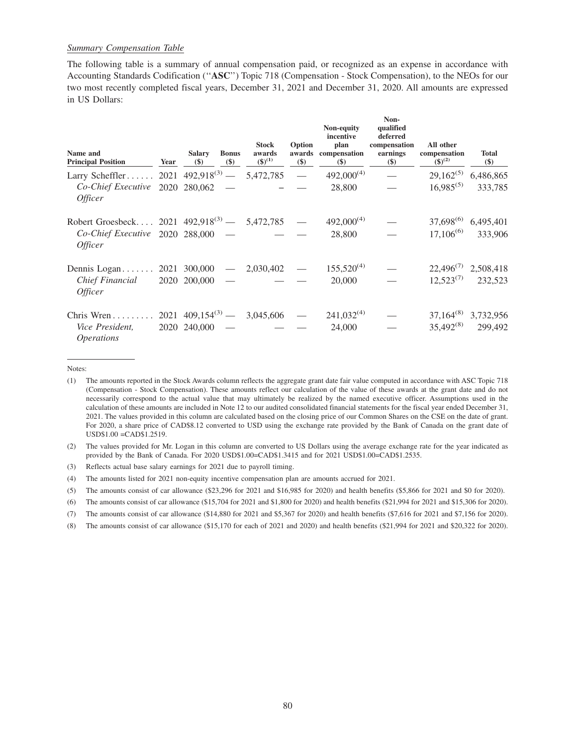*Summary Compensation Table*

The following table is a summary of annual compensation paid, or recognized as an expense in accordance with Accounting Standards Codification ("**ASC**") Topic 718 (Compensation - Stock Compensation), to the NEOs for our two most recently completed fiscal years, December 31, 2021 and December 31, 2020. All amounts are expressed in US Dollars:

| Name and Principal Position | Year | Salary ($) | Bonus ($) | Stock awards ($)[(1)] | Option awards ($) | Non-equity incentive plan compensation ($) | Non-qualified deferred compensation earnings ($) | All other compensation ($)[(2)] | Total ($) |
|---|---|---|---|---|---|---|---|---|---|
| Larry Scheffler | 2021 | 492,918[(3)] | — | 5,472,785 | — | 492,000[(4)] | — | 29,162[(5)] | 6,486,865 |
| *Co-Chief Executive Officer* | 2020 | 280,062 | — | – | — | 28,800 | — | 16,985[(5)] | 333,785 |
| Robert Groesbeck | 2021 | 492,918[(3)] | — | 5,472,785 | — | 492,000[(4)] | — | 37,698[(6)] | 6,495,401 |
| *Co-Chief Executive Officer* | 2020 | 288,000 | — | — | — | 28,800 | — | 17,106[(6)] | 333,906 |
| Dennis Logan | 2021 | 300,000 | — | 2,030,402 | — | 155,520[(4)] | — | 22,496[(7)] | 2,508,418 |
| *Chief Financial Officer* | 2020 | 200,000 | — | — | — | 20,000 | — | 12,523[(7)] | 232,523 |
| Chris Wren | 2021 | 409,154[(3)] | — | 3,045,606 | — | 241,032[(4)] | — | 37,164[(8)] | 3,732,956 |
| *Vice President, Operations* | 2020 | 240,000 | — | — | — | 24,000 | — | 35,492[(8)] | 299,492 |

Notes:

(1) The amounts reported in the Stock Awards column reflects the aggregate grant date fair value computed in accordance with ASC Topic 718 (Compensation - Stock Compensation). These amounts reflect our calculation of the value of these awards at the grant date and do not necessarily correspond to the actual value that may ultimately be realized by the named executive officer. Assumptions used in the calculation of these amounts are included in Note 12 to our audited consolidated financial statements for the fiscal year ended December 31, 2021. The values provided in this column are calculated based on the closing price of our Common Shares on the CSE on the date of grant. For 2020, a share price of CAD$8.12 converted to USD using the exchange rate provided by the Bank of Canada on the grant date of USD$1.00 =CAD$1.2519.

(2) The values provided for Mr. Logan in this column are converted to US Dollars using the average exchange rate for the year indicated as provided by the Bank of Canada. For 2020 USD$1.00=CAD$1.3415 and for 2021 USD$1.00=CAD$1.2535.

(3) Reflects actual base salary earnings for 2021 due to payroll timing.

(4) The amounts listed for 2021 non-equity incentive compensation plan are amounts accrued for 2021.

(5) The amounts consist of car allowance ($23,296 for 2021 and $16,985 for 2020) and health benefits ($5,866 for 2021 and $0 for 2020).

(6) The amounts consist of car allowance ($15,704 for 2021 and $1,800 for 2020) and health benefits ($21,994 for 2021 and $15,306 for 2020).

(7) The amounts consist of car allowance ($14,880 for 2021 and $5,367 for 2020) and health benefits ($7,616 for 2021 and $7,156 for 2020).

(8) The amounts consist of car allowance ($15,170 for each of 2021 and 2020) and health benefits ($21,994 for 2021 and $20,322 for 2020).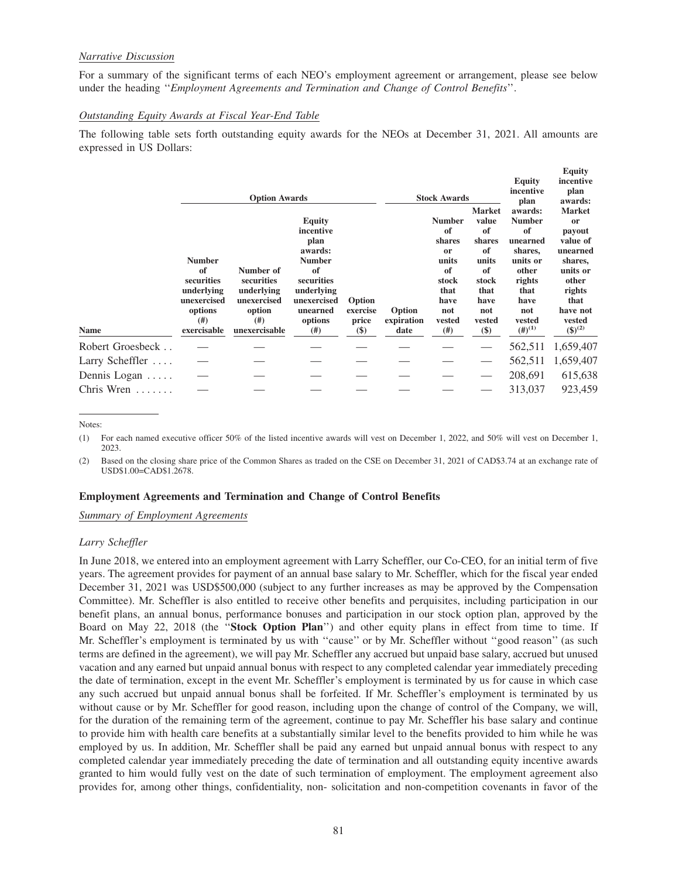*Narrative Discussion*

For a summary of the significant terms of each NEO's employment agreement or arrangement, please see below under the heading "*Employment Agreements and Termination and Change of Control Benefits*".

*Outstanding Equity Awards at Fiscal Year-End Table*

The following table sets forth outstanding equity awards for the NEOs at December 31, 2021. All amounts are expressed in US Dollars:

| | Option Awards | | | | | Stock Awards | | | |
|---|---|---|---|---|---|---|---|---|---|
| Name | Number of securities underlying unexercised options (#) exercisable | Number of securities underlying unexercised option (#) unexercisable | Equity incentive plan awards: Number of securities underlying unexercised unearned options (#) | Option exercise price ($) | Option expiration date | Number of shares or units of stock that have not vested (#) | Market value of shares of units of stock that have not vested ($) | Equity incentive plan awards: Number of unearned shares, units or other rights that have not vested (#)(1) | Equity incentive plan awards: Market or payout value of unearned shares, units or other rights that have not vested ($)(2) |
| Robert Groesbeck | — | — | — | — | — | — | — | 562,511 | 1,659,407 |
| Larry Scheffler | — | — | — | — | — | — | — | 562,511 | 1,659,407 |
| Dennis Logan | — | — | — | — | — | — | — | 208,691 | 615,638 |
| Chris Wren | — | — | — | — | — | — | — | 313,037 | 923,459 |

Notes:

(1) For each named executive officer 50% of the listed incentive awards will vest on December 1, 2022, and 50% will vest on December 1, 2023.

(2) Based on the closing share price of the Common Shares as traded on the CSE on December 31, 2021 of CAD$3.74 at an exchange rate of USD$1.00=CAD$1.2678.

## Employment Agreements and Termination and Change of Control Benefits

*Summary of Employment Agreements*

*Larry Scheffler*

In June 2018, we entered into an employment agreement with Larry Scheffler, our Co-CEO, for an initial term of five years. The agreement provides for payment of an annual base salary to Mr. Scheffler, which for the fiscal year ended December 31, 2021 was USD$500,000 (subject to any further increases as may be approved by the Compensation Committee). Mr. Scheffler is also entitled to receive other benefits and perquisites, including participation in our benefit plans, an annual bonus, performance bonuses and participation in our stock option plan, approved by the Board on May 22, 2018 (the "**Stock Option Plan**") and other equity plans in effect from time to time. If Mr. Scheffler's employment is terminated by us with "cause" or by Mr. Scheffler without "good reason" (as such terms are defined in the agreement), we will pay Mr. Scheffler any accrued but unpaid base salary, accrued but unused vacation and any earned but unpaid annual bonus with respect to any completed calendar year immediately preceding the date of termination, except in the event Mr. Scheffler's employment is terminated by us for cause in which case any such accrued but unpaid annual bonus shall be forfeited. If Mr. Scheffler's employment is terminated by us without cause or by Mr. Scheffler for good reason, including upon the change of control of the Company, we will, for the duration of the remaining term of the agreement, continue to pay Mr. Scheffler his base salary and continue to provide him with health care benefits at a substantially similar level to the benefits provided to him while he was employed by us. In addition, Mr. Scheffler shall be paid any earned but unpaid annual bonus with respect to any completed calendar year immediately preceding the date of termination and all outstanding equity incentive awards granted to him would fully vest on the date of such termination of employment. The employment agreement also provides for, among other things, confidentiality, non- solicitation and non-competition covenants in favor of the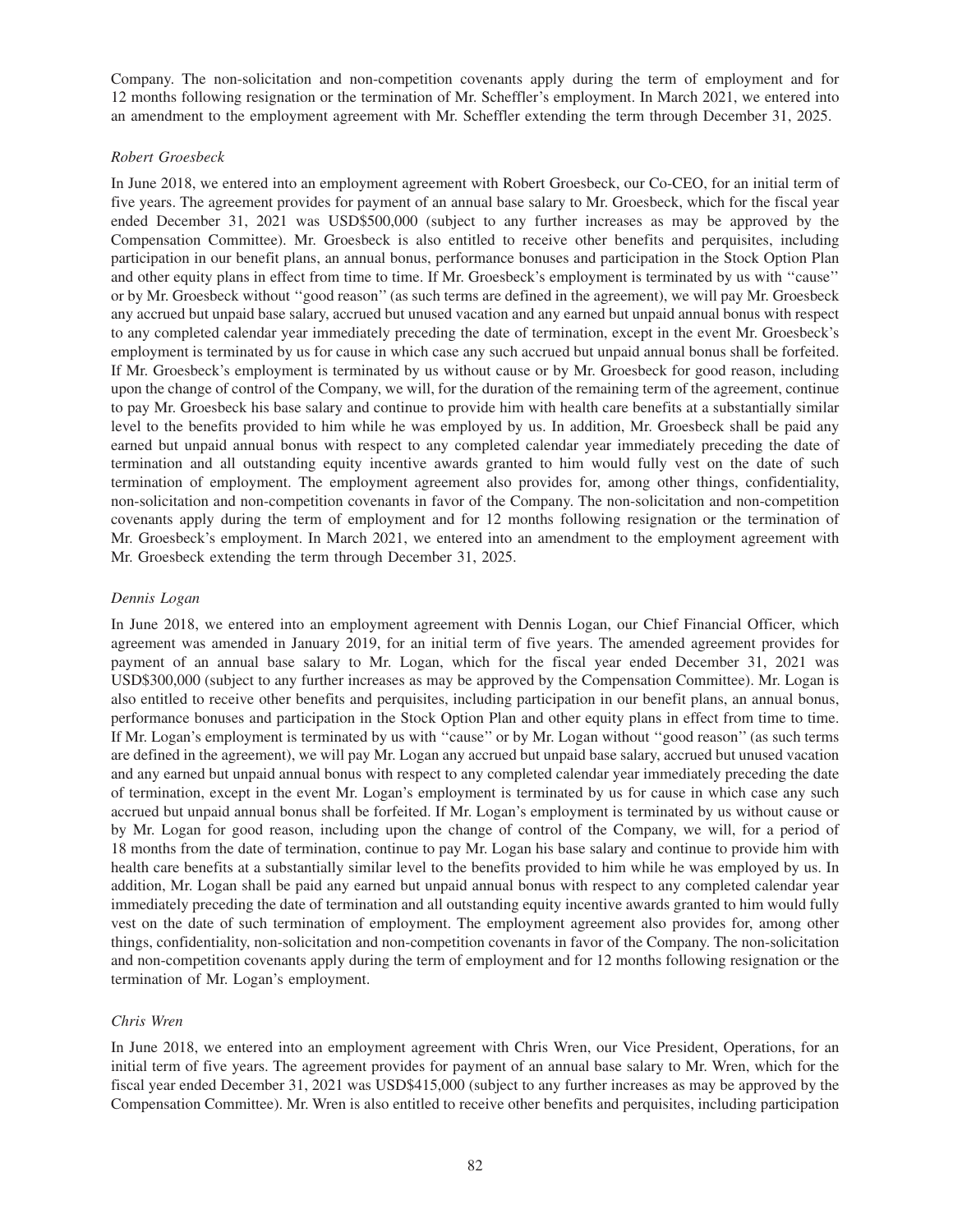Company. The non-solicitation and non-competition covenants apply during the term of employment and for 12 months following resignation or the termination of Mr. Scheffler's employment. In March 2021, we entered into an amendment to the employment agreement with Mr. Scheffler extending the term through December 31, 2025.

*Robert Groesbeck*

In June 2018, we entered into an employment agreement with Robert Groesbeck, our Co-CEO, for an initial term of five years. The agreement provides for payment of an annual base salary to Mr. Groesbeck, which for the fiscal year ended December 31, 2021 was USD$500,000 (subject to any further increases as may be approved by the Compensation Committee). Mr. Groesbeck is also entitled to receive other benefits and perquisites, including participation in our benefit plans, an annual bonus, performance bonuses and participation in the Stock Option Plan and other equity plans in effect from time to time. If Mr. Groesbeck's employment is terminated by us with ''cause'' or by Mr. Groesbeck without ''good reason'' (as such terms are defined in the agreement), we will pay Mr. Groesbeck any accrued but unpaid base salary, accrued but unused vacation and any earned but unpaid annual bonus with respect to any completed calendar year immediately preceding the date of termination, except in the event Mr. Groesbeck's employment is terminated by us for cause in which case any such accrued but unpaid annual bonus shall be forfeited. If Mr. Groesbeck's employment is terminated by us without cause or by Mr. Groesbeck for good reason, including upon the change of control of the Company, we will, for the duration of the remaining term of the agreement, continue to pay Mr. Groesbeck his base salary and continue to provide him with health care benefits at a substantially similar level to the benefits provided to him while he was employed by us. In addition, Mr. Groesbeck shall be paid any earned but unpaid annual bonus with respect to any completed calendar year immediately preceding the date of termination and all outstanding equity incentive awards granted to him would fully vest on the date of such termination of employment. The employment agreement also provides for, among other things, confidentiality, non-solicitation and non-competition covenants in favor of the Company. The non-solicitation and non-competition covenants apply during the term of employment and for 12 months following resignation or the termination of Mr. Groesbeck's employment. In March 2021, we entered into an amendment to the employment agreement with Mr. Groesbeck extending the term through December 31, 2025.

*Dennis Logan*

In June 2018, we entered into an employment agreement with Dennis Logan, our Chief Financial Officer, which agreement was amended in January 2019, for an initial term of five years. The amended agreement provides for payment of an annual base salary to Mr. Logan, which for the fiscal year ended December 31, 2021 was USD$300,000 (subject to any further increases as may be approved by the Compensation Committee). Mr. Logan is also entitled to receive other benefits and perquisites, including participation in our benefit plans, an annual bonus, performance bonuses and participation in the Stock Option Plan and other equity plans in effect from time to time. If Mr. Logan's employment is terminated by us with ''cause'' or by Mr. Logan without ''good reason'' (as such terms are defined in the agreement), we will pay Mr. Logan any accrued but unpaid base salary, accrued but unused vacation and any earned but unpaid annual bonus with respect to any completed calendar year immediately preceding the date of termination, except in the event Mr. Logan's employment is terminated by us for cause in which case any such accrued but unpaid annual bonus shall be forfeited. If Mr. Logan's employment is terminated by us without cause or by Mr. Logan for good reason, including upon the change of control of the Company, we will, for a period of 18 months from the date of termination, continue to pay Mr. Logan his base salary and continue to provide him with health care benefits at a substantially similar level to the benefits provided to him while he was employed by us. In addition, Mr. Logan shall be paid any earned but unpaid annual bonus with respect to any completed calendar year immediately preceding the date of termination and all outstanding equity incentive awards granted to him would fully vest on the date of such termination of employment. The employment agreement also provides for, among other things, confidentiality, non-solicitation and non-competition covenants in favor of the Company. The non-solicitation and non-competition covenants apply during the term of employment and for 12 months following resignation or the termination of Mr. Logan's employment.

*Chris Wren*

In June 2018, we entered into an employment agreement with Chris Wren, our Vice President, Operations, for an initial term of five years. The agreement provides for payment of an annual base salary to Mr. Wren, which for the fiscal year ended December 31, 2021 was USD$415,000 (subject to any further increases as may be approved by the Compensation Committee). Mr. Wren is also entitled to receive other benefits and perquisites, including participation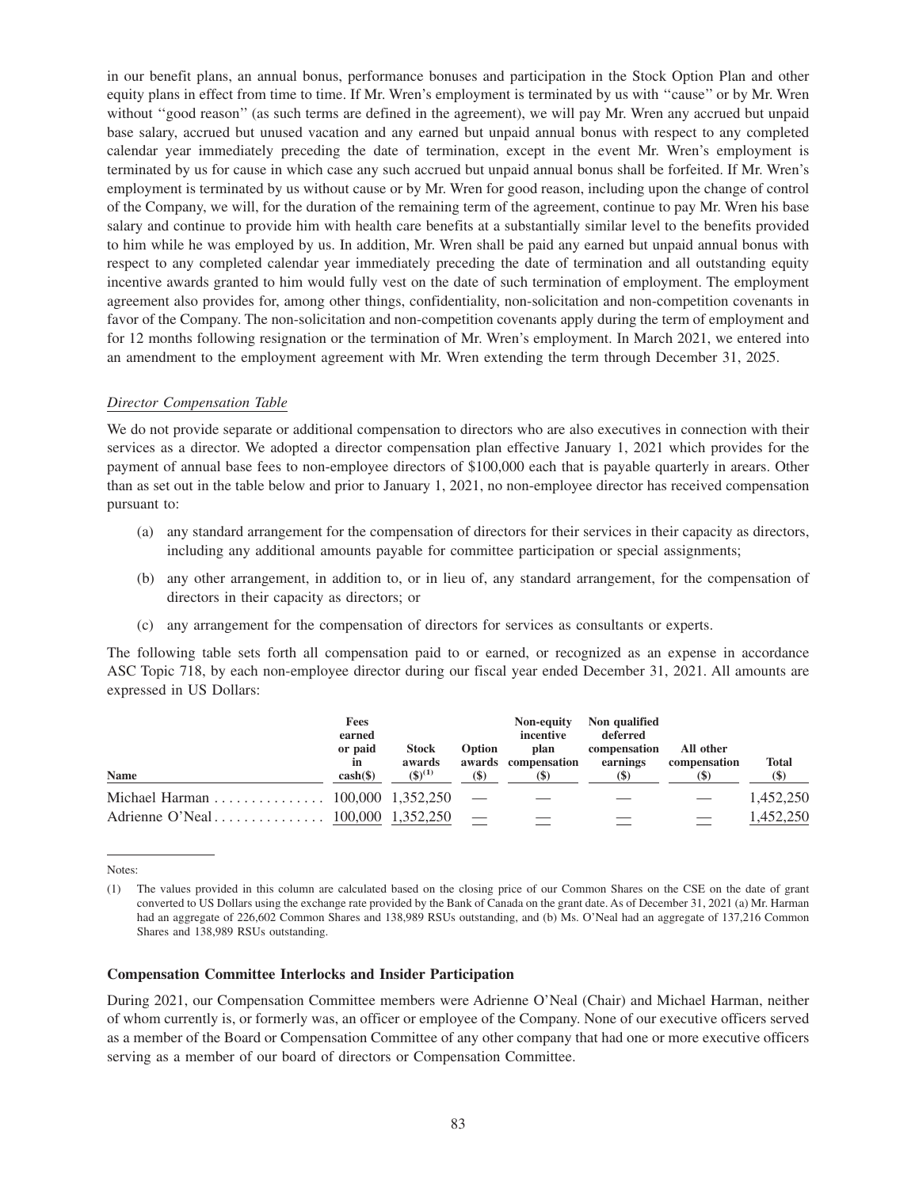in our benefit plans, an annual bonus, performance bonuses and participation in the Stock Option Plan and other equity plans in effect from time to time. If Mr. Wren's employment is terminated by us with "cause" or by Mr. Wren without "good reason" (as such terms are defined in the agreement), we will pay Mr. Wren any accrued but unpaid base salary, accrued but unused vacation and any earned but unpaid annual bonus with respect to any completed calendar year immediately preceding the date of termination, except in the event Mr. Wren's employment is terminated by us for cause in which case any such accrued but unpaid annual bonus shall be forfeited. If Mr. Wren's employment is terminated by us without cause or by Mr. Wren for good reason, including upon the change of control of the Company, we will, for the duration of the remaining term of the agreement, continue to pay Mr. Wren his base salary and continue to provide him with health care benefits at a substantially similar level to the benefits provided to him while he was employed by us. In addition, Mr. Wren shall be paid any earned but unpaid annual bonus with respect to any completed calendar year immediately preceding the date of termination and all outstanding equity incentive awards granted to him would fully vest on the date of such termination of employment. The employment agreement also provides for, among other things, confidentiality, non-solicitation and non-competition covenants in favor of the Company. The non-solicitation and non-competition covenants apply during the term of employment and for 12 months following resignation or the termination of Mr. Wren's employment. In March 2021, we entered into an amendment to the employment agreement with Mr. Wren extending the term through December 31, 2025.

*Director Compensation Table*

We do not provide separate or additional compensation to directors who are also executives in connection with their services as a director. We adopted a director compensation plan effective January 1, 2021 which provides for the payment of annual base fees to non-employee directors of $100,000 each that is payable quarterly in arears. Other than as set out in the table below and prior to January 1, 2021, no non-employee director has received compensation pursuant to:

(a) any standard arrangement for the compensation of directors for their services in their capacity as directors, including any additional amounts payable for committee participation or special assignments;

(b) any other arrangement, in addition to, or in lieu of, any standard arrangement, for the compensation of directors in their capacity as directors; or

(c) any arrangement for the compensation of directors for services as consultants or experts.

The following table sets forth all compensation paid to or earned, or recognized as an expense in accordance ASC Topic 718, by each non-employee director during our fiscal year ended December 31, 2021. All amounts are expressed in US Dollars:

| Name | Fees earned or paid in cash($) | Stock awards ($)(1) | Option awards ($) | Non-equity incentive plan compensation ($) | Non qualified deferred compensation earnings ($) | All other compensation ($) | Total ($) |
|---|---|---|---|---|---|---|---|
| Michael Harman | 100,000 | 1,352,250 | — | — | — | — | 1,452,250 |
| Adrienne O'Neal | 100,000 | 1,352,250 | — | — | — | — | 1,452,250 |

Notes:

(1) The values provided in this column are calculated based on the closing price of our Common Shares on the CSE on the date of grant converted to US Dollars using the exchange rate provided by the Bank of Canada on the grant date. As of December 31, 2021 (a) Mr. Harman had an aggregate of 226,602 Common Shares and 138,989 RSUs outstanding, and (b) Ms. O'Neal had an aggregate of 137,216 Common Shares and 138,989 RSUs outstanding.

**Compensation Committee Interlocks and Insider Participation**

During 2021, our Compensation Committee members were Adrienne O'Neal (Chair) and Michael Harman, neither of whom currently is, or formerly was, an officer or employee of the Company. None of our executive officers served as a member of the Board or Compensation Committee of any other company that had one or more executive officers serving as a member of our board of directors or Compensation Committee.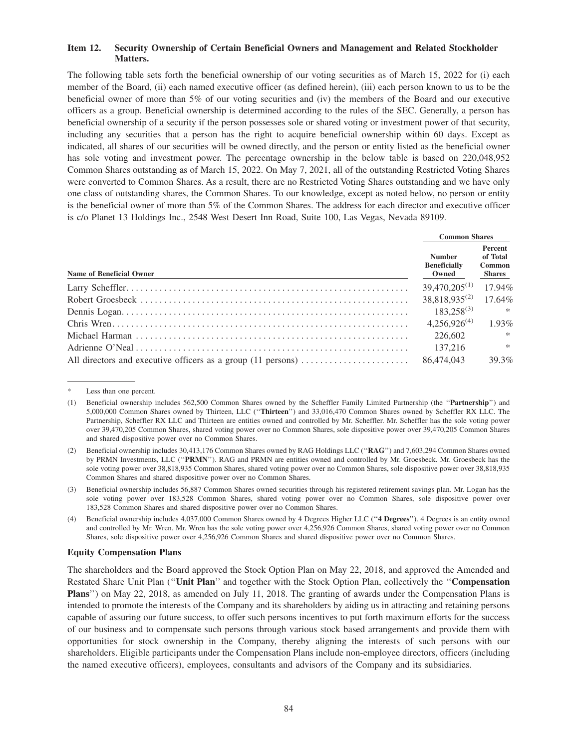### Item 12. Security Ownership of Certain Beneficial Owners and Management and Related Stockholder Matters.

The following table sets forth the beneficial ownership of our voting securities as of March 15, 2022 for (i) each member of the Board, (ii) each named executive officer (as defined herein), (iii) each person known to us to be the beneficial owner of more than 5% of our voting securities and (iv) the members of the Board and our executive officers as a group. Beneficial ownership is determined according to the rules of the SEC. Generally, a person has beneficial ownership of a security if the person possesses sole or shared voting or investment power of that security, including any securities that a person has the right to acquire beneficial ownership within 60 days. Except as indicated, all shares of our securities will be owned directly, and the person or entity listed as the beneficial owner has sole voting and investment power. The percentage ownership in the below table is based on 220,048,952 Common Shares outstanding as of March 15, 2022. On May 7, 2021, all of the outstanding Restricted Voting Shares were converted to Common Shares. As a result, there are no Restricted Voting Shares outstanding and we have only one class of outstanding shares, the Common Shares. To our knowledge, except as noted below, no person or entity is the beneficial owner of more than 5% of the Common Shares. The address for each director and executive officer is c/o Planet 13 Holdings Inc., 2548 West Desert Inn Road, Suite 100, Las Vegas, Nevada 89109.

| | Common Shares | |
|---|---|---|
| **Name of Beneficial Owner** | **Number Beneficially Owned** | **Percent of Total Common Shares** |
| Larry Scheffler | 39,470,205[(1)] | 17.94% |
| Robert Groesbeck | 38,818,935[(2)] | 17.64% |
| Dennis Logan | 183,258[(3)] | * |
| Chris Wren | 4,256,926[(4)] | 1.93% |
| Michael Harman | 226,602 | * |
| Adrienne O'Neal | 137,216 | * |
| All directors and executive officers as a group (11 persons) | 86,474,043 | 39.3% |

\* Less than one percent.

(1) Beneficial ownership includes 562,500 Common Shares owned by the Scheffler Family Limited Partnership (the "**Partnership**") and 5,000,000 Common Shares owned by Thirteen, LLC ("**Thirteen**") and 33,016,470 Common Shares owned by Scheffler RX LLC. The Partnership, Scheffler RX LLC and Thirteen are entities owned and controlled by Mr. Scheffler. Mr. Scheffler has the sole voting power over 39,470,205 Common Shares, shared voting power over no Common Shares, sole dispositive power over 39,470,205 Common Shares and shared dispositive power over no Common Shares.

(2) Beneficial ownership includes 30,413,176 Common Shares owned by RAG Holdings LLC ("**RAG**") and 7,603,294 Common Shares owned by PRMN Investments, LLC ("**PRMN**"). RAG and PRMN are entities owned and controlled by Mr. Groesbeck. Mr. Groesbeck has the sole voting power over 38,818,935 Common Shares, shared voting power over no Common Shares, sole dispositive power over 38,818,935 Common Shares and shared dispositive power over no Common Shares.

(3) Beneficial ownership includes 56,887 Common Shares owned securities through his registered retirement savings plan. Mr. Logan has the sole voting power over 183,528 Common Shares, shared voting power over no Common Shares, sole dispositive power over 183,528 Common Shares and shared dispositive power over no Common Shares.

(4) Beneficial ownership includes 4,037,000 Common Shares owned by 4 Degrees Higher LLC ("**4 Degrees**"). 4 Degrees is an entity owned and controlled by Mr. Wren. Mr. Wren has the sole voting power over 4,256,926 Common Shares, shared voting power over no Common Shares, sole dispositive power over 4,256,926 Common Shares and shared dispositive power over no Common Shares.

#### Equity Compensation Plans

The shareholders and the Board approved the Stock Option Plan on May 22, 2018, and approved the Amended and Restated Share Unit Plan ("**Unit Plan**" and together with the Stock Option Plan, collectively the "**Compensation Plans**") on May 22, 2018, as amended on July 11, 2018. The granting of awards under the Compensation Plans is intended to promote the interests of the Company and its shareholders by aiding us in attracting and retaining persons capable of assuring our future success, to offer such persons incentives to put forth maximum efforts for the success of our business and to compensate such persons through various stock based arrangements and provide them with opportunities for stock ownership in the Company, thereby aligning the interests of such persons with our shareholders. Eligible participants under the Compensation Plans include non-employee directors, officers (including the named executive officers), employees, consultants and advisors of the Company and its subsidiaries.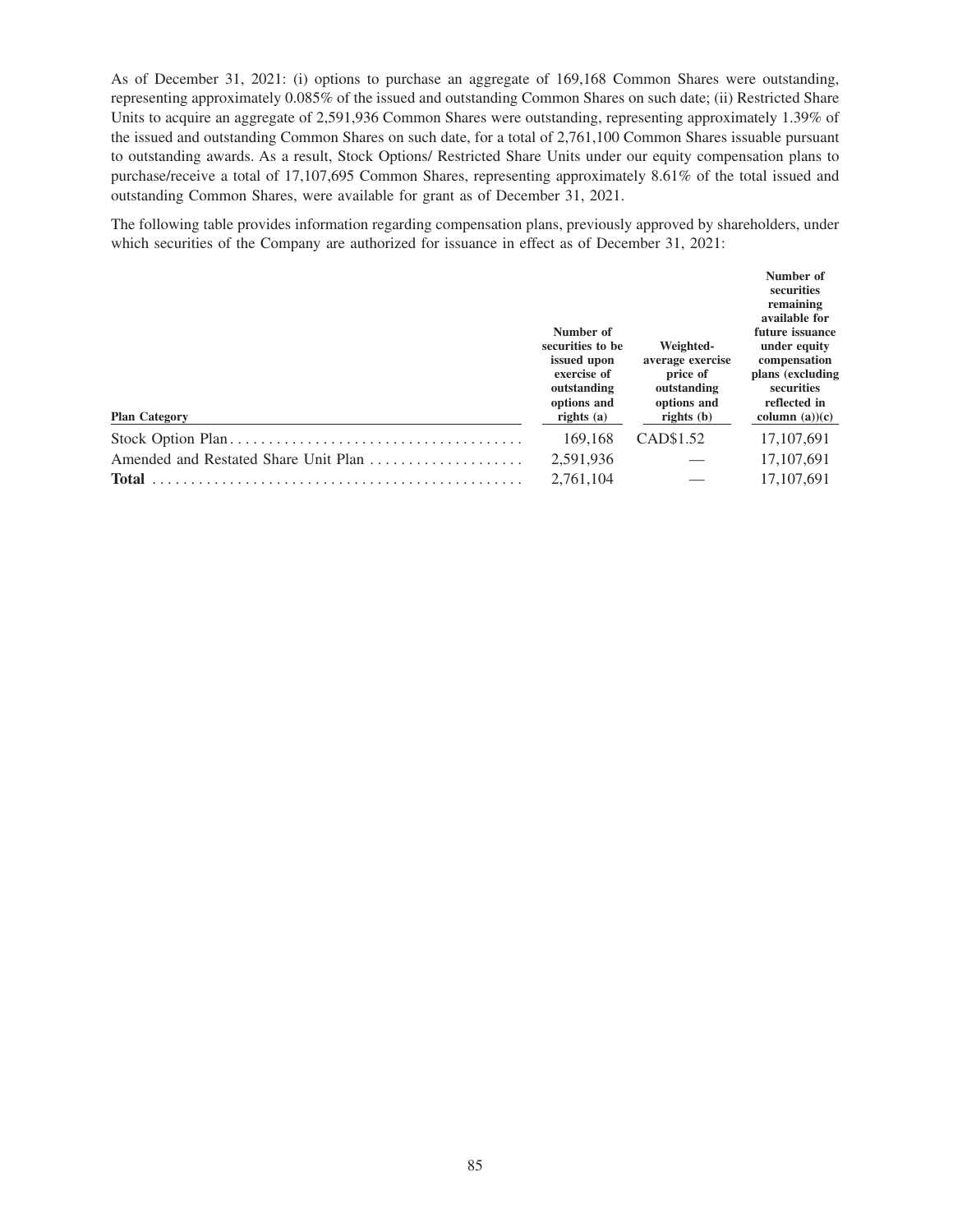As of December 31, 2021: (i) options to purchase an aggregate of 169,168 Common Shares were outstanding, representing approximately 0.085% of the issued and outstanding Common Shares on such date; (ii) Restricted Share Units to acquire an aggregate of 2,591,936 Common Shares were outstanding, representing approximately 1.39% of the issued and outstanding Common Shares on such date, for a total of 2,761,100 Common Shares issuable pursuant to outstanding awards. As a result, Stock Options/ Restricted Share Units under our equity compensation plans to purchase/receive a total of 17,107,695 Common Shares, representing approximately 8.61% of the total issued and outstanding Common Shares, were available for grant as of December 31, 2021.

The following table provides information regarding compensation plans, previously approved by shareholders, under which securities of the Company are authorized for issuance in effect as of December 31, 2021:

| Plan Category | Number of securities to be issued upon exercise of outstanding options and rights (a) | Weighted-average exercise price of outstanding options and rights (b) | Number of securities remaining available for future issuance under equity compensation plans (excluding securities reflected in column (a))(c) |
|---|---|---|---|
| Stock Option Plan | 169,168 | CAD$1.52 | 17,107,691 |
| Amended and Restated Share Unit Plan | 2,591,936 | — | 17,107,691 |
| **Total** | 2,761,104 | — | 17,107,691 |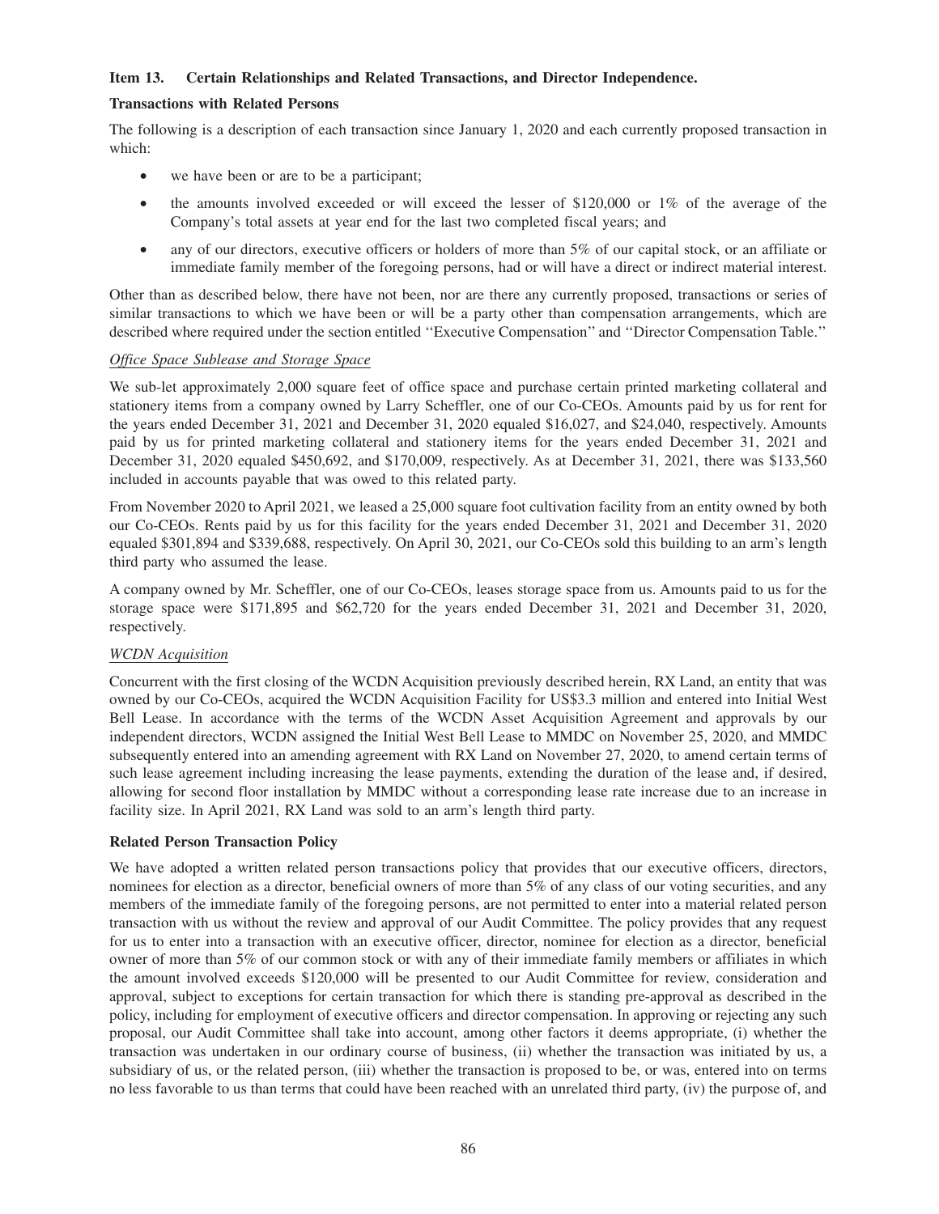### Item 13. Certain Relationships and Related Transactions, and Director Independence.

**Transactions with Related Persons**

The following is a description of each transaction since January 1, 2020 and each currently proposed transaction in which:

- we have been or are to be a participant;
- the amounts involved exceeded or will exceed the lesser of $120,000 or 1% of the average of the Company's total assets at year end for the last two completed fiscal years; and
- any of our directors, executive officers or holders of more than 5% of our capital stock, or an affiliate or immediate family member of the foregoing persons, had or will have a direct or indirect material interest.

Other than as described below, there have not been, nor are there any currently proposed, transactions or series of similar transactions to which we have been or will be a party other than compensation arrangements, which are described where required under the section entitled ''Executive Compensation'' and ''Director Compensation Table.''

*Office Space Sublease and Storage Space*

We sub-let approximately 2,000 square feet of office space and purchase certain printed marketing collateral and stationery items from a company owned by Larry Scheffler, one of our Co-CEOs. Amounts paid by us for rent for the years ended December 31, 2021 and December 31, 2020 equaled $16,027, and $24,040, respectively. Amounts paid by us for printed marketing collateral and stationery items for the years ended December 31, 2021 and December 31, 2020 equaled $450,692, and $170,009, respectively. As at December 31, 2021, there was $133,560 included in accounts payable that was owed to this related party.

From November 2020 to April 2021, we leased a 25,000 square foot cultivation facility from an entity owned by both our Co-CEOs. Rents paid by us for this facility for the years ended December 31, 2021 and December 31, 2020 equaled $301,894 and $339,688, respectively. On April 30, 2021, our Co-CEOs sold this building to an arm's length third party who assumed the lease.

A company owned by Mr. Scheffler, one of our Co-CEOs, leases storage space from us. Amounts paid to us for the storage space were $171,895 and $62,720 for the years ended December 31, 2021 and December 31, 2020, respectively.

*WCDN Acquisition*

Concurrent with the first closing of the WCDN Acquisition previously described herein, RX Land, an entity that was owned by our Co-CEOs, acquired the WCDN Acquisition Facility for US$3.3 million and entered into Initial West Bell Lease. In accordance with the terms of the WCDN Asset Acquisition Agreement and approvals by our independent directors, WCDN assigned the Initial West Bell Lease to MMDC on November 25, 2020, and MMDC subsequently entered into an amending agreement with RX Land on November 27, 2020, to amend certain terms of such lease agreement including increasing the lease payments, extending the duration of the lease and, if desired, allowing for second floor installation by MMDC without a corresponding lease rate increase due to an increase in facility size. In April 2021, RX Land was sold to an arm's length third party.

**Related Person Transaction Policy**

We have adopted a written related person transactions policy that provides that our executive officers, directors, nominees for election as a director, beneficial owners of more than 5% of any class of our voting securities, and any members of the immediate family of the foregoing persons, are not permitted to enter into a material related person transaction with us without the review and approval of our Audit Committee. The policy provides that any request for us to enter into a transaction with an executive officer, director, nominee for election as a director, beneficial owner of more than 5% of our common stock or with any of their immediate family members or affiliates in which the amount involved exceeds $120,000 will be presented to our Audit Committee for review, consideration and approval, subject to exceptions for certain transaction for which there is standing pre-approval as described in the policy, including for employment of executive officers and director compensation. In approving or rejecting any such proposal, our Audit Committee shall take into account, among other factors it deems appropriate, (i) whether the transaction was undertaken in our ordinary course of business, (ii) whether the transaction was initiated by us, a subsidiary of us, or the related person, (iii) whether the transaction is proposed to be, or was, entered into on terms no less favorable to us than terms that could have been reached with an unrelated third party, (iv) the purpose of, and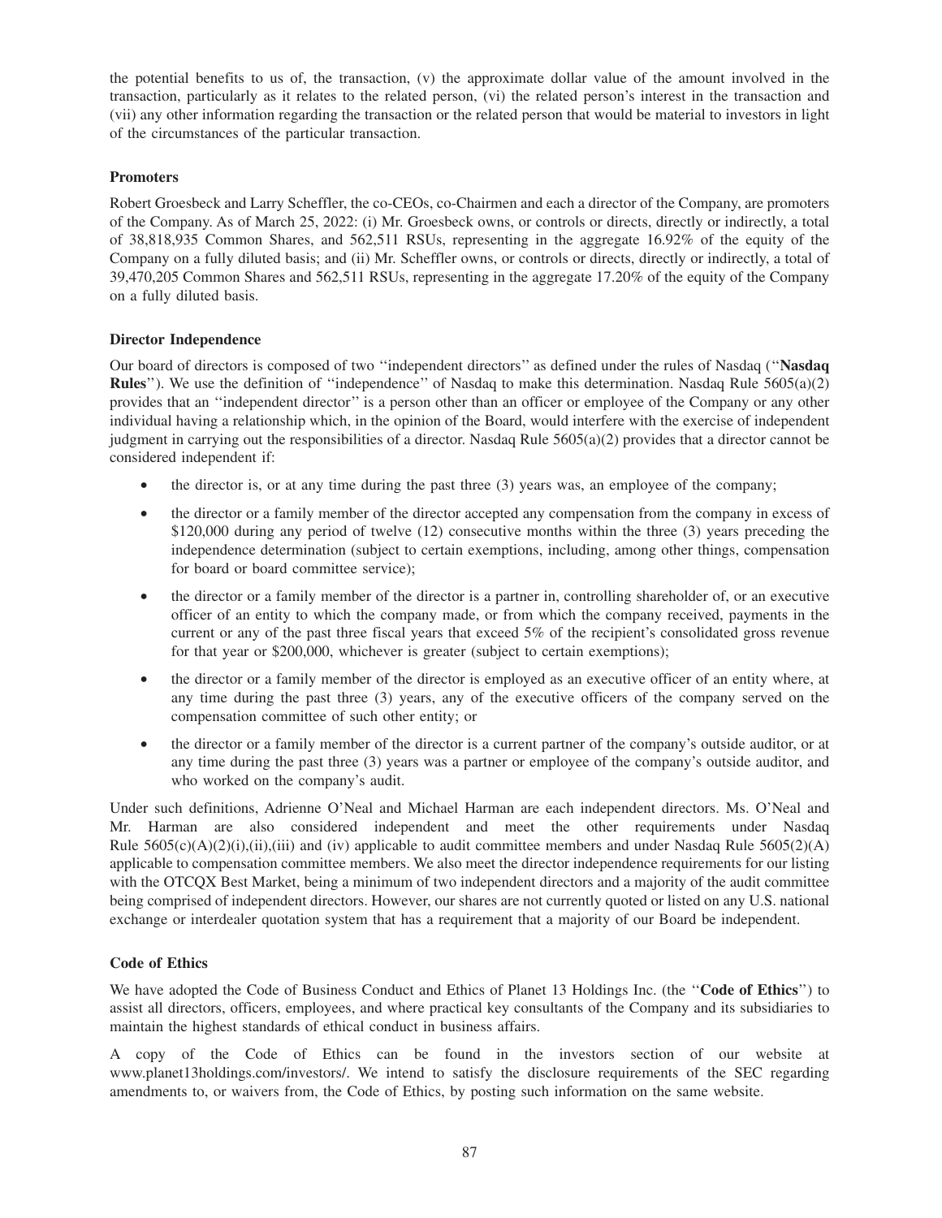the potential benefits to us of, the transaction, (v) the approximate dollar value of the amount involved in the transaction, particularly as it relates to the related person, (vi) the related person's interest in the transaction and (vii) any other information regarding the transaction or the related person that would be material to investors in light of the circumstances of the particular transaction.

**Promoters**

Robert Groesbeck and Larry Scheffler, the co-CEOs, co-Chairmen and each a director of the Company, are promoters of the Company. As of March 25, 2022: (i) Mr. Groesbeck owns, or controls or directs, directly or indirectly, a total of 38,818,935 Common Shares, and 562,511 RSUs, representing in the aggregate 16.92% of the equity of the Company on a fully diluted basis; and (ii) Mr. Scheffler owns, or controls or directs, directly or indirectly, a total of 39,470,205 Common Shares and 562,511 RSUs, representing in the aggregate 17.20% of the equity of the Company on a fully diluted basis.

**Director Independence**

Our board of directors is composed of two ''independent directors'' as defined under the rules of Nasdaq (''**Nasdaq Rules**''). We use the definition of ''independence'' of Nasdaq to make this determination. Nasdaq Rule 5605(a)(2) provides that an ''independent director'' is a person other than an officer or employee of the Company or any other individual having a relationship which, in the opinion of the Board, would interfere with the exercise of independent judgment in carrying out the responsibilities of a director. Nasdaq Rule 5605(a)(2) provides that a director cannot be considered independent if:

- the director is, or at any time during the past three (3) years was, an employee of the company;
- the director or a family member of the director accepted any compensation from the company in excess of \$120,000 during any period of twelve (12) consecutive months within the three (3) years preceding the independence determination (subject to certain exemptions, including, among other things, compensation for board or board committee service);
- the director or a family member of the director is a partner in, controlling shareholder of, or an executive officer of an entity to which the company made, or from which the company received, payments in the current or any of the past three fiscal years that exceed 5% of the recipient's consolidated gross revenue for that year or \$200,000, whichever is greater (subject to certain exemptions);
- the director or a family member of the director is employed as an executive officer of an entity where, at any time during the past three (3) years, any of the executive officers of the company served on the compensation committee of such other entity; or
- the director or a family member of the director is a current partner of the company's outside auditor, or at any time during the past three (3) years was a partner or employee of the company's outside auditor, and who worked on the company's audit.

Under such definitions, Adrienne O'Neal and Michael Harman are each independent directors. Ms. O'Neal and Mr. Harman are also considered independent and meet the other requirements under Nasdaq Rule 5605(c)(A)(2)(i),(ii),(iii) and (iv) applicable to audit committee members and under Nasdaq Rule 5605(2)(A) applicable to compensation committee members. We also meet the director independence requirements for our listing with the OTCQX Best Market, being a minimum of two independent directors and a majority of the audit committee being comprised of independent directors. However, our shares are not currently quoted or listed on any U.S. national exchange or interdealer quotation system that has a requirement that a majority of our Board be independent.

**Code of Ethics**

We have adopted the Code of Business Conduct and Ethics of Planet 13 Holdings Inc. (the ''**Code of Ethics**'') to assist all directors, officers, employees, and where practical key consultants of the Company and its subsidiaries to maintain the highest standards of ethical conduct in business affairs.

A copy of the Code of Ethics can be found in the investors section of our website at www.planet13holdings.com/investors/. We intend to satisfy the disclosure requirements of the SEC regarding amendments to, or waivers from, the Code of Ethics, by posting such information on the same website.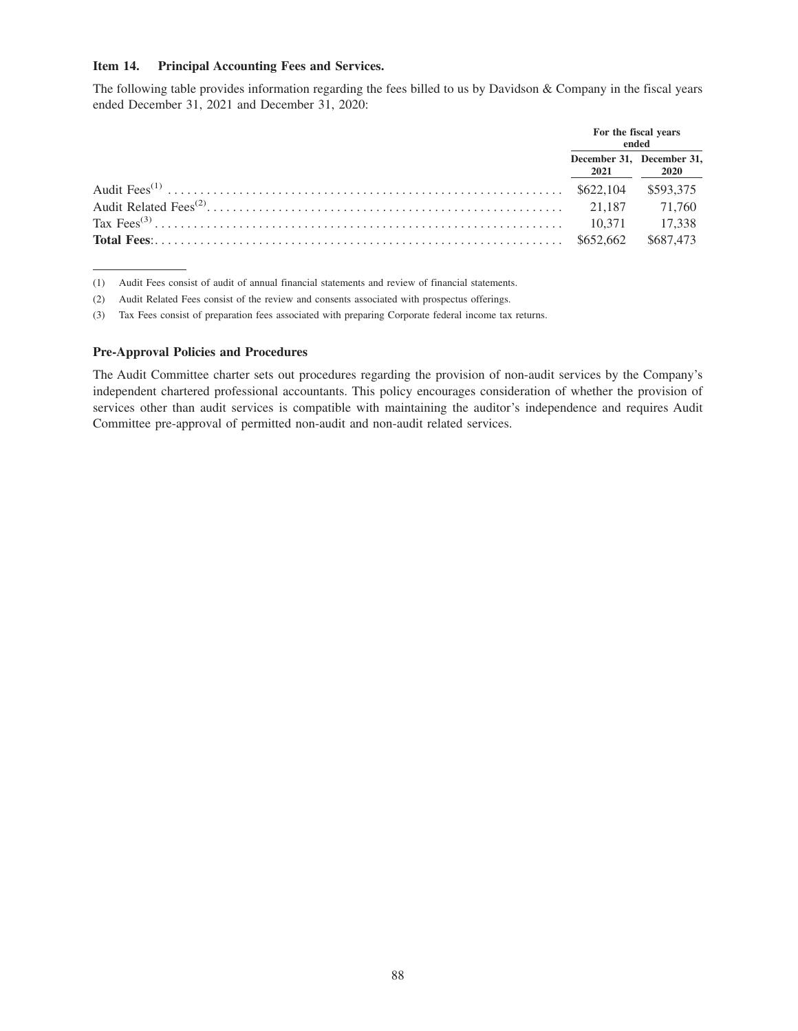### Item 14. Principal Accounting Fees and Services.

The following table provides information regarding the fees billed to us by Davidson & Company in the fiscal years ended December 31, 2021 and December 31, 2020:

| | For the fiscal years ended | |
|---|---|---|
| | December 31, 2021 | December 31, 2020 |
| Audit Fees[(1)] | $622,104 | $593,375 |
| Audit Related Fees[(2)] | 21,187 | 71,760 |
| Tax Fees[(3)] | 10,371 | 17,338 |
| **Total Fees**: | $652,662 | $687,473 |

(1) Audit Fees consist of audit of annual financial statements and review of financial statements.

(2) Audit Related Fees consist of the review and consents associated with prospectus offerings.

(3) Tax Fees consist of preparation fees associated with preparing Corporate federal income tax returns.

**Pre-Approval Policies and Procedures**

The Audit Committee charter sets out procedures regarding the provision of non-audit services by the Company's independent chartered professional accountants. This policy encourages consideration of whether the provision of services other than audit services is compatible with maintaining the auditor's independence and requires Audit Committee pre-approval of permitted non-audit and non-audit related services.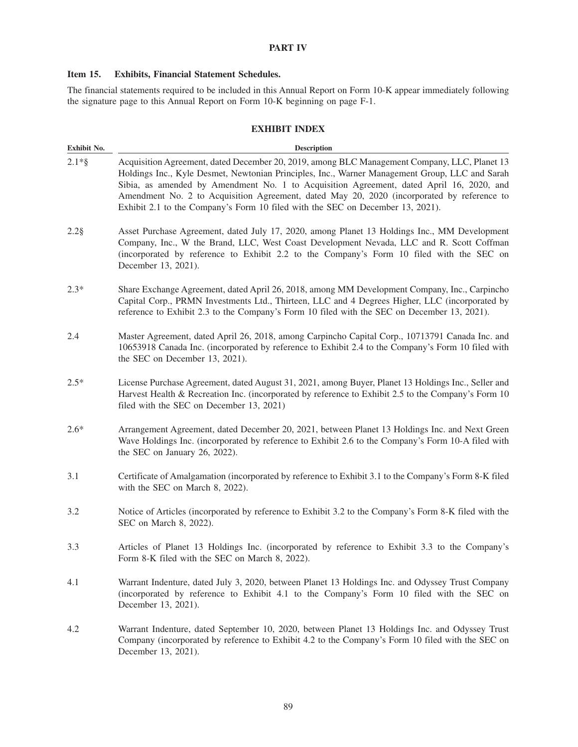# PART IV

## Item 15. Exhibits, Financial Statement Schedules.

The financial statements required to be included in this Annual Report on Form 10-K appear immediately following the signature page to this Annual Report on Form 10-K beginning on page F-1.

### EXHIBIT INDEX

| Exhibit No. | Description |
|---|---|
| 2.1*§ | Acquisition Agreement, dated December 20, 2019, among BLC Management Company, LLC, Planet 13 Holdings Inc., Kyle Desmet, Newtonian Principles, Inc., Warner Management Group, LLC and Sarah Sibia, as amended by Amendment No. 1 to Acquisition Agreement, dated April 16, 2020, and Amendment No. 2 to Acquisition Agreement, dated May 20, 2020 (incorporated by reference to Exhibit 2.1 to the Company's Form 10 filed with the SEC on December 13, 2021). |
| 2.2§ | Asset Purchase Agreement, dated July 17, 2020, among Planet 13 Holdings Inc., MM Development Company, Inc., W the Brand, LLC, West Coast Development Nevada, LLC and R. Scott Coffman (incorporated by reference to Exhibit 2.2 to the Company's Form 10 filed with the SEC on December 13, 2021). |
| 2.3* | Share Exchange Agreement, dated April 26, 2018, among MM Development Company, Inc., Carpincho Capital Corp., PRMN Investments Ltd., Thirteen, LLC and 4 Degrees Higher, LLC (incorporated by reference to Exhibit 2.3 to the Company's Form 10 filed with the SEC on December 13, 2021). |
| 2.4 | Master Agreement, dated April 26, 2018, among Carpincho Capital Corp., 10713791 Canada Inc. and 10653918 Canada Inc. (incorporated by reference to Exhibit 2.4 to the Company's Form 10 filed with the SEC on December 13, 2021). |
| 2.5* | License Purchase Agreement, dated August 31, 2021, among Buyer, Planet 13 Holdings Inc., Seller and Harvest Health & Recreation Inc. (incorporated by reference to Exhibit 2.5 to the Company's Form 10 filed with the SEC on December 13, 2021) |
| 2.6* | Arrangement Agreement, dated December 20, 2021, between Planet 13 Holdings Inc. and Next Green Wave Holdings Inc. (incorporated by reference to Exhibit 2.6 to the Company's Form 10-A filed with the SEC on January 26, 2022). |
| 3.1 | Certificate of Amalgamation (incorporated by reference to Exhibit 3.1 to the Company's Form 8-K filed with the SEC on March 8, 2022). |
| 3.2 | Notice of Articles (incorporated by reference to Exhibit 3.2 to the Company's Form 8-K filed with the SEC on March 8, 2022). |
| 3.3 | Articles of Planet 13 Holdings Inc. (incorporated by reference to Exhibit 3.3 to the Company's Form 8-K filed with the SEC on March 8, 2022). |
| 4.1 | Warrant Indenture, dated July 3, 2020, between Planet 13 Holdings Inc. and Odyssey Trust Company (incorporated by reference to Exhibit 4.1 to the Company's Form 10 filed with the SEC on December 13, 2021). |
| 4.2 | Warrant Indenture, dated September 10, 2020, between Planet 13 Holdings Inc. and Odyssey Trust Company (incorporated by reference to Exhibit 4.2 to the Company's Form 10 filed with the SEC on December 13, 2021). |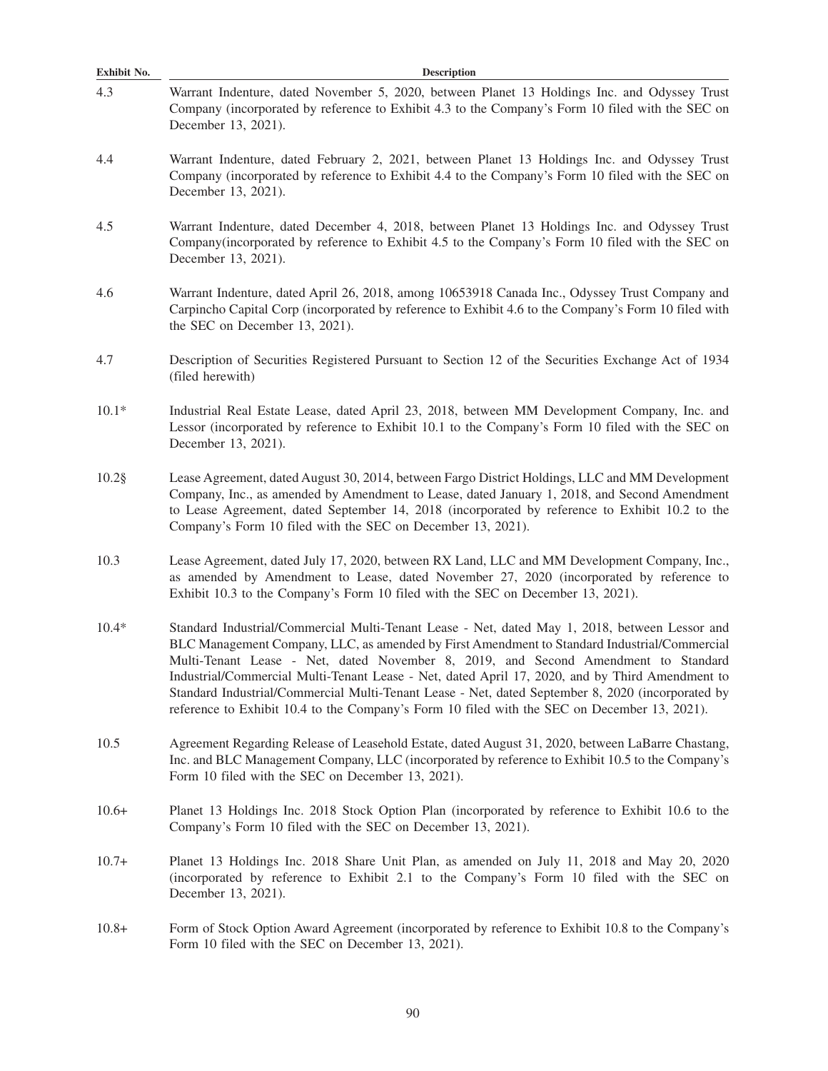| Exhibit No. | Description |
| --- | --- |
| 4.3 | Warrant Indenture, dated November 5, 2020, between Planet 13 Holdings Inc. and Odyssey Trust Company (incorporated by reference to Exhibit 4.3 to the Company's Form 10 filed with the SEC on December 13, 2021). |
| 4.4 | Warrant Indenture, dated February 2, 2021, between Planet 13 Holdings Inc. and Odyssey Trust Company (incorporated by reference to Exhibit 4.4 to the Company's Form 10 filed with the SEC on December 13, 2021). |
| 4.5 | Warrant Indenture, dated December 4, 2018, between Planet 13 Holdings Inc. and Odyssey Trust Company(incorporated by reference to Exhibit 4.5 to the Company's Form 10 filed with the SEC on December 13, 2021). |
| 4.6 | Warrant Indenture, dated April 26, 2018, among 10653918 Canada Inc., Odyssey Trust Company and Carpincho Capital Corp (incorporated by reference to Exhibit 4.6 to the Company's Form 10 filed with the SEC on December 13, 2021). |
| 4.7 | Description of Securities Registered Pursuant to Section 12 of the Securities Exchange Act of 1934 (filed herewith) |
| 10.1* | Industrial Real Estate Lease, dated April 23, 2018, between MM Development Company, Inc. and Lessor (incorporated by reference to Exhibit 10.1 to the Company's Form 10 filed with the SEC on December 13, 2021). |
| 10.2§ | Lease Agreement, dated August 30, 2014, between Fargo District Holdings, LLC and MM Development Company, Inc., as amended by Amendment to Lease, dated January 1, 2018, and Second Amendment to Lease Agreement, dated September 14, 2018 (incorporated by reference to Exhibit 10.2 to the Company's Form 10 filed with the SEC on December 13, 2021). |
| 10.3 | Lease Agreement, dated July 17, 2020, between RX Land, LLC and MM Development Company, Inc., as amended by Amendment to Lease, dated November 27, 2020 (incorporated by reference to Exhibit 10.3 to the Company's Form 10 filed with the SEC on December 13, 2021). |
| 10.4* | Standard Industrial/Commercial Multi-Tenant Lease - Net, dated May 1, 2018, between Lessor and BLC Management Company, LLC, as amended by First Amendment to Standard Industrial/Commercial Multi-Tenant Lease - Net, dated November 8, 2019, and Second Amendment to Standard Industrial/Commercial Multi-Tenant Lease - Net, dated April 17, 2020, and by Third Amendment to Standard Industrial/Commercial Multi-Tenant Lease - Net, dated September 8, 2020 (incorporated by reference to Exhibit 10.4 to the Company's Form 10 filed with the SEC on December 13, 2021). |
| 10.5 | Agreement Regarding Release of Leasehold Estate, dated August 31, 2020, between LaBarre Chastang, Inc. and BLC Management Company, LLC (incorporated by reference to Exhibit 10.5 to the Company's Form 10 filed with the SEC on December 13, 2021). |
| 10.6+ | Planet 13 Holdings Inc. 2018 Stock Option Plan (incorporated by reference to Exhibit 10.6 to the Company's Form 10 filed with the SEC on December 13, 2021). |
| 10.7+ | Planet 13 Holdings Inc. 2018 Share Unit Plan, as amended on July 11, 2018 and May 20, 2020 (incorporated by reference to Exhibit 2.1 to the Company's Form 10 filed with the SEC on December 13, 2021). |
| 10.8+ | Form of Stock Option Award Agreement (incorporated by reference to Exhibit 10.8 to the Company's Form 10 filed with the SEC on December 13, 2021). |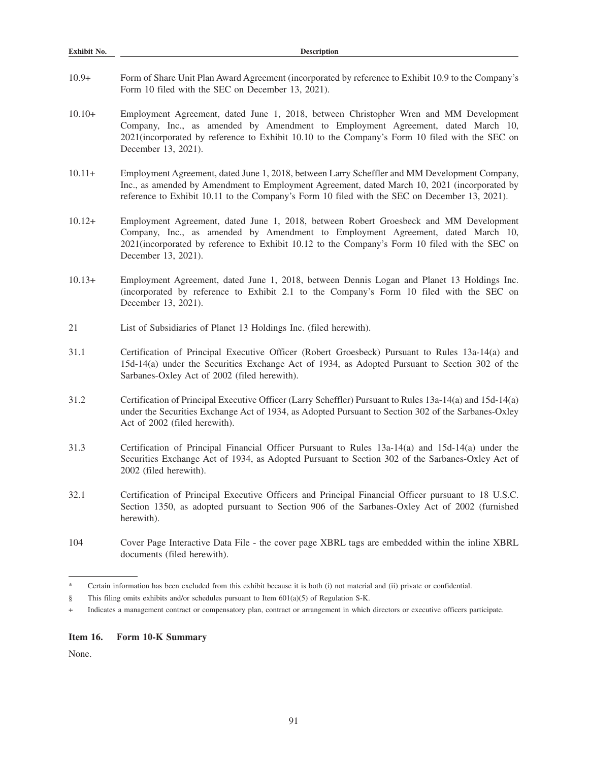| Exhibit No. | Description |
|---|---|
| 10.9+ | Form of Share Unit Plan Award Agreement (incorporated by reference to Exhibit 10.9 to the Company's Form 10 filed with the SEC on December 13, 2021). |
| 10.10+ | Employment Agreement, dated June 1, 2018, between Christopher Wren and MM Development Company, Inc., as amended by Amendment to Employment Agreement, dated March 10, 2021(incorporated by reference to Exhibit 10.10 to the Company's Form 10 filed with the SEC on December 13, 2021). |
| 10.11+ | Employment Agreement, dated June 1, 2018, between Larry Scheffler and MM Development Company, Inc., as amended by Amendment to Employment Agreement, dated March 10, 2021 (incorporated by reference to Exhibit 10.11 to the Company's Form 10 filed with the SEC on December 13, 2021). |
| 10.12+ | Employment Agreement, dated June 1, 2018, between Robert Groesbeck and MM Development Company, Inc., as amended by Amendment to Employment Agreement, dated March 10, 2021(incorporated by reference to Exhibit 10.12 to the Company's Form 10 filed with the SEC on December 13, 2021). |
| 10.13+ | Employment Agreement, dated June 1, 2018, between Dennis Logan and Planet 13 Holdings Inc. (incorporated by reference to Exhibit 2.1 to the Company's Form 10 filed with the SEC on December 13, 2021). |
| 21 | List of Subsidiaries of Planet 13 Holdings Inc. (filed herewith). |
| 31.1 | Certification of Principal Executive Officer (Robert Groesbeck) Pursuant to Rules 13a-14(a) and 15d-14(a) under the Securities Exchange Act of 1934, as Adopted Pursuant to Section 302 of the Sarbanes-Oxley Act of 2002 (filed herewith). |
| 31.2 | Certification of Principal Executive Officer (Larry Scheffler) Pursuant to Rules 13a-14(a) and 15d-14(a) under the Securities Exchange Act of 1934, as Adopted Pursuant to Section 302 of the Sarbanes-Oxley Act of 2002 (filed herewith). |
| 31.3 | Certification of Principal Financial Officer Pursuant to Rules 13a-14(a) and 15d-14(a) under the Securities Exchange Act of 1934, as Adopted Pursuant to Section 302 of the Sarbanes-Oxley Act of 2002 (filed herewith). |
| 32.1 | Certification of Principal Executive Officers and Principal Financial Officer pursuant to 18 U.S.C. Section 1350, as adopted pursuant to Section 906 of the Sarbanes-Oxley Act of 2002 (furnished herewith). |
| 104 | Cover Page Interactive Data File - the cover page XBRL tags are embedded within the inline XBRL documents (filed herewith). |

\* Certain information has been excluded from this exhibit because it is both (i) not material and (ii) private or confidential.

§ This filing omits exhibits and/or schedules pursuant to Item 601(a)(5) of Regulation S-K.

\+ Indicates a management contract or compensatory plan, contract or arrangement in which directors or executive officers participate.

### Item 16. Form 10-K Summary

None.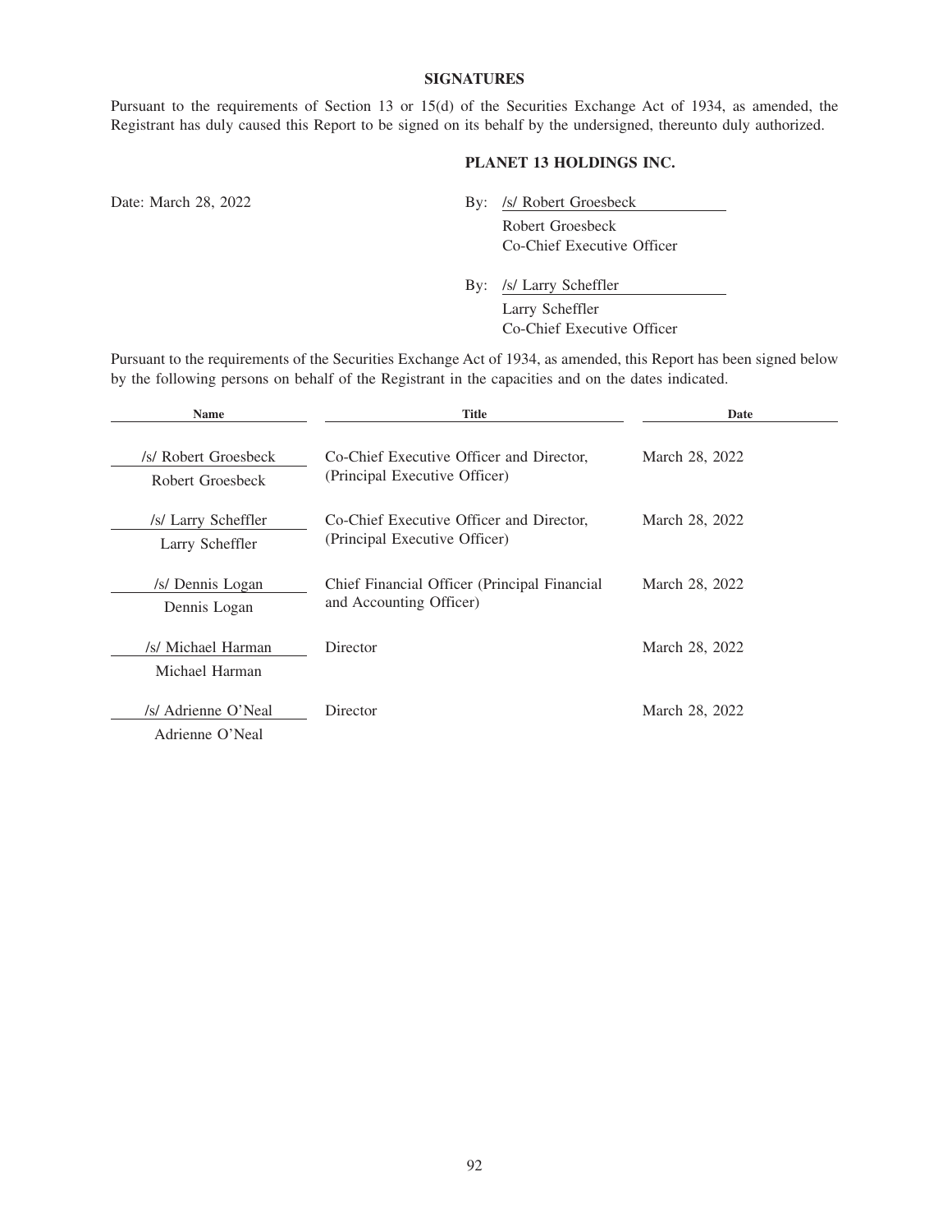## SIGNATURES

Pursuant to the requirements of Section 13 or 15(d) of the Securities Exchange Act of 1934, as amended, the Registrant has duly caused this Report to be signed on its behalf by the undersigned, thereunto duly authorized.

**PLANET 13 HOLDINGS INC.**

Date: March 28, 2022

By: /s/ Robert Groesbeck
Robert Groesbeck
Co-Chief Executive Officer

By: /s/ Larry Scheffler
Larry Scheffler
Co-Chief Executive Officer

Pursuant to the requirements of the Securities Exchange Act of 1934, as amended, this Report has been signed below by the following persons on behalf of the Registrant in the capacities and on the dates indicated.

| Name | Title | Date |
|---|---|---|
| /s/ Robert Groesbeck<br>Robert Groesbeck | Co-Chief Executive Officer and Director, (Principal Executive Officer) | March 28, 2022 |
| /s/ Larry Scheffler<br>Larry Scheffler | Co-Chief Executive Officer and Director, (Principal Executive Officer) | March 28, 2022 |
| /s/ Dennis Logan<br>Dennis Logan | Chief Financial Officer (Principal Financial and Accounting Officer) | March 28, 2022 |
| /s/ Michael Harman<br>Michael Harman | Director | March 28, 2022 |
| /s/ Adrienne O'Neal<br>Adrienne O'Neal | Director | March 28, 2022 |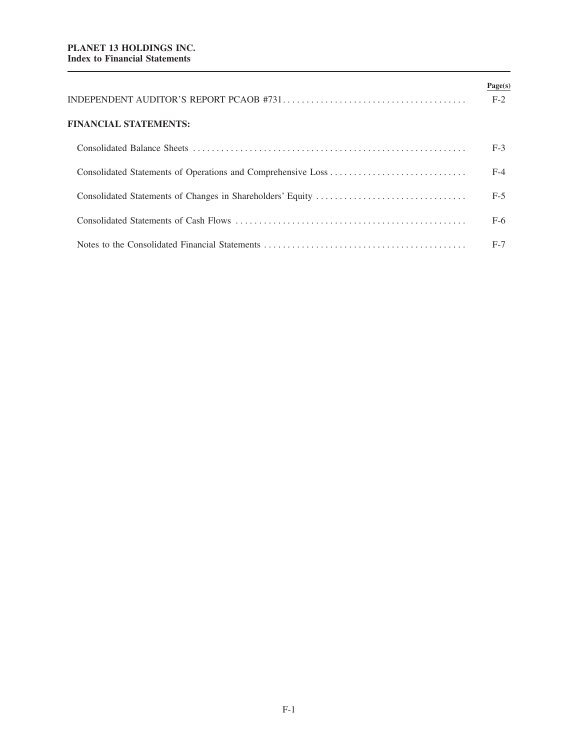**PLANET 13 HOLDINGS INC.**
**Index to Financial Statements**

| | Page(s) |
|---|---|
| INDEPENDENT AUDITOR'S REPORT PCAOB #731 | F-2 |
| **FINANCIAL STATEMENTS:** | |
| Consolidated Balance Sheets | F-3 |
| Consolidated Statements of Operations and Comprehensive Loss | F-4 |
| Consolidated Statements of Changes in Shareholders' Equity | F-5 |
| Consolidated Statements of Cash Flows | F-6 |
| Notes to the Consolidated Financial Statements | F-7 |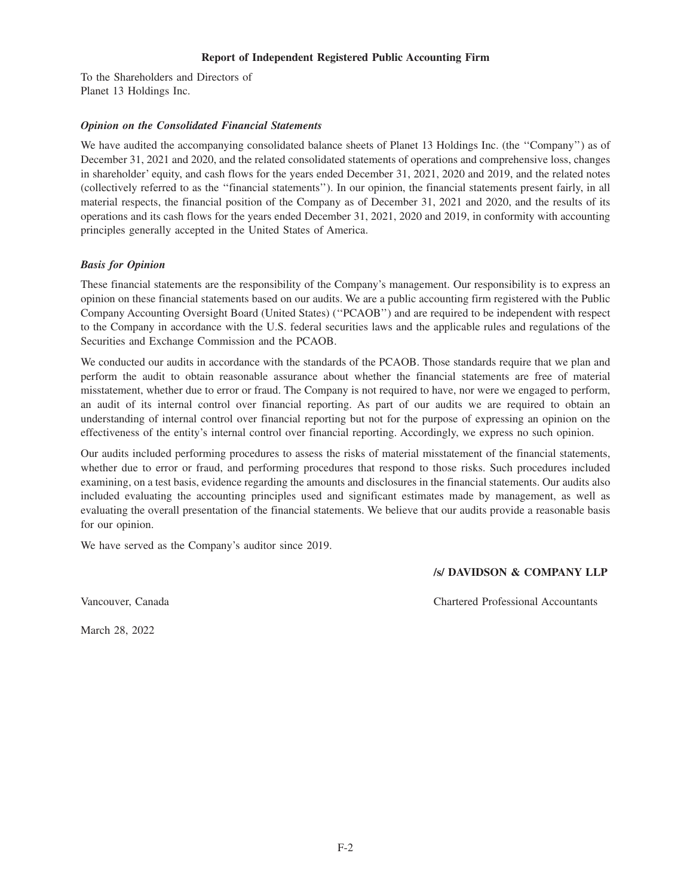# Report of Independent Registered Public Accounting Firm

To the Shareholders and Directors of
Planet 13 Holdings Inc.

### *Opinion on the Consolidated Financial Statements*

We have audited the accompanying consolidated balance sheets of Planet 13 Holdings Inc. (the ''Company'') as of December 31, 2021 and 2020, and the related consolidated statements of operations and comprehensive loss, changes in shareholder' equity, and cash flows for the years ended December 31, 2021, 2020 and 2019, and the related notes (collectively referred to as the ''financial statements''). In our opinion, the financial statements present fairly, in all material respects, the financial position of the Company as of December 31, 2021 and 2020, and the results of its operations and its cash flows for the years ended December 31, 2021, 2020 and 2019, in conformity with accounting principles generally accepted in the United States of America.

### *Basis for Opinion*

These financial statements are the responsibility of the Company's management. Our responsibility is to express an opinion on these financial statements based on our audits. We are a public accounting firm registered with the Public Company Accounting Oversight Board (United States) (''PCAOB'') and are required to be independent with respect to the Company in accordance with the U.S. federal securities laws and the applicable rules and regulations of the Securities and Exchange Commission and the PCAOB.

We conducted our audits in accordance with the standards of the PCAOB. Those standards require that we plan and perform the audit to obtain reasonable assurance about whether the financial statements are free of material misstatement, whether due to error or fraud. The Company is not required to have, nor were we engaged to perform, an audit of its internal control over financial reporting. As part of our audits we are required to obtain an understanding of internal control over financial reporting but not for the purpose of expressing an opinion on the effectiveness of the entity's internal control over financial reporting. Accordingly, we express no such opinion.

Our audits included performing procedures to assess the risks of material misstatement of the financial statements, whether due to error or fraud, and performing procedures that respond to those risks. Such procedures included examining, on a test basis, evidence regarding the amounts and disclosures in the financial statements. Our audits also included evaluating the accounting principles used and significant estimates made by management, as well as evaluating the overall presentation of the financial statements. We believe that our audits provide a reasonable basis for our opinion.

We have served as the Company's auditor since 2019.

**/s/ DAVIDSON & COMPANY LLP**

Vancouver, Canada

Chartered Professional Accountants

March 28, 2022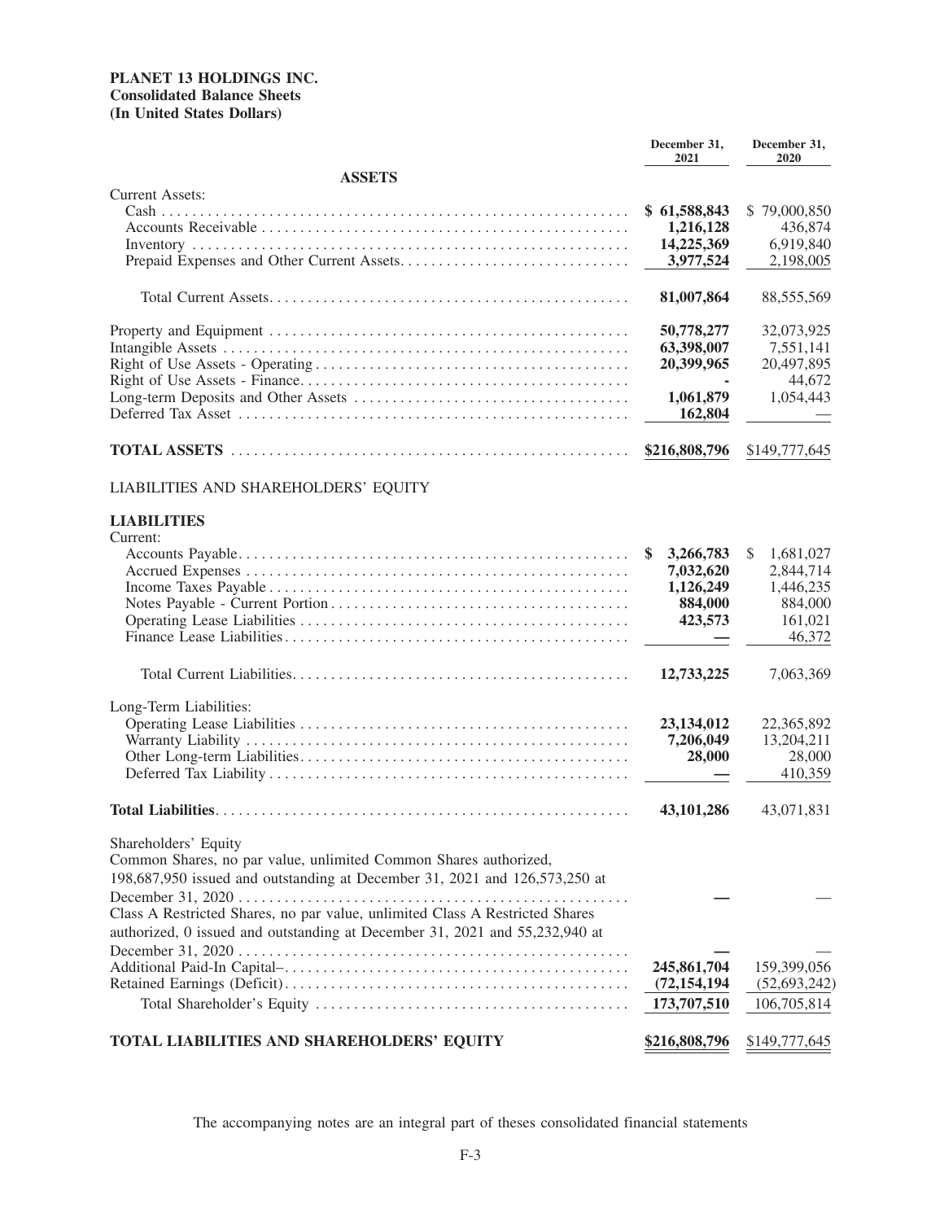**PLANET 13 HOLDINGS INC.**
**Consolidated Balance Sheets**
**(In United States Dollars)**

| | December 31, 2021 | December 31, 2020 |
|---|---|---|
| **ASSETS** | | |
| Current Assets: | | |
| Cash | **$ 61,588,843** | $ 79,000,850 |
| Accounts Receivable | **1,216,128** | 436,874 |
| Inventory | **14,225,369** | 6,919,840 |
| Prepaid Expenses and Other Current Assets | **3,977,524** | 2,198,005 |
| Total Current Assets | **81,007,864** | 88,555,569 |
| Property and Equipment | **50,778,277** | 32,073,925 |
| Intangible Assets | **63,398,007** | 7,551,141 |
| Right of Use Assets - Operating | **20,399,965** | 20,497,895 |
| Right of Use Assets - Finance | **-** | 44,672 |
| Long-term Deposits and Other Assets | **1,061,879** | 1,054,443 |
| Deferred Tax Asset | **162,804** | — |
| **TOTAL ASSETS** | **$216,808,796** | $149,777,645 |
| LIABILITIES AND SHAREHOLDERS' EQUITY | | |
| **LIABILITIES** | | |
| Current: | | |
| Accounts Payable | **$ 3,266,783** | $ 1,681,027 |
| Accrued Expenses | **7,032,620** | 2,844,714 |
| Income Taxes Payable | **1,126,249** | 1,446,235 |
| Notes Payable - Current Portion | **884,000** | 884,000 |
| Operating Lease Liabilities | **423,573** | 161,021 |
| Finance Lease Liabilities | **—** | 46,372 |
| Total Current Liabilities | **12,733,225** | 7,063,369 |
| Long-Term Liabilities: | | |
| Operating Lease Liabilities | **23,134,012** | 22,365,892 |
| Warranty Liability | **7,206,049** | 13,204,211 |
| Other Long-term Liabilities | **28,000** | 28,000 |
| Deferred Tax Liability | **—** | 410,359 |
| **Total Liabilities** | **43,101,286** | 43,071,831 |
| Shareholders' Equity | | |
| Common Shares, no par value, unlimited Common Shares authorized, 198,687,950 issued and outstanding at December 31, 2021 and 126,573,250 at December 31, 2020 | **—** | — |
| Class A Restricted Shares, no par value, unlimited Class A Restricted Shares authorized, 0 issued and outstanding at December 31, 2021 and 55,232,940 at December 31, 2020 | **—** | — |
| Additional Paid-In Capital– | **245,861,704** | 159,399,056 |
| Retained Earnings (Deficit) | **(72,154,194** | (52,693,242) |
| Total Shareholder's Equity | **173,707,510** | 106,705,814 |
| **TOTAL LIABILITIES AND SHAREHOLDERS' EQUITY** | **$216,808,796** | $149,777,645 |

The accompanying notes are an integral part of theses consolidated financial statements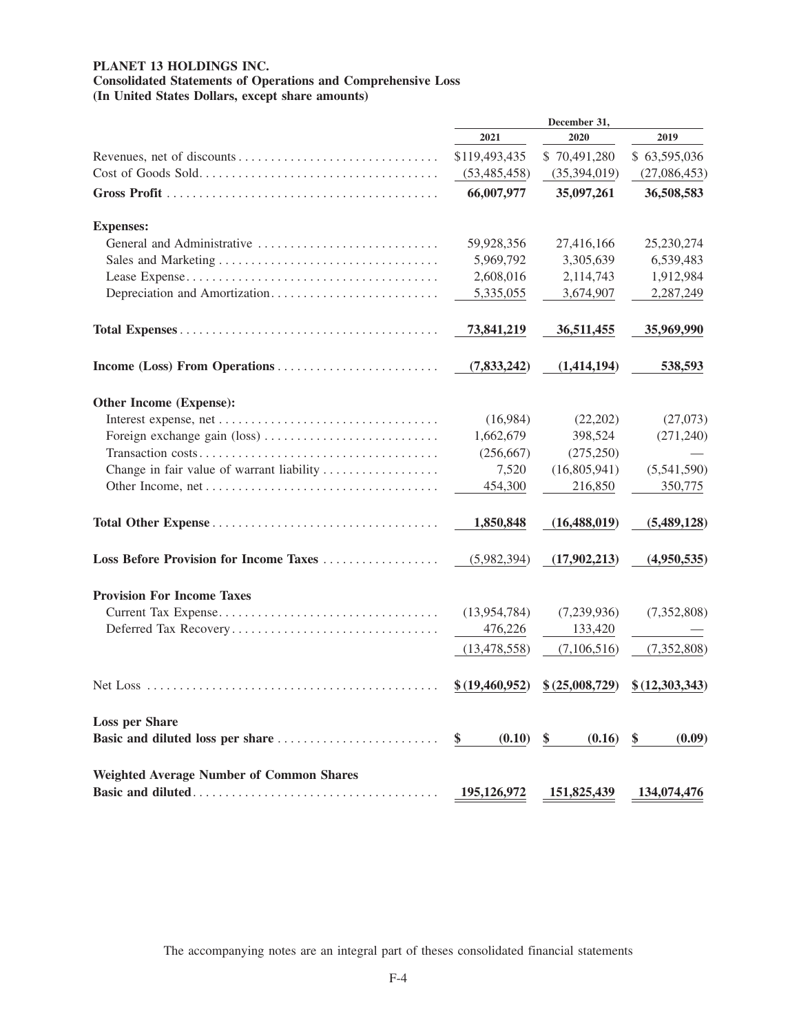**PLANET 13 HOLDINGS INC.**
**Consolidated Statements of Operations and Comprehensive Loss**
**(In United States Dollars, except share amounts)**

| | December 31, | | |
|---|---|---|---|
| | 2021 | 2020 | 2019 |
| Revenues, net of discounts | $119,493,435 | $ 70,491,280 | $ 63,595,036 |
| Cost of Goods Sold | (53,485,458) | (35,394,019) | (27,086,453) |
| **Gross Profit** | **66,007,977** | **35,097,261** | **36,508,583** |
| **Expenses:** | | | |
| General and Administrative | 59,928,356 | 27,416,166 | 25,230,274 |
| Sales and Marketing | 5,969,792 | 3,305,639 | 6,539,483 |
| Lease Expense | 2,608,016 | 2,114,743 | 1,912,984 |
| Depreciation and Amortization | 5,335,055 | 3,674,907 | 2,287,249 |
| **Total Expenses** | **73,841,219** | **36,511,455** | **35,969,990** |
| **Income (Loss) From Operations** | **(7,833,242)** | **(1,414,194)** | **538,593** |
| **Other Income (Expense):** | | | |
| Interest expense, net | (16,984) | (22,202) | (27,073) |
| Foreign exchange gain (loss) | 1,662,679 | 398,524 | (271,240) |
| Transaction costs | (256,667) | (275,250) | — |
| Change in fair value of warrant liability | 7,520 | (16,805,941) | (5,541,590) |
| Other Income, net | 454,300 | 216,850 | 350,775 |
| **Total Other Expense** | **1,850,848** | **(16,488,019)** | **(5,489,128)** |
| **Loss Before Provision for Income Taxes** | (5,982,394) | **(17,902,213)** | **(4,950,535)** |
| **Provision For Income Taxes** | | | |
| Current Tax Expense | (13,954,784) | (7,239,936) | (7,352,808) |
| Deferred Tax Recovery | 476,226 | 133,420 | — |
| | (13,478,558) | (7,106,516) | (7,352,808) |
| Net Loss | **$ (19,460,952)** | **$ (25,008,729)** | **$ (12,303,343)** |
| **Loss per Share** | | | |
| **Basic and diluted loss per share** | **$ (0.10)** | **$ (0.16)** | **$ (0.09)** |
| **Weighted Average Number of Common Shares** | | | |
| **Basic and diluted** | **195,126,972** | **151,825,439** | **134,074,476** |

The accompanying notes are an integral part of theses consolidated financial statements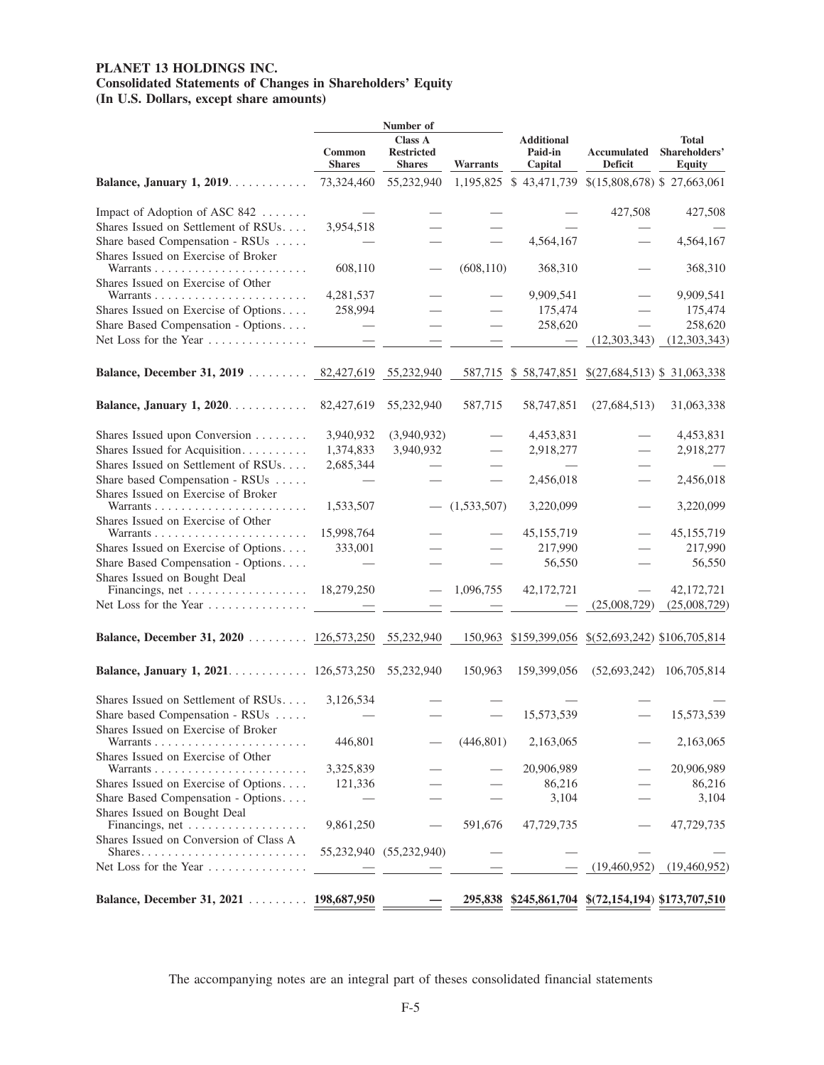**PLANET 13 HOLDINGS INC.**
**Consolidated Statements of Changes in Shareholders' Equity**
**(In U.S. Dollars, except share amounts)**

| | Number of | | | | | |
|---|---|---|---|---|---|---|
| | Common Shares | Class A Restricted Shares | Warrants | Additional Paid-in Capital | Accumulated Deficit | Total Shareholders' Equity |
| **Balance, January 1, 2019** | 73,324,460 | 55,232,940 | 1,195,825 | $ 43,471,739 | $(15,808,678) | $ 27,663,061 |
| Impact of Adoption of ASC 842 | — | — | — | — | 427,508 | 427,508 |
| Shares Issued on Settlement of RSUs | 3,954,518 | — | — | — | — | — |
| Share based Compensation - RSUs | — | — | — | 4,564,167 | — | 4,564,167 |
| Shares Issued on Exercise of Broker Warrants | 608,110 | — | (608,110) | 368,310 | — | 368,310 |
| Shares Issued on Exercise of Other Warrants | 4,281,537 | — | — | 9,909,541 | — | 9,909,541 |
| Shares Issued on Exercise of Options | 258,994 | — | — | 175,474 | — | 175,474 |
| Share Based Compensation - Options | — | — | — | 258,620 | — | 258,620 |
| Net Loss for the Year | — | — | — | — | (12,303,343) | (12,303,343) |
| **Balance, December 31, 2019** | 82,427,619 | 55,232,940 | 587,715 | $ 58,747,851 | $(27,684,513) | $ 31,063,338 |
| **Balance, January 1, 2020** | 82,427,619 | 55,232,940 | 587,715 | 58,747,851 | (27,684,513) | 31,063,338 |
| Shares Issued upon Conversion | 3,940,932 | (3,940,932) | — | 4,453,831 | — | 4,453,831 |
| Shares Issued for Acquisition | 1,374,833 | 3,940,932 | — | 2,918,277 | — | 2,918,277 |
| Shares Issued on Settlement of RSUs | 2,685,344 | — | — | — | — | — |
| Share based Compensation - RSUs | — | — | — | 2,456,018 | — | 2,456,018 |
| Shares Issued on Exercise of Broker Warrants | 1,533,507 | — | (1,533,507) | 3,220,099 | — | 3,220,099 |
| Shares Issued on Exercise of Other Warrants | 15,998,764 | — | — | 45,155,719 | — | 45,155,719 |
| Shares Issued on Exercise of Options | 333,001 | — | — | 217,990 | — | 217,990 |
| Share Based Compensation - Options | — | — | — | 56,550 | — | 56,550 |
| Shares Issued on Bought Deal Financings, net | 18,279,250 | — | 1,096,755 | 42,172,721 | — | 42,172,721 |
| Net Loss for the Year | — | — | — | — | (25,008,729) | (25,008,729) |
| **Balance, December 31, 2020** | 126,573,250 | 55,232,940 | 150,963 | $159,399,056 | $(52,693,242) | $106,705,814 |
| **Balance, January 1, 2021** | 126,573,250 | 55,232,940 | 150,963 | 159,399,056 | (52,693,242) | 106,705,814 |
| Shares Issued on Settlement of RSUs | 3,126,534 | — | — | — | — | — |
| Share based Compensation - RSUs | — | — | — | 15,573,539 | — | 15,573,539 |
| Shares Issued on Exercise of Broker Warrants | 446,801 | — | (446,801) | 2,163,065 | — | 2,163,065 |
| Shares Issued on Exercise of Other Warrants | 3,325,839 | — | — | 20,906,989 | — | 20,906,989 |
| Shares Issued on Exercise of Options | 121,336 | — | — | 86,216 | — | 86,216 |
| Share Based Compensation - Options | — | — | — | 3,104 | — | 3,104 |
| Shares Issued on Bought Deal Financings, net | 9,861,250 | — | 591,676 | 47,729,735 | — | 47,729,735 |
| Shares Issued on Conversion of Class A Shares | 55,232,940 | (55,232,940) | — | — | — | — |
| Net Loss for the Year | — | — | — | — | (19,460,952) | (19,460,952) |
| **Balance, December 31, 2021** | **198,687,950** | **—** | **295,838** | **$245,861,704** | **$(72,154,194)** | **$173,707,510** |

The accompanying notes are an integral part of theses consolidated financial statements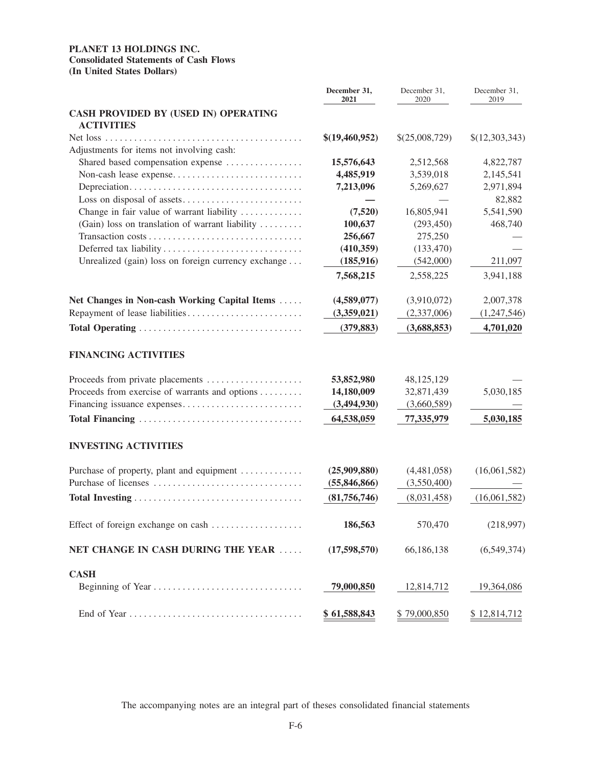**PLANET 13 HOLDINGS INC.**
**Consolidated Statements of Cash Flows**
**(In United States Dollars)**

| | December 31, 2021 | December 31, 2020 | December 31, 2019 |
|---|---|---|---|
| **CASH PROVIDED BY (USED IN) OPERATING ACTIVITIES** | | | |
| Net loss | **$(19,460,952)** | $(25,008,729) | $(12,303,343) |
| Adjustments for items not involving cash: | | | |
| Shared based compensation expense | **15,576,643** | 2,512,568 | 4,822,787 |
| Non-cash lease expense | **4,485,919** | 3,539,018 | 2,145,541 |
| Depreciation | **7,213,096** | 5,269,627 | 2,971,894 |
| Loss on disposal of assets | **—** | — | 82,882 |
| Change in fair value of warrant liability | **(7,520)** | 16,805,941 | 5,541,590 |
| (Gain) loss on translation of warrant liability | **100,637** | (293,450) | 468,740 |
| Transaction costs | **256,667** | 275,250 | — |
| Deferred tax liability | **(410,359)** | (133,470) | — |
| Unrealized (gain) loss on foreign currency exchange | **(185,916)** | (542,000) | 211,097 |
| | **7,568,215** | 2,558,225 | 3,941,188 |
| **Net Changes in Non-cash Working Capital Items** | **(4,589,077)** | (3,910,072) | 2,007,378 |
| Repayment of lease liabilities | **(3,359,021)** | (2,337,006) | (1,247,546) |
| **Total Operating** | **(379,883)** | **(3,688,853)** | **4,701,020** |
| **FINANCING ACTIVITIES** | | | |
| Proceeds from private placements | **53,852,980** | 48,125,129 | — |
| Proceeds from exercise of warrants and options | **14,180,009** | 32,871,439 | 5,030,185 |
| Financing issuance expenses | **(3,494,930)** | (3,660,589) | — |
| **Total Financing** | **64,538,059** | **77,335,979** | **5,030,185** |
| **INVESTING ACTIVITIES** | | | |
| Purchase of property, plant and equipment | **(25,909,880)** | (4,481,058) | (16,061,582) |
| Purchase of licenses | **(55,846,866)** | (3,550,400) | — |
| **Total Investing** | **(81,756,746)** | (8,031,458) | (16,061,582) |
| Effect of foreign exchange on cash | **186,563** | 570,470 | (218,997) |
| **NET CHANGE IN CASH DURING THE YEAR** | **(17,598,570)** | 66,186,138 | (6,549,374) |
| **CASH** | | | |
| Beginning of Year | **79,000,850** | 12,814,712 | 19,364,086 |
| End of Year | **$ 61,588,843** | $ 79,000,850 | $ 12,814,712 |

The accompanying notes are an integral part of theses consolidated financial statements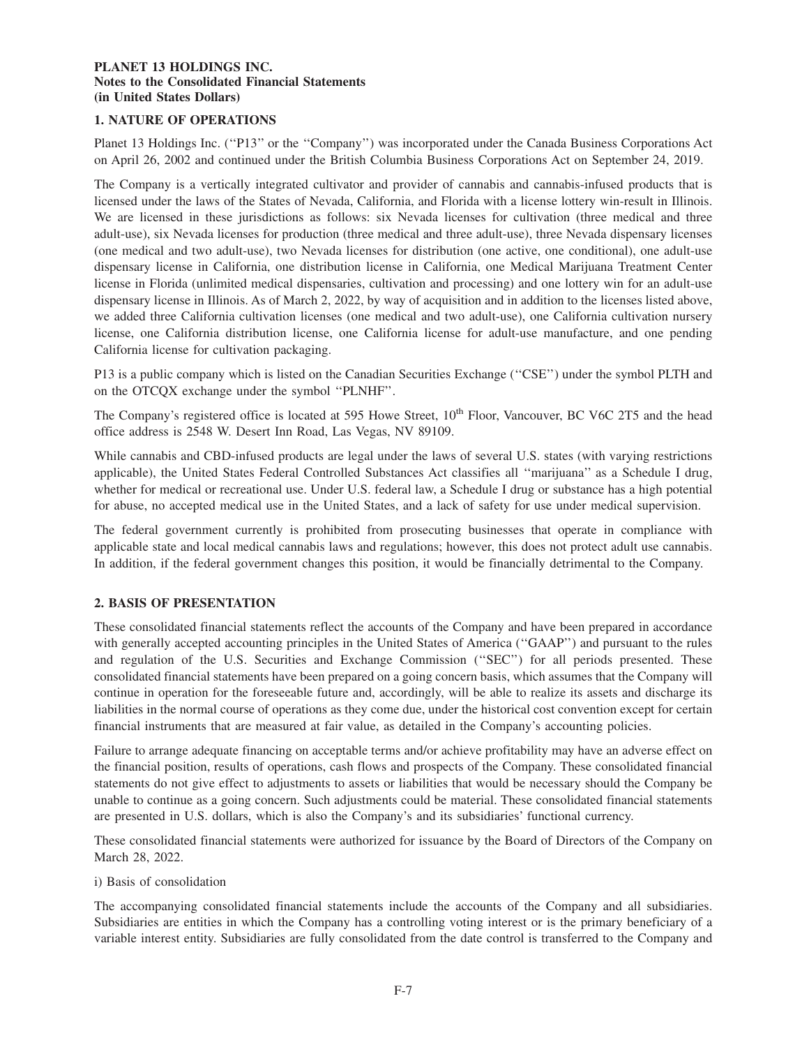**PLANET 13 HOLDINGS INC.**
**Notes to the Consolidated Financial Statements**
**(in United States Dollars)**

## 1. NATURE OF OPERATIONS

Planet 13 Holdings Inc. (''P13'' or the ''Company'') was incorporated under the Canada Business Corporations Act on April 26, 2002 and continued under the British Columbia Business Corporations Act on September 24, 2019.

The Company is a vertically integrated cultivator and provider of cannabis and cannabis-infused products that is licensed under the laws of the States of Nevada, California, and Florida with a license lottery win-result in Illinois. We are licensed in these jurisdictions as follows: six Nevada licenses for cultivation (three medical and three adult-use), six Nevada licenses for production (three medical and three adult-use), three Nevada dispensary licenses (one medical and two adult-use), two Nevada licenses for distribution (one active, one conditional), one adult-use dispensary license in California, one distribution license in California, one Medical Marijuana Treatment Center license in Florida (unlimited medical dispensaries, cultivation and processing) and one lottery win for an adult-use dispensary license in Illinois. As of March 2, 2022, by way of acquisition and in addition to the licenses listed above, we added three California cultivation licenses (one medical and two adult-use), one California cultivation nursery license, one California distribution license, one California license for adult-use manufacture, and one pending California license for cultivation packaging.

P13 is a public company which is listed on the Canadian Securities Exchange (''CSE'') under the symbol PLTH and on the OTCQX exchange under the symbol ''PLNHF''.

The Company's registered office is located at 595 Howe Street, 10th Floor, Vancouver, BC V6C 2T5 and the head office address is 2548 W. Desert Inn Road, Las Vegas, NV 89109.

While cannabis and CBD-infused products are legal under the laws of several U.S. states (with varying restrictions applicable), the United States Federal Controlled Substances Act classifies all ''marijuana'' as a Schedule I drug, whether for medical or recreational use. Under U.S. federal law, a Schedule I drug or substance has a high potential for abuse, no accepted medical use in the United States, and a lack of safety for use under medical supervision.

The federal government currently is prohibited from prosecuting businesses that operate in compliance with applicable state and local medical cannabis laws and regulations; however, this does not protect adult use cannabis. In addition, if the federal government changes this position, it would be financially detrimental to the Company.

## 2. BASIS OF PRESENTATION

These consolidated financial statements reflect the accounts of the Company and have been prepared in accordance with generally accepted accounting principles in the United States of America (''GAAP'') and pursuant to the rules and regulation of the U.S. Securities and Exchange Commission (''SEC'') for all periods presented. These consolidated financial statements have been prepared on a going concern basis, which assumes that the Company will continue in operation for the foreseeable future and, accordingly, will be able to realize its assets and discharge its liabilities in the normal course of operations as they come due, under the historical cost convention except for certain financial instruments that are measured at fair value, as detailed in the Company's accounting policies.

Failure to arrange adequate financing on acceptable terms and/or achieve profitability may have an adverse effect on the financial position, results of operations, cash flows and prospects of the Company. These consolidated financial statements do not give effect to adjustments to assets or liabilities that would be necessary should the Company be unable to continue as a going concern. Such adjustments could be material. These consolidated financial statements are presented in U.S. dollars, which is also the Company's and its subsidiaries' functional currency.

These consolidated financial statements were authorized for issuance by the Board of Directors of the Company on March 28, 2022.

i) Basis of consolidation

The accompanying consolidated financial statements include the accounts of the Company and all subsidiaries. Subsidiaries are entities in which the Company has a controlling voting interest or is the primary beneficiary of a variable interest entity. Subsidiaries are fully consolidated from the date control is transferred to the Company and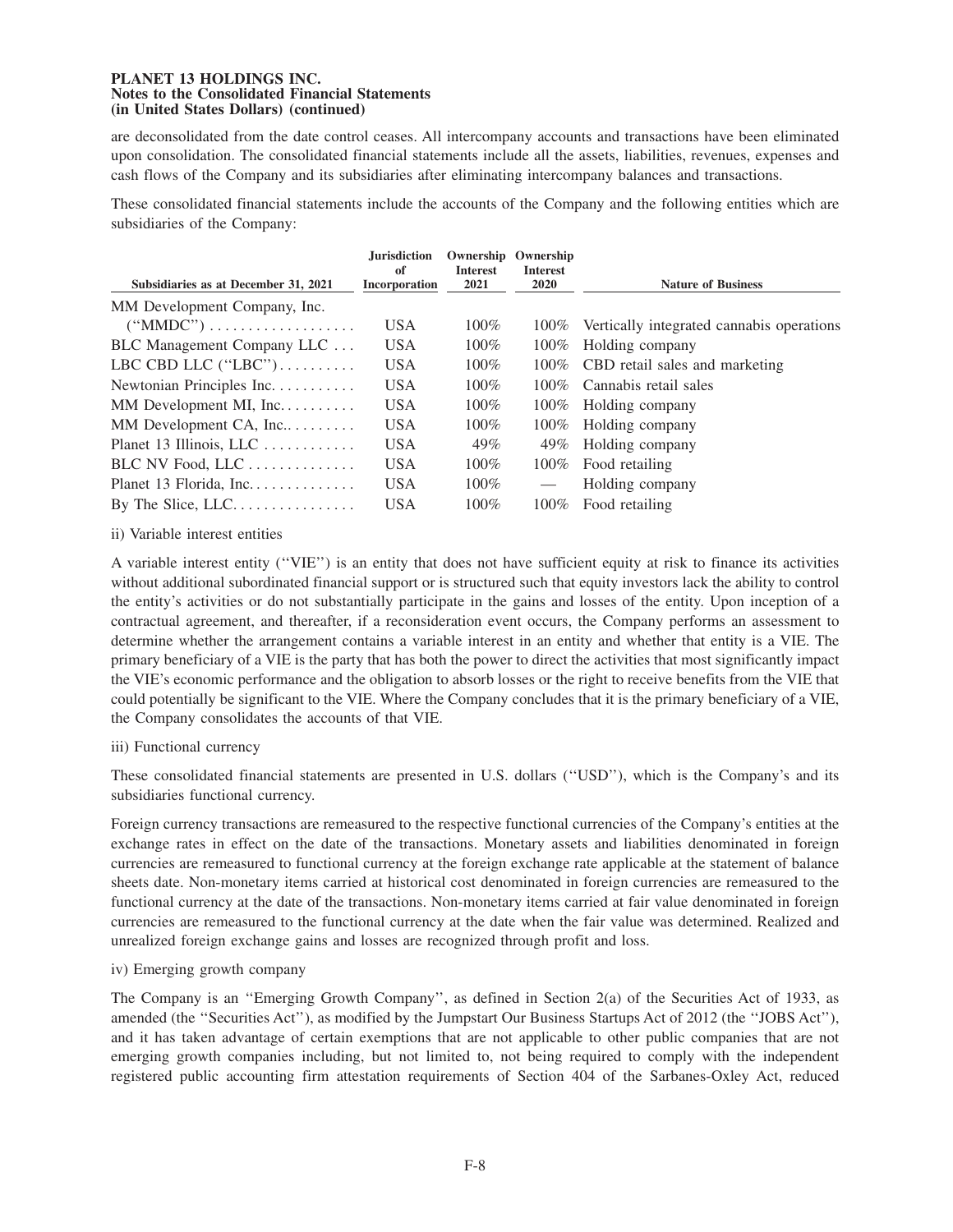are deconsolidated from the date control ceases. All intercompany accounts and transactions have been eliminated upon consolidation. The consolidated financial statements include all the assets, liabilities, revenues, expenses and cash flows of the Company and its subsidiaries after eliminating intercompany balances and transactions.

These consolidated financial statements include the accounts of the Company and the following entities which are subsidiaries of the Company:

| Subsidiaries as at December 31, 2021 | Jurisdiction of Incorporation | Ownership Interest 2021 | Ownership Interest 2020 | Nature of Business |
|---|---|---|---|---|
| MM Development Company, Inc. (''MMDC'') | USA | 100% | 100% | Vertically integrated cannabis operations |
| BLC Management Company LLC | USA | 100% | 100% | Holding company |
| LBC CBD LLC (''LBC'') | USA | 100% | 100% | CBD retail sales and marketing |
| Newtonian Principles Inc. | USA | 100% | 100% | Cannabis retail sales |
| MM Development MI, Inc. | USA | 100% | 100% | Holding company |
| MM Development CA, Inc. | USA | 100% | 100% | Holding company |
| Planet 13 Illinois, LLC | USA | 49% | 49% | Holding company |
| BLC NV Food, LLC | USA | 100% | 100% | Food retailing |
| Planet 13 Florida, Inc. | USA | 100% | — | Holding company |
| By The Slice, LLC. | USA | 100% | 100% | Food retailing |

ii) Variable interest entities

A variable interest entity (''VIE'') is an entity that does not have sufficient equity at risk to finance its activities without additional subordinated financial support or is structured such that equity investors lack the ability to control the entity's activities or do not substantially participate in the gains and losses of the entity. Upon inception of a contractual agreement, and thereafter, if a reconsideration event occurs, the Company performs an assessment to determine whether the arrangement contains a variable interest in an entity and whether that entity is a VIE. The primary beneficiary of a VIE is the party that has both the power to direct the activities that most significantly impact the VIE's economic performance and the obligation to absorb losses or the right to receive benefits from the VIE that could potentially be significant to the VIE. Where the Company concludes that it is the primary beneficiary of a VIE, the Company consolidates the accounts of that VIE.

iii) Functional currency

These consolidated financial statements are presented in U.S. dollars (''USD''), which is the Company's and its subsidiaries functional currency.

Foreign currency transactions are remeasured to the respective functional currencies of the Company's entities at the exchange rates in effect on the date of the transactions. Monetary assets and liabilities denominated in foreign currencies are remeasured to functional currency at the foreign exchange rate applicable at the statement of balance sheets date. Non-monetary items carried at historical cost denominated in foreign currencies are remeasured to the functional currency at the date of the transactions. Non-monetary items carried at fair value denominated in foreign currencies are remeasured to the functional currency at the date when the fair value was determined. Realized and unrealized foreign exchange gains and losses are recognized through profit and loss.

iv) Emerging growth company

The Company is an ''Emerging Growth Company'', as defined in Section 2(a) of the Securities Act of 1933, as amended (the ''Securities Act''), as modified by the Jumpstart Our Business Startups Act of 2012 (the ''JOBS Act''), and it has taken advantage of certain exemptions that are not applicable to other public companies that are not emerging growth companies including, but not limited to, not being required to comply with the independent registered public accounting firm attestation requirements of Section 404 of the Sarbanes-Oxley Act, reduced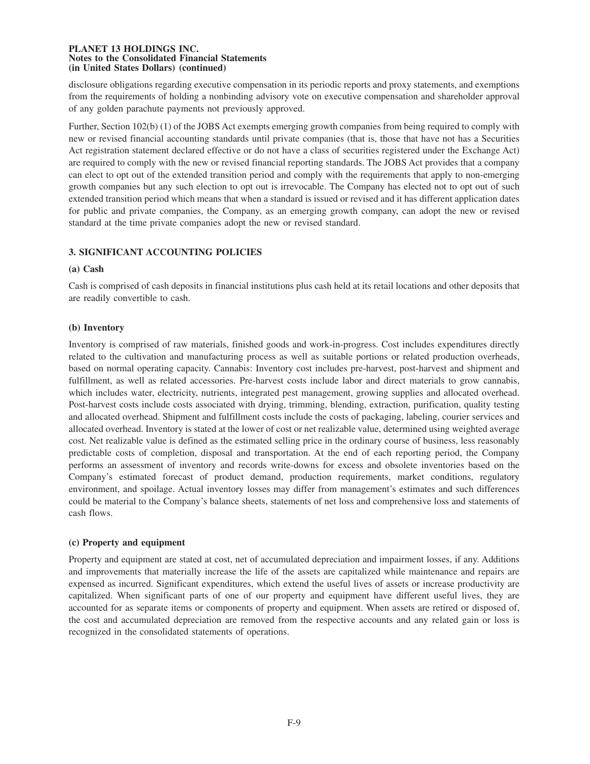disclosure obligations regarding executive compensation in its periodic reports and proxy statements, and exemptions from the requirements of holding a nonbinding advisory vote on executive compensation and shareholder approval of any golden parachute payments not previously approved.

Further, Section 102(b) (1) of the JOBS Act exempts emerging growth companies from being required to comply with new or revised financial accounting standards until private companies (that is, those that have not has a Securities Act registration statement declared effective or do not have a class of securities registered under the Exchange Act) are required to comply with the new or revised financial reporting standards. The JOBS Act provides that a company can elect to opt out of the extended transition period and comply with the requirements that apply to non-emerging growth companies but any such election to opt out is irrevocable. The Company has elected not to opt out of such extended transition period which means that when a standard is issued or revised and it has different application dates for public and private companies, the Company, as an emerging growth company, can adopt the new or revised standard at the time private companies adopt the new or revised standard.

## 3. SIGNIFICANT ACCOUNTING POLICIES

### (a) Cash

Cash is comprised of cash deposits in financial institutions plus cash held at its retail locations and other deposits that are readily convertible to cash.

### (b) Inventory

Inventory is comprised of raw materials, finished goods and work-in-progress. Cost includes expenditures directly related to the cultivation and manufacturing process as well as suitable portions or related production overheads, based on normal operating capacity. Cannabis: Inventory cost includes pre-harvest, post-harvest and shipment and fulfillment, as well as related accessories. Pre-harvest costs include labor and direct materials to grow cannabis, which includes water, electricity, nutrients, integrated pest management, growing supplies and allocated overhead. Post-harvest costs include costs associated with drying, trimming, blending, extraction, purification, quality testing and allocated overhead. Shipment and fulfillment costs include the costs of packaging, labeling, courier services and allocated overhead. Inventory is stated at the lower of cost or net realizable value, determined using weighted average cost. Net realizable value is defined as the estimated selling price in the ordinary course of business, less reasonably predictable costs of completion, disposal and transportation. At the end of each reporting period, the Company performs an assessment of inventory and records write-downs for excess and obsolete inventories based on the Company's estimated forecast of product demand, production requirements, market conditions, regulatory environment, and spoilage. Actual inventory losses may differ from management's estimates and such differences could be material to the Company's balance sheets, statements of net loss and comprehensive loss and statements of cash flows.

### (c) Property and equipment

Property and equipment are stated at cost, net of accumulated depreciation and impairment losses, if any. Additions and improvements that materially increase the life of the assets are capitalized while maintenance and repairs are expensed as incurred. Significant expenditures, which extend the useful lives of assets or increase productivity are capitalized. When significant parts of one of our property and equipment have different useful lives, they are accounted for as separate items or components of property and equipment. When assets are retired or disposed of, the cost and accumulated depreciation are removed from the respective accounts and any related gain or loss is recognized in the consolidated statements of operations.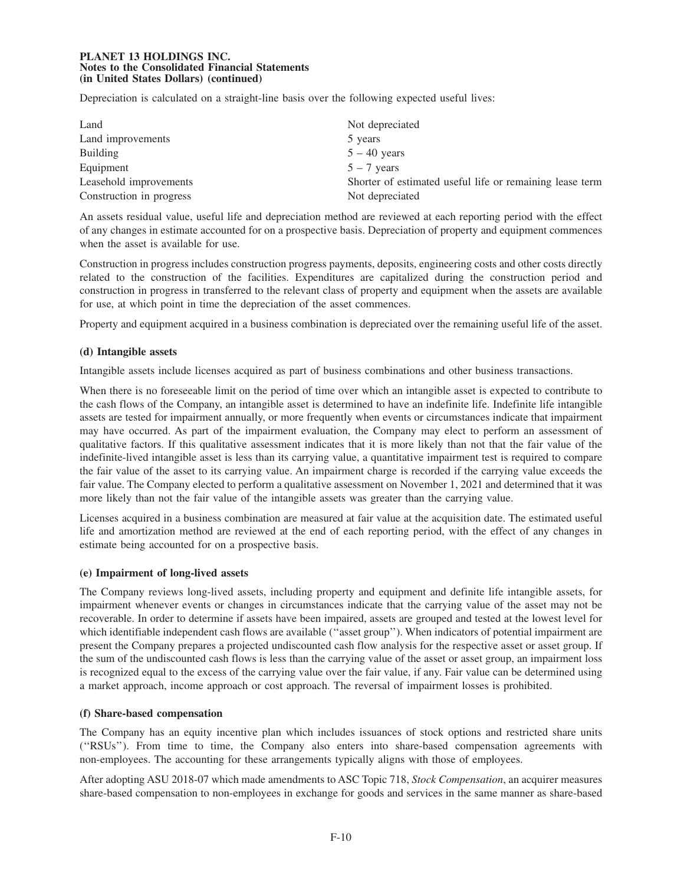Depreciation is calculated on a straight-line basis over the following expected useful lives:

| | |
|---|---|
| Land | Not depreciated |
| Land improvements | 5 years |
| Building | 5 – 40 years |
| Equipment | 5 – 7 years |
| Leasehold improvements | Shorter of estimated useful life or remaining lease term |
| Construction in progress | Not depreciated |

An assets residual value, useful life and depreciation method are reviewed at each reporting period with the effect of any changes in estimate accounted for on a prospective basis. Depreciation of property and equipment commences when the asset is available for use.

Construction in progress includes construction progress payments, deposits, engineering costs and other costs directly related to the construction of the facilities. Expenditures are capitalized during the construction period and construction in progress in transferred to the relevant class of property and equipment when the assets are available for use, at which point in time the depreciation of the asset commences.

Property and equipment acquired in a business combination is depreciated over the remaining useful life of the asset.

**(d) Intangible assets**

Intangible assets include licenses acquired as part of business combinations and other business transactions.

When there is no foreseeable limit on the period of time over which an intangible asset is expected to contribute to the cash flows of the Company, an intangible asset is determined to have an indefinite life. Indefinite life intangible assets are tested for impairment annually, or more frequently when events or circumstances indicate that impairment may have occurred. As part of the impairment evaluation, the Company may elect to perform an assessment of qualitative factors. If this qualitative assessment indicates that it is more likely than not that the fair value of the indefinite-lived intangible asset is less than its carrying value, a quantitative impairment test is required to compare the fair value of the asset to its carrying value. An impairment charge is recorded if the carrying value exceeds the fair value. The Company elected to perform a qualitative assessment on November 1, 2021 and determined that it was more likely than not the fair value of the intangible assets was greater than the carrying value.

Licenses acquired in a business combination are measured at fair value at the acquisition date. The estimated useful life and amortization method are reviewed at the end of each reporting period, with the effect of any changes in estimate being accounted for on a prospective basis.

**(e) Impairment of long-lived assets**

The Company reviews long-lived assets, including property and equipment and definite life intangible assets, for impairment whenever events or changes in circumstances indicate that the carrying value of the asset may not be recoverable. In order to determine if assets have been impaired, assets are grouped and tested at the lowest level for which identifiable independent cash flows are available (''asset group''). When indicators of potential impairment are present the Company prepares a projected undiscounted cash flow analysis for the respective asset or asset group. If the sum of the undiscounted cash flows is less than the carrying value of the asset or asset group, an impairment loss is recognized equal to the excess of the carrying value over the fair value, if any. Fair value can be determined using a market approach, income approach or cost approach. The reversal of impairment losses is prohibited.

**(f) Share-based compensation**

The Company has an equity incentive plan which includes issuances of stock options and restricted share units (''RSUs''). From time to time, the Company also enters into share-based compensation agreements with non-employees. The accounting for these arrangements typically aligns with those of employees.

After adopting ASU 2018-07 which made amendments to ASC Topic 718, *Stock Compensation*, an acquirer measures share-based compensation to non-employees in exchange for goods and services in the same manner as share-based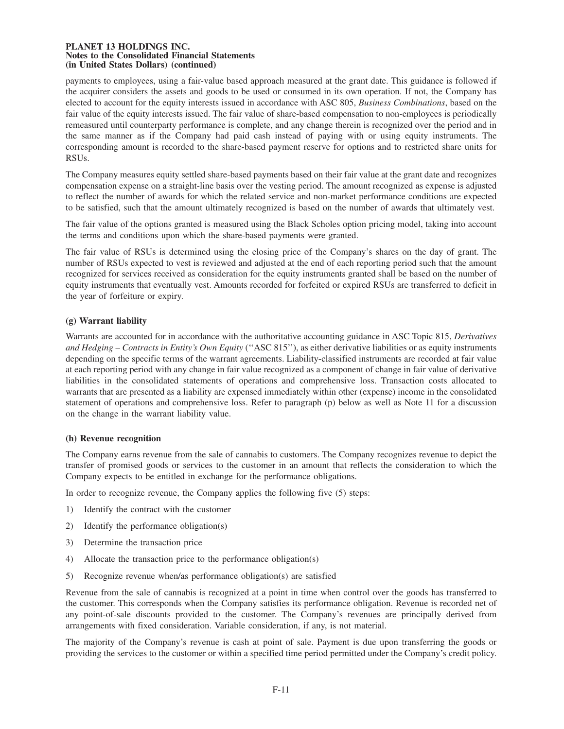payments to employees, using a fair-value based approach measured at the grant date. This guidance is followed if the acquirer considers the assets and goods to be used or consumed in its own operation. If not, the Company has elected to account for the equity interests issued in accordance with ASC 805, *Business Combinations*, based on the fair value of the equity interests issued. The fair value of share-based compensation to non-employees is periodically remeasured until counterparty performance is complete, and any change therein is recognized over the period and in the same manner as if the Company had paid cash instead of paying with or using equity instruments. The corresponding amount is recorded to the share-based payment reserve for options and to restricted share units for RSUs.

The Company measures equity settled share-based payments based on their fair value at the grant date and recognizes compensation expense on a straight-line basis over the vesting period. The amount recognized as expense is adjusted to reflect the number of awards for which the related service and non-market performance conditions are expected to be satisfied, such that the amount ultimately recognized is based on the number of awards that ultimately vest.

The fair value of the options granted is measured using the Black Scholes option pricing model, taking into account the terms and conditions upon which the share-based payments were granted.

The fair value of RSUs is determined using the closing price of the Company's shares on the day of grant. The number of RSUs expected to vest is reviewed and adjusted at the end of each reporting period such that the amount recognized for services received as consideration for the equity instruments granted shall be based on the number of equity instruments that eventually vest. Amounts recorded for forfeited or expired RSUs are transferred to deficit in the year of forfeiture or expiry.

### (g) Warrant liability

Warrants are accounted for in accordance with the authoritative accounting guidance in ASC Topic 815, *Derivatives and Hedging – Contracts in Entity's Own Equity* ("ASC 815"), as either derivative liabilities or as equity instruments depending on the specific terms of the warrant agreements. Liability-classified instruments are recorded at fair value at each reporting period with any change in fair value recognized as a component of change in fair value of derivative liabilities in the consolidated statements of operations and comprehensive loss. Transaction costs allocated to warrants that are presented as a liability are expensed immediately within other (expense) income in the consolidated statement of operations and comprehensive loss. Refer to paragraph (p) below as well as Note 11 for a discussion on the change in the warrant liability value.

### (h) Revenue recognition

The Company earns revenue from the sale of cannabis to customers. The Company recognizes revenue to depict the transfer of promised goods or services to the customer in an amount that reflects the consideration to which the Company expects to be entitled in exchange for the performance obligations.

In order to recognize revenue, the Company applies the following five (5) steps:

1) Identify the contract with the customer
2) Identify the performance obligation(s)
3) Determine the transaction price
4) Allocate the transaction price to the performance obligation(s)
5) Recognize revenue when/as performance obligation(s) are satisfied

Revenue from the sale of cannabis is recognized at a point in time when control over the goods has transferred to the customer. This corresponds when the Company satisfies its performance obligation. Revenue is recorded net of any point-of-sale discounts provided to the customer. The Company's revenues are principally derived from arrangements with fixed consideration. Variable consideration, if any, is not material.

The majority of the Company's revenue is cash at point of sale. Payment is due upon transferring the goods or providing the services to the customer or within a specified time period permitted under the Company's credit policy.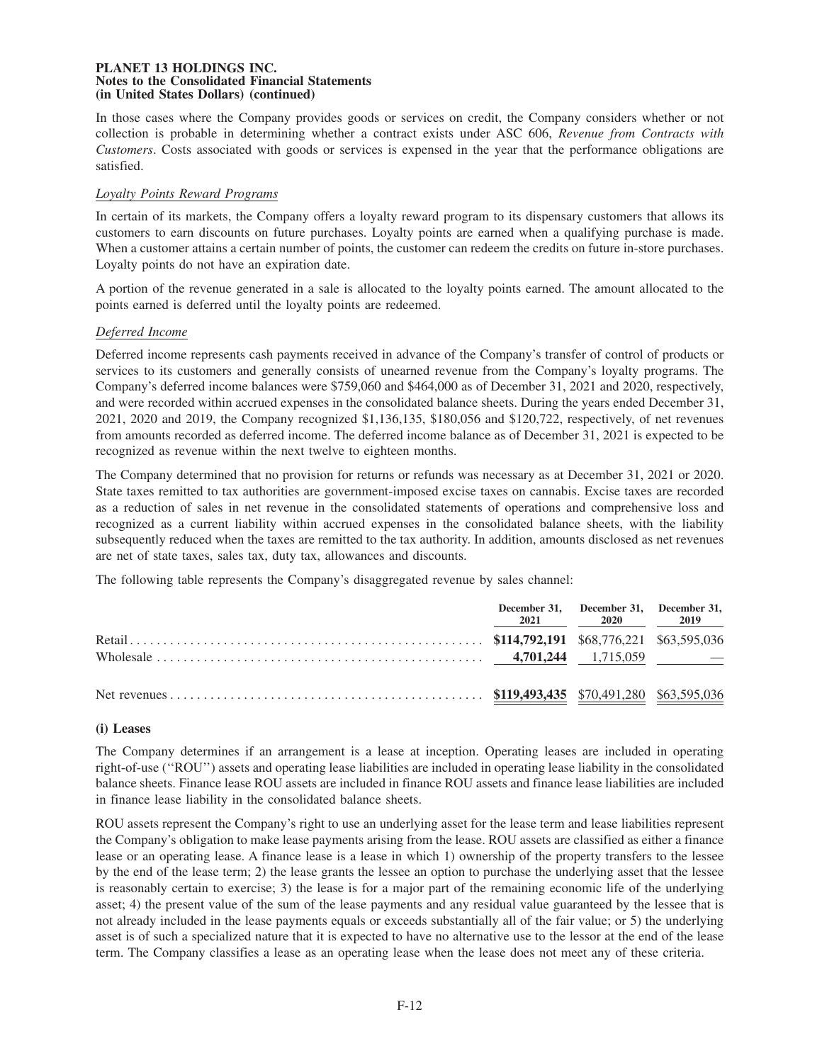In those cases where the Company provides goods or services on credit, the Company considers whether or not collection is probable in determining whether a contract exists under ASC 606, *Revenue from Contracts with Customers*. Costs associated with goods or services is expensed in the year that the performance obligations are satisfied.

*Loyalty Points Reward Programs*

In certain of its markets, the Company offers a loyalty reward program to its dispensary customers that allows its customers to earn discounts on future purchases. Loyalty points are earned when a qualifying purchase is made. When a customer attains a certain number of points, the customer can redeem the credits on future in-store purchases. Loyalty points do not have an expiration date.

A portion of the revenue generated in a sale is allocated to the loyalty points earned. The amount allocated to the points earned is deferred until the loyalty points are redeemed.

*Deferred Income*

Deferred income represents cash payments received in advance of the Company's transfer of control of products or services to its customers and generally consists of unearned revenue from the Company's loyalty programs. The Company's deferred income balances were $759,060 and $464,000 as of December 31, 2021 and 2020, respectively, and were recorded within accrued expenses in the consolidated balance sheets. During the years ended December 31, 2021, 2020 and 2019, the Company recognized $1,136,135, $180,056 and $120,722, respectively, of net revenues from amounts recorded as deferred income. The deferred income balance as of December 31, 2021 is expected to be recognized as revenue within the next twelve to eighteen months.

The Company determined that no provision for returns or refunds was necessary as at December 31, 2021 or 2020. State taxes remitted to tax authorities are government-imposed excise taxes on cannabis. Excise taxes are recorded as a reduction of sales in net revenue in the consolidated statements of operations and comprehensive loss and recognized as a current liability within accrued expenses in the consolidated balance sheets, with the liability subsequently reduced when the taxes are remitted to the tax authority. In addition, amounts disclosed as net revenues are net of state taxes, sales tax, duty tax, allowances and discounts.

The following table represents the Company's disaggregated revenue by sales channel:

| | December 31, 2021 | December 31, 2020 | December 31, 2019 |
|---|---|---|---|
| Retail | **$114,792,191** | $68,776,221 | $63,595,036 |
| Wholesale | **4,701,244** | 1,715,059 | — |
| Net revenues | **$119,493,435** | $70,491,280 | $63,595,036 |

**(i) Leases**

The Company determines if an arrangement is a lease at inception. Operating leases are included in operating right-of-use ("ROU") assets and operating lease liabilities are included in operating lease liability in the consolidated balance sheets. Finance lease ROU assets are included in finance ROU assets and finance lease liabilities are included in finance lease liability in the consolidated balance sheets.

ROU assets represent the Company's right to use an underlying asset for the lease term and lease liabilities represent the Company's obligation to make lease payments arising from the lease. ROU assets are classified as either a finance lease or an operating lease. A finance lease is a lease in which 1) ownership of the property transfers to the lessee by the end of the lease term; 2) the lease grants the lessee an option to purchase the underlying asset that the lessee is reasonably certain to exercise; 3) the lease is for a major part of the remaining economic life of the underlying asset; 4) the present value of the sum of the lease payments and any residual value guaranteed by the lessee that is not already included in the lease payments equals or exceeds substantially all of the fair value; or 5) the underlying asset is of such a specialized nature that it is expected to have no alternative use to the lessor at the end of the lease term. The Company classifies a lease as an operating lease when the lease does not meet any of these criteria.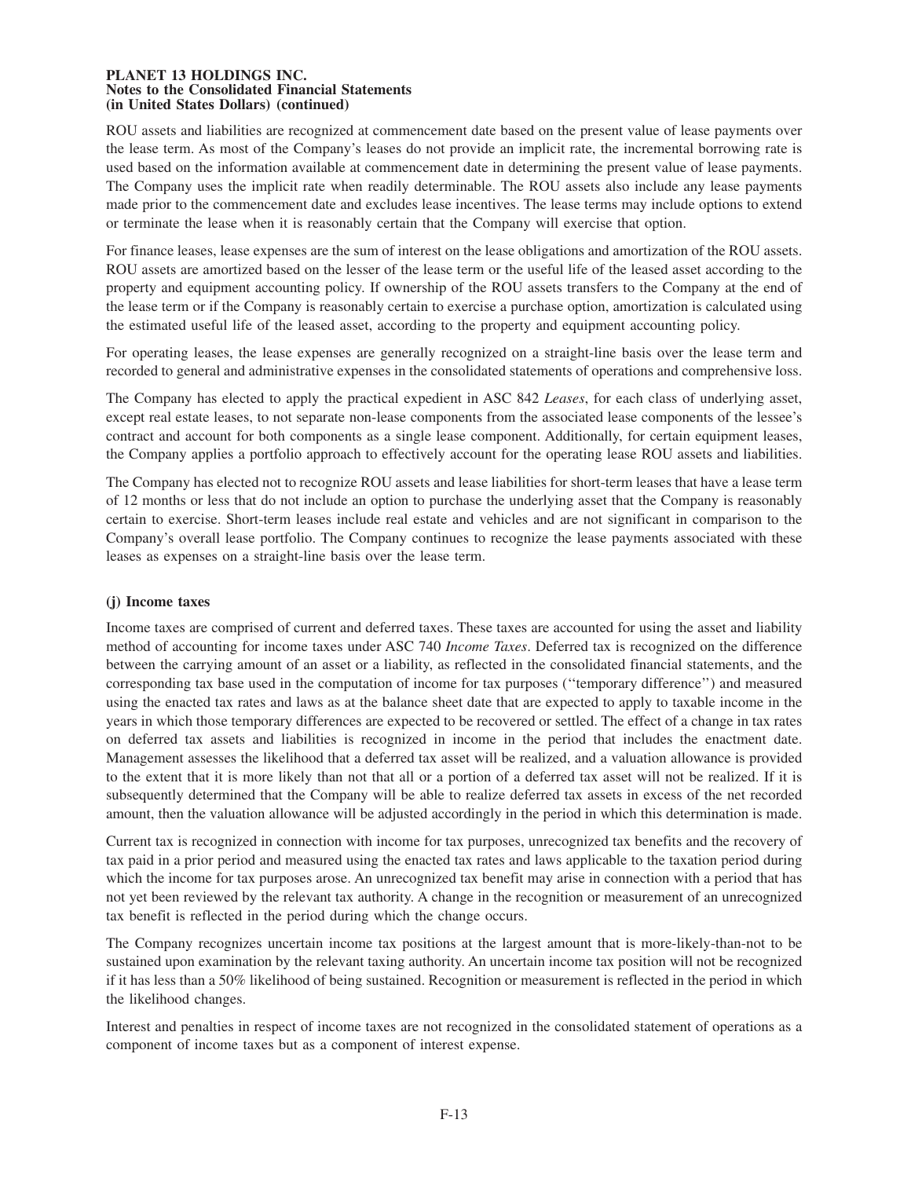ROU assets and liabilities are recognized at commencement date based on the present value of lease payments over the lease term. As most of the Company's leases do not provide an implicit rate, the incremental borrowing rate is used based on the information available at commencement date in determining the present value of lease payments. The Company uses the implicit rate when readily determinable. The ROU assets also include any lease payments made prior to the commencement date and excludes lease incentives. The lease terms may include options to extend or terminate the lease when it is reasonably certain that the Company will exercise that option.

For finance leases, lease expenses are the sum of interest on the lease obligations and amortization of the ROU assets. ROU assets are amortized based on the lesser of the lease term or the useful life of the leased asset according to the property and equipment accounting policy. If ownership of the ROU assets transfers to the Company at the end of the lease term or if the Company is reasonably certain to exercise a purchase option, amortization is calculated using the estimated useful life of the leased asset, according to the property and equipment accounting policy.

For operating leases, the lease expenses are generally recognized on a straight-line basis over the lease term and recorded to general and administrative expenses in the consolidated statements of operations and comprehensive loss.

The Company has elected to apply the practical expedient in ASC 842 *Leases*, for each class of underlying asset, except real estate leases, to not separate non-lease components from the associated lease components of the lessee's contract and account for both components as a single lease component. Additionally, for certain equipment leases, the Company applies a portfolio approach to effectively account for the operating lease ROU assets and liabilities.

The Company has elected not to recognize ROU assets and lease liabilities for short-term leases that have a lease term of 12 months or less that do not include an option to purchase the underlying asset that the Company is reasonably certain to exercise. Short-term leases include real estate and vehicles and are not significant in comparison to the Company's overall lease portfolio. The Company continues to recognize the lease payments associated with these leases as expenses on a straight-line basis over the lease term.

### (j) Income taxes

Income taxes are comprised of current and deferred taxes. These taxes are accounted for using the asset and liability method of accounting for income taxes under ASC 740 *Income Taxes*. Deferred tax is recognized on the difference between the carrying amount of an asset or a liability, as reflected in the consolidated financial statements, and the corresponding tax base used in the computation of income for tax purposes (''temporary difference'') and measured using the enacted tax rates and laws as at the balance sheet date that are expected to apply to taxable income in the years in which those temporary differences are expected to be recovered or settled. The effect of a change in tax rates on deferred tax assets and liabilities is recognized in income in the period that includes the enactment date. Management assesses the likelihood that a deferred tax asset will be realized, and a valuation allowance is provided to the extent that it is more likely than not that all or a portion of a deferred tax asset will not be realized. If it is subsequently determined that the Company will be able to realize deferred tax assets in excess of the net recorded amount, then the valuation allowance will be adjusted accordingly in the period in which this determination is made.

Current tax is recognized in connection with income for tax purposes, unrecognized tax benefits and the recovery of tax paid in a prior period and measured using the enacted tax rates and laws applicable to the taxation period during which the income for tax purposes arose. An unrecognized tax benefit may arise in connection with a period that has not yet been reviewed by the relevant tax authority. A change in the recognition or measurement of an unrecognized tax benefit is reflected in the period during which the change occurs.

The Company recognizes uncertain income tax positions at the largest amount that is more-likely-than-not to be sustained upon examination by the relevant taxing authority. An uncertain income tax position will not be recognized if it has less than a 50% likelihood of being sustained. Recognition or measurement is reflected in the period in which the likelihood changes.

Interest and penalties in respect of income taxes are not recognized in the consolidated statement of operations as a component of income taxes but as a component of interest expense.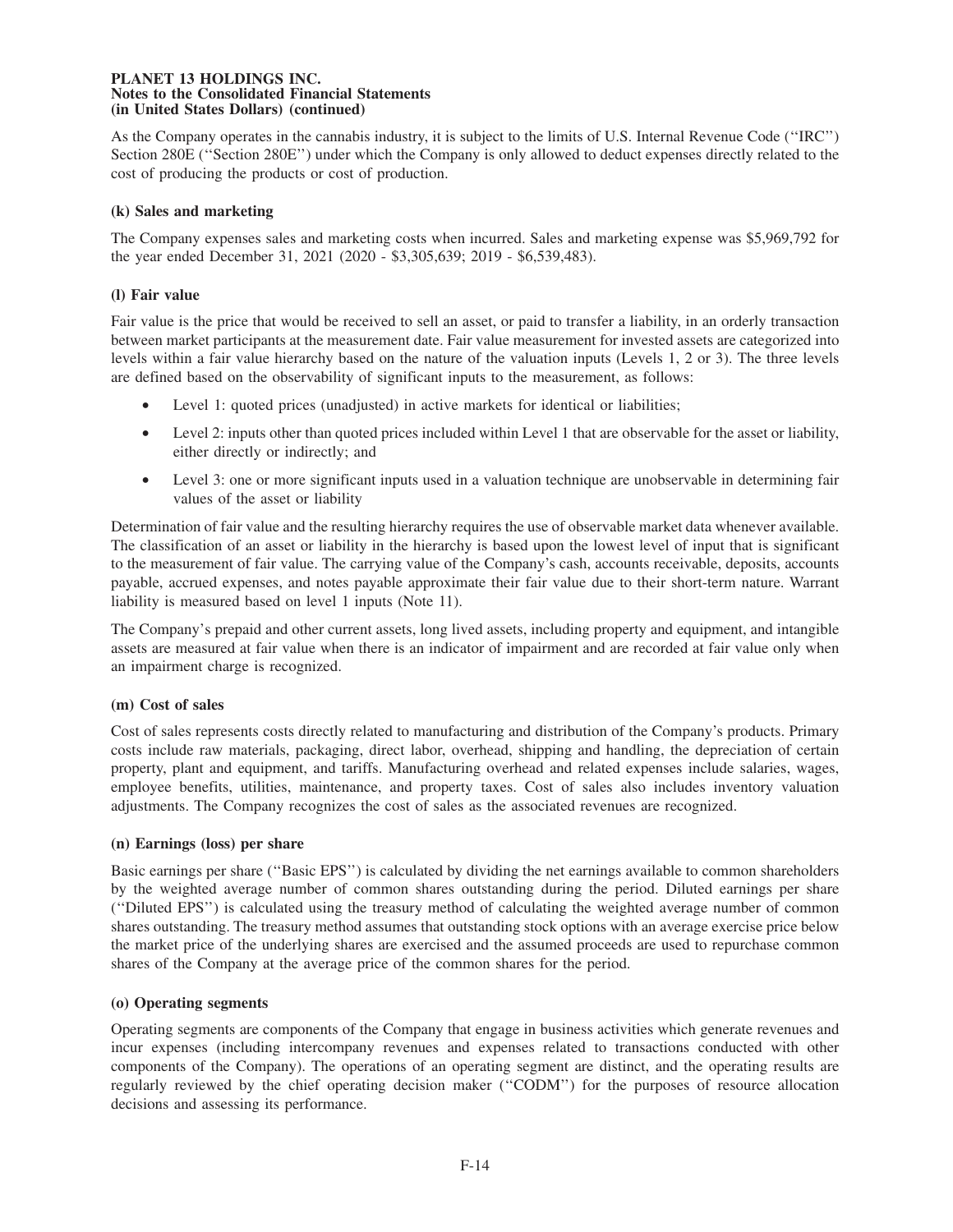As the Company operates in the cannabis industry, it is subject to the limits of U.S. Internal Revenue Code (''IRC'') Section 280E (''Section 280E'') under which the Company is only allowed to deduct expenses directly related to the cost of producing the products or cost of production.

**(k) Sales and marketing**

The Company expenses sales and marketing costs when incurred. Sales and marketing expense was $5,969,792 for the year ended December 31, 2021 (2020 - $3,305,639; 2019 - $6,539,483).

**(l) Fair value**

Fair value is the price that would be received to sell an asset, or paid to transfer a liability, in an orderly transaction between market participants at the measurement date. Fair value measurement for invested assets are categorized into levels within a fair value hierarchy based on the nature of the valuation inputs (Levels 1, 2 or 3). The three levels are defined based on the observability of significant inputs to the measurement, as follows:

- Level 1: quoted prices (unadjusted) in active markets for identical or liabilities;
- Level 2: inputs other than quoted prices included within Level 1 that are observable for the asset or liability, either directly or indirectly; and
- Level 3: one or more significant inputs used in a valuation technique are unobservable in determining fair values of the asset or liability

Determination of fair value and the resulting hierarchy requires the use of observable market data whenever available. The classification of an asset or liability in the hierarchy is based upon the lowest level of input that is significant to the measurement of fair value. The carrying value of the Company's cash, accounts receivable, deposits, accounts payable, accrued expenses, and notes payable approximate their fair value due to their short-term nature. Warrant liability is measured based on level 1 inputs (Note 11).

The Company's prepaid and other current assets, long lived assets, including property and equipment, and intangible assets are measured at fair value when there is an indicator of impairment and are recorded at fair value only when an impairment charge is recognized.

**(m) Cost of sales**

Cost of sales represents costs directly related to manufacturing and distribution of the Company's products. Primary costs include raw materials, packaging, direct labor, overhead, shipping and handling, the depreciation of certain property, plant and equipment, and tariffs. Manufacturing overhead and related expenses include salaries, wages, employee benefits, utilities, maintenance, and property taxes. Cost of sales also includes inventory valuation adjustments. The Company recognizes the cost of sales as the associated revenues are recognized.

**(n) Earnings (loss) per share**

Basic earnings per share (''Basic EPS'') is calculated by dividing the net earnings available to common shareholders by the weighted average number of common shares outstanding during the period. Diluted earnings per share (''Diluted EPS'') is calculated using the treasury method of calculating the weighted average number of common shares outstanding. The treasury method assumes that outstanding stock options with an average exercise price below the market price of the underlying shares are exercised and the assumed proceeds are used to repurchase common shares of the Company at the average price of the common shares for the period.

**(o) Operating segments**

Operating segments are components of the Company that engage in business activities which generate revenues and incur expenses (including intercompany revenues and expenses related to transactions conducted with other components of the Company). The operations of an operating segment are distinct, and the operating results are regularly reviewed by the chief operating decision maker (''CODM'') for the purposes of resource allocation decisions and assessing its performance.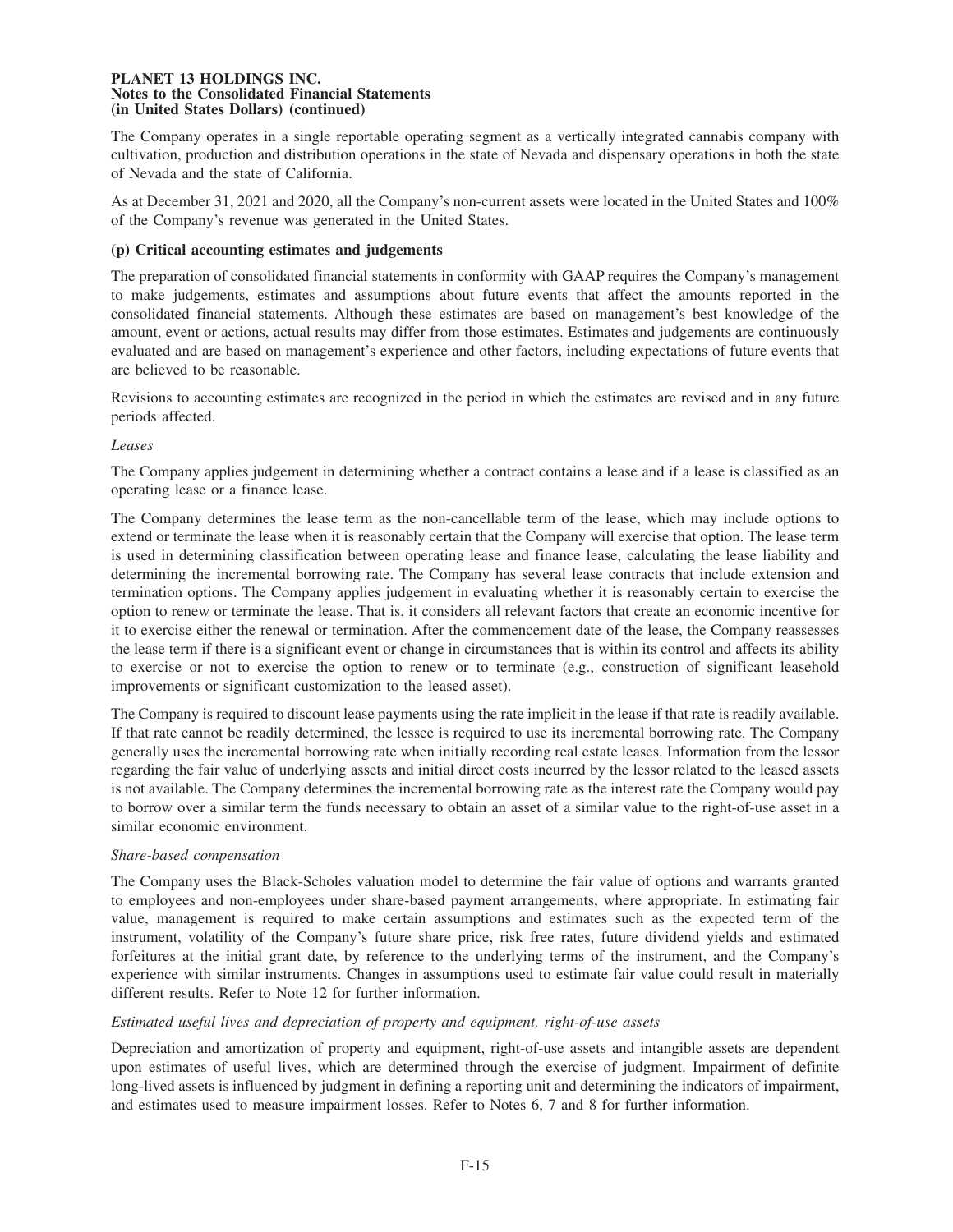The Company operates in a single reportable operating segment as a vertically integrated cannabis company with cultivation, production and distribution operations in the state of Nevada and dispensary operations in both the state of Nevada and the state of California.

As at December 31, 2021 and 2020, all the Company's non-current assets were located in the United States and 100% of the Company's revenue was generated in the United States.

**(p) Critical accounting estimates and judgements**

The preparation of consolidated financial statements in conformity with GAAP requires the Company's management to make judgements, estimates and assumptions about future events that affect the amounts reported in the consolidated financial statements. Although these estimates are based on management's best knowledge of the amount, event or actions, actual results may differ from those estimates. Estimates and judgements are continuously evaluated and are based on management's experience and other factors, including expectations of future events that are believed to be reasonable.

Revisions to accounting estimates are recognized in the period in which the estimates are revised and in any future periods affected.

*Leases*

The Company applies judgement in determining whether a contract contains a lease and if a lease is classified as an operating lease or a finance lease.

The Company determines the lease term as the non-cancellable term of the lease, which may include options to extend or terminate the lease when it is reasonably certain that the Company will exercise that option. The lease term is used in determining classification between operating lease and finance lease, calculating the lease liability and determining the incremental borrowing rate. The Company has several lease contracts that include extension and termination options. The Company applies judgement in evaluating whether it is reasonably certain to exercise the option to renew or terminate the lease. That is, it considers all relevant factors that create an economic incentive for it to exercise either the renewal or termination. After the commencement date of the lease, the Company reassesses the lease term if there is a significant event or change in circumstances that is within its control and affects its ability to exercise or not to exercise the option to renew or to terminate (e.g., construction of significant leasehold improvements or significant customization to the leased asset).

The Company is required to discount lease payments using the rate implicit in the lease if that rate is readily available. If that rate cannot be readily determined, the lessee is required to use its incremental borrowing rate. The Company generally uses the incremental borrowing rate when initially recording real estate leases. Information from the lessor regarding the fair value of underlying assets and initial direct costs incurred by the lessor related to the leased assets is not available. The Company determines the incremental borrowing rate as the interest rate the Company would pay to borrow over a similar term the funds necessary to obtain an asset of a similar value to the right-of-use asset in a similar economic environment.

*Share-based compensation*

The Company uses the Black-Scholes valuation model to determine the fair value of options and warrants granted to employees and non-employees under share-based payment arrangements, where appropriate. In estimating fair value, management is required to make certain assumptions and estimates such as the expected term of the instrument, volatility of the Company's future share price, risk free rates, future dividend yields and estimated forfeitures at the initial grant date, by reference to the underlying terms of the instrument, and the Company's experience with similar instruments. Changes in assumptions used to estimate fair value could result in materially different results. Refer to Note 12 for further information.

*Estimated useful lives and depreciation of property and equipment, right-of-use assets*

Depreciation and amortization of property and equipment, right-of-use assets and intangible assets are dependent upon estimates of useful lives, which are determined through the exercise of judgment. Impairment of definite long-lived assets is influenced by judgment in defining a reporting unit and determining the indicators of impairment, and estimates used to measure impairment losses. Refer to Notes 6, 7 and 8 for further information.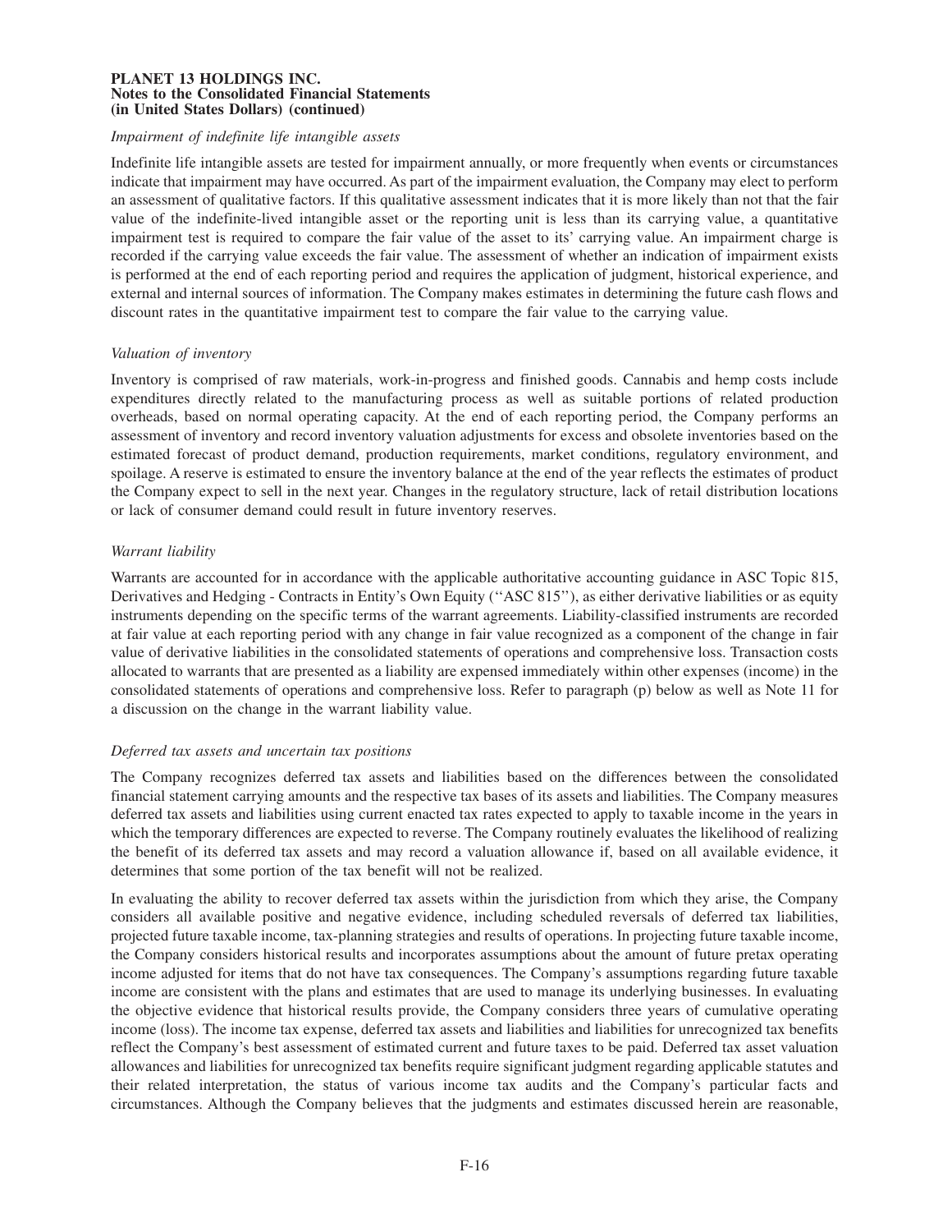*Impairment of indefinite life intangible assets*

Indefinite life intangible assets are tested for impairment annually, or more frequently when events or circumstances indicate that impairment may have occurred. As part of the impairment evaluation, the Company may elect to perform an assessment of qualitative factors. If this qualitative assessment indicates that it is more likely than not that the fair value of the indefinite-lived intangible asset or the reporting unit is less than its carrying value, a quantitative impairment test is required to compare the fair value of the asset to its' carrying value. An impairment charge is recorded if the carrying value exceeds the fair value. The assessment of whether an indication of impairment exists is performed at the end of each reporting period and requires the application of judgment, historical experience, and external and internal sources of information. The Company makes estimates in determining the future cash flows and discount rates in the quantitative impairment test to compare the fair value to the carrying value.

*Valuation of inventory*

Inventory is comprised of raw materials, work-in-progress and finished goods. Cannabis and hemp costs include expenditures directly related to the manufacturing process as well as suitable portions of related production overheads, based on normal operating capacity. At the end of each reporting period, the Company performs an assessment of inventory and record inventory valuation adjustments for excess and obsolete inventories based on the estimated forecast of product demand, production requirements, market conditions, regulatory environment, and spoilage. A reserve is estimated to ensure the inventory balance at the end of the year reflects the estimates of product the Company expect to sell in the next year. Changes in the regulatory structure, lack of retail distribution locations or lack of consumer demand could result in future inventory reserves.

*Warrant liability*

Warrants are accounted for in accordance with the applicable authoritative accounting guidance in ASC Topic 815, Derivatives and Hedging - Contracts in Entity's Own Equity (''ASC 815''), as either derivative liabilities or as equity instruments depending on the specific terms of the warrant agreements. Liability-classified instruments are recorded at fair value at each reporting period with any change in fair value recognized as a component of the change in fair value of derivative liabilities in the consolidated statements of operations and comprehensive loss. Transaction costs allocated to warrants that are presented as a liability are expensed immediately within other expenses (income) in the consolidated statements of operations and comprehensive loss. Refer to paragraph (p) below as well as Note 11 for a discussion on the change in the warrant liability value.

*Deferred tax assets and uncertain tax positions*

The Company recognizes deferred tax assets and liabilities based on the differences between the consolidated financial statement carrying amounts and the respective tax bases of its assets and liabilities. The Company measures deferred tax assets and liabilities using current enacted tax rates expected to apply to taxable income in the years in which the temporary differences are expected to reverse. The Company routinely evaluates the likelihood of realizing the benefit of its deferred tax assets and may record a valuation allowance if, based on all available evidence, it determines that some portion of the tax benefit will not be realized.

In evaluating the ability to recover deferred tax assets within the jurisdiction from which they arise, the Company considers all available positive and negative evidence, including scheduled reversals of deferred tax liabilities, projected future taxable income, tax-planning strategies and results of operations. In projecting future taxable income, the Company considers historical results and incorporates assumptions about the amount of future pretax operating income adjusted for items that do not have tax consequences. The Company's assumptions regarding future taxable income are consistent with the plans and estimates that are used to manage its underlying businesses. In evaluating the objective evidence that historical results provide, the Company considers three years of cumulative operating income (loss). The income tax expense, deferred tax assets and liabilities and liabilities for unrecognized tax benefits reflect the Company's best assessment of estimated current and future taxes to be paid. Deferred tax asset valuation allowances and liabilities for unrecognized tax benefits require significant judgment regarding applicable statutes and their related interpretation, the status of various income tax audits and the Company's particular facts and circumstances. Although the Company believes that the judgments and estimates discussed herein are reasonable,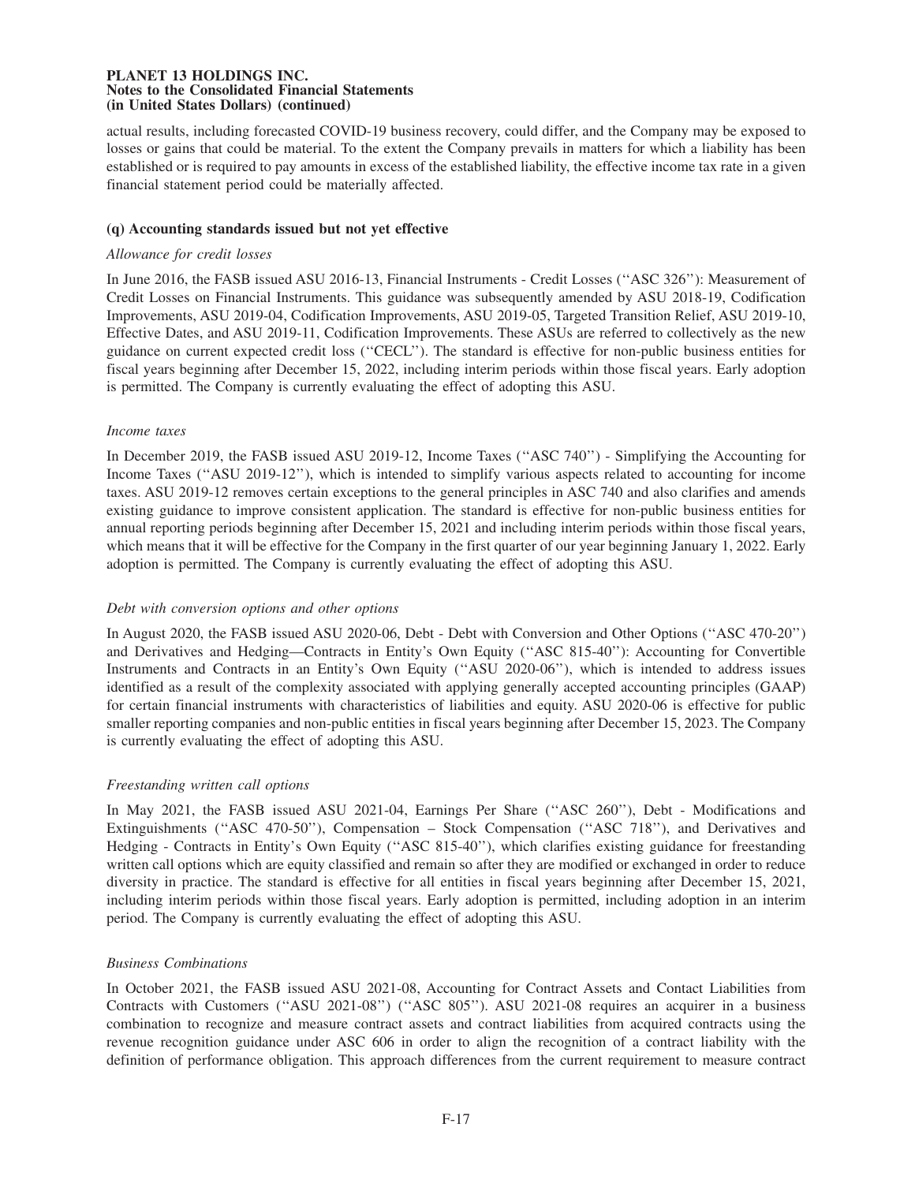actual results, including forecasted COVID-19 business recovery, could differ, and the Company may be exposed to losses or gains that could be material. To the extent the Company prevails in matters for which a liability has been established or is required to pay amounts in excess of the established liability, the effective income tax rate in a given financial statement period could be materially affected.

### (q) Accounting standards issued but not yet effective

*Allowance for credit losses*

In June 2016, the FASB issued ASU 2016-13, Financial Instruments - Credit Losses (''ASC 326''): Measurement of Credit Losses on Financial Instruments. This guidance was subsequently amended by ASU 2018-19, Codification Improvements, ASU 2019-04, Codification Improvements, ASU 2019-05, Targeted Transition Relief, ASU 2019-10, Effective Dates, and ASU 2019-11, Codification Improvements. These ASUs are referred to collectively as the new guidance on current expected credit loss (''CECL''). The standard is effective for non-public business entities for fiscal years beginning after December 15, 2022, including interim periods within those fiscal years. Early adoption is permitted. The Company is currently evaluating the effect of adopting this ASU.

*Income taxes*

In December 2019, the FASB issued ASU 2019-12, Income Taxes (''ASC 740'') - Simplifying the Accounting for Income Taxes (''ASU 2019-12''), which is intended to simplify various aspects related to accounting for income taxes. ASU 2019-12 removes certain exceptions to the general principles in ASC 740 and also clarifies and amends existing guidance to improve consistent application. The standard is effective for non-public business entities for annual reporting periods beginning after December 15, 2021 and including interim periods within those fiscal years, which means that it will be effective for the Company in the first quarter of our year beginning January 1, 2022. Early adoption is permitted. The Company is currently evaluating the effect of adopting this ASU.

*Debt with conversion options and other options*

In August 2020, the FASB issued ASU 2020-06, Debt - Debt with Conversion and Other Options (''ASC 470-20'') and Derivatives and Hedging—Contracts in Entity's Own Equity (''ASC 815-40''): Accounting for Convertible Instruments and Contracts in an Entity's Own Equity (''ASU 2020-06''), which is intended to address issues identified as a result of the complexity associated with applying generally accepted accounting principles (GAAP) for certain financial instruments with characteristics of liabilities and equity. ASU 2020-06 is effective for public smaller reporting companies and non-public entities in fiscal years beginning after December 15, 2023. The Company is currently evaluating the effect of adopting this ASU.

*Freestanding written call options*

In May 2021, the FASB issued ASU 2021-04, Earnings Per Share (''ASC 260''), Debt - Modifications and Extinguishments (''ASC 470-50''), Compensation – Stock Compensation (''ASC 718''), and Derivatives and Hedging - Contracts in Entity's Own Equity (''ASC 815-40''), which clarifies existing guidance for freestanding written call options which are equity classified and remain so after they are modified or exchanged in order to reduce diversity in practice. The standard is effective for all entities in fiscal years beginning after December 15, 2021, including interim periods within those fiscal years. Early adoption is permitted, including adoption in an interim period. The Company is currently evaluating the effect of adopting this ASU.

*Business Combinations*

In October 2021, the FASB issued ASU 2021-08, Accounting for Contract Assets and Contact Liabilities from Contracts with Customers (''ASU 2021-08'') (''ASC 805''). ASU 2021-08 requires an acquirer in a business combination to recognize and measure contract assets and contract liabilities from acquired contracts using the revenue recognition guidance under ASC 606 in order to align the recognition of a contract liability with the definition of performance obligation. This approach differences from the current requirement to measure contract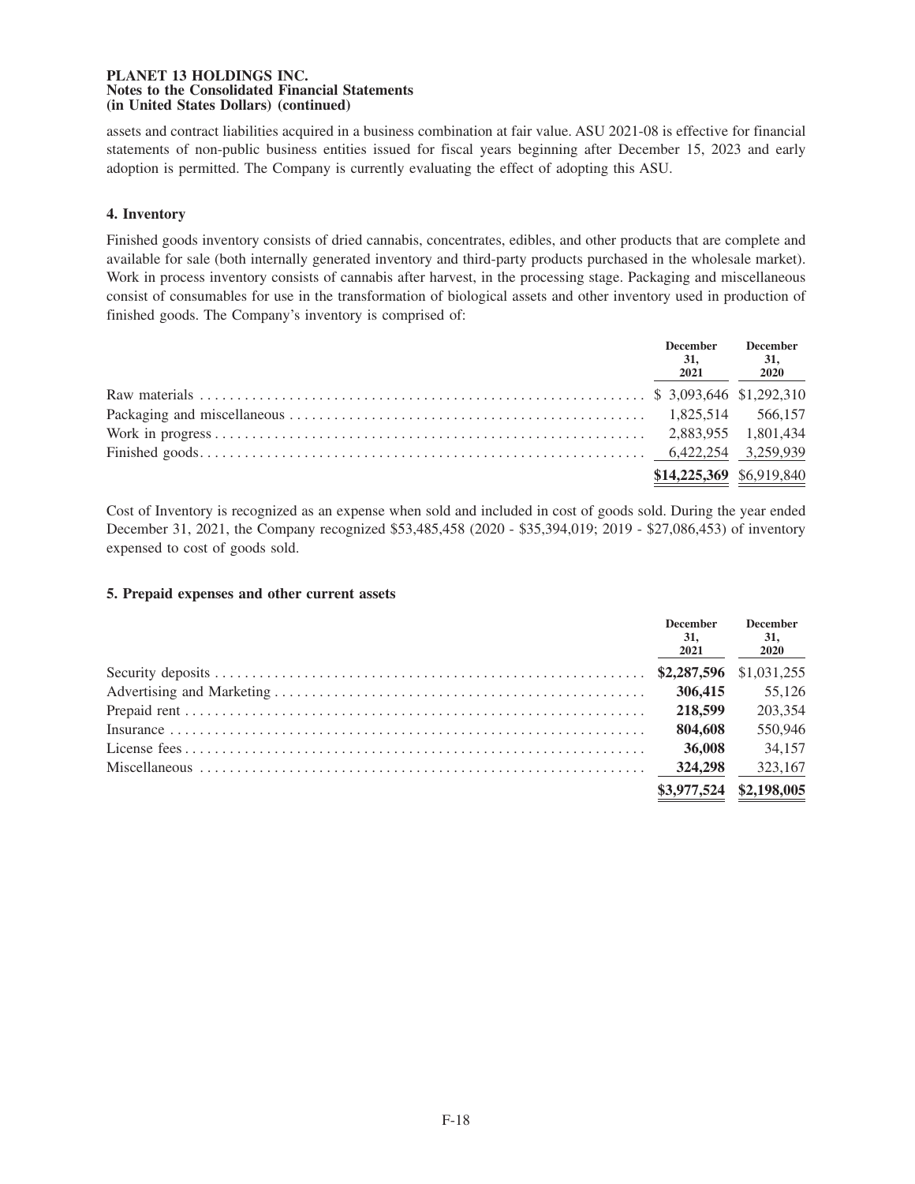assets and contract liabilities acquired in a business combination at fair value. ASU 2021-08 is effective for financial statements of non-public business entities issued for fiscal years beginning after December 15, 2023 and early adoption is permitted. The Company is currently evaluating the effect of adopting this ASU.

### 4. Inventory

Finished goods inventory consists of dried cannabis, concentrates, edibles, and other products that are complete and available for sale (both internally generated inventory and third-party products purchased in the wholesale market). Work in process inventory consists of cannabis after harvest, in the processing stage. Packaging and miscellaneous consist of consumables for use in the transformation of biological assets and other inventory used in production of finished goods. The Company's inventory is comprised of:

| | December 31, 2021 | December 31, 2020 |
|---|---|---|
| Raw materials | $ 3,093,646 | $1,292,310 |
| Packaging and miscellaneous | 1,825,514 | 566,157 |
| Work in progress | 2,883,955 | 1,801,434 |
| Finished goods | 6,422,254 | 3,259,939 |
| | **$14,225,369** | $6,919,840 |

Cost of Inventory is recognized as an expense when sold and included in cost of goods sold. During the year ended December 31, 2021, the Company recognized $53,485,458 (2020 - $35,394,019; 2019 - $27,086,453) of inventory expensed to cost of goods sold.

### 5. Prepaid expenses and other current assets

| | December 31, 2021 | December 31, 2020 |
|---|---|---|
| Security deposits | **$2,287,596** | $1,031,255 |
| Advertising and Marketing | **306,415** | 55,126 |
| Prepaid rent | **218,599** | 203,354 |
| Insurance | **804,608** | 550,946 |
| License fees | **36,008** | 34,157 |
| Miscellaneous | **324,298** | 323,167 |
| | **$3,977,524** | **$2,198,005** |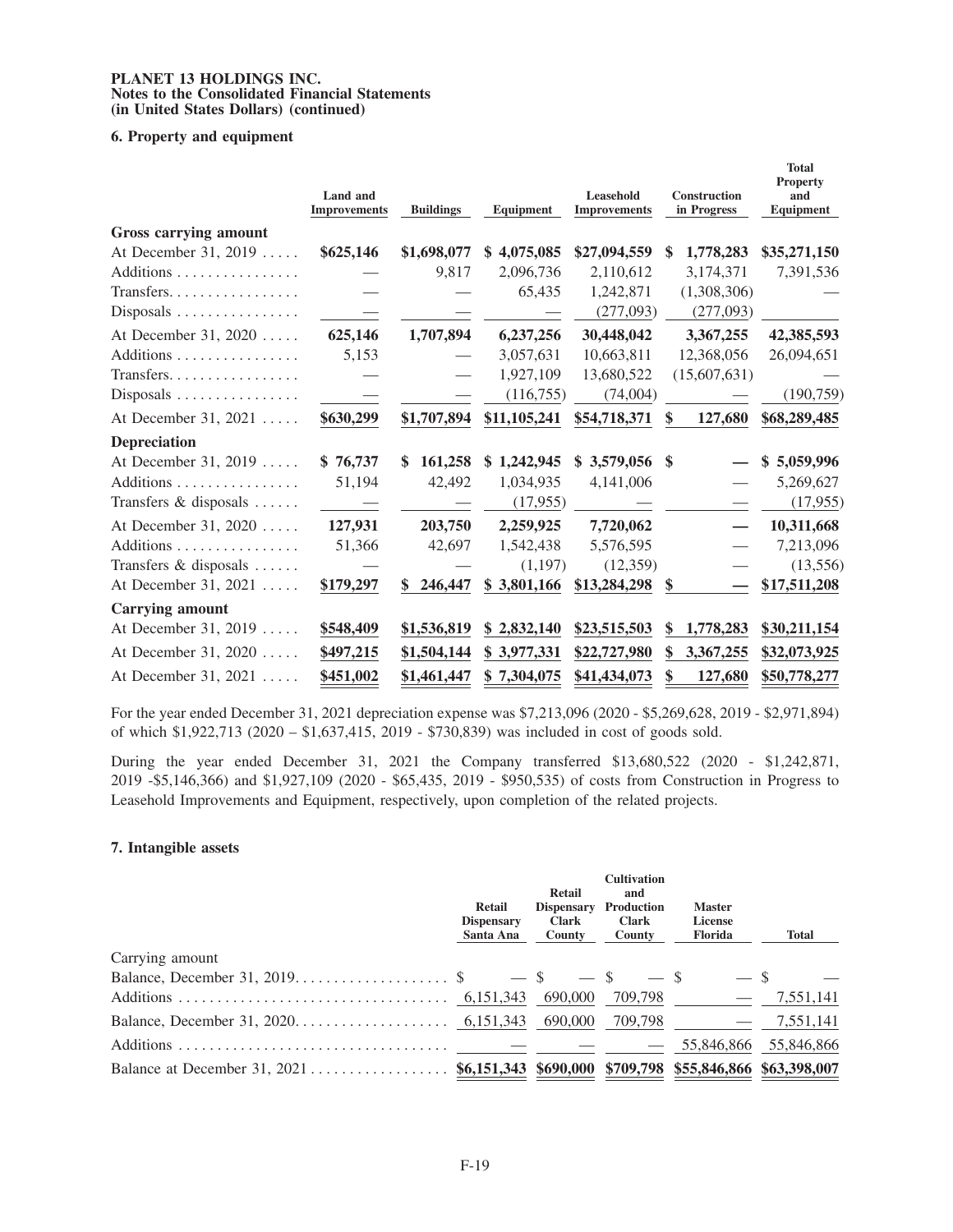**PLANET 13 HOLDINGS INC.**
**Notes to the Consolidated Financial Statements**
**(in United States Dollars) (continued)**

### 6. Property and equipment

| | Land and Improvements | Buildings | Equipment | Leasehold Improvements | Construction in Progress | Total Property and Equipment |
|---|---|---|---|---|---|---|
| **Gross carrying amount** | | | | | | |
| At December 31, 2019 | $625,146 | $1,698,077 | $ 4,075,085 | $27,094,559 | $ 1,778,283 | $35,271,150 |
| Additions | — | 9,817 | 2,096,736 | 2,110,612 | 3,174,371 | 7,391,536 |
| Transfers | — | — | 65,435 | 1,242,871 | (1,308,306) | — |
| Disposals | — | — | — | (277,093) | (277,093) | |
| At December 31, 2020 | 625,146 | 1,707,894 | 6,237,256 | 30,448,042 | 3,367,255 | 42,385,593 |
| Additions | 5,153 | — | 3,057,631 | 10,663,811 | 12,368,056 | 26,094,651 |
| Transfers | — | — | 1,927,109 | 13,680,522 | (15,607,631) | — |
| Disposals | — | — | (116,755) | (74,004) | — | (190,759) |
| At December 31, 2021 | $630,299 | $1,707,894 | $11,105,241 | $54,718,371 | $ 127,680 | $68,289,485 |
| **Depreciation** | | | | | | |
| At December 31, 2019 | $ 76,737 | $ 161,258 | $ 1,242,945 | $ 3,579,056 | $ — | $ 5,059,996 |
| Additions | 51,194 | 42,492 | 1,034,935 | 4,141,006 | — | 5,269,627 |
| Transfers & disposals | — | — | (17,955) | — | — | (17,955) |
| At December 31, 2020 | 127,931 | 203,750 | 2,259,925 | 7,720,062 | — | 10,311,668 |
| Additions | 51,366 | 42,697 | 1,542,438 | 5,576,595 | — | 7,213,096 |
| Transfers & disposals | — | — | (1,197) | (12,359) | — | (13,556) |
| At December 31, 2021 | $179,297 | $ 246,447 | $ 3,801,166 | $13,284,298 | $ — | $17,511,208 |
| **Carrying amount** | | | | | | |
| At December 31, 2019 | $548,409 | $1,536,819 | $ 2,832,140 | $23,515,503 | $ 1,778,283 | $30,211,154 |
| At December 31, 2020 | $497,215 | $1,504,144 | $ 3,977,331 | $22,727,980 | $ 3,367,255 | $32,073,925 |
| At December 31, 2021 | $451,002 | $1,461,447 | $ 7,304,075 | $41,434,073 | $ 127,680 | $50,778,277 |

For the year ended December 31, 2021 depreciation expense was $7,213,096 (2020 - $5,269,628, 2019 - $2,971,894) of which $1,922,713 (2020 – $1,637,415, 2019 - $730,839) was included in cost of goods sold.

During the year ended December 31, 2021 the Company transferred $13,680,522 (2020 - $1,242,871, 2019 -$5,146,366) and $1,927,109 (2020 - $65,435, 2019 - $950,535) of costs from Construction in Progress to Leasehold Improvements and Equipment, respectively, upon completion of the related projects.

### 7. Intangible assets

| | Retail Dispensary Santa Ana | Retail Dispensary Clark County | Cultivation and Production Clark County | Master License Florida | Total |
|---|---|---|---|---|---|
| Carrying amount | | | | | |
| Balance, December 31, 2019 | $ — | $ — | $ — | $ — | $ — |
| Additions | 6,151,343 | 690,000 | 709,798 | — | 7,551,141 |
| Balance, December 31, 2020 | 6,151,343 | 690,000 | 709,798 | — | 7,551,141 |
| Additions | — | — | — | 55,846,866 | 55,846,866 |
| Balance at December 31, 2021 | $6,151,343 | $690,000 | $709,798 | $55,846,866 | $63,398,007 |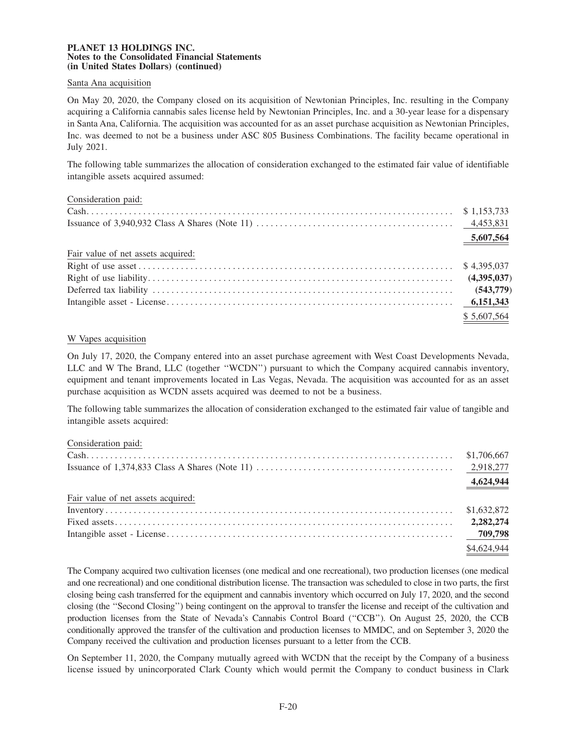Santa Ana acquisition

On May 20, 2020, the Company closed on its acquisition of Newtonian Principles, Inc. resulting in the Company acquiring a California cannabis sales license held by Newtonian Principles, Inc. and a 30-year lease for a dispensary in Santa Ana, California. The acquisition was accounted for as an asset purchase acquisition as Newtonian Principles, Inc. was deemed to not be a business under ASC 805 Business Combinations. The facility became operational in July 2021.

The following table summarizes the allocation of consideration exchanged to the estimated fair value of identifiable intangible assets acquired assumed:

| | |
|---|---|
| Consideration paid: | |
| Cash | $ 1,153,733 |
| Issuance of 3,940,932 Class A Shares (Note 11) | 4,453,831 |
| | **5,607,564** |
| Fair value of net assets acquired: | |
| Right of use asset | $ 4,395,037 |
| Right of use liability | **(4,395,037)** |
| Deferred tax liability | **(543,779)** |
| Intangible asset - License | **6,151,343** |
| | $ 5,607,564 |

W Vapes acquisition

On July 17, 2020, the Company entered into an asset purchase agreement with West Coast Developments Nevada, LLC and W The Brand, LLC (together "WCDN") pursuant to which the Company acquired cannabis inventory, equipment and tenant improvements located in Las Vegas, Nevada. The acquisition was accounted for as an asset purchase acquisition as WCDN assets acquired was deemed to not be a business.

The following table summarizes the allocation of consideration exchanged to the estimated fair value of tangible and intangible assets acquired:

| | |
|---|---|
| Consideration paid: | |
| Cash | $1,706,667 |
| Issuance of 1,374,833 Class A Shares (Note 11) | 2,918,277 |
| | **4,624,944** |
| Fair value of net assets acquired: | |
| Inventory | $1,632,872 |
| Fixed assets | **2,282,274** |
| Intangible asset - License | **709,798** |
| | $4,624,944 |

The Company acquired two cultivation licenses (one medical and one recreational), two production licenses (one medical and one recreational) and one conditional distribution license. The transaction was scheduled to close in two parts, the first closing being cash transferred for the equipment and cannabis inventory which occurred on July 17, 2020, and the second closing (the "Second Closing") being contingent on the approval to transfer the license and receipt of the cultivation and production licenses from the State of Nevada's Cannabis Control Board ("CCB"). On August 25, 2020, the CCB conditionally approved the transfer of the cultivation and production licenses to MMDC, and on September 3, 2020 the Company received the cultivation and production licenses pursuant to a letter from the CCB.

On September 11, 2020, the Company mutually agreed with WCDN that the receipt by the Company of a business license issued by unincorporated Clark County which would permit the Company to conduct business in Clark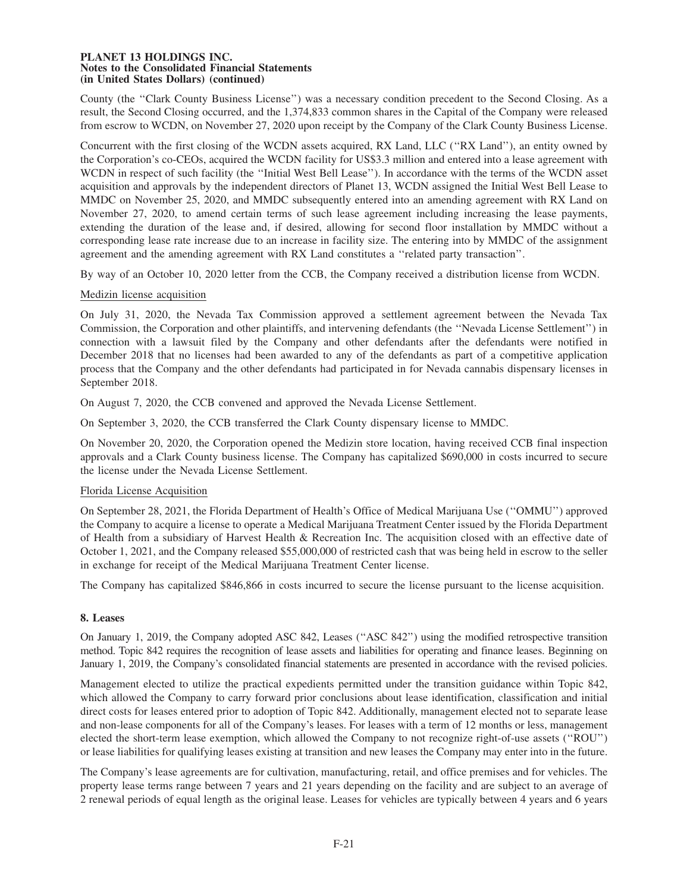County (the "Clark County Business License") was a necessary condition precedent to the Second Closing. As a result, the Second Closing occurred, and the 1,374,833 common shares in the Capital of the Company were released from escrow to WCDN, on November 27, 2020 upon receipt by the Company of the Clark County Business License.

Concurrent with the first closing of the WCDN assets acquired, RX Land, LLC ("RX Land"), an entity owned by the Corporation's co-CEOs, acquired the WCDN facility for US$3.3 million and entered into a lease agreement with WCDN in respect of such facility (the "Initial West Bell Lease"). In accordance with the terms of the WCDN asset acquisition and approvals by the independent directors of Planet 13, WCDN assigned the Initial West Bell Lease to MMDC on November 25, 2020, and MMDC subsequently entered into an amending agreement with RX Land on November 27, 2020, to amend certain terms of such lease agreement including increasing the lease payments, extending the duration of the lease and, if desired, allowing for second floor installation by MMDC without a corresponding lease rate increase due to an increase in facility size. The entering into by MMDC of the assignment agreement and the amending agreement with RX Land constitutes a "related party transaction".

By way of an October 10, 2020 letter from the CCB, the Company received a distribution license from WCDN.

Medizin license acquisition

On July 31, 2020, the Nevada Tax Commission approved a settlement agreement between the Nevada Tax Commission, the Corporation and other plaintiffs, and intervening defendants (the "Nevada License Settlement") in connection with a lawsuit filed by the Company and other defendants after the defendants were notified in December 2018 that no licenses had been awarded to any of the defendants as part of a competitive application process that the Company and the other defendants had participated in for Nevada cannabis dispensary licenses in September 2018.

On August 7, 2020, the CCB convened and approved the Nevada License Settlement.

On September 3, 2020, the CCB transferred the Clark County dispensary license to MMDC.

On November 20, 2020, the Corporation opened the Medizin store location, having received CCB final inspection approvals and a Clark County business license. The Company has capitalized $690,000 in costs incurred to secure the license under the Nevada License Settlement.

Florida License Acquisition

On September 28, 2021, the Florida Department of Health's Office of Medical Marijuana Use ("OMMU") approved the Company to acquire a license to operate a Medical Marijuana Treatment Center issued by the Florida Department of Health from a subsidiary of Harvest Health & Recreation Inc. The acquisition closed with an effective date of October 1, 2021, and the Company released $55,000,000 of restricted cash that was being held in escrow to the seller in exchange for receipt of the Medical Marijuana Treatment Center license.

The Company has capitalized $846,866 in costs incurred to secure the license pursuant to the license acquisition.

## 8. Leases

On January 1, 2019, the Company adopted ASC 842, Leases ("ASC 842") using the modified retrospective transition method. Topic 842 requires the recognition of lease assets and liabilities for operating and finance leases. Beginning on January 1, 2019, the Company's consolidated financial statements are presented in accordance with the revised policies.

Management elected to utilize the practical expedients permitted under the transition guidance within Topic 842, which allowed the Company to carry forward prior conclusions about lease identification, classification and initial direct costs for leases entered prior to adoption of Topic 842. Additionally, management elected not to separate lease and non-lease components for all of the Company's leases. For leases with a term of 12 months or less, management elected the short-term lease exemption, which allowed the Company to not recognize right-of-use assets ("ROU") or lease liabilities for qualifying leases existing at transition and new leases the Company may enter into in the future.

The Company's lease agreements are for cultivation, manufacturing, retail, and office premises and for vehicles. The property lease terms range between 7 years and 21 years depending on the facility and are subject to an average of 2 renewal periods of equal length as the original lease. Leases for vehicles are typically between 4 years and 6 years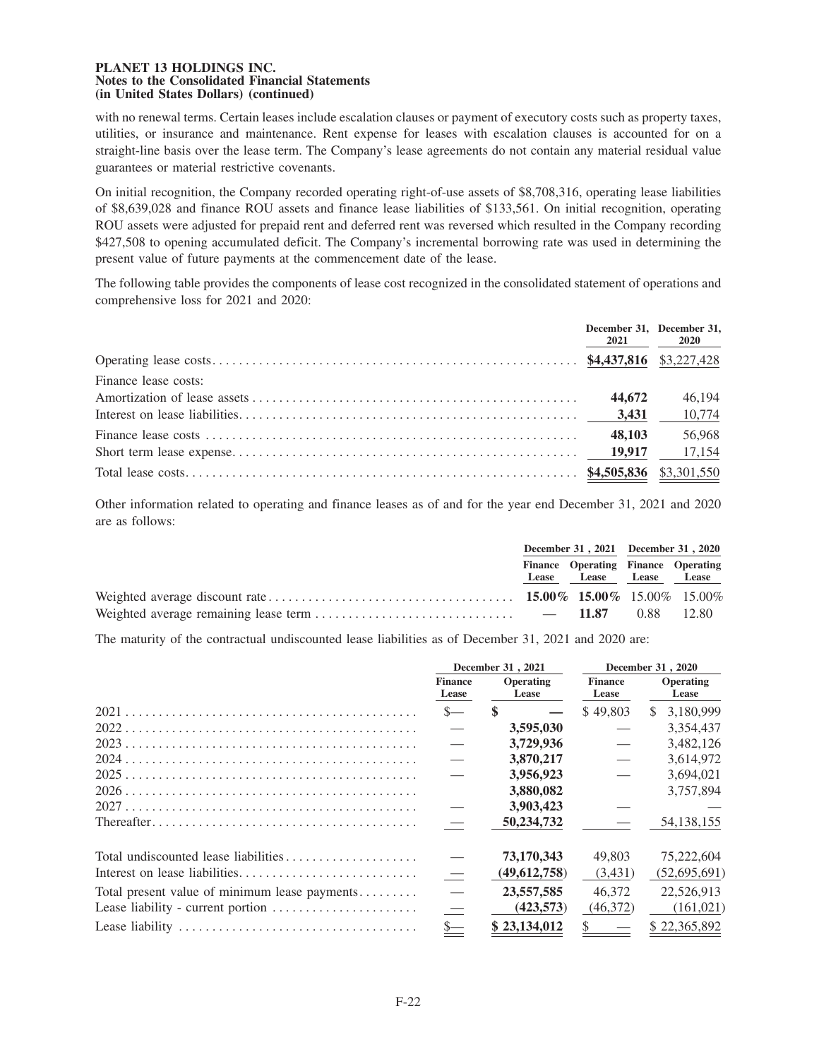with no renewal terms. Certain leases include escalation clauses or payment of executory costs such as property taxes, utilities, or insurance and maintenance. Rent expense for leases with escalation clauses is accounted for on a straight-line basis over the lease term. The Company's lease agreements do not contain any material residual value guarantees or material restrictive covenants.

On initial recognition, the Company recorded operating right-of-use assets of $8,708,316, operating lease liabilities of $8,639,028 and finance ROU assets and finance lease liabilities of $133,561. On initial recognition, operating ROU assets were adjusted for prepaid rent and deferred rent was reversed which resulted in the Company recording $427,508 to opening accumulated deficit. The Company's incremental borrowing rate was used in determining the present value of future payments at the commencement date of the lease.

The following table provides the components of lease cost recognized in the consolidated statement of operations and comprehensive loss for 2021 and 2020:

| | December 31, 2021 | December 31, 2020 |
|---|---|---|
| Operating lease costs | **$4,437,816** | $3,227,428 |
| Finance lease costs: | | |
| Amortization of lease assets | **44,672** | 46,194 |
| Interest on lease liabilities | **3,431** | 10,774 |
| Finance lease costs | **48,103** | 56,968 |
| Short term lease expense | **19,917** | 17,154 |
| Total lease costs | **$4,505,836** | $3,301,550 |

Other information related to operating and finance leases as of and for the year end December 31, 2021 and 2020 are as follows:

| | December 31 , 2021 | | December 31 , 2020 | |
|---|---|---|---|---|
| | Finance Lease | Operating Lease | Finance Lease | Operating Lease |
| Weighted average discount rate | **15.00%** | **15.00%** | 15.00% | 15.00% |
| Weighted average remaining lease term | — | **11.87** | 0.88 | 12.80 |

The maturity of the contractual undiscounted lease liabilities as of December 31, 2021 and 2020 are:

| | December 31 , 2021 | | December 31 , 2020 | |
|---|---|---|---|---|
| | Finance Lease | Operating Lease | Finance Lease | Operating Lease |
| 2021 | $— | **$ —** | $ 49,803 | $ 3,180,999 |
| 2022 | — | **3,595,030** | — | 3,354,437 |
| 2023 | — | **3,729,936** | — | 3,482,126 |
| 2024 | — | **3,870,217** | — | 3,614,972 |
| 2025 | — | **3,956,923** | — | 3,694,021 |
| 2026 | | **3,880,082** | | 3,757,894 |
| 2027 | — | **3,903,423** | — | — |
| Thereafter | — | **50,234,732** | — | 54,138,155 |
| Total undiscounted lease liabilities | — | **73,170,343** | 49,803 | 75,222,604 |
| Interest on lease liabilities | — | **(49,612,758)** | (3,431) | (52,695,691) |
| Total present value of minimum lease payments | — | **23,557,585** | 46,372 | 22,526,913 |
| Lease liability - current portion | — | **(423,573)** | (46,372) | (161,021) |
| Lease liability | $— | **$ 23,134,012** | $ — | $ 22,365,892 |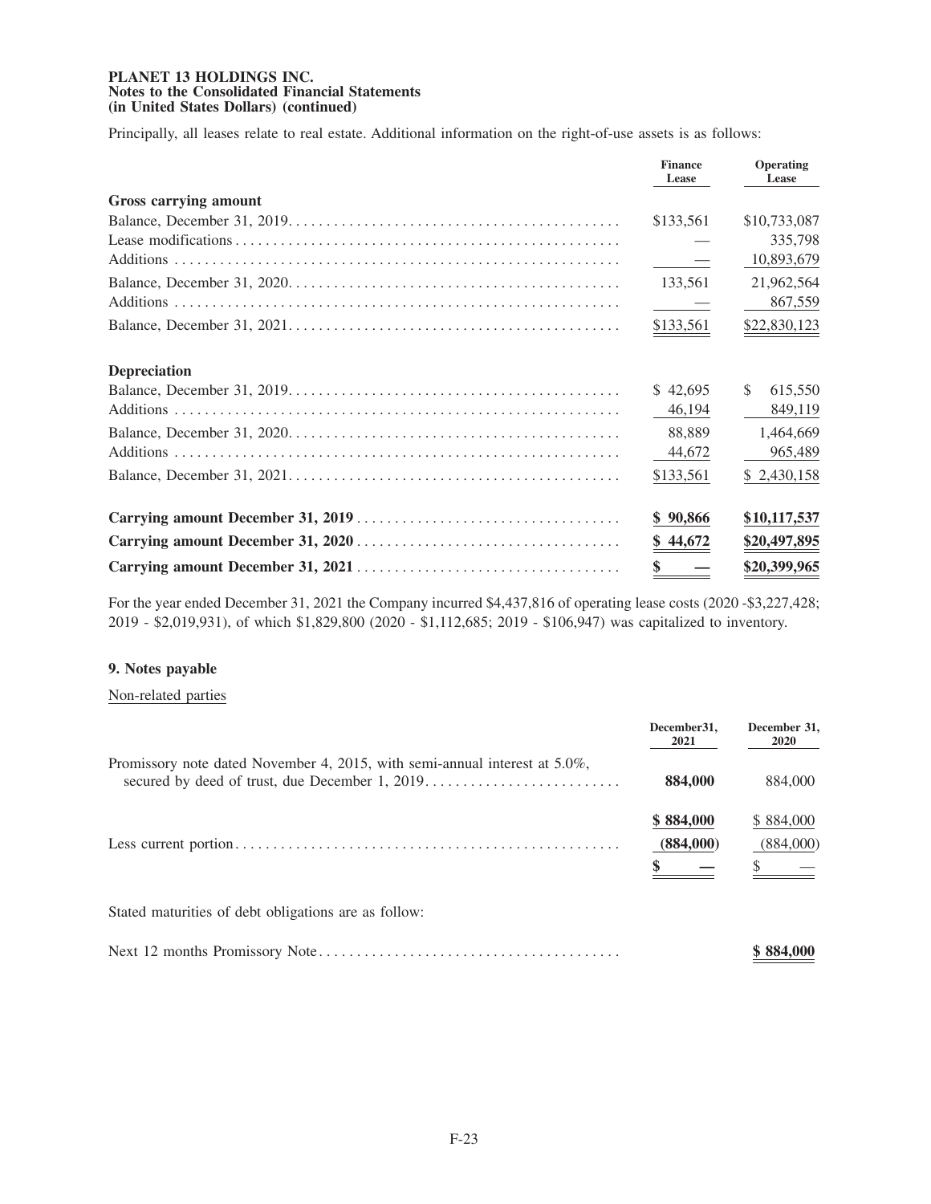Principally, all leases relate to real estate. Additional information on the right-of-use assets is as follows:

| | Finance Lease | Operating Lease |
|---|---|---|
| **Gross carrying amount** | | |
| Balance, December 31, 2019 | $133,561 | $10,733,087 |
| Lease modifications | — | 335,798 |
| Additions | — | 10,893,679 |
| Balance, December 31, 2020 | 133,561 | 21,962,564 |
| Additions | — | 867,559 |
| Balance, December 31, 2021 | $133,561 | $22,830,123 |
| **Depreciation** | | |
| Balance, December 31, 2019 | $ 42,695 | $ 615,550 |
| Additions | 46,194 | 849,119 |
| Balance, December 31, 2020 | 88,889 | 1,464,669 |
| Additions | 44,672 | 965,489 |
| Balance, December 31, 2021 | $133,561 | $ 2,430,158 |
| **Carrying amount December 31, 2019** | **$ 90,866** | **$10,117,537** |
| **Carrying amount December 31, 2020** | **$ 44,672** | **$20,497,895** |
| **Carrying amount December 31, 2021** | **$ —** | **$20,399,965** |

For the year ended December 31, 2021 the Company incurred $4,437,816 of operating lease costs (2020 -$3,227,428; 2019 - $2,019,931), of which $1,829,800 (2020 - $1,112,685; 2019 - $106,947) was capitalized to inventory.

### 9. Notes payable

Non-related parties

| | December31, 2021 | December 31, 2020 |
|---|---|---|
| Promissory note dated November 4, 2015, with semi-annual interest at 5.0%, secured by deed of trust, due December 1, 2019 | **884,000** | 884,000 |
| | **$ 884,000** | $ 884,000 |
| Less current portion | **(884,000)** | (884,000) |
| | **$ —** | $ — |

Stated maturities of debt obligations are as follow:

| | |
|---|---|
| Next 12 months Promissory Note | **$ 884,000** |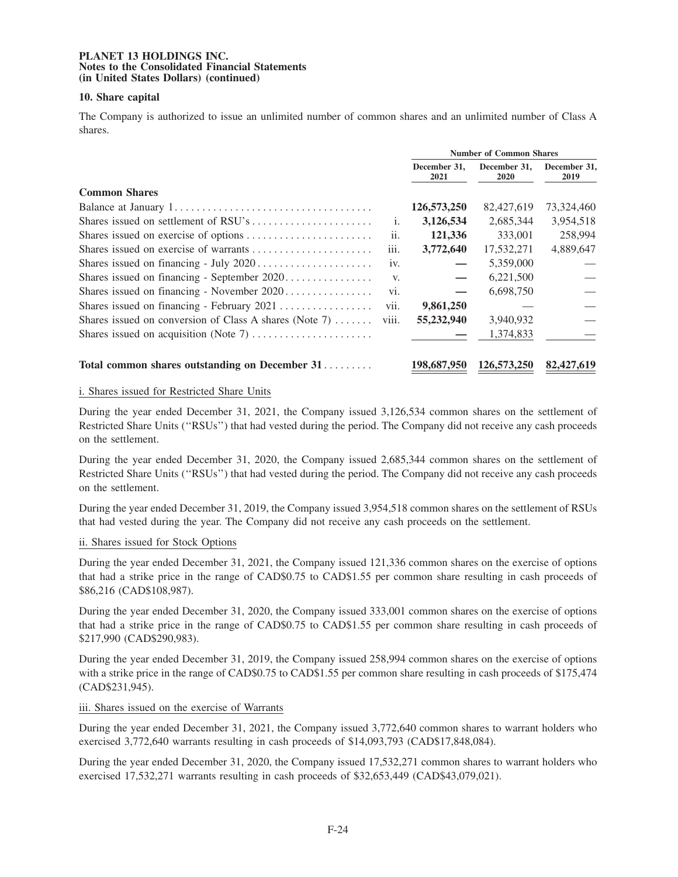**PLANET 13 HOLDINGS INC.**
**Notes to the Consolidated Financial Statements**
**(in United States Dollars) (continued)**

## 10. Share capital

The Company is authorized to issue an unlimited number of common shares and an unlimited number of Class A shares.

| | | Number of Common Shares | | |
|---|---|---|---|---|
| | | **December 31, 2021** | **December 31, 2020** | **December 31, 2019** |
| **Common Shares** | | | | |
| Balance at January 1 | | **126,573,250** | 82,427,619 | 73,324,460 |
| Shares issued on settlement of RSU's | i. | **3,126,534** | 2,685,344 | 3,954,518 |
| Shares issued on exercise of options | ii. | **121,336** | 333,001 | 258,994 |
| Shares issued on exercise of warrants | iii. | **3,772,640** | 17,532,271 | 4,889,647 |
| Shares issued on financing - July 2020 | iv. | **—** | 5,359,000 | — |
| Shares issued on financing - September 2020 | v. | **—** | 6,221,500 | — |
| Shares issued on financing - November 2020 | vi. | **—** | 6,698,750 | — |
| Shares issued on financing - February 2021 | vii. | **9,861,250** | — | — |
| Shares issued on conversion of Class A shares (Note 7) | viii. | **55,232,940** | 3,940,932 | — |
| Shares issued on acquisition (Note 7) | | **—** | 1,374,833 | — |
| **Total common shares outstanding on December 31** | | **198,687,950** | **126,573,250** | **82,427,619** |

i. Shares issued for Restricted Share Units

During the year ended December 31, 2021, the Company issued 3,126,534 common shares on the settlement of Restricted Share Units (''RSUs'') that had vested during the period. The Company did not receive any cash proceeds on the settlement.

During the year ended December 31, 2020, the Company issued 2,685,344 common shares on the settlement of Restricted Share Units (''RSUs'') that had vested during the period. The Company did not receive any cash proceeds on the settlement.

During the year ended December 31, 2019, the Company issued 3,954,518 common shares on the settlement of RSUs that had vested during the year. The Company did not receive any cash proceeds on the settlement.

ii. Shares issued for Stock Options

During the year ended December 31, 2021, the Company issued 121,336 common shares on the exercise of options that had a strike price in the range of CAD$0.75 to CAD$1.55 per common share resulting in cash proceeds of $86,216 (CAD$108,987).

During the year ended December 31, 2020, the Company issued 333,001 common shares on the exercise of options that had a strike price in the range of CAD$0.75 to CAD$1.55 per common share resulting in cash proceeds of $217,990 (CAD$290,983).

During the year ended December 31, 2019, the Company issued 258,994 common shares on the exercise of options with a strike price in the range of CAD$0.75 to CAD$1.55 per common share resulting in cash proceeds of $175,474 (CAD$231,945).

iii. Shares issued on the exercise of Warrants

During the year ended December 31, 2021, the Company issued 3,772,640 common shares to warrant holders who exercised 3,772,640 warrants resulting in cash proceeds of $14,093,793 (CAD$17,848,084).

During the year ended December 31, 2020, the Company issued 17,532,271 common shares to warrant holders who exercised 17,532,271 warrants resulting in cash proceeds of $32,653,449 (CAD$43,079,021).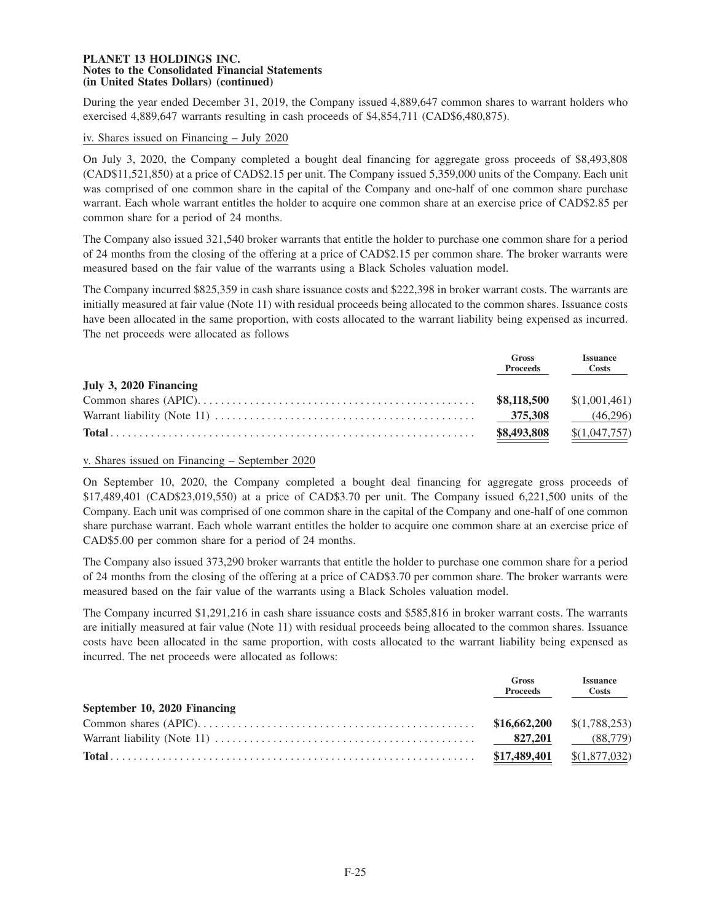**PLANET 13 HOLDINGS INC.**
**Notes to the Consolidated Financial Statements**
**(in United States Dollars) (continued)**

During the year ended December 31, 2019, the Company issued 4,889,647 common shares to warrant holders who exercised 4,889,647 warrants resulting in cash proceeds of $4,854,711 (CAD$6,480,875).

iv. Shares issued on Financing – July 2020

On July 3, 2020, the Company completed a bought deal financing for aggregate gross proceeds of $8,493,808 (CAD$11,521,850) at a price of CAD$2.15 per unit. The Company issued 5,359,000 units of the Company. Each unit was comprised of one common share in the capital of the Company and one-half of one common share purchase warrant. Each whole warrant entitles the holder to acquire one common share at an exercise price of CAD$2.85 per common share for a period of 24 months.

The Company also issued 321,540 broker warrants that entitle the holder to purchase one common share for a period of 24 months from the closing of the offering at a price of CAD$2.15 per common share. The broker warrants were measured based on the fair value of the warrants using a Black Scholes valuation model.

The Company incurred $825,359 in cash share issuance costs and $222,398 in broker warrant costs. The warrants are initially measured at fair value (Note 11) with residual proceeds being allocated to the common shares. Issuance costs have been allocated in the same proportion, with costs allocated to the warrant liability being expensed as incurred. The net proceeds were allocated as follows

| | Gross Proceeds | Issuance Costs |
|---|---|---|
| **July 3, 2020 Financing** | | |
| Common shares (APIC) | **$8,118,500** | $(1,001,461) |
| Warrant liability (Note 11) | **375,308** | (46,296) |
| **Total** | **$8,493,808** | $(1,047,757) |

v. Shares issued on Financing – September 2020

On September 10, 2020, the Company completed a bought deal financing for aggregate gross proceeds of $17,489,401 (CAD$23,019,550) at a price of CAD$3.70 per unit. The Company issued 6,221,500 units of the Company. Each unit was comprised of one common share in the capital of the Company and one-half of one common share purchase warrant. Each whole warrant entitles the holder to acquire one common share at an exercise price of CAD$5.00 per common share for a period of 24 months.

The Company also issued 373,290 broker warrants that entitle the holder to purchase one common share for a period of 24 months from the closing of the offering at a price of CAD$3.70 per common share. The broker warrants were measured based on the fair value of the warrants using a Black Scholes valuation model.

The Company incurred $1,291,216 in cash share issuance costs and $585,816 in broker warrant costs. The warrants are initially measured at fair value (Note 11) with residual proceeds being allocated to the common shares. Issuance costs have been allocated in the same proportion, with costs allocated to the warrant liability being expensed as incurred. The net proceeds were allocated as follows:

| | Gross Proceeds | Issuance Costs |
|---|---|---|
| **September 10, 2020 Financing** | | |
| Common shares (APIC) | **$16,662,200** | $(1,788,253) |
| Warrant liability (Note 11) | **827,201** | (88,779) |
| **Total** | **$17,489,401** | $(1,877,032) |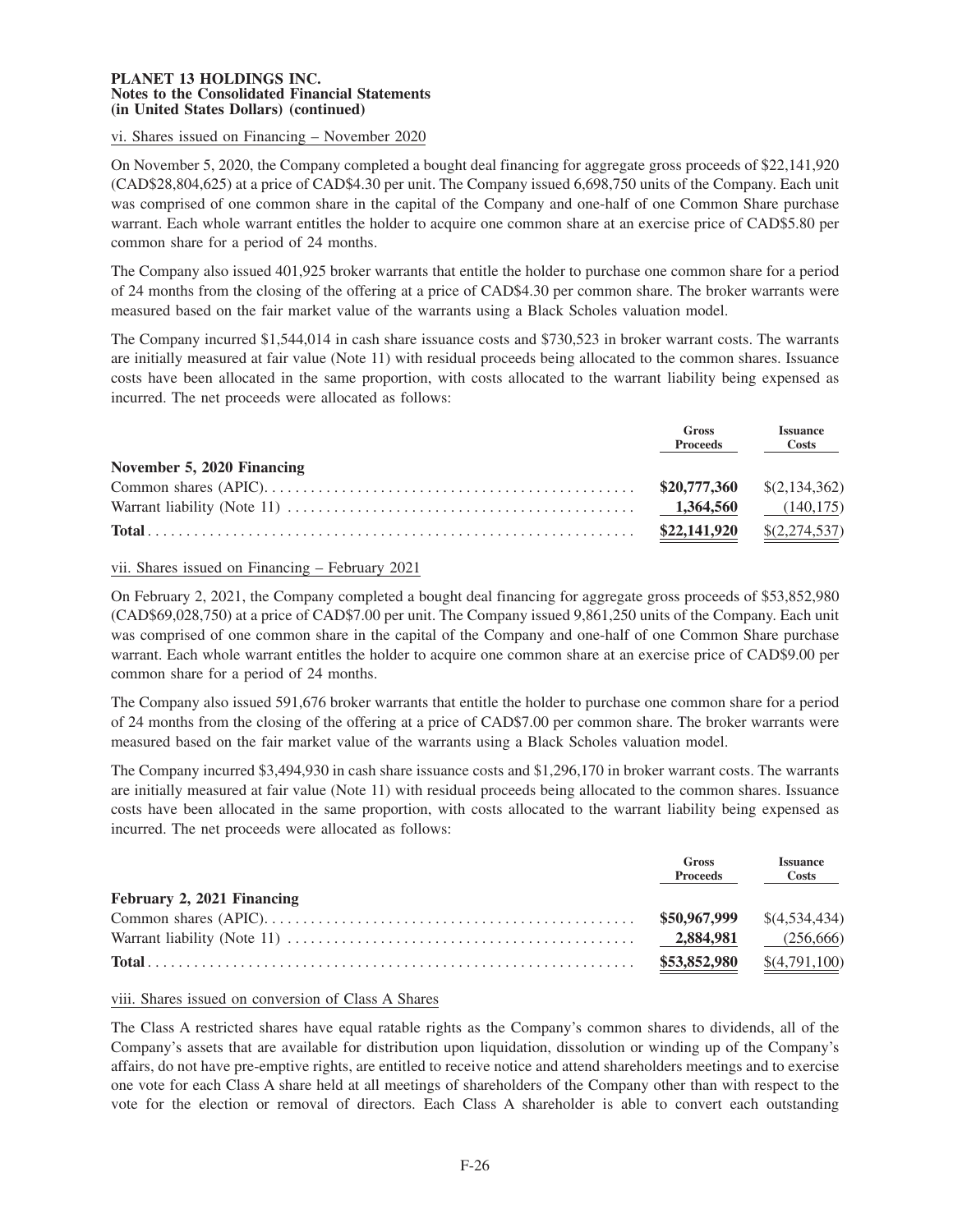vi. Shares issued on Financing – November 2020

On November 5, 2020, the Company completed a bought deal financing for aggregate gross proceeds of $22,141,920 (CAD$28,804,625) at a price of CAD$4.30 per unit. The Company issued 6,698,750 units of the Company. Each unit was comprised of one common share in the capital of the Company and one-half of one Common Share purchase warrant. Each whole warrant entitles the holder to acquire one common share at an exercise price of CAD$5.80 per common share for a period of 24 months.

The Company also issued 401,925 broker warrants that entitle the holder to purchase one common share for a period of 24 months from the closing of the offering at a price of CAD$4.30 per common share. The broker warrants were measured based on the fair market value of the warrants using a Black Scholes valuation model.

The Company incurred $1,544,014 in cash share issuance costs and $730,523 in broker warrant costs. The warrants are initially measured at fair value (Note 11) with residual proceeds being allocated to the common shares. Issuance costs have been allocated in the same proportion, with costs allocated to the warrant liability being expensed as incurred. The net proceeds were allocated as follows:

| | Gross Proceeds | Issuance Costs |
|---|---|---|
| **November 5, 2020 Financing** | | |
| Common shares (APIC) | **$20,777,360** | $(2,134,362) |
| Warrant liability (Note 11) | **1,364,560** | (140,175) |
| **Total** | **$22,141,920** | $(2,274,537) |

vii. Shares issued on Financing – February 2021

On February 2, 2021, the Company completed a bought deal financing for aggregate gross proceeds of $53,852,980 (CAD$69,028,750) at a price of CAD$7.00 per unit. The Company issued 9,861,250 units of the Company. Each unit was comprised of one common share in the capital of the Company and one-half of one Common Share purchase warrant. Each whole warrant entitles the holder to acquire one common share at an exercise price of CAD$9.00 per common share for a period of 24 months.

The Company also issued 591,676 broker warrants that entitle the holder to purchase one common share for a period of 24 months from the closing of the offering at a price of CAD$7.00 per common share. The broker warrants were measured based on the fair market value of the warrants using a Black Scholes valuation model.

The Company incurred $3,494,930 in cash share issuance costs and $1,296,170 in broker warrant costs. The warrants are initially measured at fair value (Note 11) with residual proceeds being allocated to the common shares. Issuance costs have been allocated in the same proportion, with costs allocated to the warrant liability being expensed as incurred. The net proceeds were allocated as follows:

| | Gross Proceeds | Issuance Costs |
|---|---|---|
| **February 2, 2021 Financing** | | |
| Common shares (APIC) | **$50,967,999** | $(4,534,434) |
| Warrant liability (Note 11) | **2,884,981** | (256,666) |
| **Total** | **$53,852,980** | $(4,791,100) |

viii. Shares issued on conversion of Class A Shares

The Class A restricted shares have equal ratable rights as the Company's common shares to dividends, all of the Company's assets that are available for distribution upon liquidation, dissolution or winding up of the Company's affairs, do not have pre-emptive rights, are entitled to receive notice and attend shareholders meetings and to exercise one vote for each Class A share held at all meetings of shareholders of the Company other than with respect to the vote for the election or removal of directors. Each Class A shareholder is able to convert each outstanding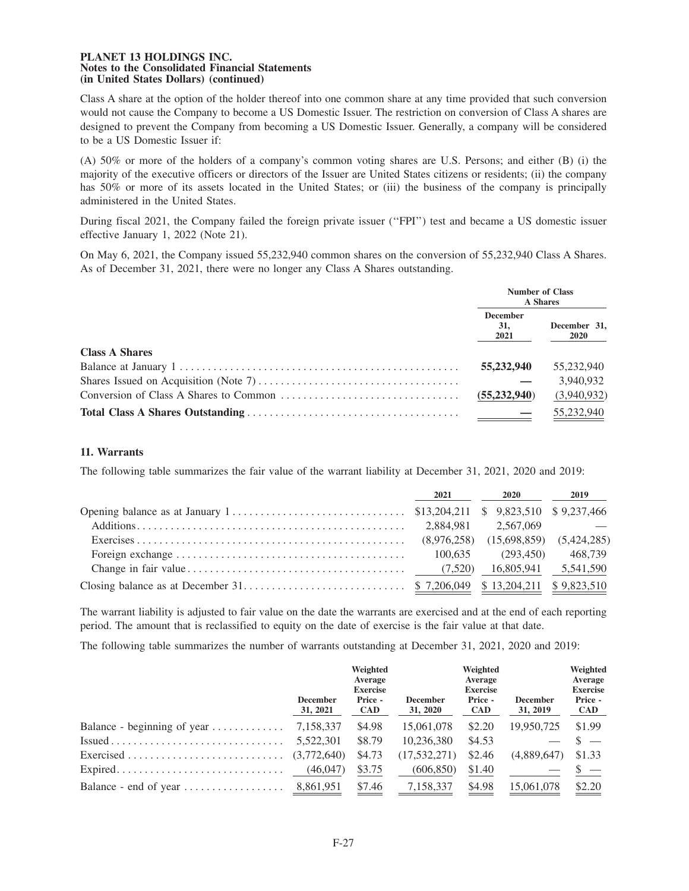**PLANET 13 HOLDINGS INC.**
**Notes to the Consolidated Financial Statements**
**(in United States Dollars) (continued)**

Class A share at the option of the holder thereof into one common share at any time provided that such conversion would not cause the Company to become a US Domestic Issuer. The restriction on conversion of Class A shares are designed to prevent the Company from becoming a US Domestic Issuer. Generally, a company will be considered to be a US Domestic Issuer if:

(A) 50% or more of the holders of a company's common voting shares are U.S. Persons; and either (B) (i) the majority of the executive officers or directors of the Issuer are United States citizens or residents; (ii) the company has 50% or more of its assets located in the United States; or (iii) the business of the company is principally administered in the United States.

During fiscal 2021, the Company failed the foreign private issuer ("FPI") test and became a US domestic issuer effective January 1, 2022 (Note 21).

On May 6, 2021, the Company issued 55,232,940 common shares on the conversion of 55,232,940 Class A Shares. As of December 31, 2021, there were no longer any Class A Shares outstanding.

| | Number of Class A Shares | |
|---|---|---|
| | December 31, 2021 | December 31, 2020 |
| **Class A Shares** | | |
| Balance at January 1 | **55,232,940** | 55,232,940 |
| Shares Issued on Acquisition (Note 7) | **—** | 3,940,932 |
| Conversion of Class A Shares to Common | **(55,232,940)** | (3,940,932) |
| **Total Class A Shares Outstanding** | **—** | 55,232,940 |

## 11. Warrants

The following table summarizes the fair value of the warrant liability at December 31, 2021, 2020 and 2019:

| | 2021 | 2020 | 2019 |
|---|---|---|---|
| Opening balance as at January 1 | $13,204,211 | $ 9,823,510 | $ 9,237,466 |
| Additions | 2,884,981 | 2,567,069 | — |
| Exercises | (8,976,258) | (15,698,859) | (5,424,285) |
| Foreign exchange | 100,635 | (293,450) | 468,739 |
| Change in fair value | (7,520) | 16,805,941 | 5,541,590 |
| Closing balance as at December 31 | $ 7,206,049 | $ 13,204,211 | $ 9,823,510 |

The warrant liability is adjusted to fair value on the date the warrants are exercised and at the end of each reporting period. The amount that is reclassified to equity on the date of exercise is the fair value at that date.

The following table summarizes the number of warrants outstanding at December 31, 2021, 2020 and 2019:

| | December 31, 2021 | Weighted Average Exercise Price - CAD | December 31, 2020 | Weighted Average Exercise Price - CAD | December 31, 2019 | Weighted Average Exercise Price - CAD |
|---|---|---|---|---|---|---|
| Balance - beginning of year | 7,158,337 | $4.98 | 15,061,078 | $2.20 | 19,950,725 | $1.99 |
| Issued | 5,522,301 | $8.79 | 10,236,380 | $4.53 | — | $ — |
| Exercised | (3,772,640) | $4.73 | (17,532,271) | $2.46 | (4,889,647) | $1.33 |
| Expired | (46,047) | $3.75 | (606,850) | $1.40 | — | $ — |
| Balance - end of year | 8,861,951 | $7.46 | 7,158,337 | $4.98 | 15,061,078 | $2.20 |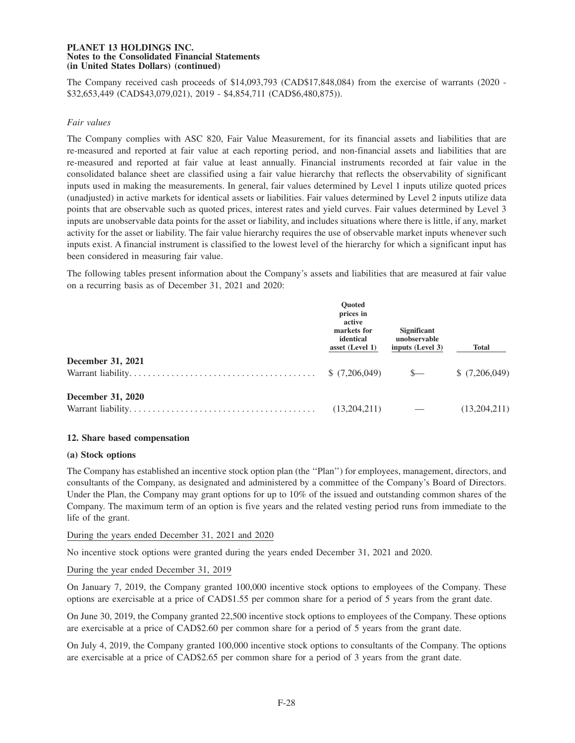The Company received cash proceeds of $14,093,793 (CAD$17,848,084) from the exercise of warrants (2020 - $32,653,449 (CAD$43,079,021), 2019 - $4,854,711 (CAD$6,480,875)).

*Fair values*

The Company complies with ASC 820, Fair Value Measurement, for its financial assets and liabilities that are re-measured and reported at fair value at each reporting period, and non-financial assets and liabilities that are re-measured and reported at fair value at least annually. Financial instruments recorded at fair value in the consolidated balance sheet are classified using a fair value hierarchy that reflects the observability of significant inputs used in making the measurements. In general, fair values determined by Level 1 inputs utilize quoted prices (unadjusted) in active markets for identical assets or liabilities. Fair values determined by Level 2 inputs utilize data points that are observable such as quoted prices, interest rates and yield curves. Fair values determined by Level 3 inputs are unobservable data points for the asset or liability, and includes situations where there is little, if any, market activity for the asset or liability. The fair value hierarchy requires the use of observable market inputs whenever such inputs exist. A financial instrument is classified to the lowest level of the hierarchy for which a significant input has been considered in measuring fair value.

The following tables present information about the Company's assets and liabilities that are measured at fair value on a recurring basis as of December 31, 2021 and 2020:

| | Quoted prices in active markets for identical asset (Level 1) | Significant unobservable inputs (Level 3) | Total |
|---|---|---|---|
| **December 31, 2021** | | | |
| Warrant liability | $ (7,206,049) | $— | $ (7,206,049) |
| **December 31, 2020** | | | |
| Warrant liability | (13,204,211) | — | (13,204,211) |

## 12. Share based compensation

### (a) Stock options

The Company has established an incentive stock option plan (the "Plan") for employees, management, directors, and consultants of the Company, as designated and administered by a committee of the Company's Board of Directors. Under the Plan, the Company may grant options for up to 10% of the issued and outstanding common shares of the Company. The maximum term of an option is five years and the related vesting period runs from immediate to the life of the grant.

During the years ended December 31, 2021 and 2020

No incentive stock options were granted during the years ended December 31, 2021 and 2020.

During the year ended December 31, 2019

On January 7, 2019, the Company granted 100,000 incentive stock options to employees of the Company. These options are exercisable at a price of CAD$1.55 per common share for a period of 5 years from the grant date.

On June 30, 2019, the Company granted 22,500 incentive stock options to employees of the Company. These options are exercisable at a price of CAD$2.60 per common share for a period of 5 years from the grant date.

On July 4, 2019, the Company granted 100,000 incentive stock options to consultants of the Company. The options are exercisable at a price of CAD$2.65 per common share for a period of 3 years from the grant date.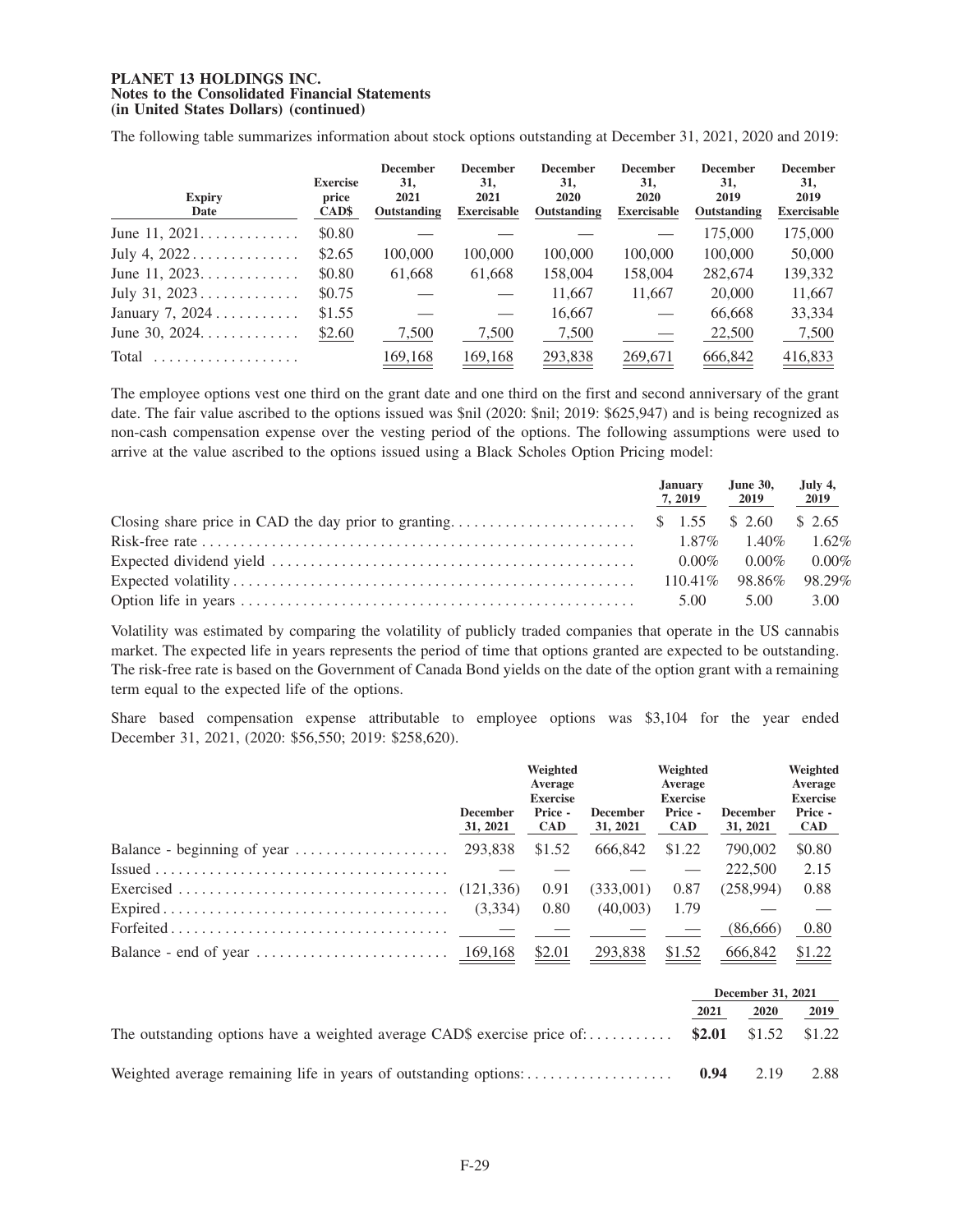**PLANET 13 HOLDINGS INC.**
**Notes to the Consolidated Financial Statements**
**(in United States Dollars) (continued)**

The following table summarizes information about stock options outstanding at December 31, 2021, 2020 and 2019:

| Expiry Date | Exercise price CAD$ | December 31, 2021 Outstanding | December 31, 2021 Exercisable | December 31, 2020 Outstanding | December 31, 2020 Exercisable | December 31, 2019 Outstanding | December 31, 2019 Exercisable |
|---|---|---|---|---|---|---|---|
| June 11, 2021 | $0.80 | — | — | — | — | 175,000 | 175,000 |
| July 4, 2022 | $2.65 | 100,000 | 100,000 | 100,000 | 100,000 | 100,000 | 50,000 |
| June 11, 2023 | $0.80 | 61,668 | 61,668 | 158,004 | 158,004 | 282,674 | 139,332 |
| July 31, 2023 | $0.75 | — | — | 11,667 | 11,667 | 20,000 | 11,667 |
| January 7, 2024 | $1.55 | — | — | 16,667 | — | 66,668 | 33,334 |
| June 30, 2024 | $2.60 | 7,500 | 7,500 | 7,500 | — | 22,500 | 7,500 |
| Total | | 169,168 | 169,168 | 293,838 | 269,671 | 666,842 | 416,833 |

The employee options vest one third on the grant date and one third on the first and second anniversary of the grant date. The fair value ascribed to the options issued was $nil (2020: $nil; 2019: $625,947) and is being recognized as non-cash compensation expense over the vesting period of the options. The following assumptions were used to arrive at the value ascribed to the options issued using a Black Scholes Option Pricing model:

| | January 7, 2019 | June 30, 2019 | July 4, 2019 |
|---|---|---|---|
| Closing share price in CAD the day prior to granting | $ 1.55 | $ 2.60 | $ 2.65 |
| Risk-free rate | 1.87% | 1.40% | 1.62% |
| Expected dividend yield | 0.00% | 0.00% | 0.00% |
| Expected volatility | 110.41% | 98.86% | 98.29% |
| Option life in years | 5.00 | 5.00 | 3.00 |

Volatility was estimated by comparing the volatility of publicly traded companies that operate in the US cannabis market. The expected life in years represents the period of time that options granted are expected to be outstanding. The risk-free rate is based on the Government of Canada Bond yields on the date of the option grant with a remaining term equal to the expected life of the options.

Share based compensation expense attributable to employee options was $3,104 for the year ended December 31, 2021, (2020: $56,550; 2019: $258,620).

| | December 31, 2021 | Weighted Average Exercise Price - CAD | December 31, 2021 | Weighted Average Exercise Price - CAD | December 31, 2021 | Weighted Average Exercise Price - CAD |
|---|---|---|---|---|---|---|
| Balance - beginning of year | 293,838 | $1.52 | 666,842 | $1.22 | 790,002 | $0.80 |
| Issued | — | — | — | — | 222,500 | 2.15 |
| Exercised | (121,336) | 0.91 | (333,001) | 0.87 | (258,994) | 0.88 |
| Expired | (3,334) | 0.80 | (40,003) | 1.79 | — | — |
| Forfeited | — | — | — | — | (86,666) | 0.80 |
| Balance - end of year | 169,168 | $2.01 | 293,838 | $1.52 | 666,842 | $1.22 |

| | December 31, 2021 | | |
|---|---|---|---|
| | 2021 | 2020 | 2019 |
| The outstanding options have a weighted average CAD$ exercise price of: | **$2.01** | $1.52 | $1.22 |
| Weighted average remaining life in years of outstanding options: | **0.94** | 2.19 | 2.88 |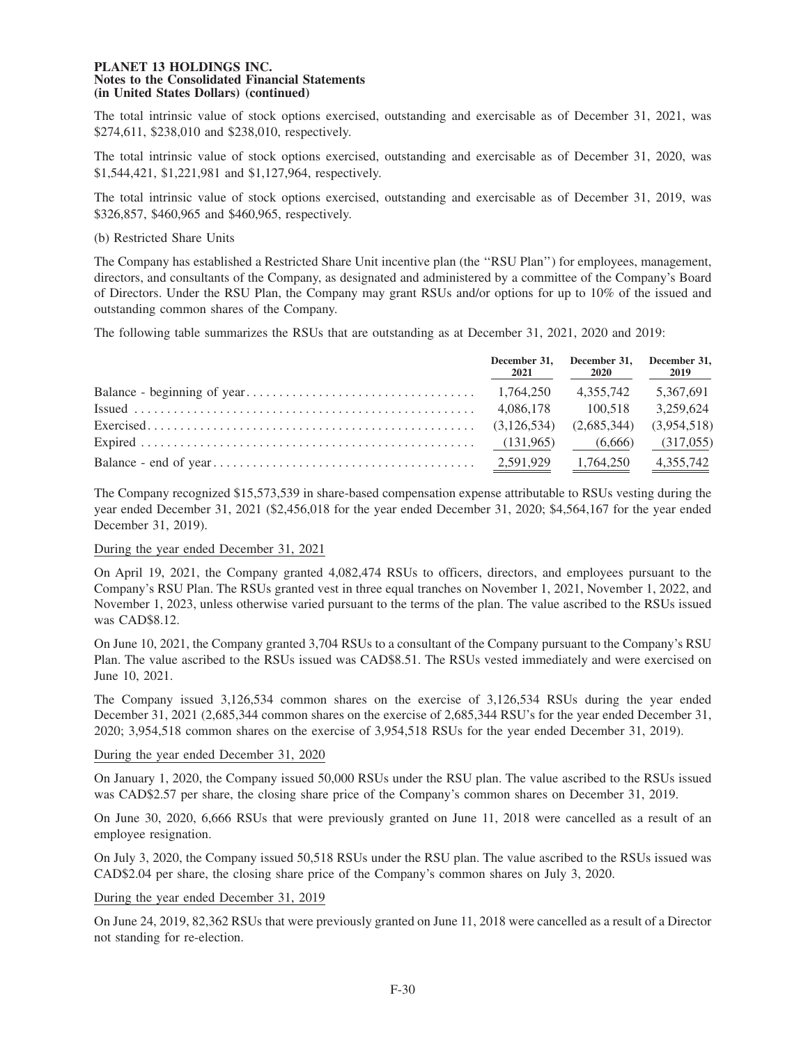The total intrinsic value of stock options exercised, outstanding and exercisable as of December 31, 2021, was $274,611, $238,010 and $238,010, respectively.

The total intrinsic value of stock options exercised, outstanding and exercisable as of December 31, 2020, was $1,544,421, $1,221,981 and $1,127,964, respectively.

The total intrinsic value of stock options exercised, outstanding and exercisable as of December 31, 2019, was $326,857, $460,965 and $460,965, respectively.

(b) Restricted Share Units

The Company has established a Restricted Share Unit incentive plan (the ''RSU Plan'') for employees, management, directors, and consultants of the Company, as designated and administered by a committee of the Company's Board of Directors. Under the RSU Plan, the Company may grant RSUs and/or options for up to 10% of the issued and outstanding common shares of the Company.

The following table summarizes the RSUs that are outstanding as at December 31, 2021, 2020 and 2019:

| | December 31, 2021 | December 31, 2020 | December 31, 2019 |
|---|---|---|---|
| Balance - beginning of year | 1,764,250 | 4,355,742 | 5,367,691 |
| Issued | 4,086,178 | 100,518 | 3,259,624 |
| Exercised | (3,126,534) | (2,685,344) | (3,954,518) |
| Expired | (131,965) | (6,666) | (317,055) |
| Balance - end of year | 2,591,929 | 1,764,250 | 4,355,742 |

The Company recognized $15,573,539 in share-based compensation expense attributable to RSUs vesting during the year ended December 31, 2021 ($2,456,018 for the year ended December 31, 2020; $4,564,167 for the year ended December 31, 2019).

During the year ended December 31, 2021

On April 19, 2021, the Company granted 4,082,474 RSUs to officers, directors, and employees pursuant to the Company's RSU Plan. The RSUs granted vest in three equal tranches on November 1, 2021, November 1, 2022, and November 1, 2023, unless otherwise varied pursuant to the terms of the plan. The value ascribed to the RSUs issued was CAD$8.12.

On June 10, 2021, the Company granted 3,704 RSUs to a consultant of the Company pursuant to the Company's RSU Plan. The value ascribed to the RSUs issued was CAD$8.51. The RSUs vested immediately and were exercised on June 10, 2021.

The Company issued 3,126,534 common shares on the exercise of 3,126,534 RSUs during the year ended December 31, 2021 (2,685,344 common shares on the exercise of 2,685,344 RSU's for the year ended December 31, 2020; 3,954,518 common shares on the exercise of 3,954,518 RSUs for the year ended December 31, 2019).

During the year ended December 31, 2020

On January 1, 2020, the Company issued 50,000 RSUs under the RSU plan. The value ascribed to the RSUs issued was CAD$2.57 per share, the closing share price of the Company's common shares on December 31, 2019.

On June 30, 2020, 6,666 RSUs that were previously granted on June 11, 2018 were cancelled as a result of an employee resignation.

On July 3, 2020, the Company issued 50,518 RSUs under the RSU plan. The value ascribed to the RSUs issued was CAD$2.04 per share, the closing share price of the Company's common shares on July 3, 2020.

During the year ended December 31, 2019

On June 24, 2019, 82,362 RSUs that were previously granted on June 11, 2018 were cancelled as a result of a Director not standing for re-election.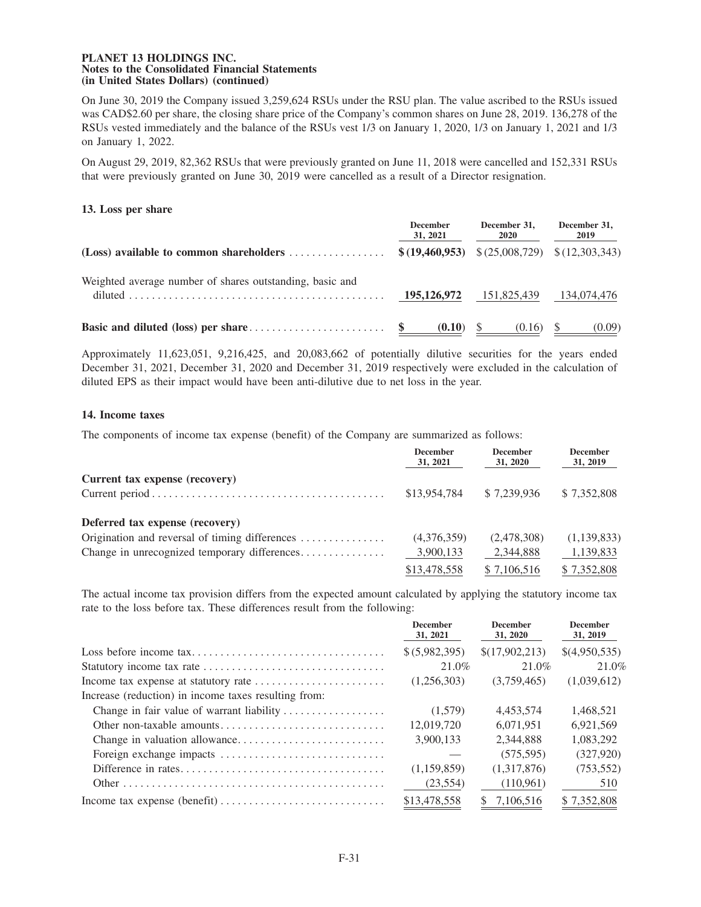**PLANET 13 HOLDINGS INC.**
**Notes to the Consolidated Financial Statements**
**(in United States Dollars) (continued)**

On June 30, 2019 the Company issued 3,259,624 RSUs under the RSU plan. The value ascribed to the RSUs issued was CAD$2.60 per share, the closing share price of the Company's common shares on June 28, 2019. 136,278 of the RSUs vested immediately and the balance of the RSUs vest 1/3 on January 1, 2020, 1/3 on January 1, 2021 and 1/3 on January 1, 2022.

On August 29, 2019, 82,362 RSUs that were previously granted on June 11, 2018 were cancelled and 152,331 RSUs that were previously granted on June 30, 2019 were cancelled as a result of a Director resignation.

### 13. Loss per share

| | December 31, 2021 | December 31, 2020 | December 31, 2019 |
|---|---|---|---|
| **(Loss) available to common shareholders** | **$ (19,460,953)** | $ (25,008,729) | $ (12,303,343) |
| Weighted average number of shares outstanding, basic and diluted | **195,126,972** | 151,825,439 | 134,074,476 |
| **Basic and diluted (loss) per share** | **$ (0.10)** | $ (0.16) | $ (0.09) |

Approximately 11,623,051, 9,216,425, and 20,083,662 of potentially dilutive securities for the years ended December 31, 2021, December 31, 2020 and December 31, 2019 respectively were excluded in the calculation of diluted EPS as their impact would have been anti-dilutive due to net loss in the year.

### 14. Income taxes

The components of income tax expense (benefit) of the Company are summarized as follows:

| | December 31, 2021 | December 31, 2020 | December 31, 2019 |
|---|---|---|---|
| **Current tax expense (recovery)** | | | |
| Current period | $13,954,784 | $ 7,239,936 | $ 7,352,808 |
| **Deferred tax expense (recovery)** | | | |
| Origination and reversal of timing differences | (4,376,359) | (2,478,308) | (1,139,833) |
| Change in unrecognized temporary differences | 3,900,133 | 2,344,888 | 1,139,833 |
| | $13,478,558 | $ 7,106,516 | $ 7,352,808 |

The actual income tax provision differs from the expected amount calculated by applying the statutory income tax rate to the loss before tax. These differences result from the following:

| | December 31, 2021 | December 31, 2020 | December 31, 2019 |
|---|---|---|---|
| Loss before income tax | $ (5,982,395) | $(17,902,213) | $(4,950,535) |
| Statutory income tax rate | 21.0% | 21.0% | 21.0% |
| Income tax expense at statutory rate | (1,256,303) | (3,759,465) | (1,039,612) |
| Increase (reduction) in income taxes resulting from: | | | |
| Change in fair value of warrant liability | (1,579) | 4,453,574 | 1,468,521 |
| Other non-taxable amounts | 12,019,720 | 6,071,951 | 6,921,569 |
| Change in valuation allowance | 3,900,133 | 2,344,888 | 1,083,292 |
| Foreign exchange impacts | — | (575,595) | (327,920) |
| Difference in rates | (1,159,859) | (1,317,876) | (753,552) |
| Other | (23,554) | (110,961) | 510 |
| Income tax expense (benefit) | $13,478,558 | $ 7,106,516 | $ 7,352,808 |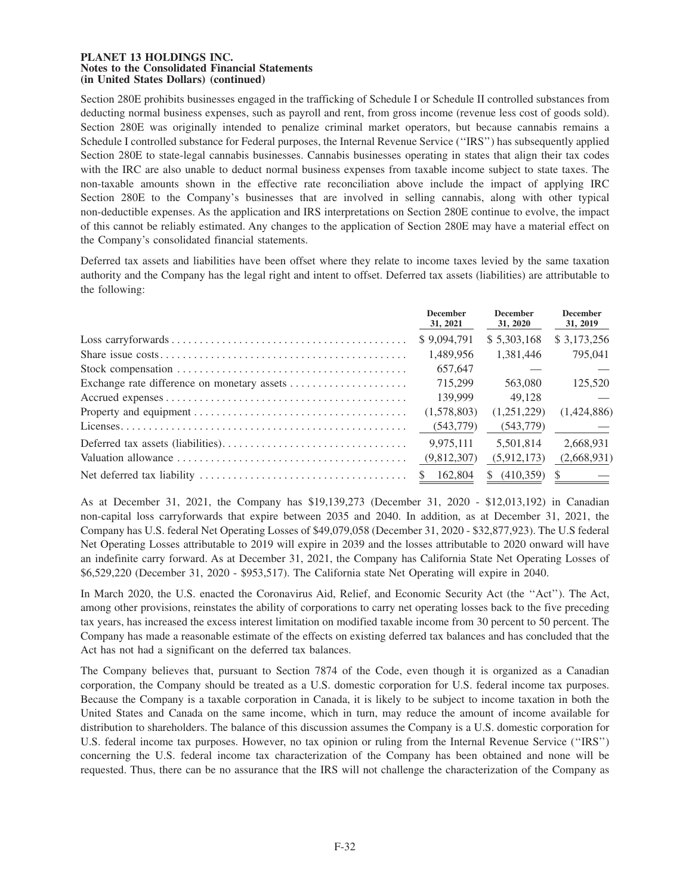Section 280E prohibits businesses engaged in the trafficking of Schedule I or Schedule II controlled substances from deducting normal business expenses, such as payroll and rent, from gross income (revenue less cost of goods sold). Section 280E was originally intended to penalize criminal market operators, but because cannabis remains a Schedule I controlled substance for Federal purposes, the Internal Revenue Service (''IRS'') has subsequently applied Section 280E to state-legal cannabis businesses. Cannabis businesses operating in states that align their tax codes with the IRC are also unable to deduct normal business expenses from taxable income subject to state taxes. The non-taxable amounts shown in the effective rate reconciliation above include the impact of applying IRC Section 280E to the Company's businesses that are involved in selling cannabis, along with other typical non-deductible expenses. As the application and IRS interpretations on Section 280E continue to evolve, the impact of this cannot be reliably estimated. Any changes to the application of Section 280E may have a material effect on the Company's consolidated financial statements.

Deferred tax assets and liabilities have been offset where they relate to income taxes levied by the same taxation authority and the Company has the legal right and intent to offset. Deferred tax assets (liabilities) are attributable to the following:

| | December 31, 2021 | December 31, 2020 | December 31, 2019 |
|---|---|---|---|
| Loss carryforwards | $ 9,094,791 | $ 5,303,168 | $ 3,173,256 |
| Share issue costs | 1,489,956 | 1,381,446 | 795,041 |
| Stock compensation | 657,647 | — | — |
| Exchange rate difference on monetary assets | 715,299 | 563,080 | 125,520 |
| Accrued expenses | 139,999 | 49,128 | — |
| Property and equipment | (1,578,803) | (1,251,229) | (1,424,886) |
| Licenses | (543,779) | (543,779) | — |
| Deferred tax assets (liabilities) | 9,975,111 | 5,501,814 | 2,668,931 |
| Valuation allowance | (9,812,307) | (5,912,173) | (2,668,931) |
| Net deferred tax liability | $ 162,804 | $ (410,359) | $ — |

As at December 31, 2021, the Company has $19,139,273 (December 31, 2020 - $12,013,192) in Canadian non-capital loss carryforwards that expire between 2035 and 2040. In addition, as at December 31, 2021, the Company has U.S. federal Net Operating Losses of $49,079,058 (December 31, 2020 - $32,877,923). The U.S federal Net Operating Losses attributable to 2019 will expire in 2039 and the losses attributable to 2020 onward will have an indefinite carry forward. As at December 31, 2021, the Company has California State Net Operating Losses of $6,529,220 (December 31, 2020 - $953,517). The California state Net Operating will expire in 2040.

In March 2020, the U.S. enacted the Coronavirus Aid, Relief, and Economic Security Act (the ''Act''). The Act, among other provisions, reinstates the ability of corporations to carry net operating losses back to the five preceding tax years, has increased the excess interest limitation on modified taxable income from 30 percent to 50 percent. The Company has made a reasonable estimate of the effects on existing deferred tax balances and has concluded that the Act has not had a significant on the deferred tax balances.

The Company believes that, pursuant to Section 7874 of the Code, even though it is organized as a Canadian corporation, the Company should be treated as a U.S. domestic corporation for U.S. federal income tax purposes. Because the Company is a taxable corporation in Canada, it is likely to be subject to income taxation in both the United States and Canada on the same income, which in turn, may reduce the amount of income available for distribution to shareholders. The balance of this discussion assumes the Company is a U.S. domestic corporation for U.S. federal income tax purposes. However, no tax opinion or ruling from the Internal Revenue Service (''IRS'') concerning the U.S. federal income tax characterization of the Company has been obtained and none will be requested. Thus, there can be no assurance that the IRS will not challenge the characterization of the Company as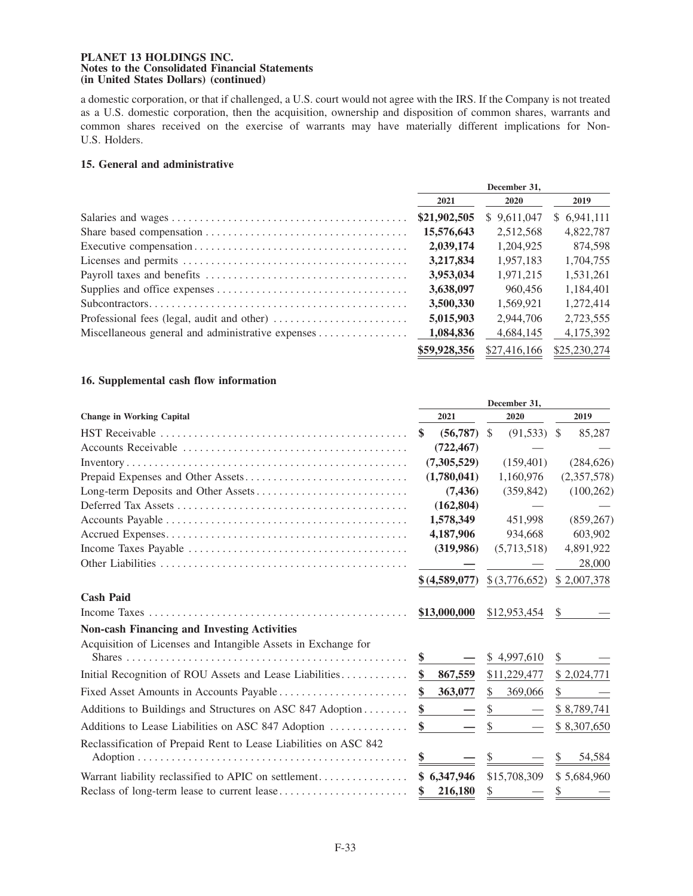a domestic corporation, or that if challenged, a U.S. court would not agree with the IRS. If the Company is not treated as a U.S. domestic corporation, then the acquisition, ownership and disposition of common shares, warrants and common shares received on the exercise of warrants may have materially different implications for Non-U.S. Holders.

### 15. General and administrative

| | December 31, | | |
|---|---|---|---|
| | **2021** | **2020** | **2019** |
| Salaries and wages | **$21,902,505** | $ 9,611,047 | $ 6,941,111 |
| Share based compensation | **15,576,643** | 2,512,568 | 4,822,787 |
| Executive compensation | **2,039,174** | 1,204,925 | 874,598 |
| Licenses and permits | **3,217,834** | 1,957,183 | 1,704,755 |
| Payroll taxes and benefits | **3,953,034** | 1,971,215 | 1,531,261 |
| Supplies and office expenses | **3,638,097** | 960,456 | 1,184,401 |
| Subcontractors | **3,500,330** | 1,569,921 | 1,272,414 |
| Professional fees (legal, audit and other) | **5,015,903** | 2,944,706 | 2,723,555 |
| Miscellaneous general and administrative expenses | **1,084,836** | 4,684,145 | 4,175,392 |
| | **$59,928,356** | $27,416,166 | $25,230,274 |

### 16. Supplemental cash flow information

| | December 31, | | |
|---|---|---|---|
| **Change in Working Capital** | **2021** | **2020** | **2019** |
| HST Receivable | **$ (56,787)** | $ (91,533) | $ 85,287 |
| Accounts Receivable | **(722,467)** | — | — |
| Inventory | **(7,305,529)** | (159,401) | (284,626) |
| Prepaid Expenses and Other Assets | **(1,780,041)** | 1,160,976 | (2,357,578) |
| Long-term Deposits and Other Assets | **(7,436)** | (359,842) | (100,262) |
| Deferred Tax Assets | **(162,804)** | — | — |
| Accounts Payable | **1,578,349** | 451,998 | (859,267) |
| Accrued Expenses | **4,187,906** | 934,668 | 603,902 |
| Income Taxes Payable | **(319,986)** | (5,713,518) | 4,891,922 |
| Other Liabilities | **—** | — | 28,000 |
| | **$ (4,589,077)** | $ (3,776,652) | $ 2,007,378 |
| **Cash Paid** | | | |
| Income Taxes | **$13,000,000** | $12,953,454 | $ — |
| **Non-cash Financing and Investing Activities** | | | |
| Acquisition of Licenses and Intangible Assets in Exchange for Shares | **$ —** | $ 4,997,610 | $ — |
| Initial Recognition of ROU Assets and Lease Liabilities | **$ 867,559** | $11,229,477 | $ 2,024,771 |
| Fixed Asset Amounts in Accounts Payable | **$ 363,077** | $ 369,066 | $ — |
| Additions to Buildings and Structures on ASC 847 Adoption | **$ —** | $ — | $ 8,789,741 |
| Additions to Lease Liabilities on ASC 847 Adoption | **$ —** | $ — | $ 8,307,650 |
| Reclassification of Prepaid Rent to Lease Liabilities on ASC 842 Adoption | **$ —** | $ — | $ 54,584 |
| Warrant liability reclassified to APIC on settlement | **$ 6,347,946** | $15,708,309 | $ 5,684,960 |
| Reclass of long-term lease to current lease | **$ 216,180** | $ — | $ — |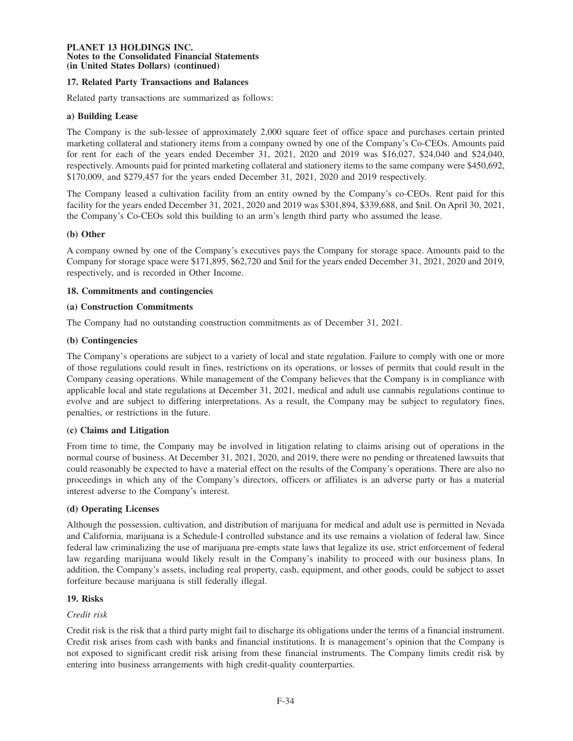**PLANET 13 HOLDINGS INC.**
**Notes to the Consolidated Financial Statements**
**(in United States Dollars) (continued)**

## 17. Related Party Transactions and Balances

Related party transactions are summarized as follows:

### a) Building Lease

The Company is the sub-lessee of approximately 2,000 square feet of office space and purchases certain printed marketing collateral and stationery items from a company owned by one of the Company's Co-CEOs. Amounts paid for rent for each of the years ended December 31, 2021, 2020 and 2019 was $16,027, $24,040 and $24,040, respectively. Amounts paid for printed marketing collateral and stationery items to the same company were $450,692, $170,009, and $279,457 for the years ended December 31, 2021, 2020 and 2019 respectively.

The Company leased a cultivation facility from an entity owned by the Company's co-CEOs. Rent paid for this facility for the years ended December 31, 2021, 2020 and 2019 was $301,894, $339,688, and $nil. On April 30, 2021, the Company's Co-CEOs sold this building to an arm's length third party who assumed the lease.

### (b) Other

A company owned by one of the Company's executives pays the Company for storage space. Amounts paid to the Company for storage space were $171,895, $62,720 and $nil for the years ended December 31, 2021, 2020 and 2019, respectively, and is recorded in Other Income.

## 18. Commitments and contingencies

### (a) Construction Commitments

The Company had no outstanding construction commitments as of December 31, 2021.

### (b) Contingencies

The Company's operations are subject to a variety of local and state regulation. Failure to comply with one or more of those regulations could result in fines, restrictions on its operations, or losses of permits that could result in the Company ceasing operations. While management of the Company believes that the Company is in compliance with applicable local and state regulations at December 31, 2021, medical and adult use cannabis regulations continue to evolve and are subject to differing interpretations. As a result, the Company may be subject to regulatory fines, penalties, or restrictions in the future.

### (c) Claims and Litigation

From time to time, the Company may be involved in litigation relating to claims arising out of operations in the normal course of business. At December 31, 2021, 2020, and 2019, there were no pending or threatened lawsuits that could reasonably be expected to have a material effect on the results of the Company's operations. There are also no proceedings in which any of the Company's directors, officers or affiliates is an adverse party or has a material interest adverse to the Company's interest.

### (d) Operating Licenses

Although the possession, cultivation, and distribution of marijuana for medical and adult use is permitted in Nevada and California, marijuana is a Schedule-I controlled substance and its use remains a violation of federal law. Since federal law criminalizing the use of marijuana pre-empts state laws that legalize its use, strict enforcement of federal law regarding marijuana would likely result in the Company's inability to proceed with our business plans. In addition, the Company's assets, including real property, cash, equipment, and other goods, could be subject to asset forfeiture because marijuana is still federally illegal.

## 19. Risks

*Credit risk*

Credit risk is the risk that a third party might fail to discharge its obligations under the terms of a financial instrument. Credit risk arises from cash with banks and financial institutions. It is management's opinion that the Company is not exposed to significant credit risk arising from these financial instruments. The Company limits credit risk by entering into business arrangements with high credit-quality counterparties.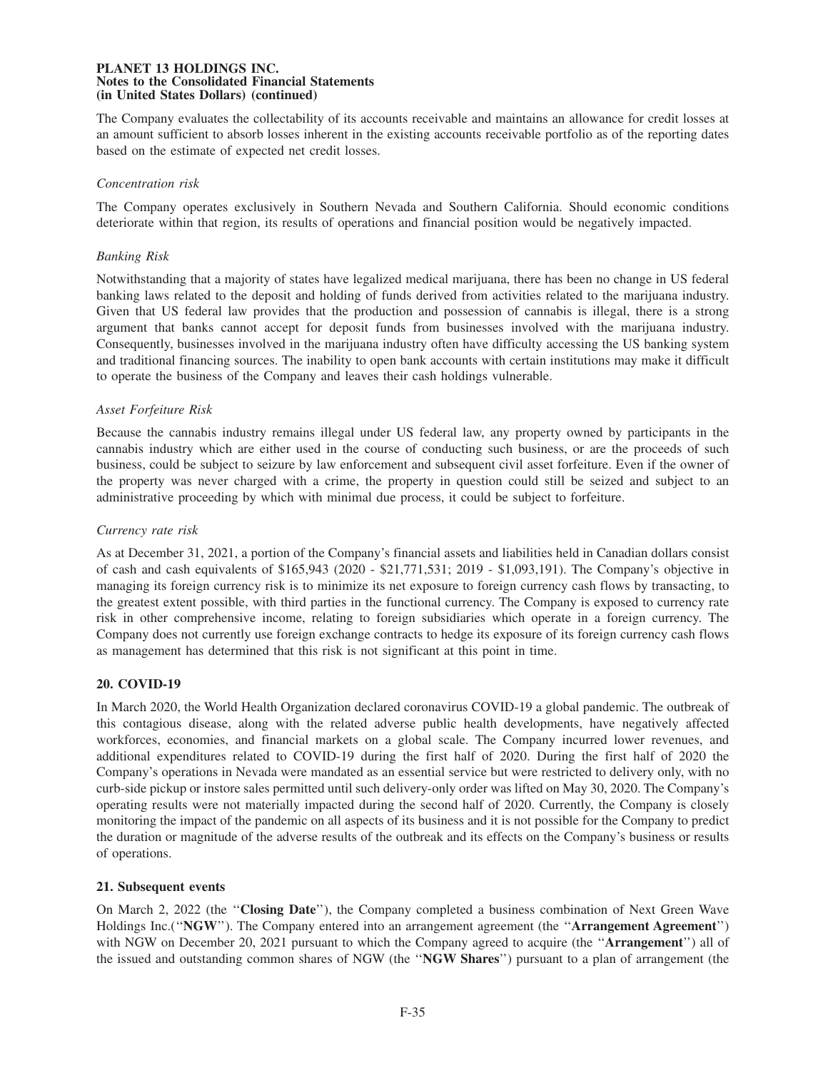The Company evaluates the collectability of its accounts receivable and maintains an allowance for credit losses at an amount sufficient to absorb losses inherent in the existing accounts receivable portfolio as of the reporting dates based on the estimate of expected net credit losses.

*Concentration risk*

The Company operates exclusively in Southern Nevada and Southern California. Should economic conditions deteriorate within that region, its results of operations and financial position would be negatively impacted.

*Banking Risk*

Notwithstanding that a majority of states have legalized medical marijuana, there has been no change in US federal banking laws related to the deposit and holding of funds derived from activities related to the marijuana industry. Given that US federal law provides that the production and possession of cannabis is illegal, there is a strong argument that banks cannot accept for deposit funds from businesses involved with the marijuana industry. Consequently, businesses involved in the marijuana industry often have difficulty accessing the US banking system and traditional financing sources. The inability to open bank accounts with certain institutions may make it difficult to operate the business of the Company and leaves their cash holdings vulnerable.

*Asset Forfeiture Risk*

Because the cannabis industry remains illegal under US federal law, any property owned by participants in the cannabis industry which are either used in the course of conducting such business, or are the proceeds of such business, could be subject to seizure by law enforcement and subsequent civil asset forfeiture. Even if the owner of the property was never charged with a crime, the property in question could still be seized and subject to an administrative proceeding by which with minimal due process, it could be subject to forfeiture.

*Currency rate risk*

As at December 31, 2021, a portion of the Company's financial assets and liabilities held in Canadian dollars consist of cash and cash equivalents of $165,943 (2020 - $21,771,531; 2019 - $1,093,191). The Company's objective in managing its foreign currency risk is to minimize its net exposure to foreign currency cash flows by transacting, to the greatest extent possible, with third parties in the functional currency. The Company is exposed to currency rate risk in other comprehensive income, relating to foreign subsidiaries which operate in a foreign currency. The Company does not currently use foreign exchange contracts to hedge its exposure of its foreign currency cash flows as management has determined that this risk is not significant at this point in time.

## 20. COVID-19

In March 2020, the World Health Organization declared coronavirus COVID-19 a global pandemic. The outbreak of this contagious disease, along with the related adverse public health developments, have negatively affected workforces, economies, and financial markets on a global scale. The Company incurred lower revenues, and additional expenditures related to COVID-19 during the first half of 2020. During the first half of 2020 the Company's operations in Nevada were mandated as an essential service but were restricted to delivery only, with no curb-side pickup or instore sales permitted until such delivery-only order was lifted on May 30, 2020. The Company's operating results were not materially impacted during the second half of 2020. Currently, the Company is closely monitoring the impact of the pandemic on all aspects of its business and it is not possible for the Company to predict the duration or magnitude of the adverse results of the outbreak and its effects on the Company's business or results of operations.

## 21. Subsequent events

On March 2, 2022 (the "**Closing Date**"), the Company completed a business combination of Next Green Wave Holdings Inc.("**NGW**"). The Company entered into an arrangement agreement (the "**Arrangement Agreement**") with NGW on December 20, 2021 pursuant to which the Company agreed to acquire (the "**Arrangement**") all of the issued and outstanding common shares of NGW (the "**NGW Shares**") pursuant to a plan of arrangement (the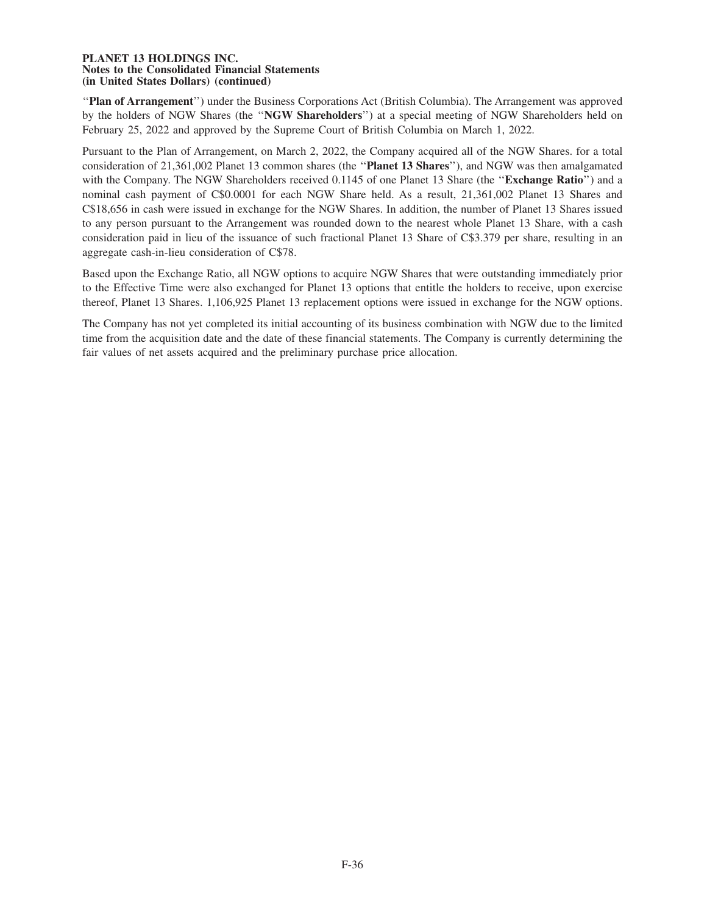‘‘**Plan of Arrangement**’’) under the Business Corporations Act (British Columbia). The Arrangement was approved by the holders of NGW Shares (the ‘‘**NGW Shareholders**’’) at a special meeting of NGW Shareholders held on February 25, 2022 and approved by the Supreme Court of British Columbia on March 1, 2022.

Pursuant to the Plan of Arrangement, on March 2, 2022, the Company acquired all of the NGW Shares. for a total consideration of 21,361,002 Planet 13 common shares (the ‘‘**Planet 13 Shares**’’), and NGW was then amalgamated with the Company. The NGW Shareholders received 0.1145 of one Planet 13 Share (the ‘‘**Exchange Ratio**’’) and a nominal cash payment of C$0.0001 for each NGW Share held. As a result, 21,361,002 Planet 13 Shares and C$18,656 in cash were issued in exchange for the NGW Shares. In addition, the number of Planet 13 Shares issued to any person pursuant to the Arrangement was rounded down to the nearest whole Planet 13 Share, with a cash consideration paid in lieu of the issuance of such fractional Planet 13 Share of C$3.379 per share, resulting in an aggregate cash-in-lieu consideration of C$78.

Based upon the Exchange Ratio, all NGW options to acquire NGW Shares that were outstanding immediately prior to the Effective Time were also exchanged for Planet 13 options that entitle the holders to receive, upon exercise thereof, Planet 13 Shares. 1,106,925 Planet 13 replacement options were issued in exchange for the NGW options.

The Company has not yet completed its initial accounting of its business combination with NGW due to the limited time from the acquisition date and the date of these financial statements. The Company is currently determining the fair values of net assets acquired and the preliminary purchase price allocation.